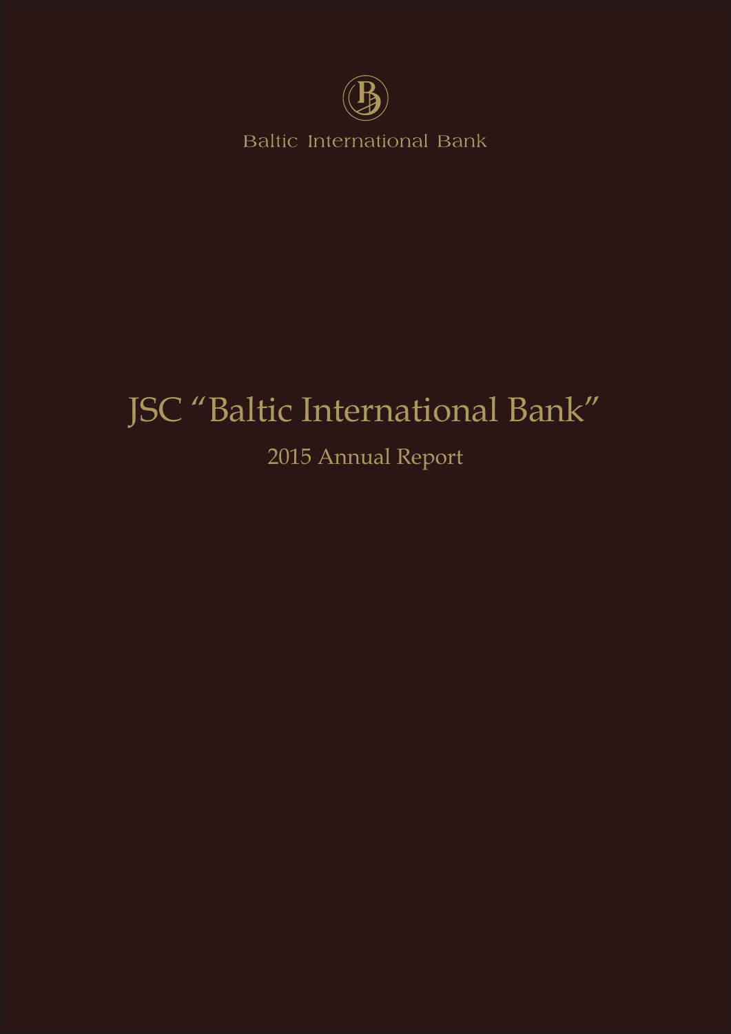Baltic International Bank

# JSC "Baltic International Bank"

## 2015 Annual Report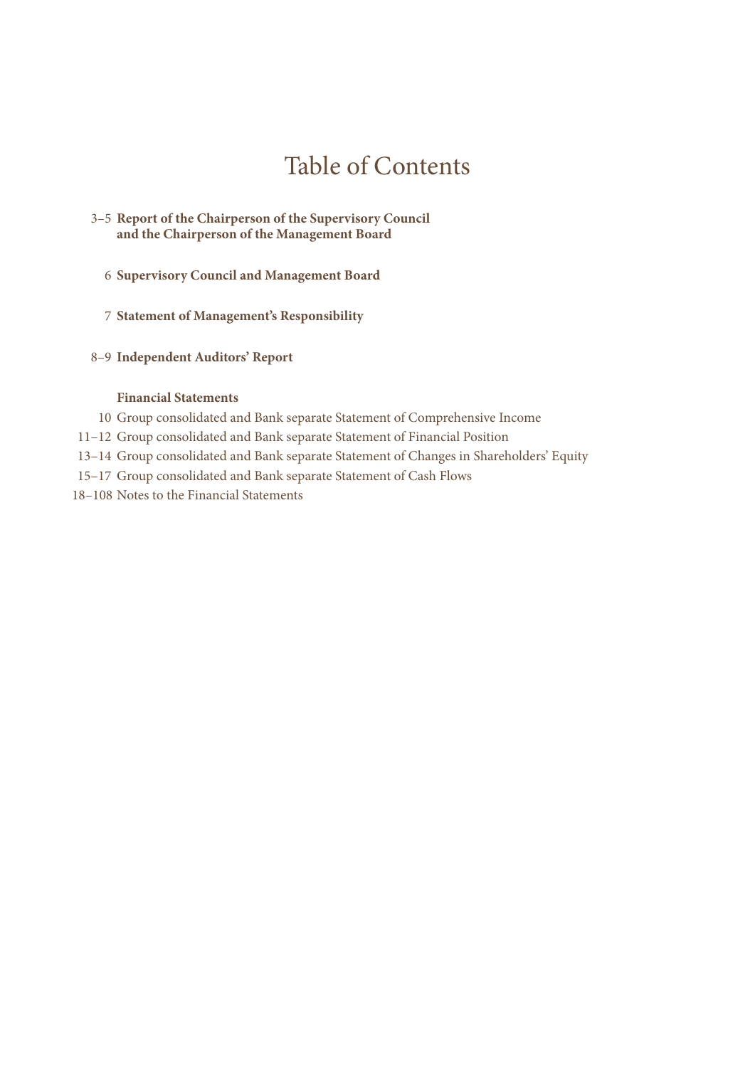# Table of Contents

3–5 **Report of the Chairperson of the Supervisory Council and the Chairperson of the Management Board**

6 **Supervisory Council and Management Board**

7 **Statement of Management's Responsibility**

8–9 **Independent Auditors' Report**

**Financial Statements**

10 Group consolidated and Bank separate Statement of Comprehensive Income

11–12 Group consolidated and Bank separate Statement of Financial Position

13–14 Group consolidated and Bank separate Statement of Changes in Shareholders' Equity

15–17 Group consolidated and Bank separate Statement of Cash Flows

18–108 Notes to the Financial Statements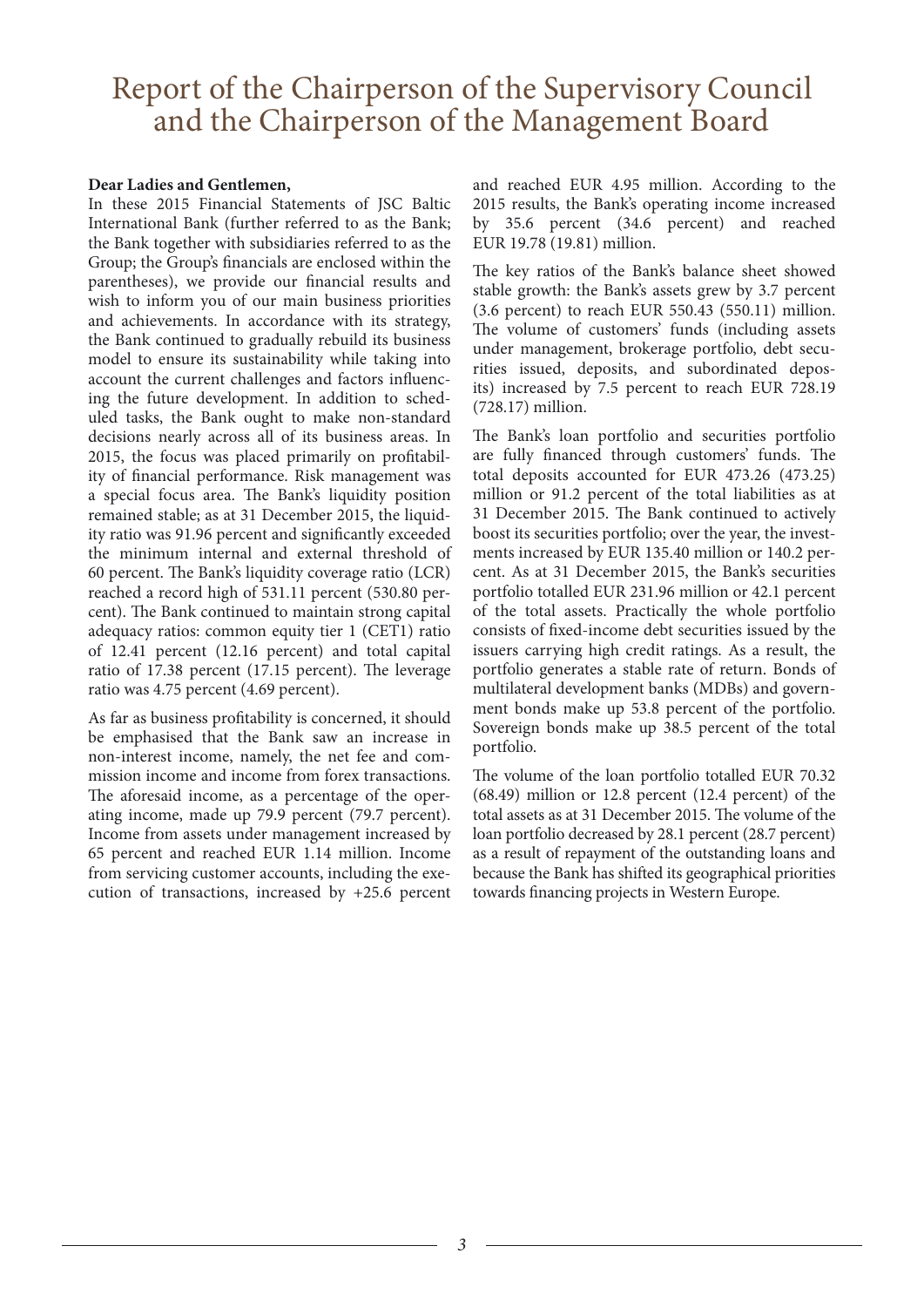# Report of the Chairperson of the Supervisory Council and the Chairperson of the Management Board

**Dear Ladies and Gentlemen,**

In these 2015 Financial Statements of JSC Baltic International Bank (further referred to as the Bank; the Bank together with subsidiaries referred to as the Group; the Group's financials are enclosed within the parentheses), we provide our financial results and wish to inform you of our main business priorities and achievements. In accordance with its strategy, the Bank continued to gradually rebuild its business model to ensure its sustainability while taking into account the current challenges and factors influencing the future development. In addition to scheduled tasks, the Bank ought to make non-standard decisions nearly across all of its business areas. In 2015, the focus was placed primarily on profitability of financial performance. Risk management was a special focus area. The Bank's liquidity position remained stable; as at 31 December 2015, the liquidity ratio was 91.96 percent and significantly exceeded the minimum internal and external threshold of 60 percent. The Bank's liquidity coverage ratio (LCR) reached a record high of 531.11 percent (530.80 percent). The Bank continued to maintain strong capital adequacy ratios: common equity tier 1 (CET1) ratio of 12.41 percent (12.16 percent) and total capital ratio of 17.38 percent (17.15 percent). The leverage ratio was 4.75 percent (4.69 percent).

As far as business profitability is concerned, it should be emphasised that the Bank saw an increase in non-interest income, namely, the net fee and commission income and income from forex transactions. The aforesaid income, as a percentage of the operating income, made up 79.9 percent (79.7 percent). Income from assets under management increased by 65 percent and reached EUR 1.14 million. Income from servicing customer accounts, including the execution of transactions, increased by +25.6 percent and reached EUR 4.95 million. According to the 2015 results, the Bank's operating income increased by 35.6 percent (34.6 percent) and reached EUR 19.78 (19.81) million.

The key ratios of the Bank's balance sheet showed stable growth: the Bank's assets grew by 3.7 percent (3.6 percent) to reach EUR 550.43 (550.11) million. The volume of customers' funds (including assets under management, brokerage portfolio, debt securities issued, deposits, and subordinated deposits) increased by 7.5 percent to reach EUR 728.19 (728.17) million.

The Bank's loan portfolio and securities portfolio are fully financed through customers' funds. The total deposits accounted for EUR 473.26 (473.25) million or 91.2 percent of the total liabilities as at 31 December 2015. The Bank continued to actively boost its securities portfolio; over the year, the investments increased by EUR 135.40 million or 140.2 percent. As at 31 December 2015, the Bank's securities portfolio totalled EUR 231.96 million or 42.1 percent of the total assets. Practically the whole portfolio consists of fixed-income debt securities issued by the issuers carrying high credit ratings. As a result, the portfolio generates a stable rate of return. Bonds of multilateral development banks (MDBs) and government bonds make up 53.8 percent of the portfolio. Sovereign bonds make up 38.5 percent of the total portfolio.

The volume of the loan portfolio totalled EUR 70.32 (68.49) million or 12.8 percent (12.4 percent) of the total assets as at 31 December 2015. The volume of the loan portfolio decreased by 28.1 percent (28.7 percent) as a result of repayment of the outstanding loans and because the Bank has shifted its geographical priorities towards financing projects in Western Europe.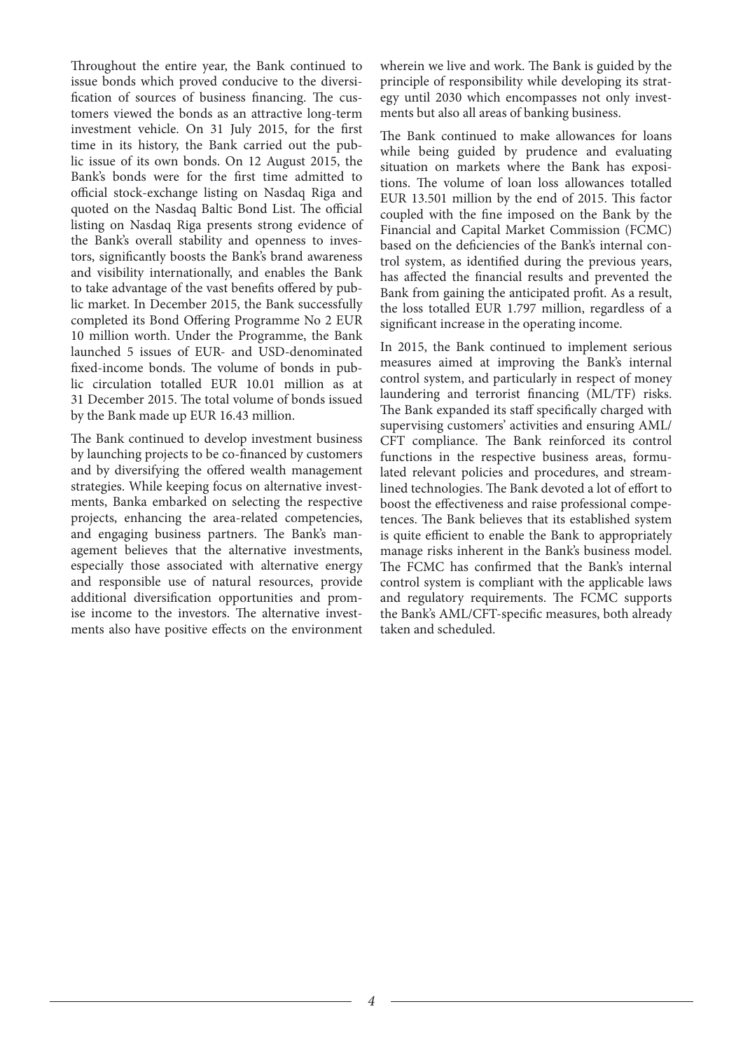Throughout the entire year, the Bank continued to issue bonds which proved conducive to the diversification of sources of business financing. The customers viewed the bonds as an attractive long-term investment vehicle. On 31 July 2015, for the first time in its history, the Bank carried out the public issue of its own bonds. On 12 August 2015, the Bank's bonds were for the first time admitted to official stock-exchange listing on Nasdaq Riga and quoted on the Nasdaq Baltic Bond List. The official listing on Nasdaq Riga presents strong evidence of the Bank's overall stability and openness to investors, significantly boosts the Bank's brand awareness and visibility internationally, and enables the Bank to take advantage of the vast benefits offered by public market. In December 2015, the Bank successfully completed its Bond Offering Programme No 2 EUR 10 million worth. Under the Programme, the Bank launched 5 issues of EUR- and USD-denominated fixed-income bonds. The volume of bonds in public circulation totalled EUR 10.01 million as at 31 December 2015. The total volume of bonds issued by the Bank made up EUR 16.43 million.

The Bank continued to develop investment business by launching projects to be co-financed by customers and by diversifying the offered wealth management strategies. While keeping focus on alternative investments, Banka embarked on selecting the respective projects, enhancing the area-related competencies, and engaging business partners. The Bank's management believes that the alternative investments, especially those associated with alternative energy and responsible use of natural resources, provide additional diversification opportunities and promise income to the investors. The alternative investments also have positive effects on the environment wherein we live and work. The Bank is guided by the principle of responsibility while developing its strategy until 2030 which encompasses not only investments but also all areas of banking business.

The Bank continued to make allowances for loans while being guided by prudence and evaluating situation on markets where the Bank has expositions. The volume of loan loss allowances totalled EUR 13.501 million by the end of 2015. This factor coupled with the fine imposed on the Bank by the Financial and Capital Market Commission (FCMC) based on the deficiencies of the Bank's internal control system, as identified during the previous years, has affected the financial results and prevented the Bank from gaining the anticipated profit. As a result, the loss totalled EUR 1.797 million, regardless of a significant increase in the operating income.

In 2015, the Bank continued to implement serious measures aimed at improving the Bank's internal control system, and particularly in respect of money laundering and terrorist financing (ML/TF) risks. The Bank expanded its staff specifically charged with supervising customers' activities and ensuring AML/CFT compliance. The Bank reinforced its control functions in the respective business areas, formulated relevant policies and procedures, and streamlined technologies. The Bank devoted a lot of effort to boost the effectiveness and raise professional competences. The Bank believes that its established system is quite efficient to enable the Bank to appropriately manage risks inherent in the Bank's business model. The FCMC has confirmed that the Bank's internal control system is compliant with the applicable laws and regulatory requirements. The FCMC supports the Bank's AML/CFT-specific measures, both already taken and scheduled.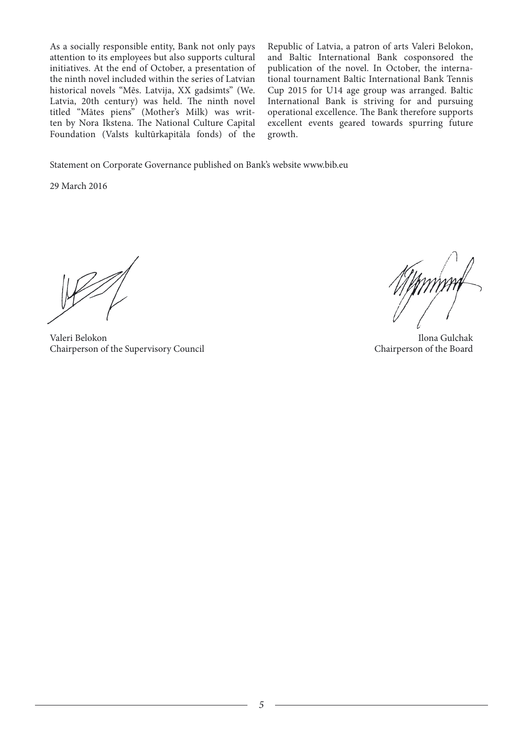As a socially responsible entity, Bank not only pays attention to its employees but also supports cultural initiatives. At the end of October, a presentation of the ninth novel included within the series of Latvian historical novels "Mēs. Latvija, XX gadsimts" (We. Latvia, 20th century) was held. The ninth novel titled "Mātes piens" (Mother's Milk) was written by Nora Ikstena. The National Culture Capital Foundation (Valsts kultūrkapitāla fonds) of the Republic of Latvia, a patron of arts Valeri Belokon, and Baltic International Bank cosponsored the publication of the novel. In October, the international tournament Baltic International Bank Tennis Cup 2015 for U14 age group was arranged. Baltic International Bank is striving for and pursuing operational excellence. The Bank therefore supports excellent events geared towards spurring future growth.

Statement on Corporate Governance published on Bank's website www.bib.eu

29 March 2016

Valeri Belokon
Chairperson of the Supervisory Council

Ilona Gulchak
Chairperson of the Board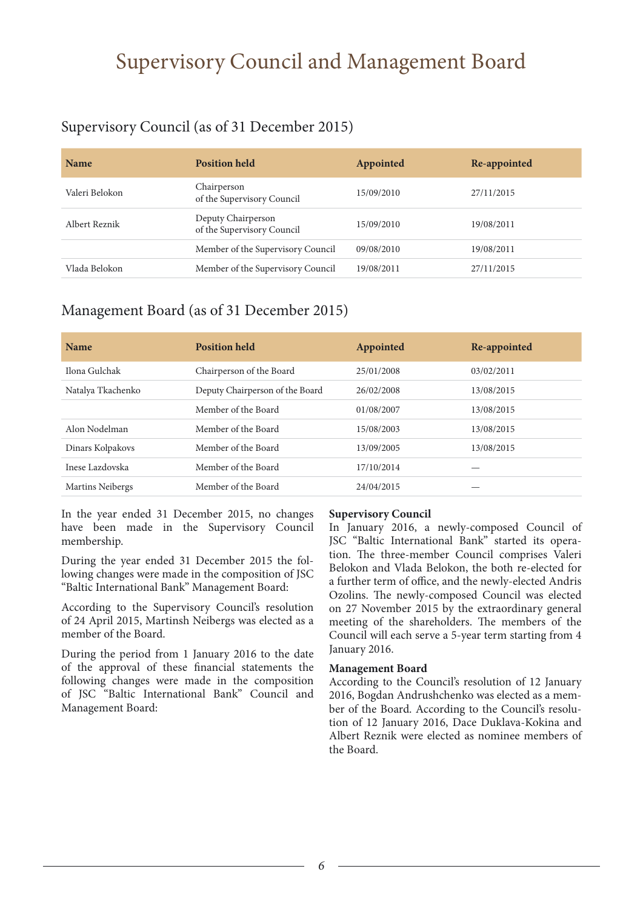# Supervisory Council and Management Board

## Supervisory Council (as of 31 December 2015)

| Name | Position held | Appointed | Re-appointed |
|---|---|---|---|
| Valeri Belokon | Chairperson of the Supervisory Council | 15/09/2010 | 27/11/2015 |
| Albert Reznik | Deputy Chairperson of the Supervisory Council | 15/09/2010 | 19/08/2011 |
| | Member of the Supervisory Council | 09/08/2010 | 19/08/2011 |
| Vlada Belokon | Member of the Supervisory Council | 19/08/2011 | 27/11/2015 |

## Management Board (as of 31 December 2015)

| Name | Position held | Appointed | Re-appointed |
|---|---|---|---|
| Ilona Gulchak | Chairperson of the Board | 25/01/2008 | 03/02/2011 |
| Natalya Tkachenko | Deputy Chairperson of the Board | 26/02/2008 | 13/08/2015 |
| | Member of the Board | 01/08/2007 | 13/08/2015 |
| Alon Nodelman | Member of the Board | 15/08/2003 | 13/08/2015 |
| Dinars Kolpakovs | Member of the Board | 13/09/2005 | 13/08/2015 |
| Inese Lazdovska | Member of the Board | 17/10/2014 | — |
| Martins Neibergs | Member of the Board | 24/04/2015 | — |

In the year ended 31 December 2015, no changes have been made in the Supervisory Council membership.

During the year ended 31 December 2015 the following changes were made in the composition of JSC "Baltic International Bank" Management Board:

According to the Supervisory Council's resolution of 24 April 2015, Martinsh Neibergs was elected as a member of the Board.

During the period from 1 January 2016 to the date of the approval of these financial statements the following changes were made in the composition of JSC "Baltic International Bank" Council and Management Board:

**Supervisory Council**
In January 2016, a newly-composed Council of JSC "Baltic International Bank" started its operation. The three-member Council comprises Valeri Belokon and Vlada Belokon, the both re-elected for a further term of office, and the newly-elected Andris Ozolins. The newly-composed Council was elected on 27 November 2015 by the extraordinary general meeting of the shareholders. The members of the Council will each serve a 5-year term starting from 4 January 2016.

**Management Board**
According to the Council's resolution of 12 January 2016, Bogdan Andrushchenko was elected as a member of the Board. According to the Council's resolution of 12 January 2016, Dace Duklava-Kokina and Albert Reznik were elected as nominee members of the Board.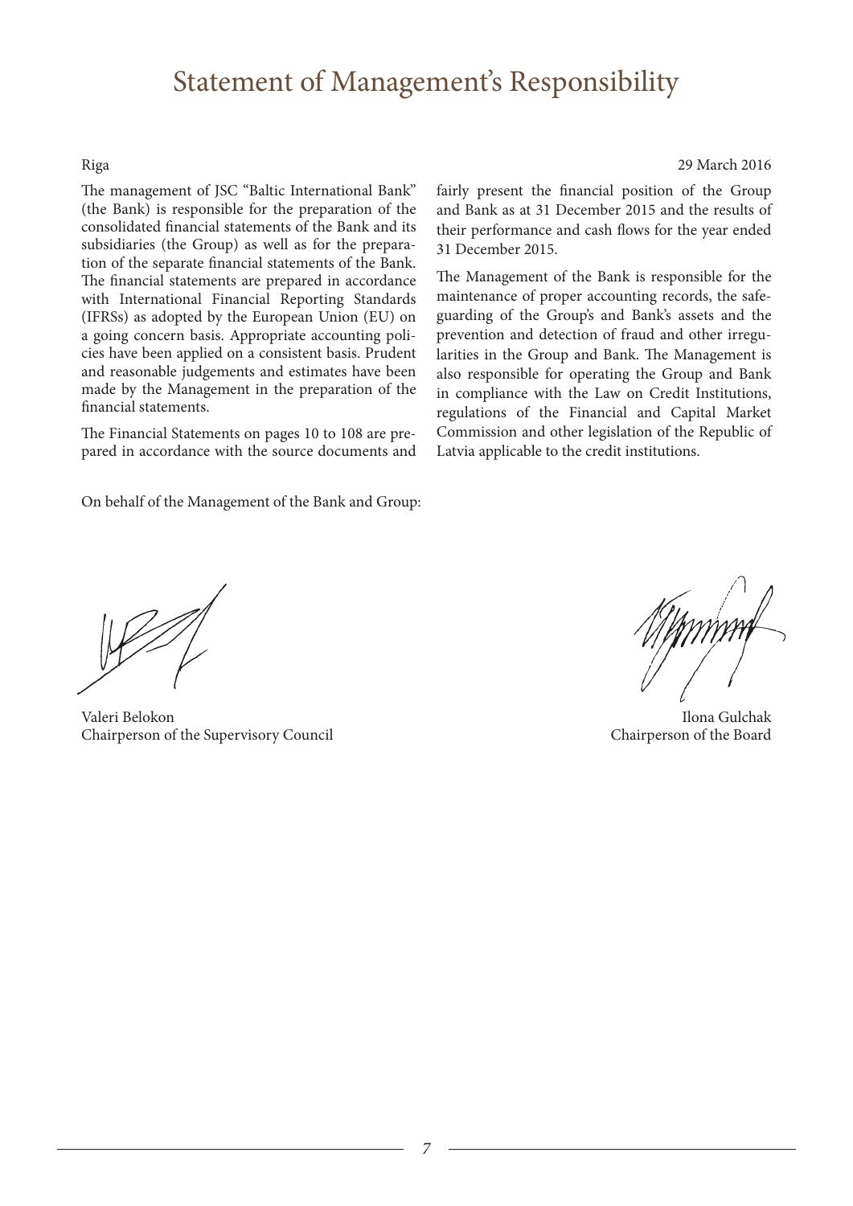# Statement of Management's Responsibility

Riga 29 March 2016

The management of JSC "Baltic International Bank" (the Bank) is responsible for the preparation of the consolidated financial statements of the Bank and its subsidiaries (the Group) as well as for the preparation of the separate financial statements of the Bank. The financial statements are prepared in accordance with International Financial Reporting Standards (IFRSs) as adopted by the European Union (EU) on a going concern basis. Appropriate accounting policies have been applied on a consistent basis. Prudent and reasonable judgements and estimates have been made by the Management in the preparation of the financial statements.

The Financial Statements on pages 10 to 108 are prepared in accordance with the source documents and fairly present the financial position of the Group and Bank as at 31 December 2015 and the results of their performance and cash flows for the year ended 31 December 2015.

The Management of the Bank is responsible for the maintenance of proper accounting records, the safeguarding of the Group's and Bank's assets and the prevention and detection of fraud and other irregularities in the Group and Bank. The Management is also responsible for operating the Group and Bank in compliance with the Law on Credit Institutions, regulations of the Financial and Capital Market Commission and other legislation of the Republic of Latvia applicable to the credit institutions.

On behalf of the Management of the Bank and Group:

Valeri Belokon
Chairperson of the Supervisory Council

Ilona Gulchak
Chairperson of the Board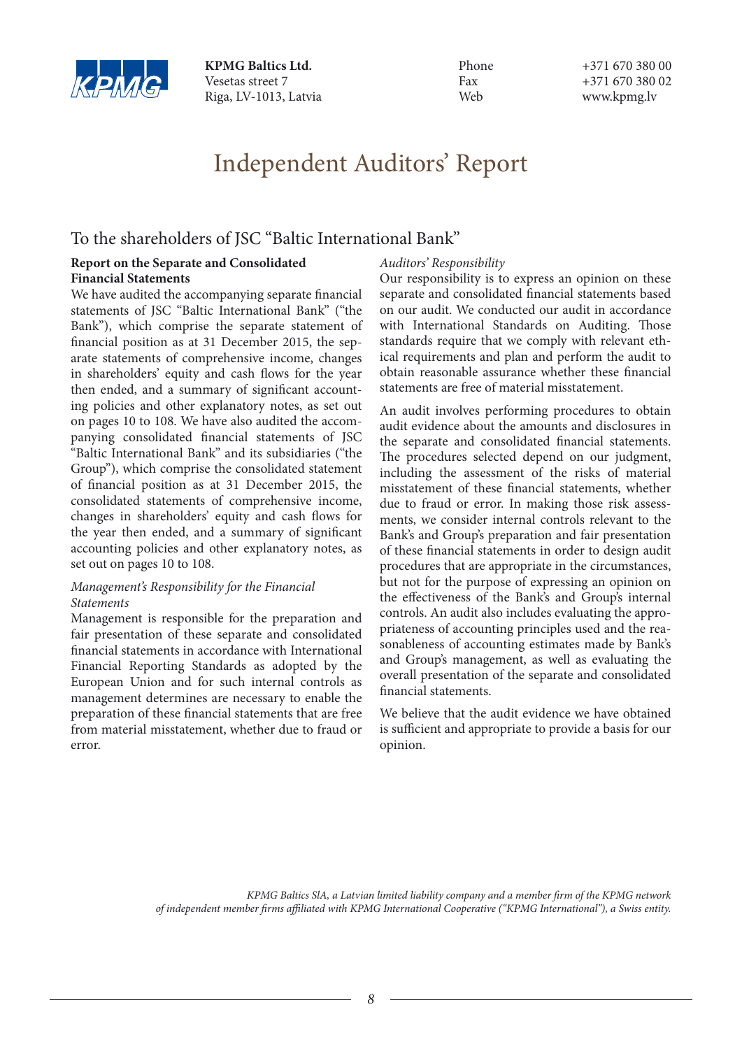**KPMG Baltics Ltd.**
Vesetas street 7
Riga, LV-1013, Latvia

Phone +371 670 380 00
Fax +371 670 380 02
Web www.kpmg.lv

# Independent Auditors' Report

## To the shareholders of JSC "Baltic International Bank"

**Report on the Separate and Consolidated Financial Statements**

We have audited the accompanying separate financial statements of JSC "Baltic International Bank" ("the Bank"), which comprise the separate statement of financial position as at 31 December 2015, the separate statements of comprehensive income, changes in shareholders' equity and cash flows for the year then ended, and a summary of significant accounting policies and other explanatory notes, as set out on pages 10 to 108. We have also audited the accompanying consolidated financial statements of JSC "Baltic International Bank" and its subsidiaries ("the Group"), which comprise the consolidated statement of financial position as at 31 December 2015, the consolidated statements of comprehensive income, changes in shareholders' equity and cash flows for the year then ended, and a summary of significant accounting policies and other explanatory notes, as set out on pages 10 to 108.

*Management's Responsibility for the Financial Statements*

Management is responsible for the preparation and fair presentation of these separate and consolidated financial statements in accordance with International Financial Reporting Standards as adopted by the European Union and for such internal controls as management determines are necessary to enable the preparation of these financial statements that are free from material misstatement, whether due to fraud or error.

*Auditors' Responsibility*

Our responsibility is to express an opinion on these separate and consolidated financial statements based on our audit. We conducted our audit in accordance with International Standards on Auditing. Those standards require that we comply with relevant ethical requirements and plan and perform the audit to obtain reasonable assurance whether these financial statements are free of material misstatement.

An audit involves performing procedures to obtain audit evidence about the amounts and disclosures in the separate and consolidated financial statements. The procedures selected depend on our judgment, including the assessment of the risks of material misstatement of these financial statements, whether due to fraud or error. In making those risk assessments, we consider internal controls relevant to the Bank's and Group's preparation and fair presentation of these financial statements in order to design audit procedures that are appropriate in the circumstances, but not for the purpose of expressing an opinion on the effectiveness of the Bank's and Group's internal controls. An audit also includes evaluating the appropriateness of accounting principles used and the reasonableness of accounting estimates made by Bank's and Group's management, as well as evaluating the overall presentation of the separate and consolidated financial statements.

We believe that the audit evidence we have obtained is sufficient and appropriate to provide a basis for our opinion.

*KPMG Baltics SIA, a Latvian limited liability company and a member firm of the KPMG network of independent member firms affiliated with KPMG International Cooperative ("KPMG International"), a Swiss entity.*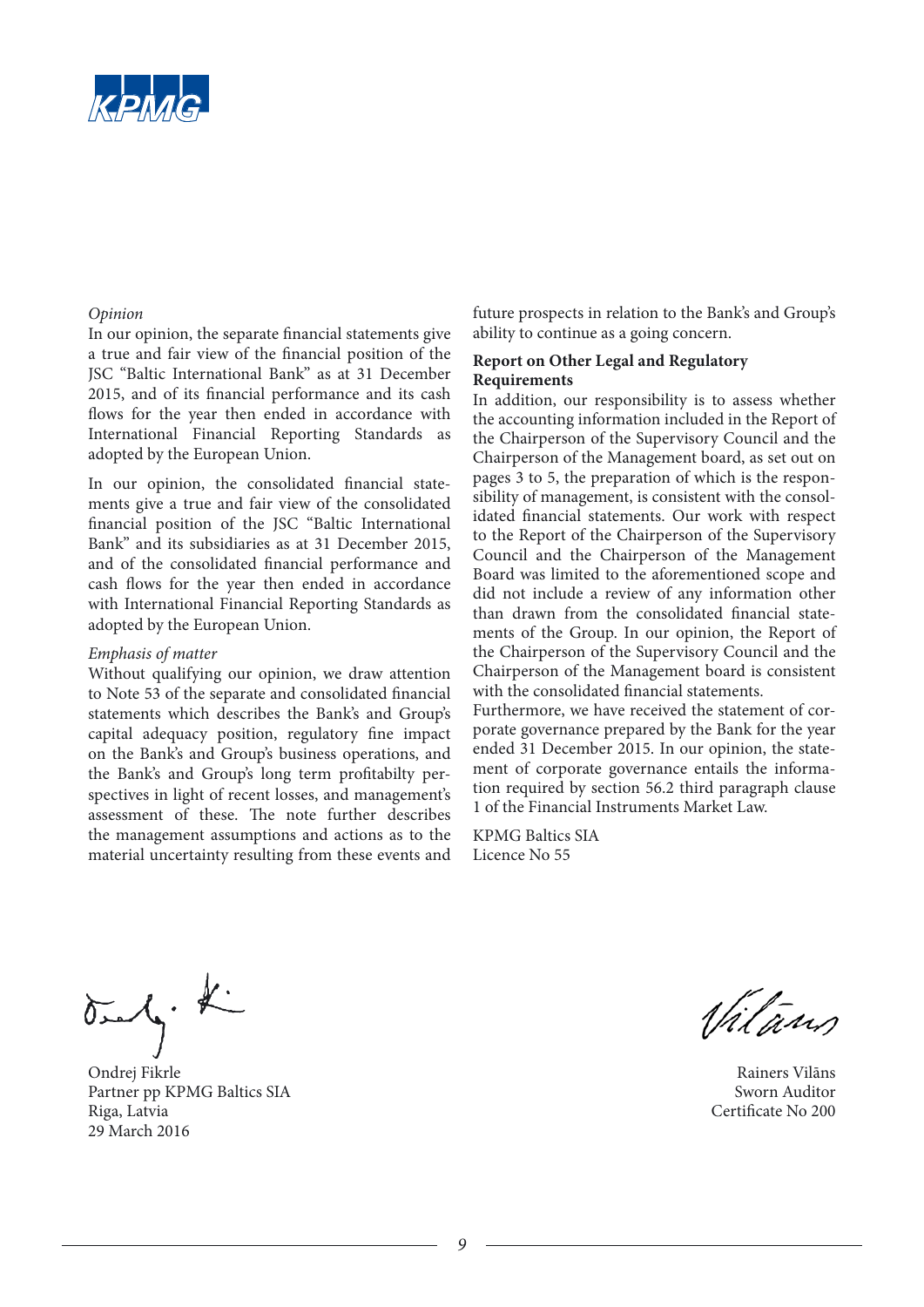*Opinion*

In our opinion, the separate financial statements give a true and fair view of the financial position of the JSC "Baltic International Bank" as at 31 December 2015, and of its financial performance and its cash flows for the year then ended in accordance with International Financial Reporting Standards as adopted by the European Union.

In our opinion, the consolidated financial statements give a true and fair view of the consolidated financial position of the JSC "Baltic International Bank" and its subsidiaries as at 31 December 2015, and of the consolidated financial performance and cash flows for the year then ended in accordance with International Financial Reporting Standards as adopted by the European Union.

*Emphasis of matter*

Without qualifying our opinion, we draw attention to Note 53 of the separate and consolidated financial statements which describes the Bank's and Group's capital adequacy position, regulatory fine impact on the Bank's and Group's business operations, and the Bank's and Group's long term profitabilty perspectives in light of recent losses, and management's assessment of these. The note further describes the management assumptions and actions as to the material uncertainty resulting from these events and future prospects in relation to the Bank's and Group's ability to continue as a going concern.

**Report on Other Legal and Regulatory Requirements**

In addition, our responsibility is to assess whether the accounting information included in the Report of the Chairperson of the Supervisory Council and the Chairperson of the Management board, as set out on pages 3 to 5, the preparation of which is the responsibility of management, is consistent with the consolidated financial statements. Our work with respect to the Report of the Chairperson of the Supervisory Council and the Chairperson of the Management Board was limited to the aforementioned scope and did not include a review of any information other than drawn from the consolidated financial statements of the Group. In our opinion, the Report of the Chairperson of the Supervisory Council and the Chairperson of the Management board is consistent with the consolidated financial statements.

Furthermore, we have received the statement of corporate governance prepared by the Bank for the year ended 31 December 2015. In our opinion, the statement of corporate governance entails the information required by section 56.2 third paragraph clause 1 of the Financial Instruments Market Law.

KPMG Baltics SIA
Licence No 55

Ondrej Fikrle
Partner pp KPMG Baltics SIA
Riga, Latvia
29 March 2016

Rainers Vilāns
Sworn Auditor
Certificate No 200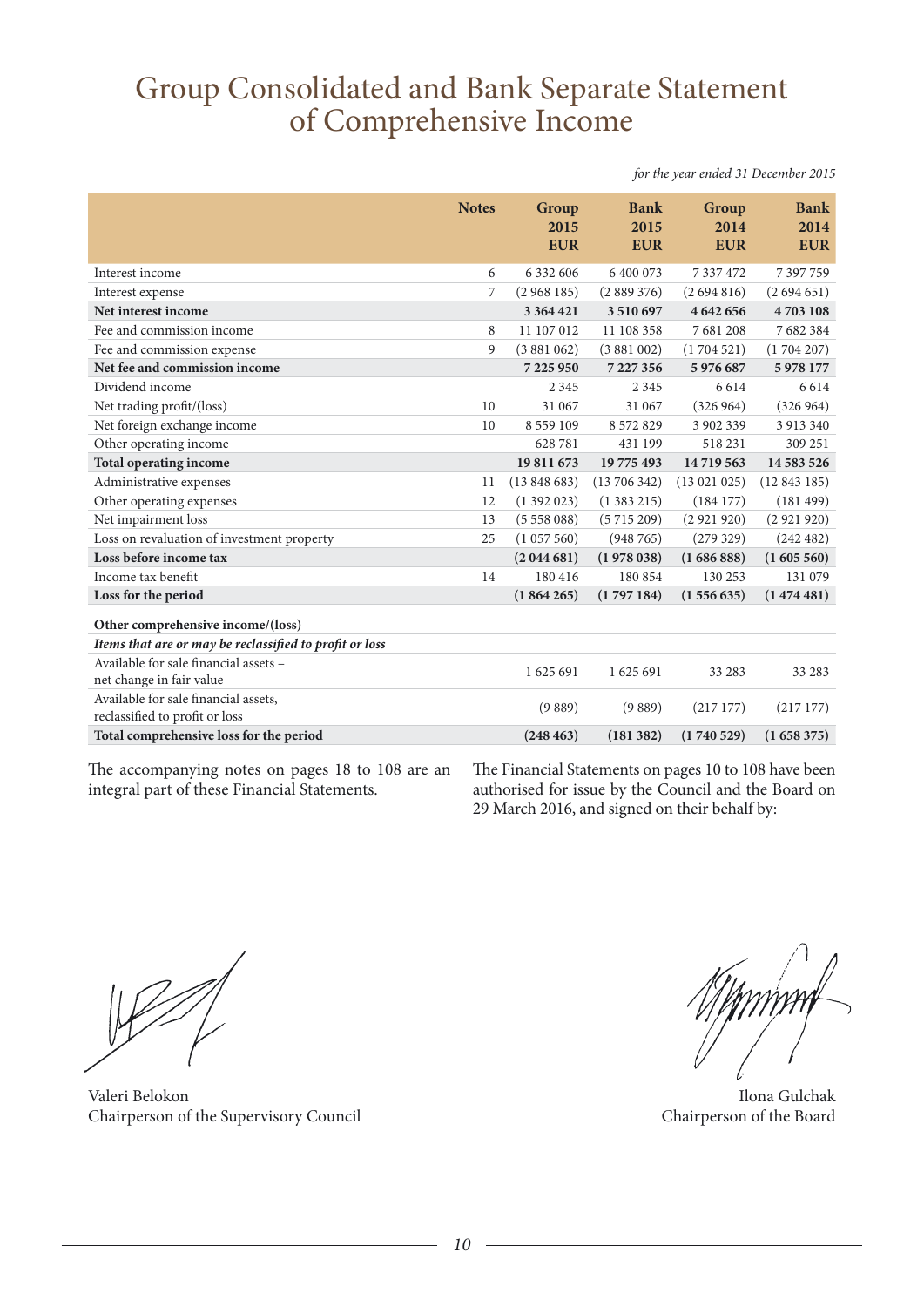# Group Consolidated and Bank Separate Statement of Comprehensive Income

*for the year ended 31 December 2015*

| | Notes | Group 2015 EUR | Bank 2015 EUR | Group 2014 EUR | Bank 2014 EUR |
|---|---|---|---|---|---|
| Interest income | 6 | 6 332 606 | 6 400 073 | 7 337 472 | 7 397 759 |
| Interest expense | 7 | (2 968 185) | (2 889 376) | (2 694 816) | (2 694 651) |
| **Net interest income** | | **3 364 421** | **3 510 697** | **4 642 656** | **4 703 108** |
| Fee and commission income | 8 | 11 107 012 | 11 108 358 | 7 681 208 | 7 682 384 |
| Fee and commission expense | 9 | (3 881 062) | (3 881 002) | (1 704 521) | (1 704 207) |
| **Net fee and commission income** | | **7 225 950** | **7 227 356** | **5 976 687** | **5 978 177** |
| Dividend income | | 2 345 | 2 345 | 6 614 | 6 614 |
| Net trading profit/(loss) | 10 | 31 067 | 31 067 | (326 964) | (326 964) |
| Net foreign exchange income | 10 | 8 559 109 | 8 572 829 | 3 902 339 | 3 913 340 |
| Other operating income | | 628 781 | 431 199 | 518 231 | 309 251 |
| **Total operating income** | | **19 811 673** | **19 775 493** | **14 719 563** | **14 583 526** |
| Administrative expenses | 11 | (13 848 683) | (13 706 342) | (13 021 025) | (12 843 185) |
| Other operating expenses | 12 | (1 392 023) | (1 383 215) | (184 177) | (181 499) |
| Net impairment loss | 13 | (5 558 088) | (5 715 209) | (2 921 920) | (2 921 920) |
| Loss on revaluation of investment property | 25 | (1 057 560) | (948 765) | (279 329) | (242 482) |
| **Loss before income tax** | | **(2 044 681)** | **(1 978 038)** | **(1 686 888)** | **(1 605 560)** |
| Income tax benefit | 14 | 180 416 | 180 854 | 130 253 | 131 079 |
| **Loss for the period** | | **(1 864 265)** | **(1 797 184)** | **(1 556 635)** | **(1 474 481)** |
| **Other comprehensive income/(loss)** | | | | | |
| ***Items that are or may be reclassified to profit or loss*** | | | | | |
| Available for sale financial assets – net change in fair value | | 1 625 691 | 1 625 691 | 33 283 | 33 283 |
| Available for sale financial assets, reclassified to profit or loss | | (9 889) | (9 889) | (217 177) | (217 177) |
| **Total comprehensive loss for the period** | | **(248 463)** | **(181 382)** | **(1 740 529)** | **(1 658 375)** |

The accompanying notes on pages 18 to 108 are an integral part of these Financial Statements.

The Financial Statements on pages 10 to 108 have been authorised for issue by the Council and the Board on 29 March 2016, and signed on their behalf by:

Valeri Belokon
Chairperson of the Supervisory Council

Ilona Gulchak
Chairperson of the Board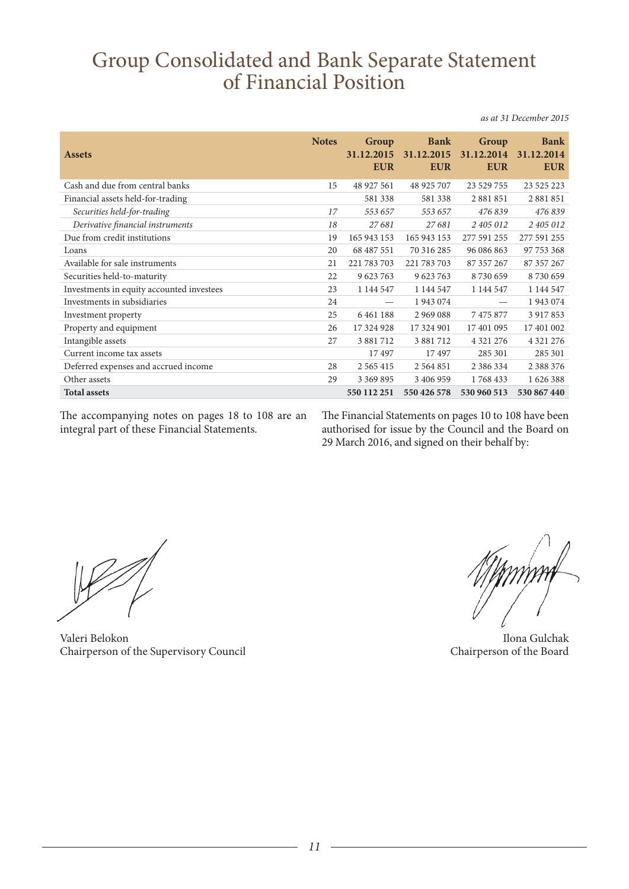# Group Consolidated and Bank Separate Statement of Financial Position

*as at 31 December 2015*

| Assets | Notes | Group 31.12.2015 EUR | Bank 31.12.2015 EUR | Group 31.12.2014 EUR | Bank 31.12.2014 EUR |
|---|---|---|---|---|---|
| Cash and due from central banks | 15 | 48 927 561 | 48 925 707 | 23 529 755 | 23 525 223 |
| Financial assets held-for-trading | | 581 338 | 581 338 | 2 881 851 | 2 881 851 |
| *Securities held-for-trading* | *17* | *553 657* | *553 657* | *476 839* | *476 839* |
| *Derivative financial instruments* | *18* | *27 681* | *27 681* | *2 405 012* | *2 405 012* |
| Due from credit institutions | 19 | 165 943 153 | 165 943 153 | 277 591 255 | 277 591 255 |
| Loans | 20 | 68 487 551 | 70 316 285 | 96 086 863 | 97 753 368 |
| Available for sale instruments | 21 | 221 783 703 | 221 783 703 | 87 357 267 | 87 357 267 |
| Securities held-to-maturity | 22 | 9 623 763 | 9 623 763 | 8 730 659 | 8 730 659 |
| Investments in equity accounted investees | 23 | 1 144 547 | 1 144 547 | 1 144 547 | 1 144 547 |
| Investments in subsidiaries | 24 | — | 1 943 074 | — | 1 943 074 |
| Investment property | 25 | 6 461 188 | 2 969 088 | 7 475 877 | 3 917 853 |
| Property and equipment | 26 | 17 324 928 | 17 324 901 | 17 401 095 | 17 401 002 |
| Intangible assets | 27 | 3 881 712 | 3 881 712 | 4 321 276 | 4 321 276 |
| Current income tax assets | | 17 497 | 17 497 | 285 301 | 285 301 |
| Deferred expenses and accrued income | 28 | 2 565 415 | 2 564 851 | 2 386 334 | 2 388 376 |
| Other assets | 29 | 3 369 895 | 3 406 959 | 1 768 433 | 1 626 388 |
| **Total assets** | | **550 112 251** | **550 426 578** | **530 960 513** | **530 867 440** |

The accompanying notes on pages 18 to 108 are an integral part of these Financial Statements.

The Financial Statements on pages 10 to 108 have been authorised for issue by the Council and the Board on 29 March 2016, and signed on their behalf by:

Valeri Belokon
Chairperson of the Supervisory Council

Ilona Gulchak
Chairperson of the Board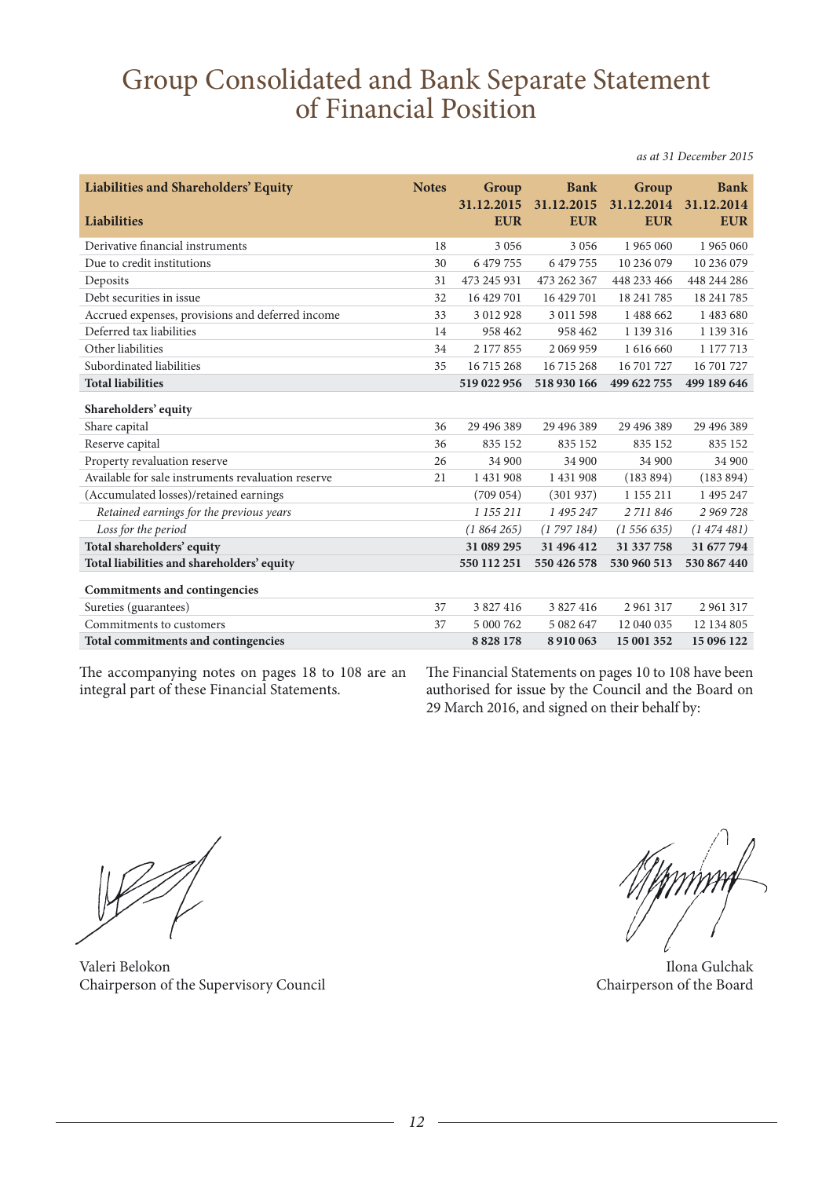# Group Consolidated and Bank Separate Statement of Financial Position

*as at 31 December 2015*

| Liabilities and Shareholders' Equity | Notes | Group 31.12.2015 EUR | Bank 31.12.2015 EUR | Group 31.12.2014 EUR | Bank 31.12.2014 EUR |
|---|---|---|---|---|---|
| **Liabilities** | | | | | |
| Derivative financial instruments | 18 | 3 056 | 3 056 | 1 965 060 | 1 965 060 |
| Due to credit institutions | 30 | 6 479 755 | 6 479 755 | 10 236 079 | 10 236 079 |
| Deposits | 31 | 473 245 931 | 473 262 367 | 448 233 466 | 448 244 286 |
| Debt securities in issue | 32 | 16 429 701 | 16 429 701 | 18 241 785 | 18 241 785 |
| Accrued expenses, provisions and deferred income | 33 | 3 012 928 | 3 011 598 | 1 488 662 | 1 483 680 |
| Deferred tax liabilities | 14 | 958 462 | 958 462 | 1 139 316 | 1 139 316 |
| Other liabilities | 34 | 2 177 855 | 2 069 959 | 1 616 660 | 1 177 713 |
| Subordinated liabilities | 35 | 16 715 268 | 16 715 268 | 16 701 727 | 16 701 727 |
| **Total liabilities** | | **519 022 956** | **518 930 166** | **499 622 755** | **499 189 646** |
| **Shareholders' equity** | | | | | |
| Share capital | 36 | 29 496 389 | 29 496 389 | 29 496 389 | 29 496 389 |
| Reserve capital | 36 | 835 152 | 835 152 | 835 152 | 835 152 |
| Property revaluation reserve | 26 | 34 900 | 34 900 | 34 900 | 34 900 |
| Available for sale instruments revaluation reserve | 21 | 1 431 908 | 1 431 908 | (183 894) | (183 894) |
| (Accumulated losses)/retained earnings | | (709 054) | (301 937) | 1 155 211 | 1 495 247 |
| *Retained earnings for the previous years* | | *1 155 211* | *1 495 247* | *2 711 846* | *2 969 728* |
| *Loss for the period* | | *(1 864 265)* | *(1 797 184)* | *(1 556 635)* | *(1 474 481)* |
| **Total shareholders' equity** | | **31 089 295** | **31 496 412** | **31 337 758** | **31 677 794** |
| **Total liabilities and shareholders' equity** | | **550 112 251** | **550 426 578** | **530 960 513** | **530 867 440** |
| **Commitments and contingencies** | | | | | |
| Sureties (guarantees) | 37 | 3 827 416 | 3 827 416 | 2 961 317 | 2 961 317 |
| Commitments to customers | 37 | 5 000 762 | 5 082 647 | 12 040 035 | 12 134 805 |
| **Total commitments and contingencies** | | **8 828 178** | **8 910 063** | **15 001 352** | **15 096 122** |

The accompanying notes on pages 18 to 108 are an integral part of these Financial Statements.

The Financial Statements on pages 10 to 108 have been authorised for issue by the Council and the Board on 29 March 2016, and signed on their behalf by:

Valeri Belokon
Chairperson of the Supervisory Council

Ilona Gulchak
Chairperson of the Board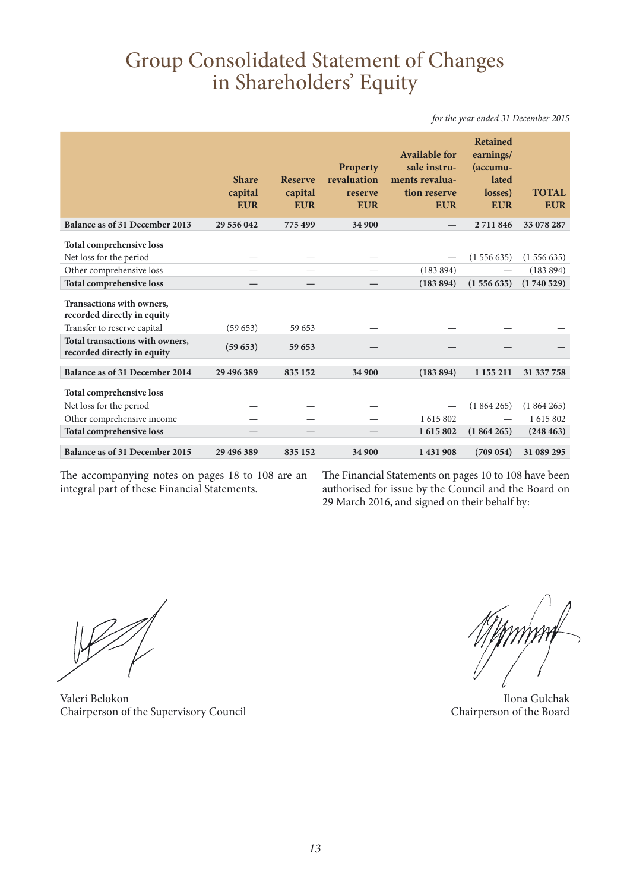# Group Consolidated Statement of Changes in Shareholders' Equity

*for the year ended 31 December 2015*

| | Share capital EUR | Reserve capital EUR | Property revaluation reserve EUR | Available for sale instruments revaluation reserve EUR | Retained earnings/ (accumulated losses) EUR | TOTAL EUR |
|---|---|---|---|---|---|---|
| **Balance as of 31 December 2013** | **29 556 042** | **775 499** | **34 900** | **—** | **2 711 846** | **33 078 287** |
| **Total comprehensive loss** | | | | | | |
| Net loss for the period | — | — | — | — | (1 556 635) | (1 556 635) |
| Other comprehensive loss | — | — | — | (183 894) | — | (183 894) |
| **Total comprehensive loss** | **—** | **—** | **—** | **(183 894)** | **(1 556 635)** | **(1 740 529)** |
| **Transactions with owners, recorded directly in equity** | | | | | | |
| Transfer to reserve capital | (59 653) | 59 653 | — | — | — | — |
| **Total transactions with owners, recorded directly in equity** | **(59 653)** | **59 653** | **—** | **—** | **—** | **—** |
| **Balance as of 31 December 2014** | **29 496 389** | **835 152** | **34 900** | **(183 894)** | **1 155 211** | **31 337 758** |
| **Total comprehensive loss** | | | | | | |
| Net loss for the period | — | — | — | — | (1 864 265) | (1 864 265) |
| Other comprehensive income | — | — | — | 1 615 802 | — | 1 615 802 |
| **Total comprehensive loss** | **—** | **—** | **—** | **1 615 802** | **(1 864 265)** | **(248 463)** |
| **Balance as of 31 December 2015** | **29 496 389** | **835 152** | **34 900** | **1 431 908** | **(709 054)** | **31 089 295** |

The accompanying notes on pages 18 to 108 are an integral part of these Financial Statements.

The Financial Statements on pages 10 to 108 have been authorised for issue by the Council and the Board on 29 March 2016, and signed on their behalf by:

Valeri Belokon
Chairperson of the Supervisory Council

Ilona Gulchak
Chairperson of the Board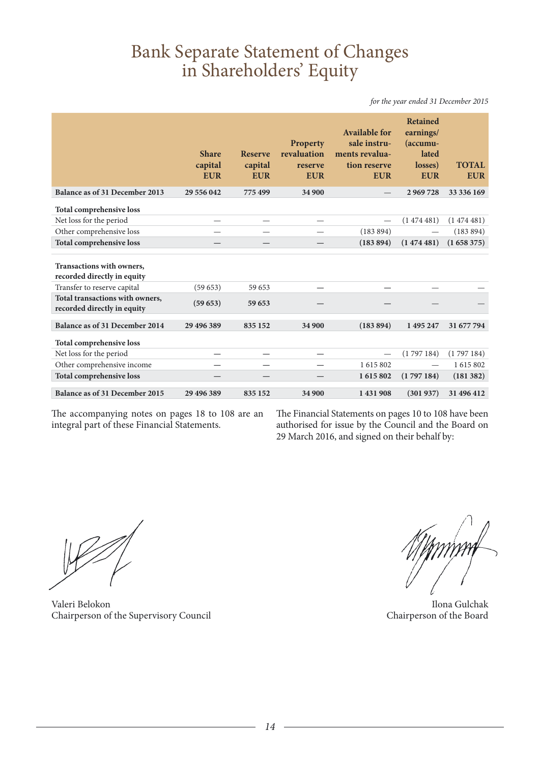# Bank Separate Statement of Changes in Shareholders' Equity

*for the year ended 31 December 2015*

| | Share capital EUR | Reserve capital EUR | Property revaluation reserve EUR | Available for sale instruments revaluation reserve EUR | Retained earnings/ (accumulated losses) EUR | TOTAL EUR |
|---|---|---|---|---|---|---|
| **Balance as of 31 December 2013** | **29 556 042** | **775 499** | **34 900** | **—** | **2 969 728** | **33 336 169** |
| **Total comprehensive loss** | | | | | | |
| Net loss for the period | — | — | — | — | (1 474 481) | (1 474 481) |
| Other comprehensive loss | — | — | — | (183 894) | — | (183 894) |
| **Total comprehensive loss** | **—** | **—** | **—** | **(183 894)** | **(1 474 481)** | **(1 658 375)** |
| **Transactions with owners, recorded directly in equity** | | | | | | |
| Transfer to reserve capital | (59 653) | 59 653 | — | — | — | — |
| **Total transactions with owners, recorded directly in equity** | **(59 653)** | **59 653** | **—** | **—** | **—** | **—** |
| **Balance as of 31 December 2014** | **29 496 389** | **835 152** | **34 900** | **(183 894)** | **1 495 247** | **31 677 794** |
| **Total comprehensive loss** | | | | | | |
| Net loss for the period | — | — | — | — | (1 797 184) | (1 797 184) |
| Other comprehensive income | — | — | — | 1 615 802 | — | 1 615 802 |
| **Total comprehensive loss** | **—** | **—** | **—** | **1 615 802** | **(1 797 184)** | **(181 382)** |
| **Balance as of 31 December 2015** | **29 496 389** | **835 152** | **34 900** | **1 431 908** | **(301 937)** | **31 496 412** |

The accompanying notes on pages 18 to 108 are an integral part of these Financial Statements.

The Financial Statements on pages 10 to 108 have been authorised for issue by the Council and the Board on 29 March 2016, and signed on their behalf by:

Valeri Belokon
Chairperson of the Supervisory Council

Ilona Gulchak
Chairperson of the Board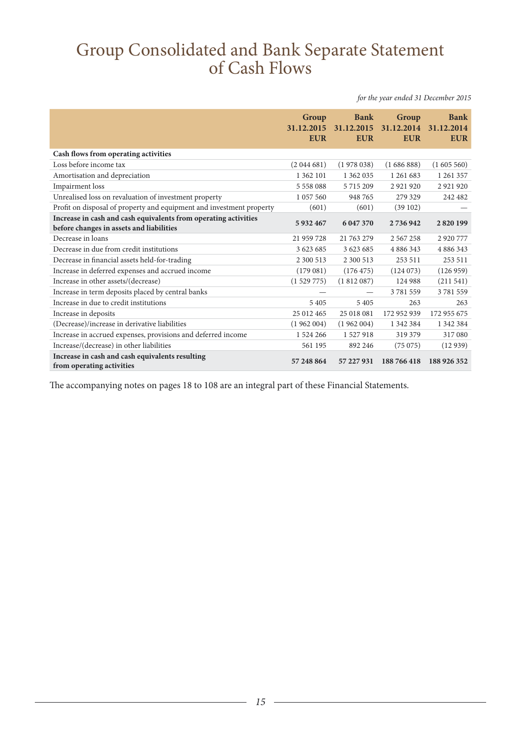# Group Consolidated and Bank Separate Statement of Cash Flows

*for the year ended 31 December 2015*

| | Group 31.12.2015 EUR | Bank 31.12.2015 EUR | Group 31.12.2014 EUR | Bank 31.12.2014 EUR |
|---|---|---|---|---|
| **Cash flows from operating activities** | | | | |
| Loss before income tax | (2 044 681) | (1 978 038) | (1 686 888) | (1 605 560) |
| Amortisation and depreciation | 1 362 101 | 1 362 035 | 1 261 683 | 1 261 357 |
| Impairment loss | 5 558 088 | 5 715 209 | 2 921 920 | 2 921 920 |
| Unrealised loss on revaluation of investment property | 1 057 560 | 948 765 | 279 329 | 242 482 |
| Profit on disposal of property and equipment and investment property | (601) | (601) | (39 102) | — |
| **Increase in cash and cash equivalents from operating activities before changes in assets and liabilities** | **5 932 467** | **6 047 370** | **2 736 942** | **2 820 199** |
| Decrease in loans | 21 959 728 | 21 763 279 | 2 567 258 | 2 920 777 |
| Decrease in due from credit institutions | 3 623 685 | 3 623 685 | 4 886 343 | 4 886 343 |
| Decrease in financial assets held-for-trading | 2 300 513 | 2 300 513 | 253 511 | 253 511 |
| Increase in deferred expenses and accrued income | (179 081) | (176 475) | (124 073) | (126 959) |
| Increase in other assets/(decrease) | (1 529 775) | (1 812 087) | 124 988 | (211 541) |
| Increase in term deposits placed by central banks | — | — | 3 781 559 | 3 781 559 |
| Increase in due to credit institutions | 5 405 | 5 405 | 263 | 263 |
| Increase in deposits | 25 012 465 | 25 018 081 | 172 952 939 | 172 955 675 |
| (Decrease)/increase in derivative liabilities | (1 962 004) | (1 962 004) | 1 342 384 | 1 342 384 |
| Increase in accrued expenses, provisions and deferred income | 1 524 266 | 1 527 918 | 319 379 | 317 080 |
| Increase/(decrease) in other liabilities | 561 195 | 892 246 | (75 075) | (12 939) |
| **Increase in cash and cash equivalents resulting from operating activities** | **57 248 864** | **57 227 931** | **188 766 418** | **188 926 352** |

The accompanying notes on pages 18 to 108 are an integral part of these Financial Statements.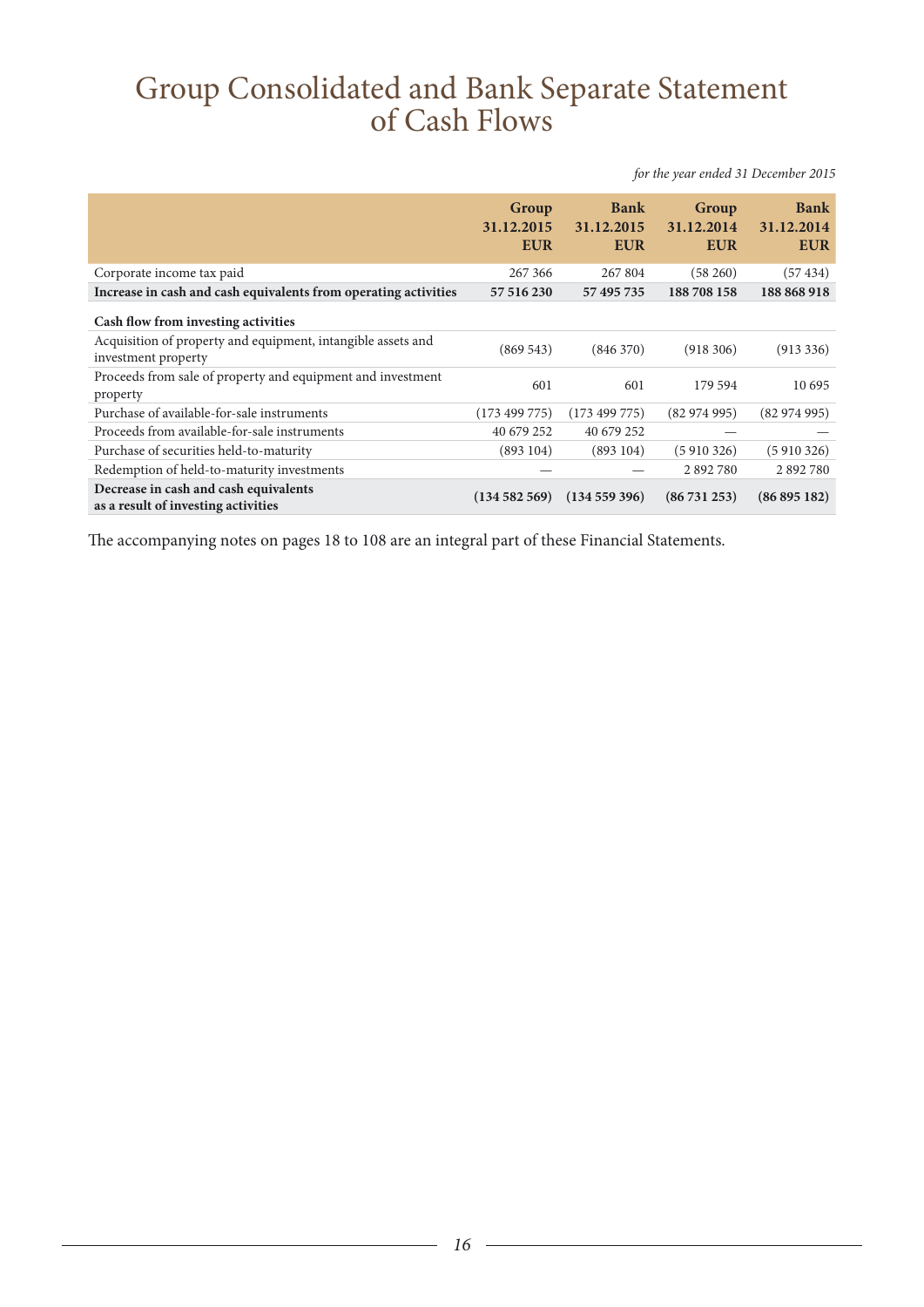# Group Consolidated and Bank Separate Statement of Cash Flows

*for the year ended 31 December 2015*

| | Group 31.12.2015 EUR | Bank 31.12.2015 EUR | Group 31.12.2014 EUR | Bank 31.12.2014 EUR |
|---|---|---|---|---|
| Corporate income tax paid | 267 366 | 267 804 | (58 260) | (57 434) |
| **Increase in cash and cash equivalents from operating activities** | **57 516 230** | **57 495 735** | **188 708 158** | **188 868 918** |
| **Cash flow from investing activities** | | | | |
| Acquisition of property and equipment, intangible assets and investment property | (869 543) | (846 370) | (918 306) | (913 336) |
| Proceeds from sale of property and equipment and investment property | 601 | 601 | 179 594 | 10 695 |
| Purchase of available-for-sale instruments | (173 499 775) | (173 499 775) | (82 974 995) | (82 974 995) |
| Proceeds from available-for-sale instruments | 40 679 252 | 40 679 252 | — | — |
| Purchase of securities held-to-maturity | (893 104) | (893 104) | (5 910 326) | (5 910 326) |
| Redemption of held-to-maturity investments | — | — | 2 892 780 | 2 892 780 |
| **Decrease in cash and cash equivalents as a result of investing activities** | **(134 582 569)** | **(134 559 396)** | **(86 731 253)** | **(86 895 182)** |

The accompanying notes on pages 18 to 108 are an integral part of these Financial Statements.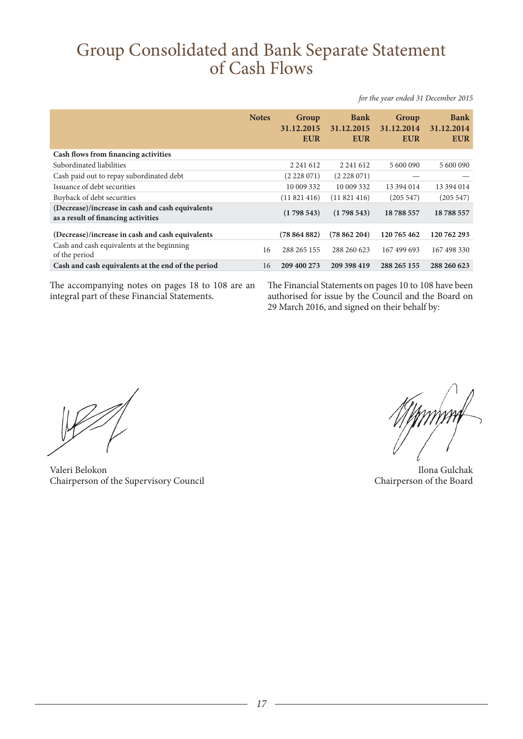# Group Consolidated and Bank Separate Statement of Cash Flows

*for the year ended 31 December 2015*

| | Notes | Group 31.12.2015 EUR | Bank 31.12.2015 EUR | Group 31.12.2014 EUR | Bank 31.12.2014 EUR |
|---|---|---|---|---|---|
| **Cash flows from financing activities** | | | | | |
| Subordinated liabilities | | 2 241 612 | 2 241 612 | 5 600 090 | 5 600 090 |
| Cash paid out to repay subordinated debt | | (2 228 071) | (2 228 071) | — | — |
| Issuance of debt securities | | 10 009 332 | 10 009 332 | 13 394 014 | 13 394 014 |
| Buyback of debt securities | | (11 821 416) | (11 821 416) | (205 547) | (205 547) |
| **(Decrease)/increase in cash and cash equivalents as a result of financing activities** | | **(1 798 543)** | **(1 798 543)** | **18 788 557** | **18 788 557** |
| **(Decrease)/increase in cash and cash equivalents** | | **(78 864 882)** | **(78 862 204)** | **120 765 462** | **120 762 293** |
| Cash and cash equivalents at the beginning of the period | 16 | 288 265 155 | 288 260 623 | 167 499 693 | 167 498 330 |
| **Cash and cash equivalents at the end of the period** | 16 | **209 400 273** | **209 398 419** | **288 265 155** | **288 260 623** |

The accompanying notes on pages 18 to 108 are an integral part of these Financial Statements.

The Financial Statements on pages 10 to 108 have been authorised for issue by the Council and the Board on 29 March 2016, and signed on their behalf by:

Valeri Belokon
Chairperson of the Supervisory Council

Ilona Gulchak
Chairperson of the Board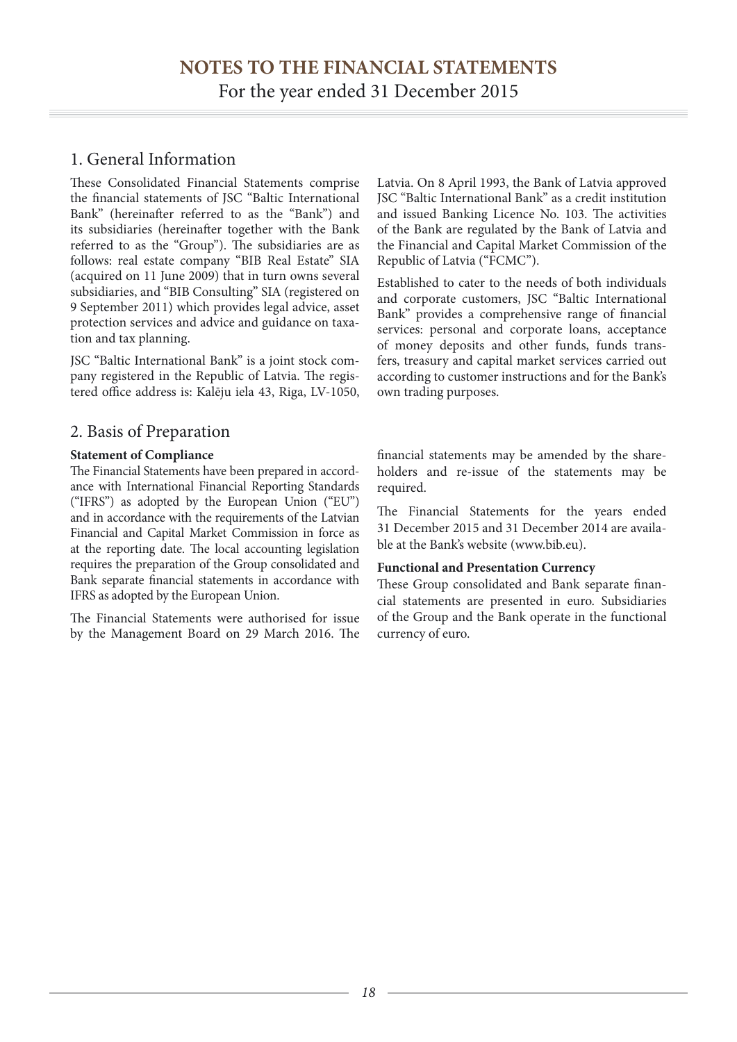# NOTES TO THE FINANCIAL STATEMENTS

For the year ended 31 December 2015

## 1. General Information

These Consolidated Financial Statements comprise the financial statements of JSC "Baltic International Bank" (hereinafter referred to as the "Bank") and its subsidiaries (hereinafter together with the Bank referred to as the "Group"). The subsidiaries are as follows: real estate company "BIB Real Estate" SIA (acquired on 11 June 2009) that in turn owns several subsidiaries, and "BIB Consulting" SIA (registered on 9 September 2011) which provides legal advice, asset protection services and advice and guidance on taxation and tax planning.

JSC "Baltic International Bank" is a joint stock company registered in the Republic of Latvia. The registered office address is: Kalēju iela 43, Riga, LV-1050, Latvia. On 8 April 1993, the Bank of Latvia approved JSC "Baltic International Bank" as a credit institution and issued Banking Licence No. 103. The activities of the Bank are regulated by the Bank of Latvia and the Financial and Capital Market Commission of the Republic of Latvia ("FCMC").

Established to cater to the needs of both individuals and corporate customers, JSC "Baltic International Bank" provides a comprehensive range of financial services: personal and corporate loans, acceptance of money deposits and other funds, funds transfers, treasury and capital market services carried out according to customer instructions and for the Bank's own trading purposes.

## 2. Basis of Preparation

**Statement of Compliance**

The Financial Statements have been prepared in accordance with International Financial Reporting Standards ("IFRS") as adopted by the European Union ("EU") and in accordance with the requirements of the Latvian Financial and Capital Market Commission in force as at the reporting date. The local accounting legislation requires the preparation of the Group consolidated and Bank separate financial statements in accordance with IFRS as adopted by the European Union.

The Financial Statements were authorised for issue by the Management Board on 29 March 2016. The financial statements may be amended by the shareholders and re-issue of the statements may be required.

The Financial Statements for the years ended 31 December 2015 and 31 December 2014 are available at the Bank's website (www.bib.eu).

**Functional and Presentation Currency**

These Group consolidated and Bank separate financial statements are presented in euro. Subsidiaries of the Group and the Bank operate in the functional currency of euro.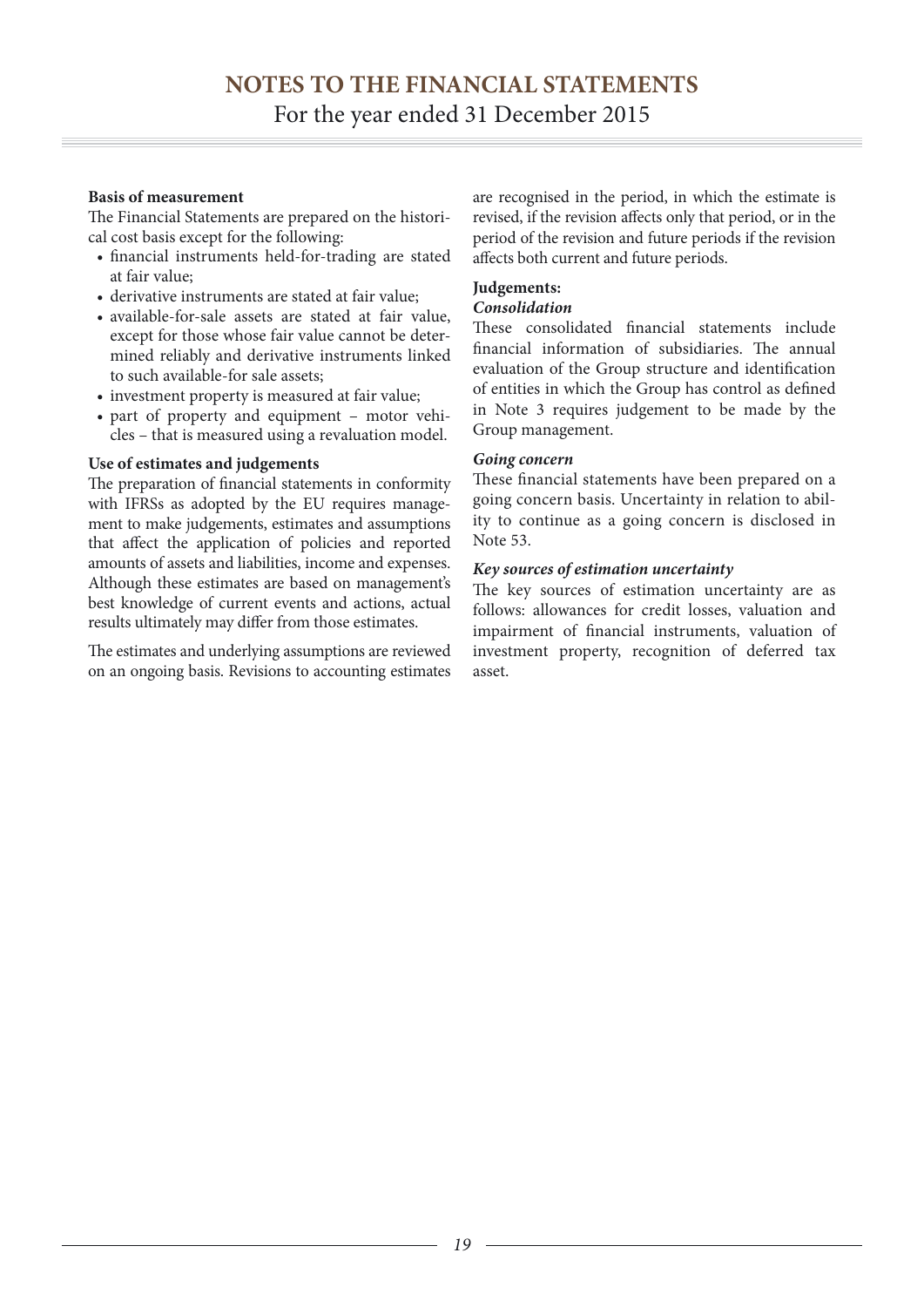**Basis of measurement**

The Financial Statements are prepared on the historical cost basis except for the following:

- financial instruments held-for-trading are stated at fair value;
- derivative instruments are stated at fair value;
- available-for-sale assets are stated at fair value, except for those whose fair value cannot be determined reliably and derivative instruments linked to such available-for sale assets;
- investment property is measured at fair value;
- part of property and equipment – motor vehicles – that is measured using a revaluation model.

**Use of estimates and judgements**

The preparation of financial statements in conformity with IFRSs as adopted by the EU requires management to make judgements, estimates and assumptions that affect the application of policies and reported amounts of assets and liabilities, income and expenses. Although these estimates are based on management's best knowledge of current events and actions, actual results ultimately may differ from those estimates.

The estimates and underlying assumptions are reviewed on an ongoing basis. Revisions to accounting estimates are recognised in the period, in which the estimate is revised, if the revision affects only that period, or in the period of the revision and future periods if the revision affects both current and future periods.

**Judgements:**

***Consolidation***

These consolidated financial statements include financial information of subsidiaries. The annual evaluation of the Group structure and identification of entities in which the Group has control as defined in Note 3 requires judgement to be made by the Group management.

***Going concern***

These financial statements have been prepared on a going concern basis. Uncertainty in relation to ability to continue as a going concern is disclosed in Note 53.

***Key sources of estimation uncertainty***

The key sources of estimation uncertainty are as follows: allowances for credit losses, valuation and impairment of financial instruments, valuation of investment property, recognition of deferred tax asset.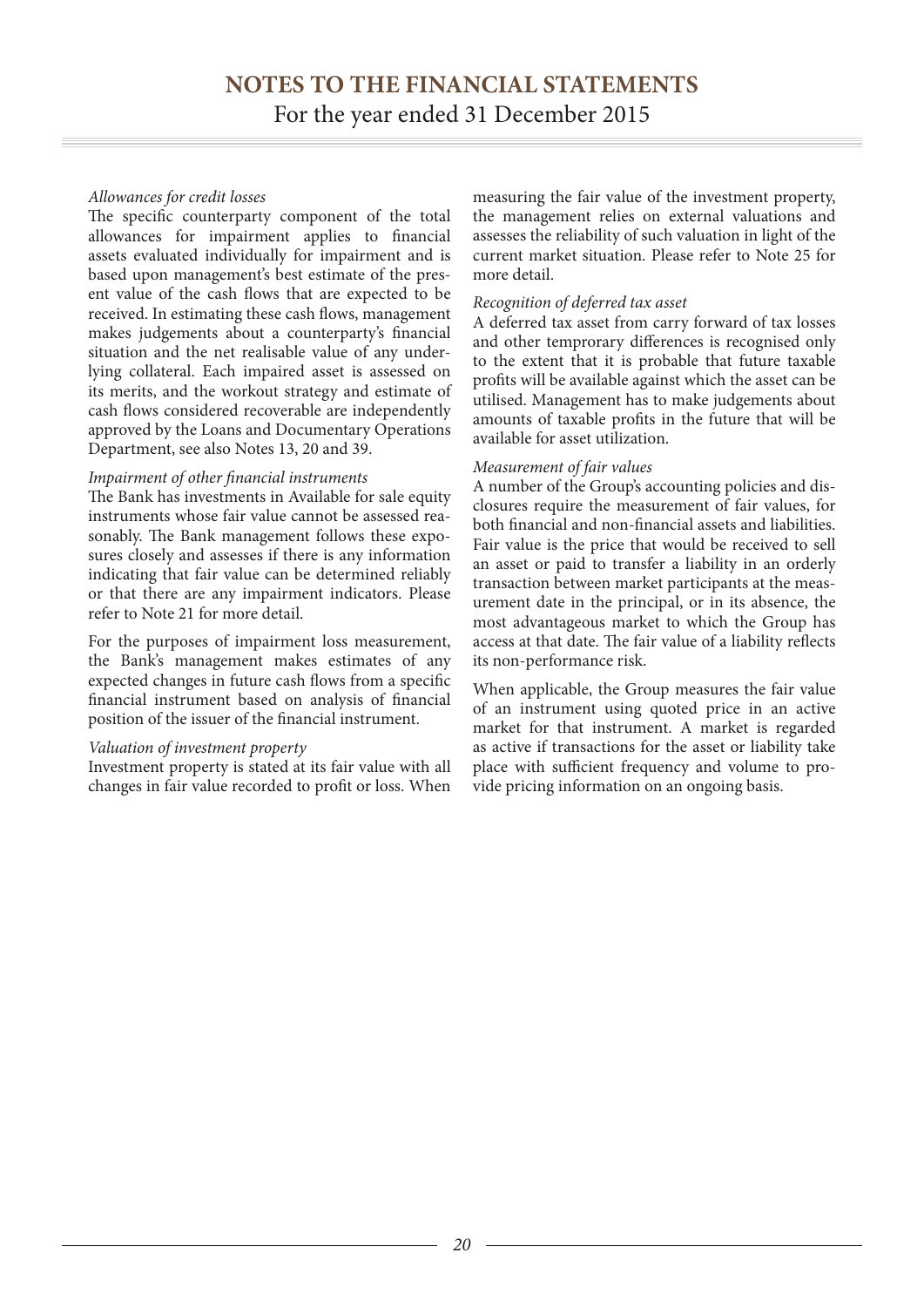# NOTES TO THE FINANCIAL STATEMENTS
For the year ended 31 December 2015

*Allowances for credit losses*

The specific counterparty component of the total allowances for impairment applies to financial assets evaluated individually for impairment and is based upon management's best estimate of the present value of the cash flows that are expected to be received. In estimating these cash flows, management makes judgements about a counterparty's financial situation and the net realisable value of any underlying collateral. Each impaired asset is assessed on its merits, and the workout strategy and estimate of cash flows considered recoverable are independently approved by the Loans and Documentary Operations Department, see also Notes 13, 20 and 39.

*Impairment of other financial instruments*

The Bank has investments in Available for sale equity instruments whose fair value cannot be assessed reasonably. The Bank management follows these exposures closely and assesses if there is any information indicating that fair value can be determined reliably or that there are any impairment indicators. Please refer to Note 21 for more detail.

For the purposes of impairment loss measurement, the Bank's management makes estimates of any expected changes in future cash flows from a specific financial instrument based on analysis of financial position of the issuer of the financial instrument.

*Valuation of investment property*

Investment property is stated at its fair value with all changes in fair value recorded to profit or loss. When measuring the fair value of the investment property, the management relies on external valuations and assesses the reliability of such valuation in light of the current market situation. Please refer to Note 25 for more detail.

*Recognition of deferred tax asset*

A deferred tax asset from carry forward of tax losses and other temprorary differences is recognised only to the extent that it is probable that future taxable profits will be available against which the asset can be utilised. Management has to make judgements about amounts of taxable profits in the future that will be available for asset utilization.

*Measurement of fair values*

A number of the Group's accounting policies and disclosures require the measurement of fair values, for both financial and non-financial assets and liabilities. Fair value is the price that would be received to sell an asset or paid to transfer a liability in an orderly transaction between market participants at the measurement date in the principal, or in its absence, the most advantageous market to which the Group has access at that date. The fair value of a liability reflects its non-performance risk.

When applicable, the Group measures the fair value of an instrument using quoted price in an active market for that instrument. A market is regarded as active if transactions for the asset or liability take place with sufficient frequency and volume to provide pricing information on an ongoing basis.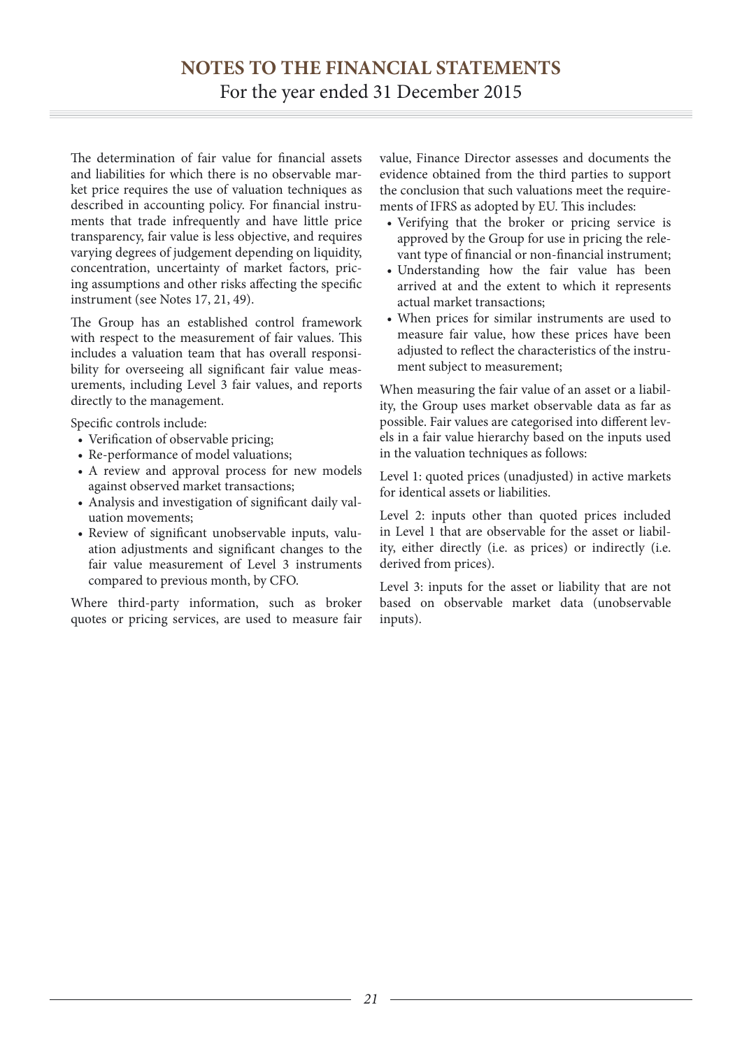The determination of fair value for financial assets and liabilities for which there is no observable market price requires the use of valuation techniques as described in accounting policy. For financial instruments that trade infrequently and have little price transparency, fair value is less objective, and requires varying degrees of judgement depending on liquidity, concentration, uncertainty of market factors, pricing assumptions and other risks affecting the specific instrument (see Notes 17, 21, 49).

The Group has an established control framework with respect to the measurement of fair values. This includes a valuation team that has overall responsibility for overseeing all significant fair value measurements, including Level 3 fair values, and reports directly to the management.

Specific controls include:

- Verification of observable pricing;
- Re-performance of model valuations;
- A review and approval process for new models against observed market transactions;
- Analysis and investigation of significant daily valuation movements;
- Review of significant unobservable inputs, valuation adjustments and significant changes to the fair value measurement of Level 3 instruments compared to previous month, by CFO.

Where third-party information, such as broker quotes or pricing services, are used to measure fair value, Finance Director assesses and documents the evidence obtained from the third parties to support the conclusion that such valuations meet the requirements of IFRS as adopted by EU. This includes:

- Verifying that the broker or pricing service is approved by the Group for use in pricing the relevant type of financial or non-financial instrument;
- Understanding how the fair value has been arrived at and the extent to which it represents actual market transactions;
- When prices for similar instruments are used to measure fair value, how these prices have been adjusted to reflect the characteristics of the instrument subject to measurement;

When measuring the fair value of an asset or a liability, the Group uses market observable data as far as possible. Fair values are categorised into different levels in a fair value hierarchy based on the inputs used in the valuation techniques as follows:

Level 1: quoted prices (unadjusted) in active markets for identical assets or liabilities.

Level 2: inputs other than quoted prices included in Level 1 that are observable for the asset or liability, either directly (i.e. as prices) or indirectly (i.e. derived from prices).

Level 3: inputs for the asset or liability that are not based on observable market data (unobservable inputs).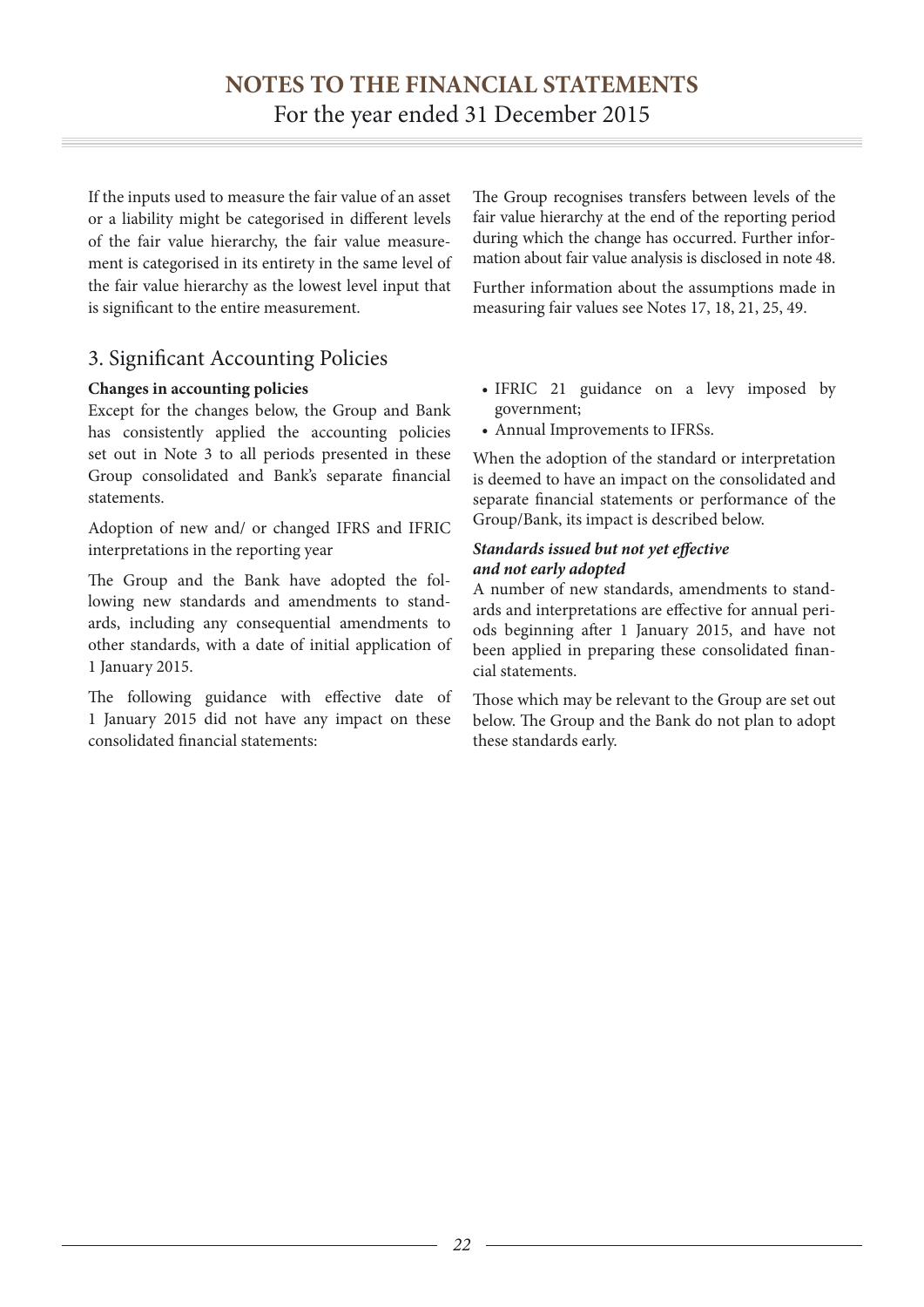If the inputs used to measure the fair value of an asset or a liability might be categorised in different levels of the fair value hierarchy, the fair value measurement is categorised in its entirety in the same level of the fair value hierarchy as the lowest level input that is significant to the entire measurement.

The Group recognises transfers between levels of the fair value hierarchy at the end of the reporting period during which the change has occurred. Further information about fair value analysis is disclosed in note 48.

Further information about the assumptions made in measuring fair values see Notes 17, 18, 21, 25, 49.

## 3. Significant Accounting Policies

**Changes in accounting policies**

Except for the changes below, the Group and Bank has consistently applied the accounting policies set out in Note 3 to all periods presented in these Group consolidated and Bank's separate financial statements.

Adoption of new and/ or changed IFRS and IFRIC interpretations in the reporting year

The Group and the Bank have adopted the following new standards and amendments to standards, including any consequential amendments to other standards, with a date of initial application of 1 January 2015.

The following guidance with effective date of 1 January 2015 did not have any impact on these consolidated financial statements:

- IFRIC 21 guidance on a levy imposed by government;
- Annual Improvements to IFRSs.

When the adoption of the standard or interpretation is deemed to have an impact on the consolidated and separate financial statements or performance of the Group/Bank, its impact is described below.

***Standards issued but not yet effective and not early adopted***

A number of new standards, amendments to standards and interpretations are effective for annual periods beginning after 1 January 2015, and have not been applied in preparing these consolidated financial statements.

Those which may be relevant to the Group are set out below. The Group and the Bank do not plan to adopt these standards early.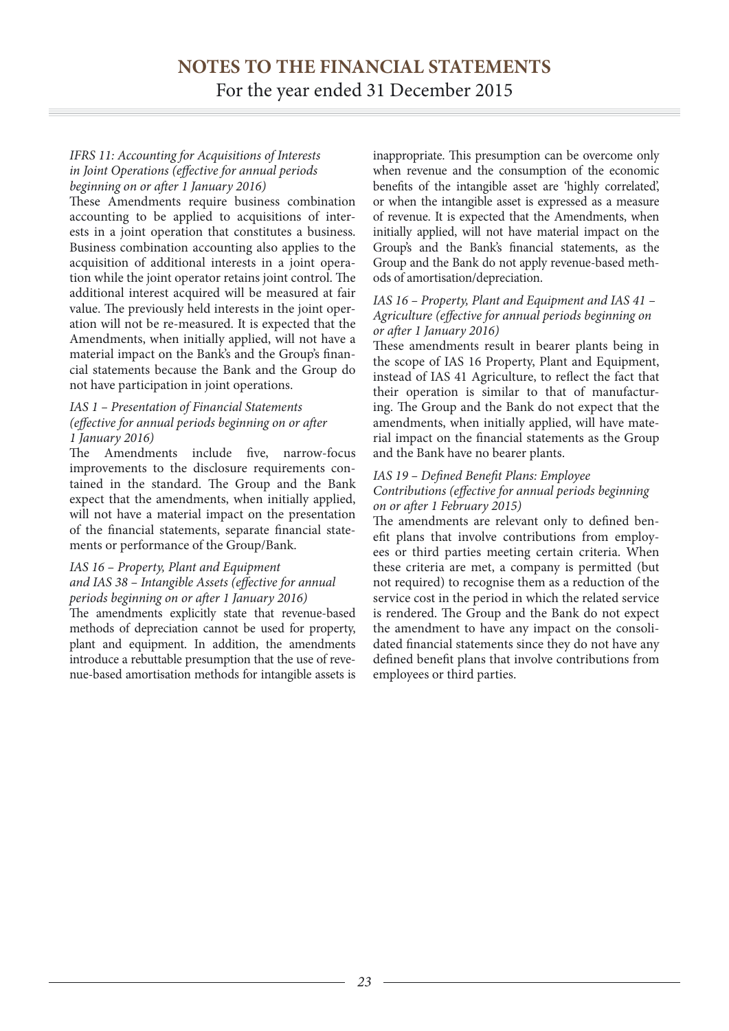*IFRS 11: Accounting for Acquisitions of Interests in Joint Operations (effective for annual periods beginning on or after 1 January 2016)*

These Amendments require business combination accounting to be applied to acquisitions of interests in a joint operation that constitutes a business. Business combination accounting also applies to the acquisition of additional interests in a joint operation while the joint operator retains joint control. The additional interest acquired will be measured at fair value. The previously held interests in the joint operation will not be re-measured. It is expected that the Amendments, when initially applied, will not have a material impact on the Bank's and the Group's financial statements because the Bank and the Group do not have participation in joint operations.

*IAS 1 – Presentation of Financial Statements (effective for annual periods beginning on or after 1 January 2016)*

The Amendments include five, narrow-focus improvements to the disclosure requirements contained in the standard. The Group and the Bank expect that the amendments, when initially applied, will not have a material impact on the presentation of the financial statements, separate financial statements or performance of the Group/Bank.

*IAS 16 – Property, Plant and Equipment and IAS 38 – Intangible Assets (effective for annual periods beginning on or after 1 January 2016)*

The amendments explicitly state that revenue-based methods of depreciation cannot be used for property, plant and equipment. In addition, the amendments introduce a rebuttable presumption that the use of revenue-based amortisation methods for intangible assets is inappropriate. This presumption can be overcome only when revenue and the consumption of the economic benefits of the intangible asset are 'highly correlated', or when the intangible asset is expressed as a measure of revenue. It is expected that the Amendments, when initially applied, will not have material impact on the Group's and the Bank's financial statements, as the Group and the Bank do not apply revenue-based methods of amortisation/depreciation.

*IAS 16 – Property, Plant and Equipment and IAS 41 – Agriculture (effective for annual periods beginning on or after 1 January 2016)*

These amendments result in bearer plants being in the scope of IAS 16 Property, Plant and Equipment, instead of IAS 41 Agriculture, to reflect the fact that their operation is similar to that of manufacturing. The Group and the Bank do not expect that the amendments, when initially applied, will have material impact on the financial statements as the Group and the Bank have no bearer plants.

*IAS 19 – Defined Benefit Plans: Employee Contributions (effective for annual periods beginning on or after 1 February 2015)*

The amendments are relevant only to defined benefit plans that involve contributions from employees or third parties meeting certain criteria. When these criteria are met, a company is permitted (but not required) to recognise them as a reduction of the service cost in the period in which the related service is rendered. The Group and the Bank do not expect the amendment to have any impact on the consolidated financial statements since they do not have any defined benefit plans that involve contributions from employees or third parties.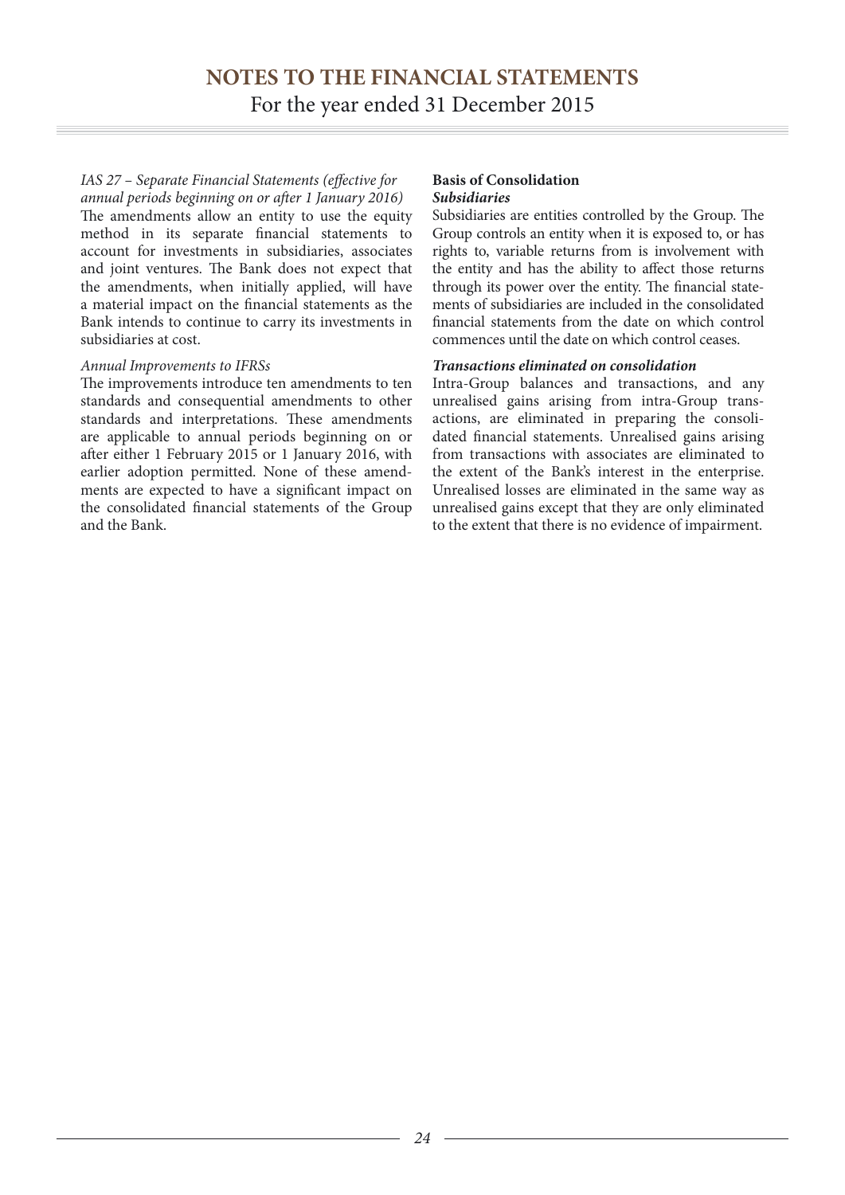*IAS 27 – Separate Financial Statements (effective for annual periods beginning on or after 1 January 2016)*

The amendments allow an entity to use the equity method in its separate financial statements to account for investments in subsidiaries, associates and joint ventures. The Bank does not expect that the amendments, when initially applied, will have a material impact on the financial statements as the Bank intends to continue to carry its investments in subsidiaries at cost.

*Annual Improvements to IFRSs*

The improvements introduce ten amendments to ten standards and consequential amendments to other standards and interpretations. These amendments are applicable to annual periods beginning on or after either 1 February 2015 or 1 January 2016, with earlier adoption permitted. None of these amendments are expected to have a significant impact on the consolidated financial statements of the Group and the Bank.

**Basis of Consolidation**

***Subsidiaries***

Subsidiaries are entities controlled by the Group. The Group controls an entity when it is exposed to, or has rights to, variable returns from is involvement with the entity and has the ability to affect those returns through its power over the entity. The financial statements of subsidiaries are included in the consolidated financial statements from the date on which control commences until the date on which control ceases.

***Transactions eliminated on consolidation***

Intra-Group balances and transactions, and any unrealised gains arising from intra-Group transactions, are eliminated in preparing the consolidated financial statements. Unrealised gains arising from transactions with associates are eliminated to the extent of the Bank's interest in the enterprise. Unrealised losses are eliminated in the same way as unrealised gains except that they are only eliminated to the extent that there is no evidence of impairment.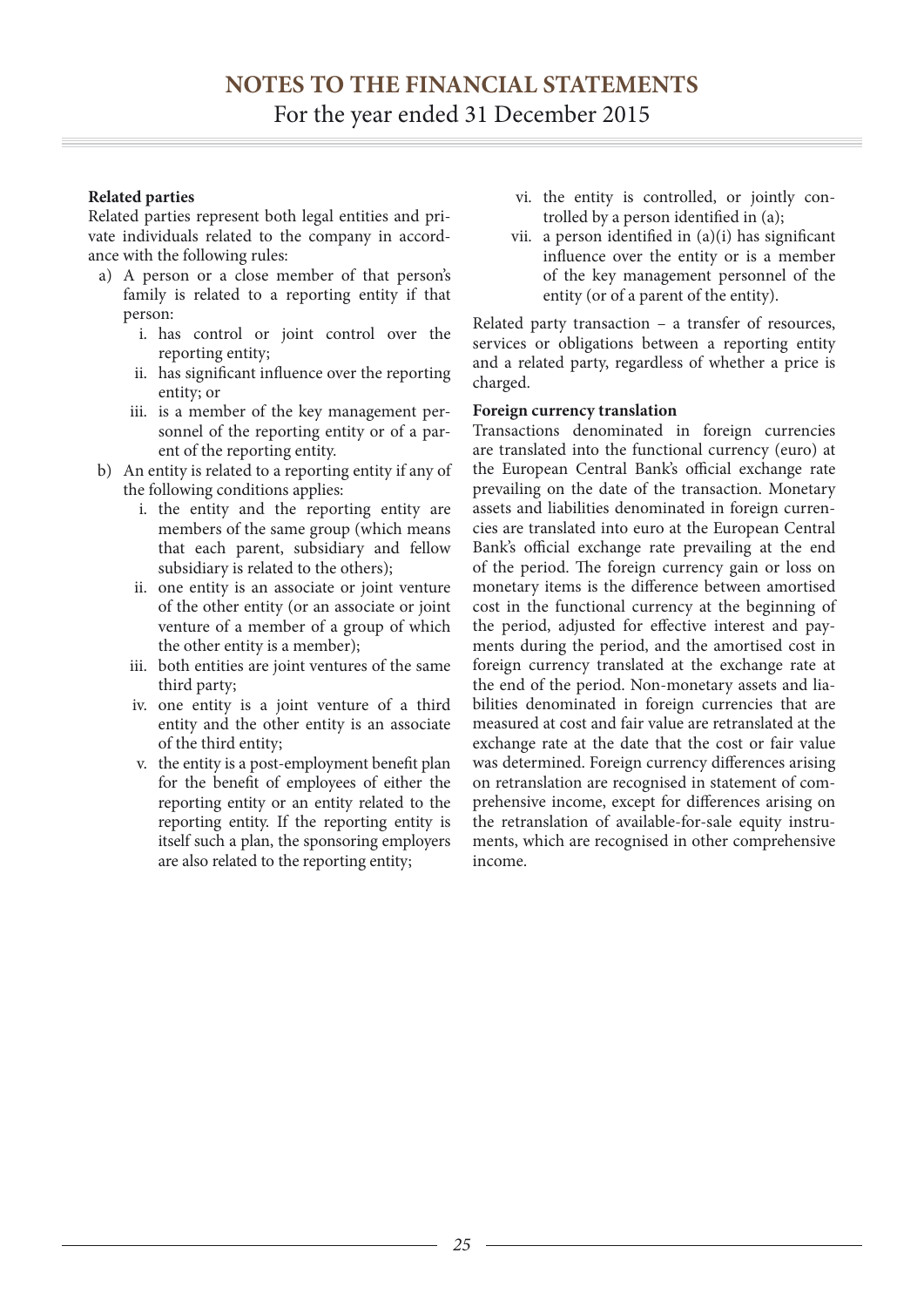**Related parties**

Related parties represent both legal entities and private individuals related to the company in accordance with the following rules:

a) A person or a close member of that person's family is related to a reporting entity if that person:
   i. has control or joint control over the reporting entity;
   ii. has significant influence over the reporting entity; or
   iii. is a member of the key management personnel of the reporting entity or of a parent of the reporting entity.

b) An entity is related to a reporting entity if any of the following conditions applies:
   i. the entity and the reporting entity are members of the same group (which means that each parent, subsidiary and fellow subsidiary is related to the others);
   ii. one entity is an associate or joint venture of the other entity (or an associate or joint venture of a member of a group of which the other entity is a member);
   iii. both entities are joint ventures of the same third party;
   iv. one entity is a joint venture of a third entity and the other entity is an associate of the third entity;
   v. the entity is a post-employment benefit plan for the benefit of employees of either the reporting entity or an entity related to the reporting entity. If the reporting entity is itself such a plan, the sponsoring employers are also related to the reporting entity;
   vi. the entity is controlled, or jointly controlled by a person identified in (a);
   vii. a person identified in (a)(i) has significant influence over the entity or is a member of the key management personnel of the entity (or of a parent of the entity).

Related party transaction – a transfer of resources, services or obligations between a reporting entity and a related party, regardless of whether a price is charged.

**Foreign currency translation**

Transactions denominated in foreign currencies are translated into the functional currency (euro) at the European Central Bank's official exchange rate prevailing on the date of the transaction. Monetary assets and liabilities denominated in foreign currencies are translated into euro at the European Central Bank's official exchange rate prevailing at the end of the period. The foreign currency gain or loss on monetary items is the difference between amortised cost in the functional currency at the beginning of the period, adjusted for effective interest and payments during the period, and the amortised cost in foreign currency translated at the exchange rate at the end of the period. Non-monetary assets and liabilities denominated in foreign currencies that are measured at cost and fair value are retranslated at the exchange rate at the date that the cost or fair value was determined. Foreign currency differences arising on retranslation are recognised in statement of comprehensive income, except for differences arising on the retranslation of available-for-sale equity instruments, which are recognised in other comprehensive income.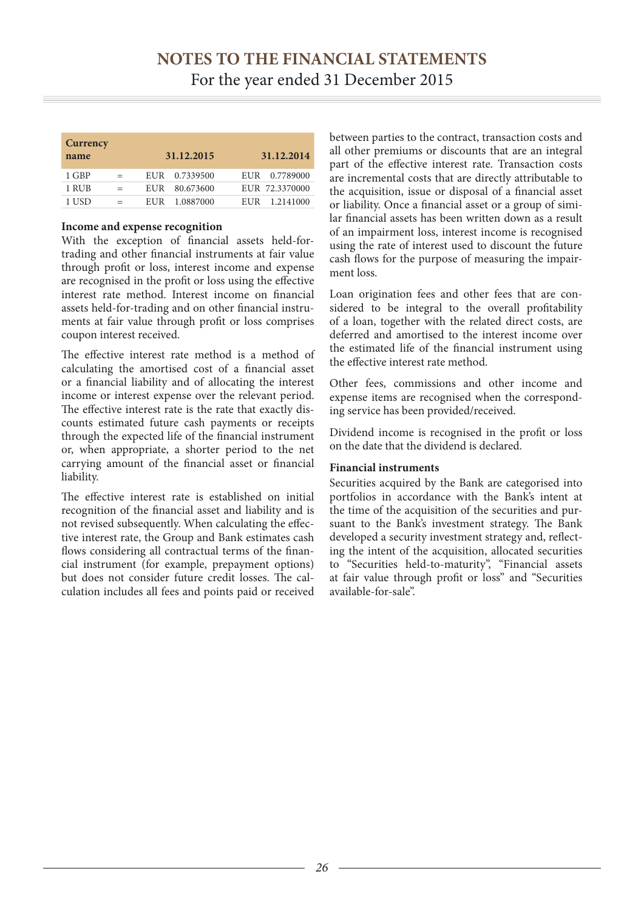| Currency name | | 31.12.2015 | 31.12.2014 |
|---|---|---|---|
| 1 GBP | = | EUR 0.7339500 | EUR 0.7789000 |
| 1 RUB | = | EUR 80.673600 | EUR 72.3370000 |
| 1 USD | = | EUR 1.0887000 | EUR 1.2141000 |

**Income and expense recognition**

With the exception of financial assets held-for-trading and other financial instruments at fair value through profit or loss, interest income and expense are recognised in the profit or loss using the effective interest rate method. Interest income on financial assets held-for-trading and on other financial instruments at fair value through profit or loss comprises coupon interest received.

The effective interest rate method is a method of calculating the amortised cost of a financial asset or a financial liability and of allocating the interest income or interest expense over the relevant period. The effective interest rate is the rate that exactly discounts estimated future cash payments or receipts through the expected life of the financial instrument or, when appropriate, a shorter period to the net carrying amount of the financial asset or financial liability.

The effective interest rate is established on initial recognition of the financial asset and liability and is not revised subsequently. When calculating the effective interest rate, the Group and Bank estimates cash flows considering all contractual terms of the financial instrument (for example, prepayment options) but does not consider future credit losses. The calculation includes all fees and points paid or received between parties to the contract, transaction costs and all other premiums or discounts that are an integral part of the effective interest rate. Transaction costs are incremental costs that are directly attributable to the acquisition, issue or disposal of a financial asset or liability. Once a financial asset or a group of similar financial assets has been written down as a result of an impairment loss, interest income is recognised using the rate of interest used to discount the future cash flows for the purpose of measuring the impairment loss.

Loan origination fees and other fees that are considered to be integral to the overall profitability of a loan, together with the related direct costs, are deferred and amortised to the interest income over the estimated life of the financial instrument using the effective interest rate method.

Other fees, commissions and other income and expense items are recognised when the corresponding service has been provided/received.

Dividend income is recognised in the profit or loss on the date that the dividend is declared.

**Financial instruments**

Securities acquired by the Bank are categorised into portfolios in accordance with the Bank's intent at the time of the acquisition of the securities and pursuant to the Bank's investment strategy. The Bank developed a security investment strategy and, reflecting the intent of the acquisition, allocated securities to "Securities held-to-maturity", "Financial assets at fair value through profit or loss" and "Securities available-for-sale".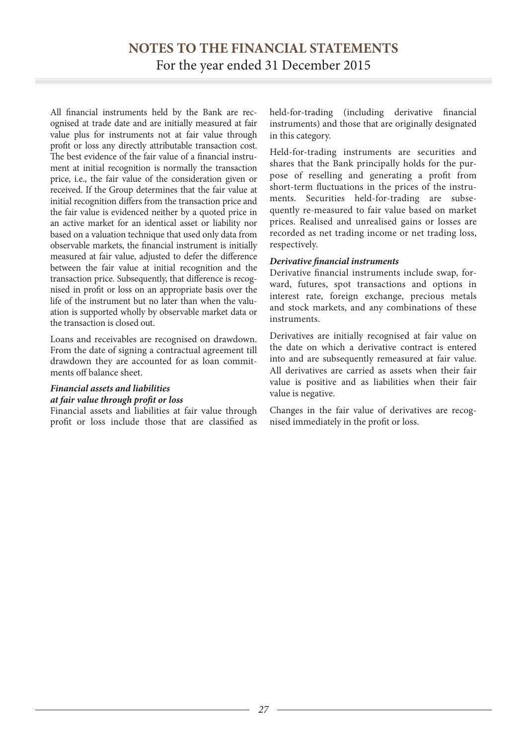All financial instruments held by the Bank are recognised at trade date and are initially measured at fair value plus for instruments not at fair value through profit or loss any directly attributable transaction cost. The best evidence of the fair value of a financial instrument at initial recognition is normally the transaction price, i.e., the fair value of the consideration given or received. If the Group determines that the fair value at initial recognition differs from the transaction price and the fair value is evidenced neither by a quoted price in an active market for an identical asset or liability nor based on a valuation technique that used only data from observable markets, the financial instrument is initially measured at fair value, adjusted to defer the difference between the fair value at initial recognition and the transaction price. Subsequently, that difference is recognised in profit or loss on an appropriate basis over the life of the instrument but no later than when the valuation is supported wholly by observable market data or the transaction is closed out.

Loans and receivables are recognised on drawdown. From the date of signing a contractual agreement till drawdown they are accounted for as loan commitments off balance sheet.

***Financial assets and liabilities at fair value through profit or loss***

Financial assets and liabilities at fair value through profit or loss include those that are classified as held-for-trading (including derivative financial instruments) and those that are originally designated in this category.

Held-for-trading instruments are securities and shares that the Bank principally holds for the purpose of reselling and generating a profit from short-term fluctuations in the prices of the instruments. Securities held-for-trading are subsequently re-measured to fair value based on market prices. Realised and unrealised gains or losses are recorded as net trading income or net trading loss, respectively.

***Derivative financial instruments***

Derivative financial instruments include swap, forward, futures, spot transactions and options in interest rate, foreign exchange, precious metals and stock markets, and any combinations of these instruments.

Derivatives are initially recognised at fair value on the date on which a derivative contract is entered into and are subsequently remeasured at fair value. All derivatives are carried as assets when their fair value is positive and as liabilities when their fair value is negative.

Changes in the fair value of derivatives are recognised immediately in the profit or loss.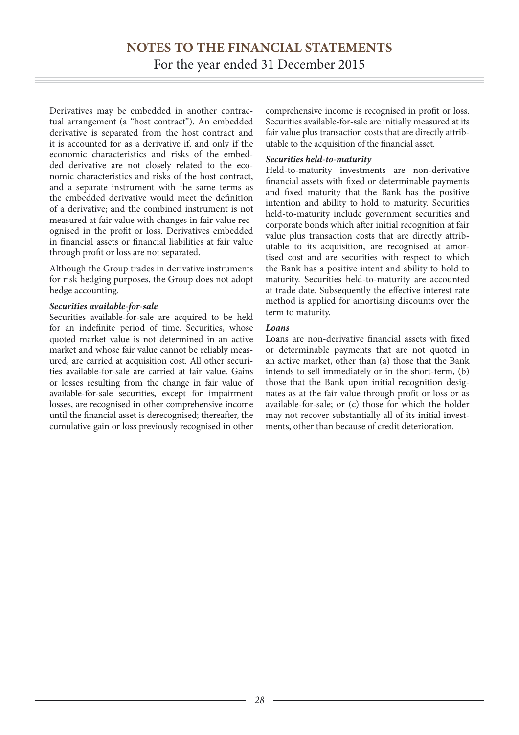Derivatives may be embedded in another contractual arrangement (a "host contract"). An embedded derivative is separated from the host contract and it is accounted for as a derivative if, and only if the economic characteristics and risks of the embedded derivative are not closely related to the economic characteristics and risks of the host contract, and a separate instrument with the same terms as the embedded derivative would meet the definition of a derivative; and the combined instrument is not measured at fair value with changes in fair value recognised in the profit or loss. Derivatives embedded in financial assets or financial liabilities at fair value through profit or loss are not separated.

Although the Group trades in derivative instruments for risk hedging purposes, the Group does not adopt hedge accounting.

***Securities available-for-sale***

Securities available-for-sale are acquired to be held for an indefinite period of time. Securities, whose quoted market value is not determined in an active market and whose fair value cannot be reliably measured, are carried at acquisition cost. All other securities available-for-sale are carried at fair value. Gains or losses resulting from the change in fair value of available-for-sale securities, except for impairment losses, are recognised in other comprehensive income until the financial asset is derecognised; thereafter, the cumulative gain or loss previously recognised in other comprehensive income is recognised in profit or loss. Securities available-for-sale are initially measured at its fair value plus transaction costs that are directly attributable to the acquisition of the financial asset.

***Securities held-to-maturity***

Held-to-maturity investments are non-derivative financial assets with fixed or determinable payments and fixed maturity that the Bank has the positive intention and ability to hold to maturity. Securities held-to-maturity include government securities and corporate bonds which after initial recognition at fair value plus transaction costs that are directly attributable to its acquisition, are recognised at amortised cost and are securities with respect to which the Bank has a positive intent and ability to hold to maturity. Securities held-to-maturity are accounted at trade date. Subsequently the effective interest rate method is applied for amortising discounts over the term to maturity.

***Loans***

Loans are non-derivative financial assets with fixed or determinable payments that are not quoted in an active market, other than (a) those that the Bank intends to sell immediately or in the short-term, (b) those that the Bank upon initial recognition designates as at the fair value through profit or loss or as available-for-sale; or (c) those for which the holder may not recover substantially all of its initial investments, other than because of credit deterioration.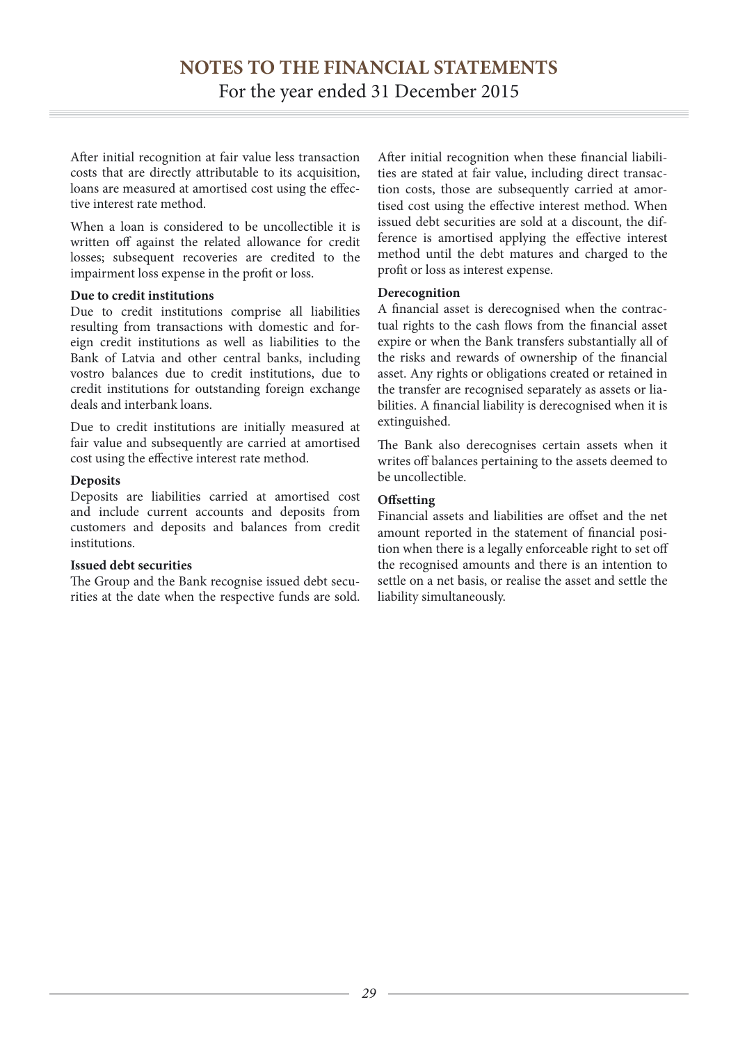After initial recognition at fair value less transaction costs that are directly attributable to its acquisition, loans are measured at amortised cost using the effective interest rate method.

When a loan is considered to be uncollectible it is written off against the related allowance for credit losses; subsequent recoveries are credited to the impairment loss expense in the profit or loss.

**Due to credit institutions**

Due to credit institutions comprise all liabilities resulting from transactions with domestic and foreign credit institutions as well as liabilities to the Bank of Latvia and other central banks, including vostro balances due to credit institutions, due to credit institutions for outstanding foreign exchange deals and interbank loans.

Due to credit institutions are initially measured at fair value and subsequently are carried at amortised cost using the effective interest rate method.

**Deposits**

Deposits are liabilities carried at amortised cost and include current accounts and deposits from customers and deposits and balances from credit institutions.

**Issued debt securities**

The Group and the Bank recognise issued debt securities at the date when the respective funds are sold. After initial recognition when these financial liabilities are stated at fair value, including direct transaction costs, those are subsequently carried at amortised cost using the effective interest method. When issued debt securities are sold at a discount, the difference is amortised applying the effective interest method until the debt matures and charged to the profit or loss as interest expense.

**Derecognition**

A financial asset is derecognised when the contractual rights to the cash flows from the financial asset expire or when the Bank transfers substantially all of the risks and rewards of ownership of the financial asset. Any rights or obligations created or retained in the transfer are recognised separately as assets or liabilities. A financial liability is derecognised when it is extinguished.

The Bank also derecognises certain assets when it writes off balances pertaining to the assets deemed to be uncollectible.

**Offsetting**

Financial assets and liabilities are offset and the net amount reported in the statement of financial position when there is a legally enforceable right to set off the recognised amounts and there is an intention to settle on a net basis, or realise the asset and settle the liability simultaneously.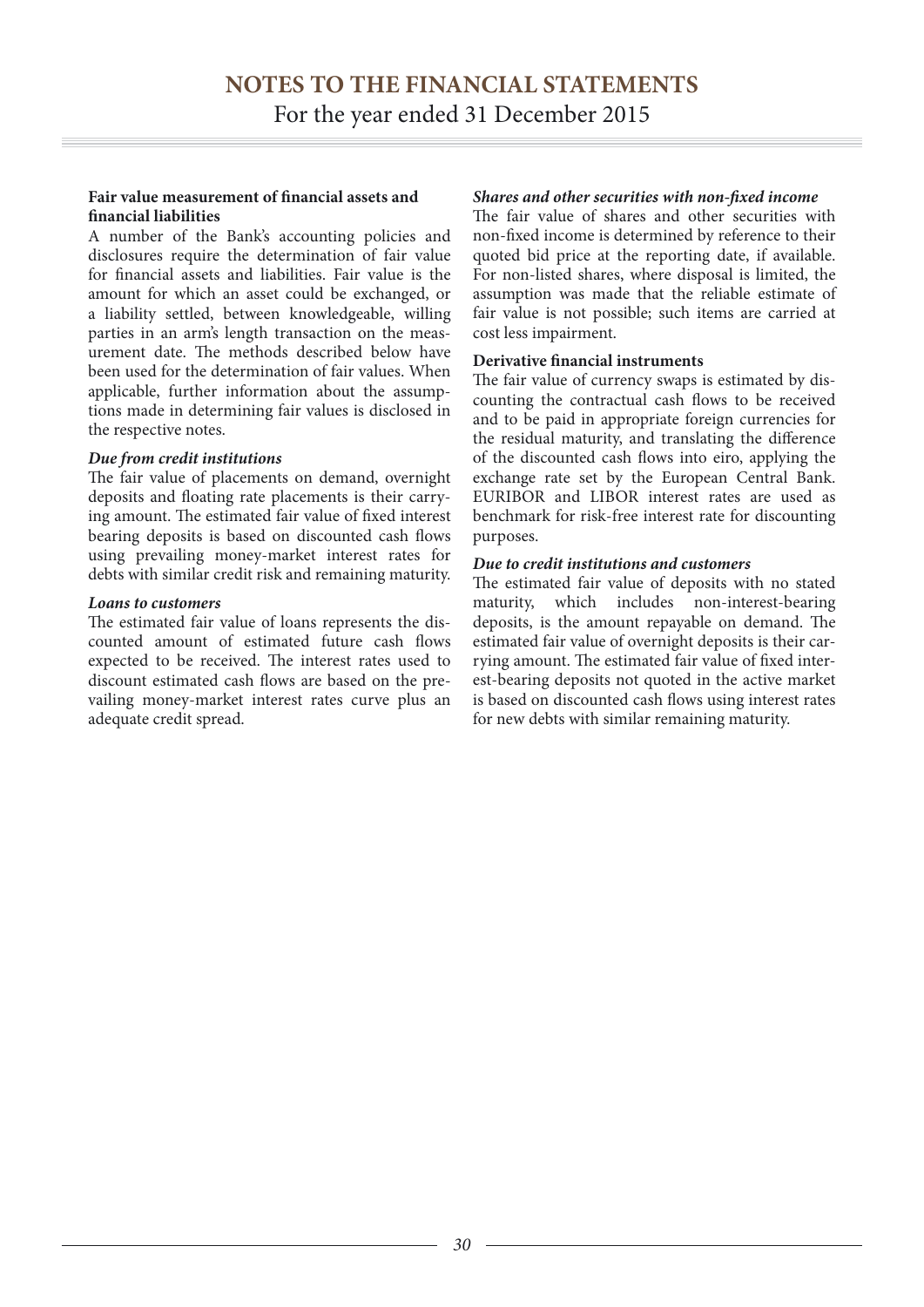**Fair value measurement of financial assets and financial liabilities**

A number of the Bank's accounting policies and disclosures require the determination of fair value for financial assets and liabilities. Fair value is the amount for which an asset could be exchanged, or a liability settled, between knowledgeable, willing parties in an arm's length transaction on the measurement date. The methods described below have been used for the determination of fair values. When applicable, further information about the assumptions made in determining fair values is disclosed in the respective notes.

***Due from credit institutions***

The fair value of placements on demand, overnight deposits and floating rate placements is their carrying amount. The estimated fair value of fixed interest bearing deposits is based on discounted cash flows using prevailing money-market interest rates for debts with similar credit risk and remaining maturity.

***Loans to customers***

The estimated fair value of loans represents the discounted amount of estimated future cash flows expected to be received. The interest rates used to discount estimated cash flows are based on the prevailing money-market interest rates curve plus an adequate credit spread.

***Shares and other securities with non-fixed income***

The fair value of shares and other securities with non-fixed income is determined by reference to their quoted bid price at the reporting date, if available. For non-listed shares, where disposal is limited, the assumption was made that the reliable estimate of fair value is not possible; such items are carried at cost less impairment.

**Derivative financial instruments**

The fair value of currency swaps is estimated by discounting the contractual cash flows to be received and to be paid in appropriate foreign currencies for the residual maturity, and translating the difference of the discounted cash flows into eiro, applying the exchange rate set by the European Central Bank. EURIBOR and LIBOR interest rates are used as benchmark for risk-free interest rate for discounting purposes.

***Due to credit institutions and customers***

The estimated fair value of deposits with no stated maturity, which includes non-interest-bearing deposits, is the amount repayable on demand. The estimated fair value of overnight deposits is their carrying amount. The estimated fair value of fixed interest-bearing deposits not quoted in the active market is based on discounted cash flows using interest rates for new debts with similar remaining maturity.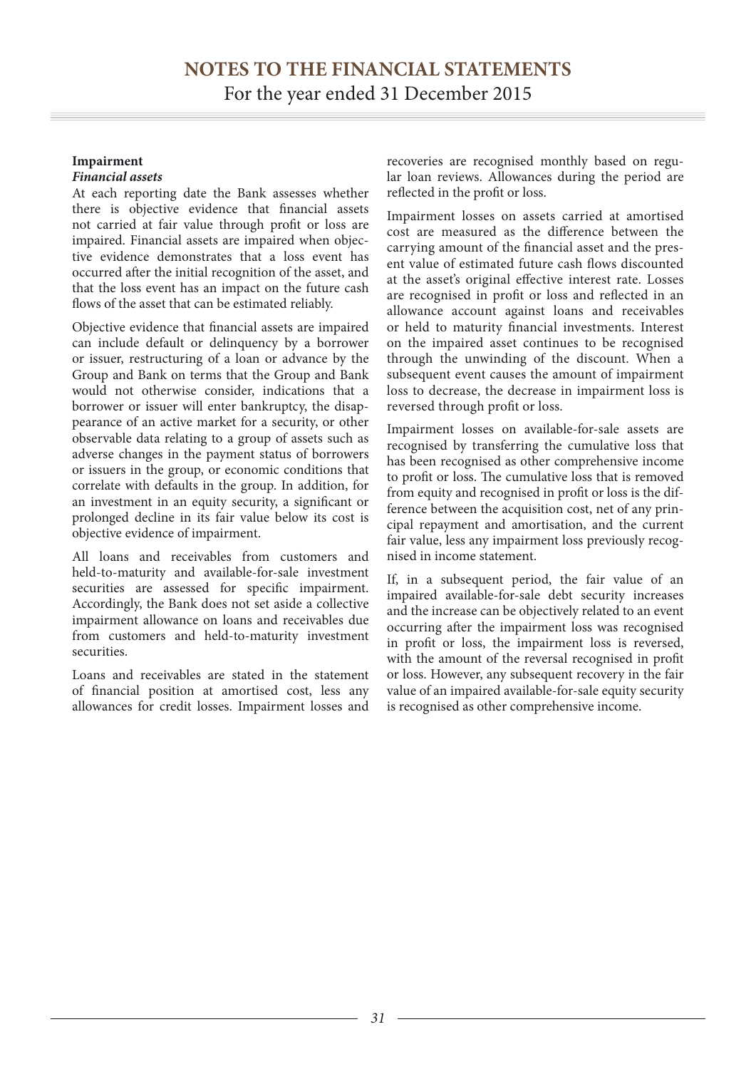### Impairment

***Financial assets***

At each reporting date the Bank assesses whether there is objective evidence that financial assets not carried at fair value through profit or loss are impaired. Financial assets are impaired when objective evidence demonstrates that a loss event has occurred after the initial recognition of the asset, and that the loss event has an impact on the future cash flows of the asset that can be estimated reliably.

Objective evidence that financial assets are impaired can include default or delinquency by a borrower or issuer, restructuring of a loan or advance by the Group and Bank on terms that the Group and Bank would not otherwise consider, indications that a borrower or issuer will enter bankruptcy, the disappearance of an active market for a security, or other observable data relating to a group of assets such as adverse changes in the payment status of borrowers or issuers in the group, or economic conditions that correlate with defaults in the group. In addition, for an investment in an equity security, a significant or prolonged decline in its fair value below its cost is objective evidence of impairment.

All loans and receivables from customers and held-to-maturity and available-for-sale investment securities are assessed for specific impairment. Accordingly, the Bank does not set aside a collective impairment allowance on loans and receivables due from customers and held-to-maturity investment securities.

Loans and receivables are stated in the statement of financial position at amortised cost, less any allowances for credit losses. Impairment losses and recoveries are recognised monthly based on regular loan reviews. Allowances during the period are reflected in the profit or loss.

Impairment losses on assets carried at amortised cost are measured as the difference between the carrying amount of the financial asset and the present value of estimated future cash flows discounted at the asset's original effective interest rate. Losses are recognised in profit or loss and reflected in an allowance account against loans and receivables or held to maturity financial investments. Interest on the impaired asset continues to be recognised through the unwinding of the discount. When a subsequent event causes the amount of impairment loss to decrease, the decrease in impairment loss is reversed through profit or loss.

Impairment losses on available-for-sale assets are recognised by transferring the cumulative loss that has been recognised as other comprehensive income to profit or loss. The cumulative loss that is removed from equity and recognised in profit or loss is the difference between the acquisition cost, net of any principal repayment and amortisation, and the current fair value, less any impairment loss previously recognised in income statement.

If, in a subsequent period, the fair value of an impaired available-for-sale debt security increases and the increase can be objectively related to an event occurring after the impairment loss was recognised in profit or loss, the impairment loss is reversed, with the amount of the reversal recognised in profit or loss. However, any subsequent recovery in the fair value of an impaired available-for-sale equity security is recognised as other comprehensive income.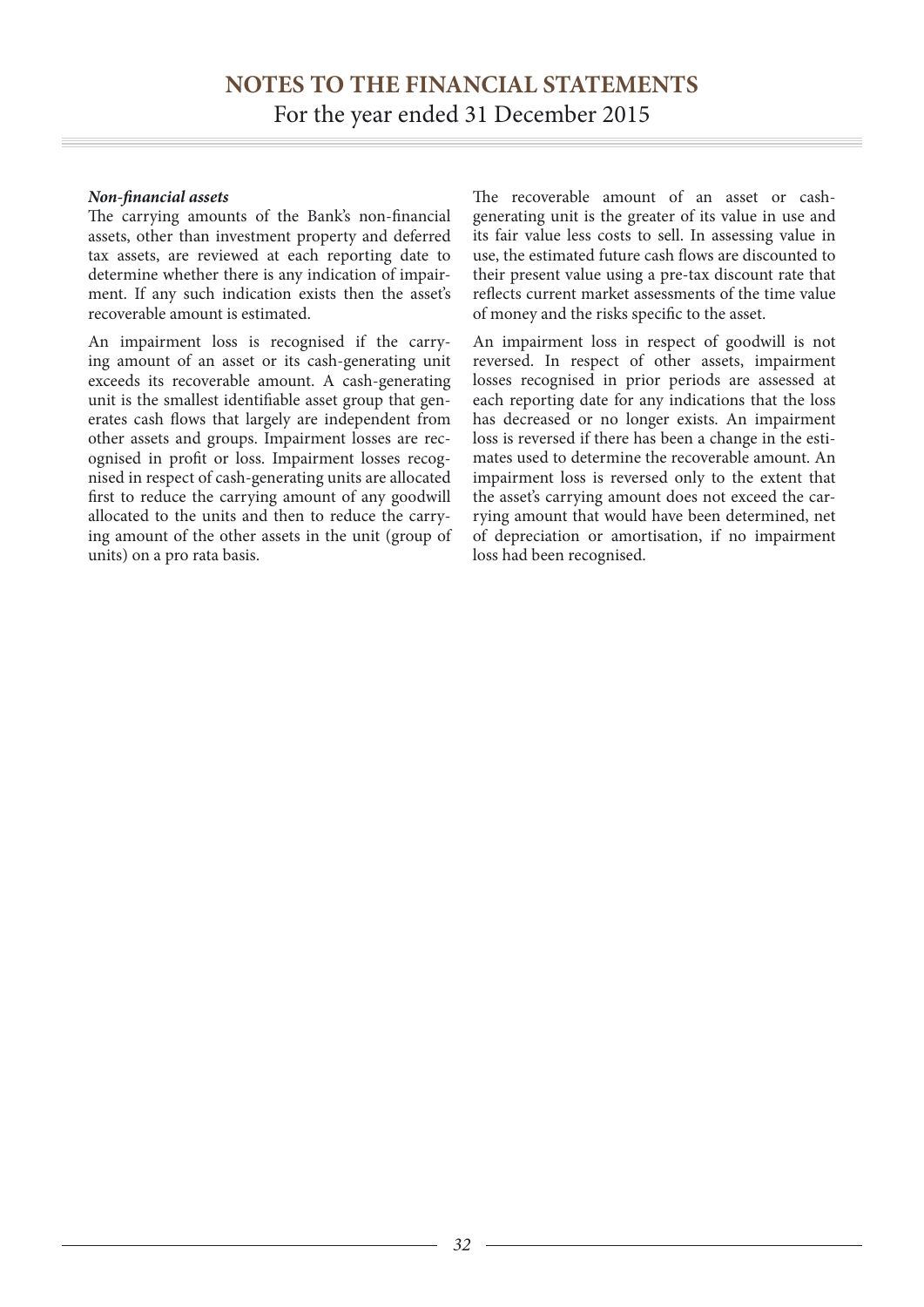***Non-financial assets***

The carrying amounts of the Bank's non-financial assets, other than investment property and deferred tax assets, are reviewed at each reporting date to determine whether there is any indication of impairment. If any such indication exists then the asset's recoverable amount is estimated.

An impairment loss is recognised if the carrying amount of an asset or its cash-generating unit exceeds its recoverable amount. A cash-generating unit is the smallest identifiable asset group that generates cash flows that largely are independent from other assets and groups. Impairment losses are recognised in profit or loss. Impairment losses recognised in respect of cash-generating units are allocated first to reduce the carrying amount of any goodwill allocated to the units and then to reduce the carrying amount of the other assets in the unit (group of units) on a pro rata basis.

The recoverable amount of an asset or cash-generating unit is the greater of its value in use and its fair value less costs to sell. In assessing value in use, the estimated future cash flows are discounted to their present value using a pre-tax discount rate that reflects current market assessments of the time value of money and the risks specific to the asset.

An impairment loss in respect of goodwill is not reversed. In respect of other assets, impairment losses recognised in prior periods are assessed at each reporting date for any indications that the loss has decreased or no longer exists. An impairment loss is reversed if there has been a change in the estimates used to determine the recoverable amount. An impairment loss is reversed only to the extent that the asset's carrying amount does not exceed the carrying amount that would have been determined, net of depreciation or amortisation, if no impairment loss had been recognised.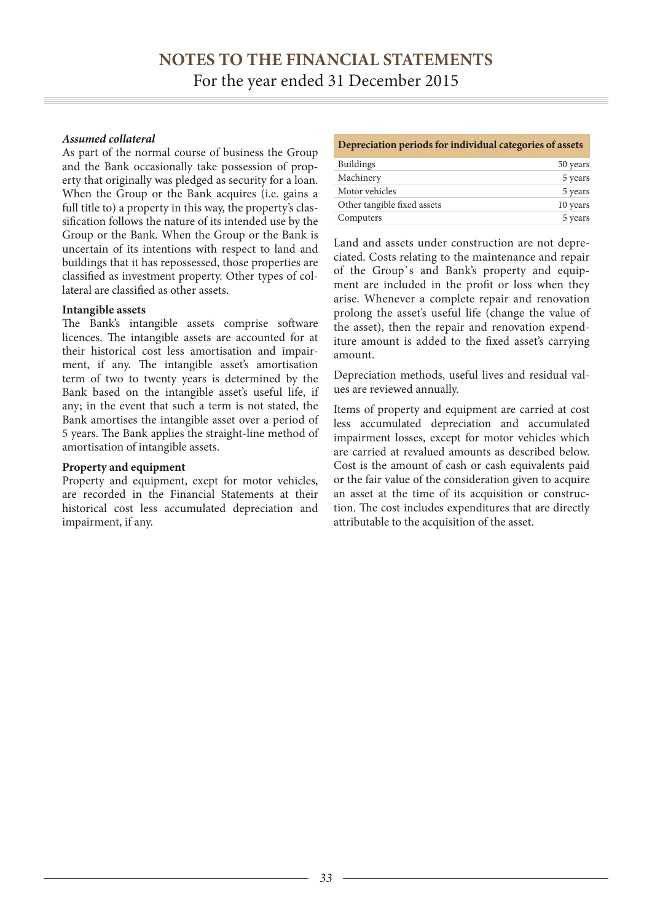***Assumed collateral***

As part of the normal course of business the Group and the Bank occasionally take possession of property that originally was pledged as security for a loan. When the Group or the Bank acquires (i.e. gains a full title to) a property in this way, the property's classification follows the nature of its intended use by the Group or the Bank. When the Group or the Bank is uncertain of its intentions with respect to land and buildings that it has repossessed, those properties are classified as investment property. Other types of collateral are classified as other assets.

**Intangible assets**

The Bank's intangible assets comprise software licences. The intangible assets are accounted for at their historical cost less amortisation and impairment, if any. The intangible asset's amortisation term of two to twenty years is determined by the Bank based on the intangible asset's useful life, if any; in the event that such a term is not stated, the Bank amortises the intangible asset over a period of 5 years. The Bank applies the straight-line method of amortisation of intangible assets.

**Property and equipment**

Property and equipment, exept for motor vehicles, are recorded in the Financial Statements at their historical cost less accumulated depreciation and impairment, if any.

| Depreciation periods for individual categories of assets | |
|---|---|
| Buildings | 50 years |
| Machinery | 5 years |
| Motor vehicles | 5 years |
| Other tangible fixed assets | 10 years |
| Computers | 5 years |

Land and assets under construction are not depreciated. Costs relating to the maintenance and repair of the Group`s and Bank's property and equipment are included in the profit or loss when they arise. Whenever a complete repair and renovation prolong the asset's useful life (change the value of the asset), then the repair and renovation expenditure amount is added to the fixed asset's carrying amount.

Depreciation methods, useful lives and residual values are reviewed annually.

Items of property and equipment are carried at cost less accumulated depreciation and accumulated impairment losses, except for motor vehicles which are carried at revalued amounts as described below. Cost is the amount of cash or cash equivalents paid or the fair value of the consideration given to acquire an asset at the time of its acquisition or construction. The cost includes expenditures that are directly attributable to the acquisition of the asset.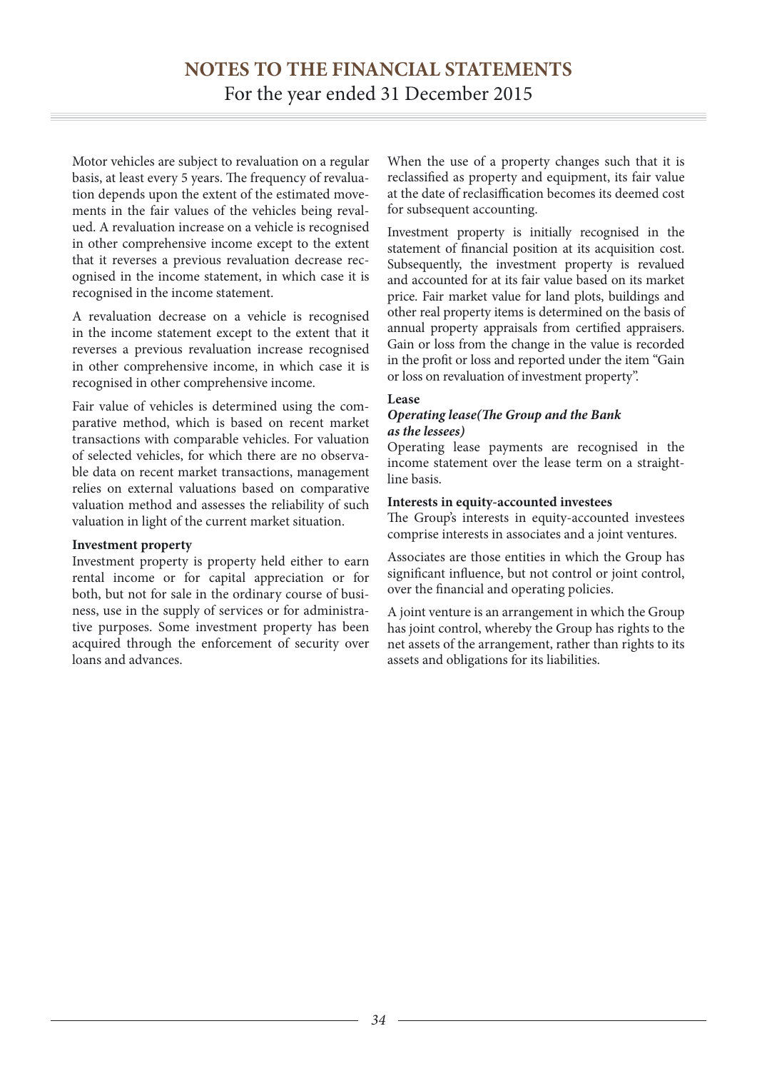Motor vehicles are subject to revaluation on a regular basis, at least every 5 years. The frequency of revaluation depends upon the extent of the estimated movements in the fair values of the vehicles being revalued. A revaluation increase on a vehicle is recognised in other comprehensive income except to the extent that it reverses a previous revaluation decrease recognised in the income statement, in which case it is recognised in the income statement.

A revaluation decrease on a vehicle is recognised in the income statement except to the extent that it reverses a previous revaluation increase recognised in other comprehensive income, in which case it is recognised in other comprehensive income.

Fair value of vehicles is determined using the comparative method, which is based on recent market transactions with comparable vehicles. For valuation of selected vehicles, for which there are no observable data on recent market transactions, management relies on external valuations based on comparative valuation method and assesses the reliability of such valuation in light of the current market situation.

**Investment property**

Investment property is property held either to earn rental income or for capital appreciation or for both, but not for sale in the ordinary course of business, use in the supply of services or for administrative purposes. Some investment property has been acquired through the enforcement of security over loans and advances.

When the use of a property changes such that it is reclassified as property and equipment, its fair value at the date of reclasiffication becomes its deemed cost for subsequent accounting.

Investment property is initially recognised in the statement of financial position at its acquisition cost. Subsequently, the investment property is revalued and accounted for at its fair value based on its market price. Fair market value for land plots, buildings and other real property items is determined on the basis of annual property appraisals from certified appraisers. Gain or loss from the change in the value is recorded in the profit or loss and reported under the item "Gain or loss on revaluation of investment property".

**Lease**

***Operating lease(The Group and the Bank as the lessees)***

Operating lease payments are recognised in the income statement over the lease term on a straight-line basis.

**Interests in equity-accounted investees**

The Group's interests in equity-accounted investees comprise interests in associates and a joint ventures.

Associates are those entities in which the Group has significant influence, but not control or joint control, over the financial and operating policies.

A joint venture is an arrangement in which the Group has joint control, whereby the Group has rights to the net assets of the arrangement, rather than rights to its assets and obligations for its liabilities.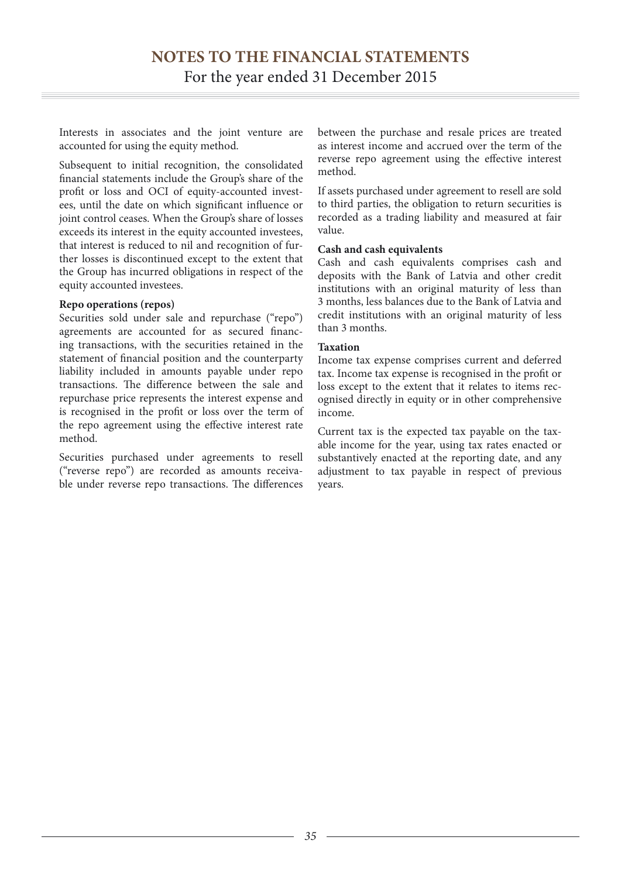Interests in associates and the joint venture are accounted for using the equity method.

Subsequent to initial recognition, the consolidated financial statements include the Group's share of the profit or loss and OCI of equity-accounted investees, until the date on which significant influence or joint control ceases. When the Group's share of losses exceeds its interest in the equity accounted investees, that interest is reduced to nil and recognition of further losses is discontinued except to the extent that the Group has incurred obligations in respect of the equity accounted investees.

**Repo operations (repos)**

Securities sold under sale and repurchase ("repo") agreements are accounted for as secured financing transactions, with the securities retained in the statement of financial position and the counterparty liability included in amounts payable under repo transactions. The difference between the sale and repurchase price represents the interest expense and is recognised in the profit or loss over the term of the repo agreement using the effective interest rate method.

Securities purchased under agreements to resell ("reverse repo") are recorded as amounts receivable under reverse repo transactions. The differences between the purchase and resale prices are treated as interest income and accrued over the term of the reverse repo agreement using the effective interest method.

If assets purchased under agreement to resell are sold to third parties, the obligation to return securities is recorded as a trading liability and measured at fair value.

**Cash and cash equivalents**

Cash and cash equivalents comprises cash and deposits with the Bank of Latvia and other credit institutions with an original maturity of less than 3 months, less balances due to the Bank of Latvia and credit institutions with an original maturity of less than 3 months.

**Taxation**

Income tax expense comprises current and deferred tax. Income tax expense is recognised in the profit or loss except to the extent that it relates to items recognised directly in equity or in other comprehensive income.

Current tax is the expected tax payable on the taxable income for the year, using tax rates enacted or substantively enacted at the reporting date, and any adjustment to tax payable in respect of previous years.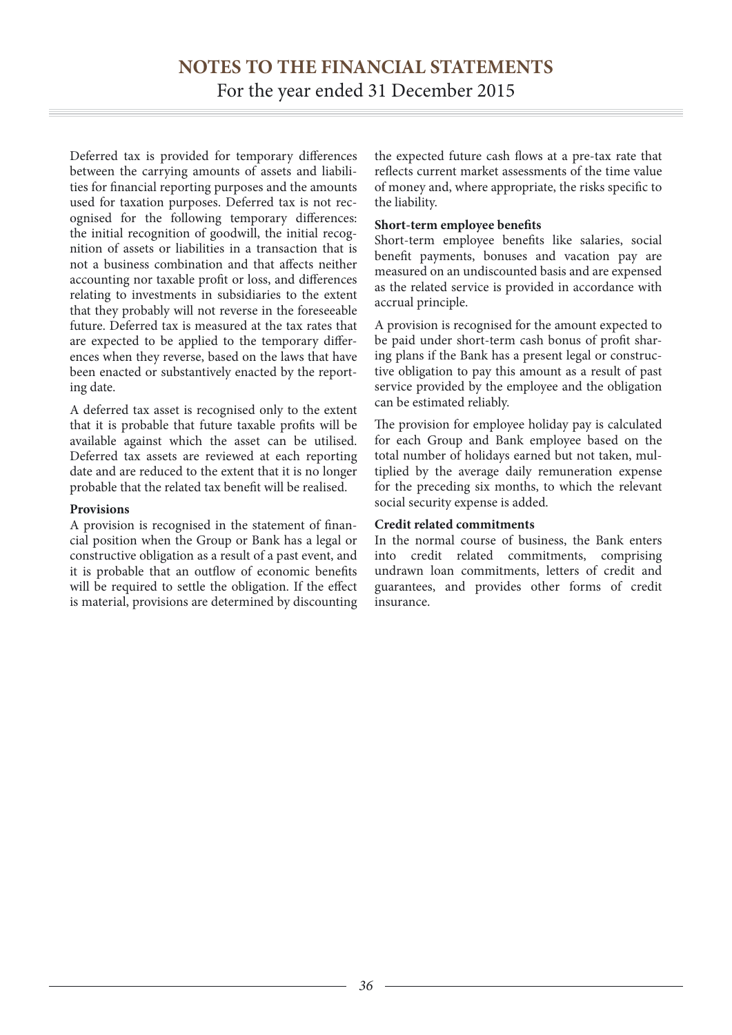Deferred tax is provided for temporary differences between the carrying amounts of assets and liabilities for financial reporting purposes and the amounts used for taxation purposes. Deferred tax is not recognised for the following temporary differences: the initial recognition of goodwill, the initial recognition of assets or liabilities in a transaction that is not a business combination and that affects neither accounting nor taxable profit or loss, and differences relating to investments in subsidiaries to the extent that they probably will not reverse in the foreseeable future. Deferred tax is measured at the tax rates that are expected to be applied to the temporary differences when they reverse, based on the laws that have been enacted or substantively enacted by the reporting date.

A deferred tax asset is recognised only to the extent that it is probable that future taxable profits will be available against which the asset can be utilised. Deferred tax assets are reviewed at each reporting date and are reduced to the extent that it is no longer probable that the related tax benefit will be realised.

**Provisions**

A provision is recognised in the statement of financial position when the Group or Bank has a legal or constructive obligation as a result of a past event, and it is probable that an outflow of economic benefits will be required to settle the obligation. If the effect is material, provisions are determined by discounting the expected future cash flows at a pre-tax rate that reflects current market assessments of the time value of money and, where appropriate, the risks specific to the liability.

**Short-term employee benefits**

Short-term employee benefits like salaries, social benefit payments, bonuses and vacation pay are measured on an undiscounted basis and are expensed as the related service is provided in accordance with accrual principle.

A provision is recognised for the amount expected to be paid under short-term cash bonus of profit sharing plans if the Bank has a present legal or constructive obligation to pay this amount as a result of past service provided by the employee and the obligation can be estimated reliably.

The provision for employee holiday pay is calculated for each Group and Bank employee based on the total number of holidays earned but not taken, multiplied by the average daily remuneration expense for the preceding six months, to which the relevant social security expense is added.

**Credit related commitments**

In the normal course of business, the Bank enters into credit related commitments, comprising undrawn loan commitments, letters of credit and guarantees, and provides other forms of credit insurance.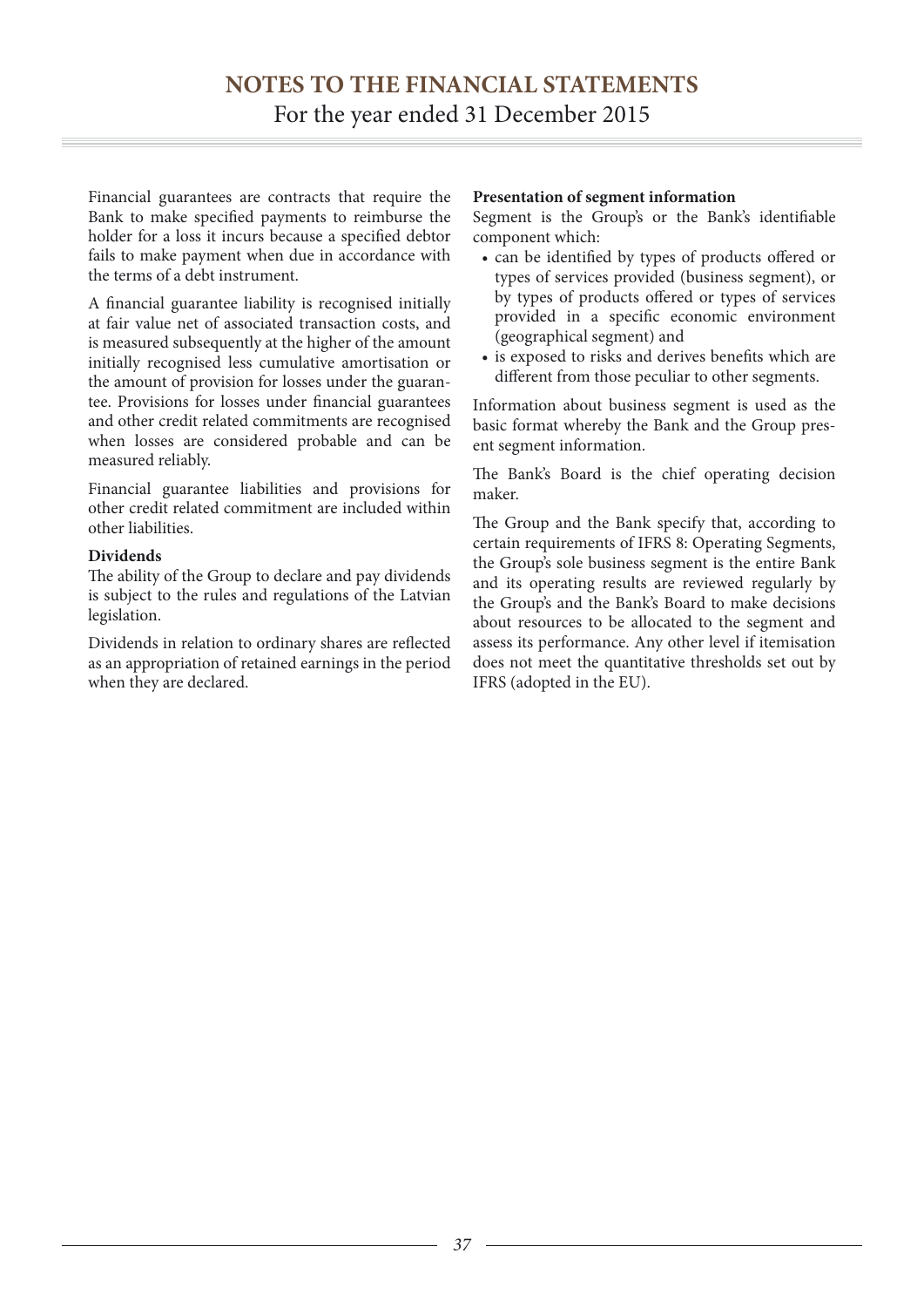Financial guarantees are contracts that require the Bank to make specified payments to reimburse the holder for a loss it incurs because a specified debtor fails to make payment when due in accordance with the terms of a debt instrument.

A financial guarantee liability is recognised initially at fair value net of associated transaction costs, and is measured subsequently at the higher of the amount initially recognised less cumulative amortisation or the amount of provision for losses under the guarantee. Provisions for losses under financial guarantees and other credit related commitments are recognised when losses are considered probable and can be measured reliably.

Financial guarantee liabilities and provisions for other credit related commitment are included within other liabilities.

**Dividends**

The ability of the Group to declare and pay dividends is subject to the rules and regulations of the Latvian legislation.

Dividends in relation to ordinary shares are reflected as an appropriation of retained earnings in the period when they are declared.

**Presentation of segment information**

Segment is the Group's or the Bank's identifiable component which:

- can be identified by types of products offered or types of services provided (business segment), or by types of products offered or types of services provided in a specific economic environment (geographical segment) and
- is exposed to risks and derives benefits which are different from those peculiar to other segments.

Information about business segment is used as the basic format whereby the Bank and the Group present segment information.

The Bank's Board is the chief operating decision maker.

The Group and the Bank specify that, according to certain requirements of IFRS 8: Operating Segments, the Group's sole business segment is the entire Bank and its operating results are reviewed regularly by the Group's and the Bank's Board to make decisions about resources to be allocated to the segment and assess its performance. Any other level if itemisation does not meet the quantitative thresholds set out by IFRS (adopted in the EU).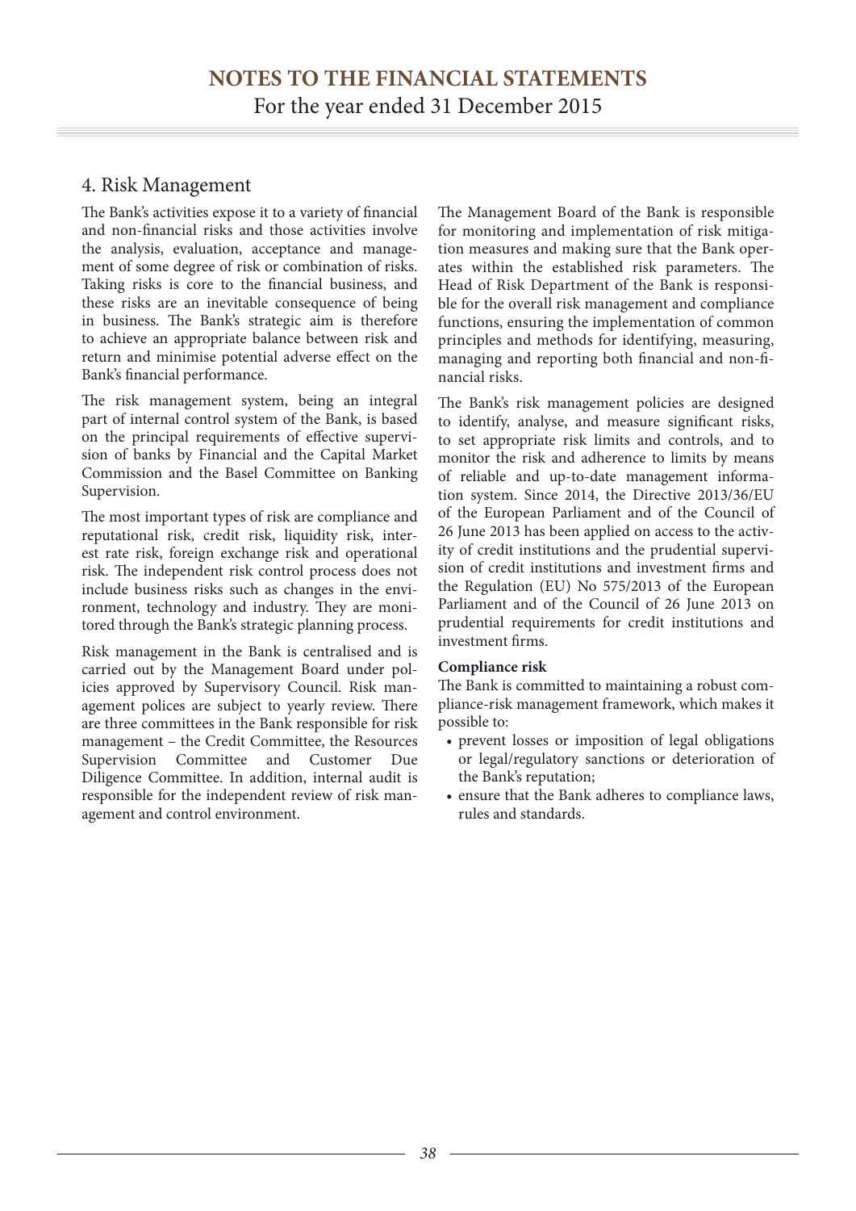# NOTES TO THE FINANCIAL STATEMENTS

For the year ended 31 December 2015

## 4. Risk Management

The Bank's activities expose it to a variety of financial and non-financial risks and those activities involve the analysis, evaluation, acceptance and management of some degree of risk or combination of risks. Taking risks is core to the financial business, and these risks are an inevitable consequence of being in business. The Bank's strategic aim is therefore to achieve an appropriate balance between risk and return and minimise potential adverse effect on the Bank's financial performance.

The risk management system, being an integral part of internal control system of the Bank, is based on the principal requirements of effective supervision of banks by Financial and the Capital Market Commission and the Basel Committee on Banking Supervision.

The most important types of risk are compliance and reputational risk, credit risk, liquidity risk, interest rate risk, foreign exchange risk and operational risk. The independent risk control process does not include business risks such as changes in the environment, technology and industry. They are monitored through the Bank's strategic planning process.

Risk management in the Bank is centralised and is carried out by the Management Board under policies approved by Supervisory Council. Risk management polices are subject to yearly review. There are three committees in the Bank responsible for risk management – the Credit Committee, the Resources Supervision Committee and Customer Due Diligence Committee. In addition, internal audit is responsible for the independent review of risk management and control environment.

The Management Board of the Bank is responsible for monitoring and implementation of risk mitigation measures and making sure that the Bank operates within the established risk parameters. The Head of Risk Department of the Bank is responsible for the overall risk management and compliance functions, ensuring the implementation of common principles and methods for identifying, measuring, managing and reporting both financial and non-financial risks.

The Bank's risk management policies are designed to identify, analyse, and measure significant risks, to set appropriate risk limits and controls, and to monitor the risk and adherence to limits by means of reliable and up-to-date management information system. Since 2014, the Directive 2013/36/EU of the European Parliament and of the Council of 26 June 2013 has been applied on access to the activity of credit institutions and the prudential supervision of credit institutions and investment firms and the Regulation (EU) No 575/2013 of the European Parliament and of the Council of 26 June 2013 on prudential requirements for credit institutions and investment firms.

**Compliance risk**

The Bank is committed to maintaining a robust compliance-risk management framework, which makes it possible to:

- prevent losses or imposition of legal obligations or legal/regulatory sanctions or deterioration of the Bank's reputation;
- ensure that the Bank adheres to compliance laws, rules and standards.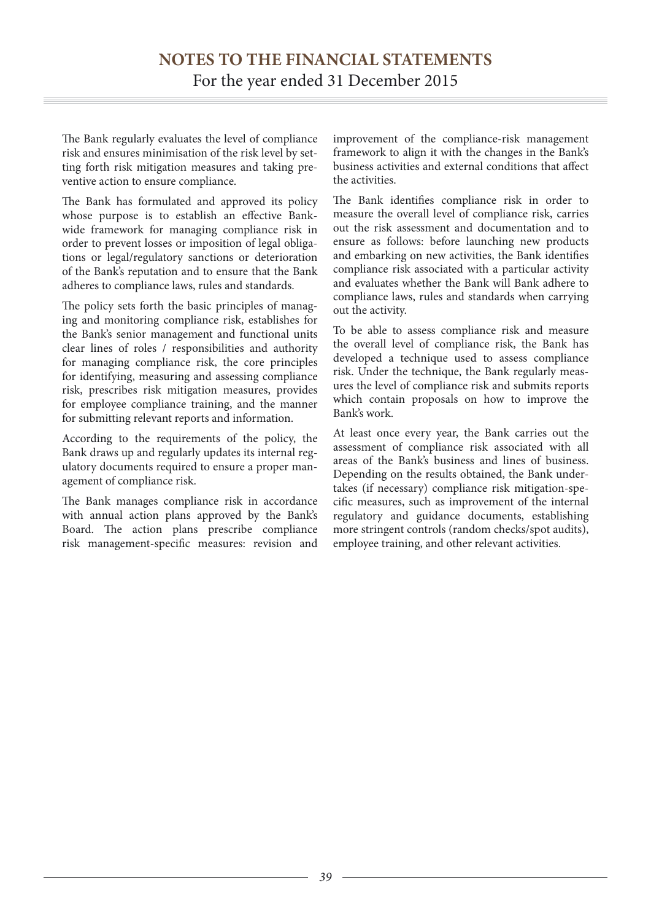The Bank regularly evaluates the level of compliance risk and ensures minimisation of the risk level by setting forth risk mitigation measures and taking preventive action to ensure compliance.

The Bank has formulated and approved its policy whose purpose is to establish an effective Bank-wide framework for managing compliance risk in order to prevent losses or imposition of legal obligations or legal/regulatory sanctions or deterioration of the Bank's reputation and to ensure that the Bank adheres to compliance laws, rules and standards.

The policy sets forth the basic principles of managing and monitoring compliance risk, establishes for the Bank's senior management and functional units clear lines of roles / responsibilities and authority for managing compliance risk, the core principles for identifying, measuring and assessing compliance risk, prescribes risk mitigation measures, provides for employee compliance training, and the manner for submitting relevant reports and information.

According to the requirements of the policy, the Bank draws up and regularly updates its internal regulatory documents required to ensure a proper management of compliance risk.

The Bank manages compliance risk in accordance with annual action plans approved by the Bank's Board. The action plans prescribe compliance risk management-specific measures: revision and improvement of the compliance-risk management framework to align it with the changes in the Bank's business activities and external conditions that affect the activities.

The Bank identifies compliance risk in order to measure the overall level of compliance risk, carries out the risk assessment and documentation and to ensure as follows: before launching new products and embarking on new activities, the Bank identifies compliance risk associated with a particular activity and evaluates whether the Bank will Bank adhere to compliance laws, rules and standards when carrying out the activity.

To be able to assess compliance risk and measure the overall level of compliance risk, the Bank has developed a technique used to assess compliance risk. Under the technique, the Bank regularly measures the level of compliance risk and submits reports which contain proposals on how to improve the Bank's work.

At least once every year, the Bank carries out the assessment of compliance risk associated with all areas of the Bank's business and lines of business. Depending on the results obtained, the Bank undertakes (if necessary) compliance risk mitigation-specific measures, such as improvement of the internal regulatory and guidance documents, establishing more stringent controls (random checks/spot audits), employee training, and other relevant activities.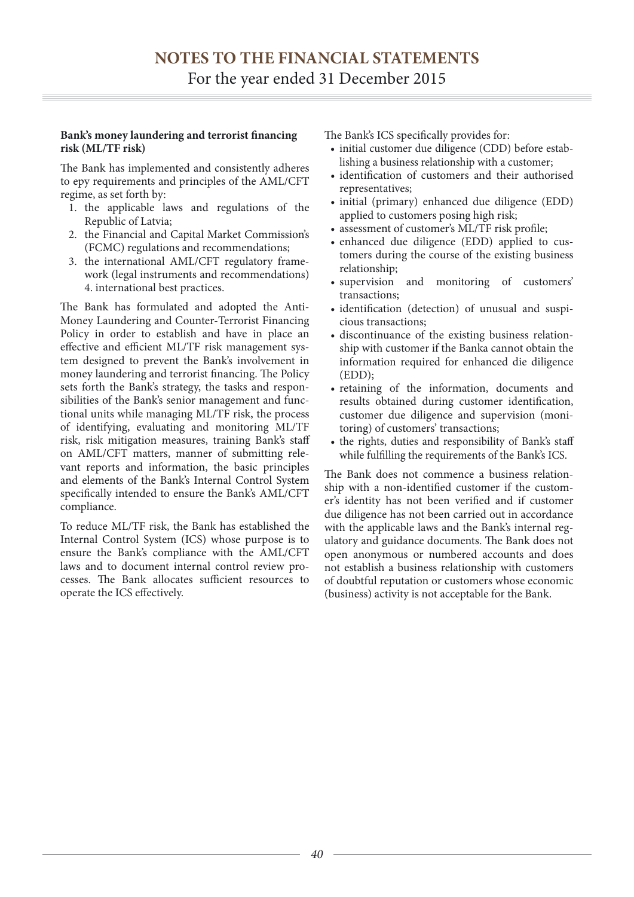**Bank's money laundering and terrorist financing risk (ML/TF risk)**

The Bank has implemented and consistently adheres to epy requirements and principles of the AML/CFT regime, as set forth by:

1. the applicable laws and regulations of the Republic of Latvia;
2. the Financial and Capital Market Commission's (FCMC) regulations and recommendations;
3. the international AML/CFT regulatory framework (legal instruments and recommendations) 4. international best practices.

The Bank has formulated and adopted the Anti-Money Laundering and Counter-Terrorist Financing Policy in order to establish and have in place an effective and efficient ML/TF risk management system designed to prevent the Bank's involvement in money laundering and terrorist financing. The Policy sets forth the Bank's strategy, the tasks and responsibilities of the Bank's senior management and functional units while managing ML/TF risk, the process of identifying, evaluating and monitoring ML/TF risk, risk mitigation measures, training Bank's staff on AML/CFT matters, manner of submitting relevant reports and information, the basic principles and elements of the Bank's Internal Control System specifically intended to ensure the Bank's AML/CFT compliance.

To reduce ML/TF risk, the Bank has established the Internal Control System (ICS) whose purpose is to ensure the Bank's compliance with the AML/CFT laws and to document internal control review processes. The Bank allocates sufficient resources to operate the ICS effectively.

The Bank's ICS specifically provides for:

- initial customer due diligence (CDD) before establishing a business relationship with a customer;
- identification of customers and their authorised representatives;
- initial (primary) enhanced due diligence (EDD) applied to customers posing high risk;
- assessment of customer's ML/TF risk profile;
- enhanced due diligence (EDD) applied to customers during the course of the existing business relationship;
- supervision and monitoring of customers' transactions;
- identification (detection) of unusual and suspicious transactions;
- discontinuance of the existing business relationship with customer if the Banka cannot obtain the information required for enhanced die diligence (EDD);
- retaining of the information, documents and results obtained during customer identification, customer due diligence and supervision (monitoring) of customers' transactions;
- the rights, duties and responsibility of Bank's staff while fulfilling the requirements of the Bank's ICS.

The Bank does not commence a business relationship with a non-identified customer if the customer's identity has not been verified and if customer due diligence has not been carried out in accordance with the applicable laws and the Bank's internal regulatory and guidance documents. The Bank does not open anonymous or numbered accounts and does not establish a business relationship with customers of doubtful reputation or customers whose economic (business) activity is not acceptable for the Bank.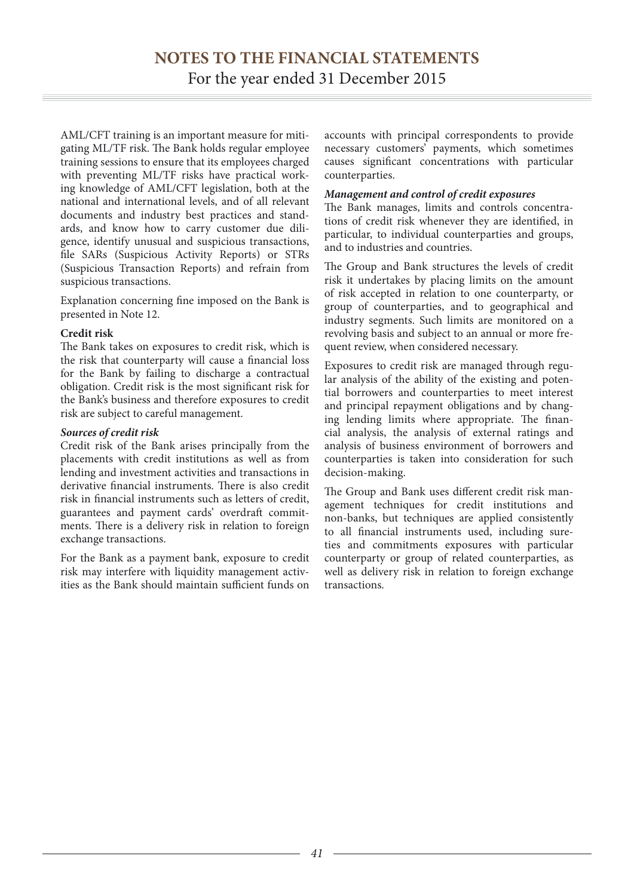AML/CFT training is an important measure for mitigating ML/TF risk. The Bank holds regular employee training sessions to ensure that its employees charged with preventing ML/TF risks have practical working knowledge of AML/CFT legislation, both at the national and international levels, and of all relevant documents and industry best practices and standards, and know how to carry customer due diligence, identify unusual and suspicious transactions, file SARs (Suspicious Activity Reports) or STRs (Suspicious Transaction Reports) and refrain from suspicious transactions.

Explanation concerning fine imposed on the Bank is presented in Note 12.

**Credit risk**

The Bank takes on exposures to credit risk, which is the risk that counterparty will cause a financial loss for the Bank by failing to discharge a contractual obligation. Credit risk is the most significant risk for the Bank's business and therefore exposures to credit risk are subject to careful management.

***Sources of credit risk***

Credit risk of the Bank arises principally from the placements with credit institutions as well as from lending and investment activities and transactions in derivative financial instruments. There is also credit risk in financial instruments such as letters of credit, guarantees and payment cards' overdraft commitments. There is a delivery risk in relation to foreign exchange transactions.

For the Bank as a payment bank, exposure to credit risk may interfere with liquidity management activities as the Bank should maintain sufficient funds on accounts with principal correspondents to provide necessary customers' payments, which sometimes causes significant concentrations with particular counterparties.

***Management and control of credit exposures***

The Bank manages, limits and controls concentrations of credit risk whenever they are identified, in particular, to individual counterparties and groups, and to industries and countries.

The Group and Bank structures the levels of credit risk it undertakes by placing limits on the amount of risk accepted in relation to one counterparty, or group of counterparties, and to geographical and industry segments. Such limits are monitored on a revolving basis and subject to an annual or more frequent review, when considered necessary.

Exposures to credit risk are managed through regular analysis of the ability of the existing and potential borrowers and counterparties to meet interest and principal repayment obligations and by changing lending limits where appropriate. The financial analysis, the analysis of external ratings and analysis of business environment of borrowers and counterparties is taken into consideration for such decision-making.

The Group and Bank uses different credit risk management techniques for credit institutions and non-banks, but techniques are applied consistently to all financial instruments used, including sureties and commitments exposures with particular counterparty or group of related counterparties, as well as delivery risk in relation to foreign exchange transactions.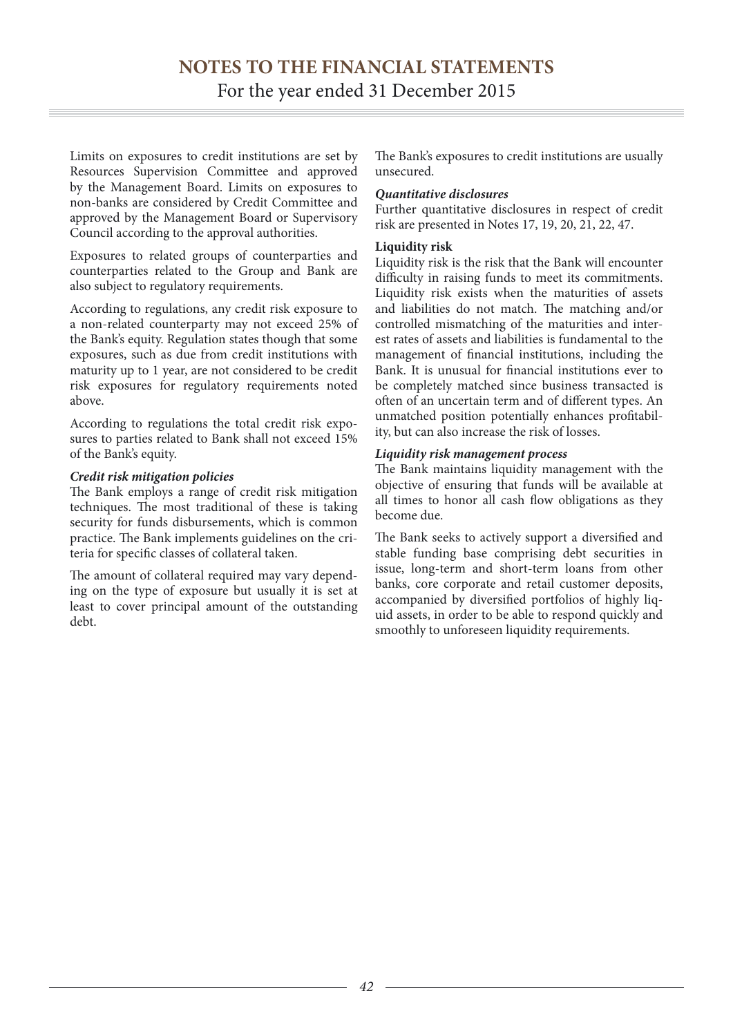Limits on exposures to credit institutions are set by Resources Supervision Committee and approved by the Management Board. Limits on exposures to non-banks are considered by Credit Committee and approved by the Management Board or Supervisory Council according to the approval authorities.

Exposures to related groups of counterparties and counterparties related to the Group and Bank are also subject to regulatory requirements.

According to regulations, any credit risk exposure to a non-related counterparty may not exceed 25% of the Bank's equity. Regulation states though that some exposures, such as due from credit institutions with maturity up to 1 year, are not considered to be credit risk exposures for regulatory requirements noted above.

According to regulations the total credit risk exposures to parties related to Bank shall not exceed 15% of the Bank's equity.

***Credit risk mitigation policies***

The Bank employs a range of credit risk mitigation techniques. The most traditional of these is taking security for funds disbursements, which is common practice. The Bank implements guidelines on the criteria for specific classes of collateral taken.

The amount of collateral required may vary depending on the type of exposure but usually it is set at least to cover principal amount of the outstanding debt.

The Bank's exposures to credit institutions are usually unsecured.

***Quantitative disclosures***

Further quantitative disclosures in respect of credit risk are presented in Notes 17, 19, 20, 21, 22, 47.

**Liquidity risk**

Liquidity risk is the risk that the Bank will encounter difficulty in raising funds to meet its commitments. Liquidity risk exists when the maturities of assets and liabilities do not match. The matching and/or controlled mismatching of the maturities and interest rates of assets and liabilities is fundamental to the management of financial institutions, including the Bank. It is unusual for financial institutions ever to be completely matched since business transacted is often of an uncertain term and of different types. An unmatched position potentially enhances profitability, but can also increase the risk of losses.

***Liquidity risk management process***

The Bank maintains liquidity management with the objective of ensuring that funds will be available at all times to honor all cash flow obligations as they become due.

The Bank seeks to actively support a diversified and stable funding base comprising debt securities in issue, long-term and short-term loans from other banks, core corporate and retail customer deposits, accompanied by diversified portfolios of highly liquid assets, in order to be able to respond quickly and smoothly to unforeseen liquidity requirements.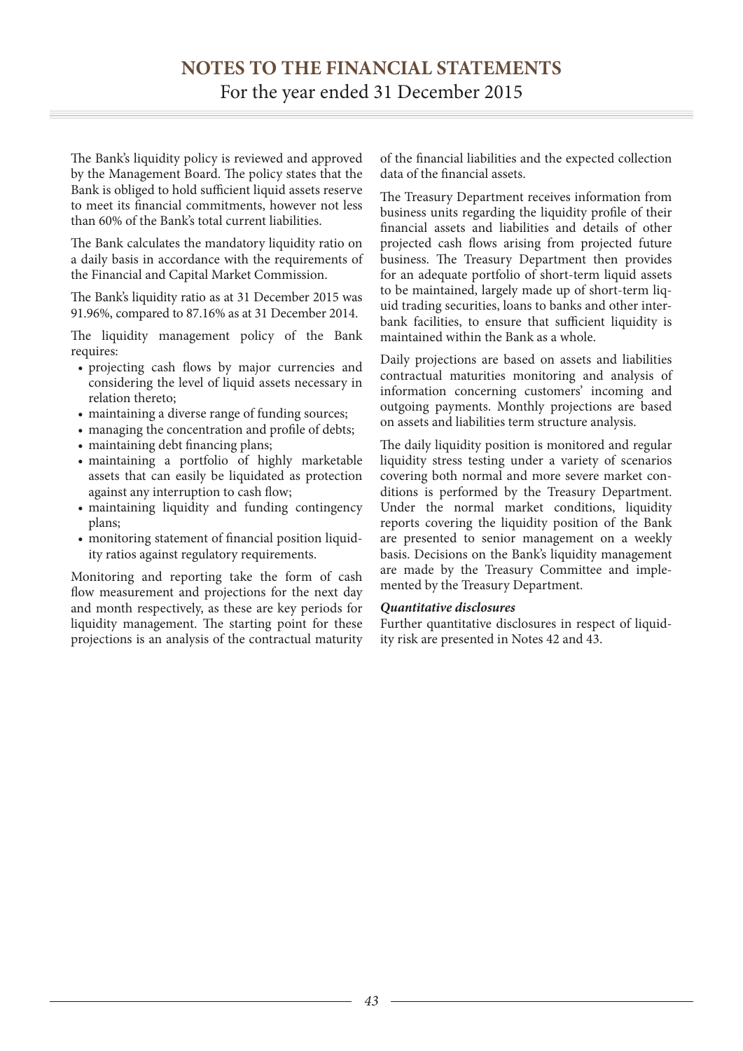The Bank's liquidity policy is reviewed and approved by the Management Board. The policy states that the Bank is obliged to hold sufficient liquid assets reserve to meet its financial commitments, however not less than 60% of the Bank's total current liabilities.

The Bank calculates the mandatory liquidity ratio on a daily basis in accordance with the requirements of the Financial and Capital Market Commission.

The Bank's liquidity ratio as at 31 December 2015 was 91.96%, compared to 87.16% as at 31 December 2014.

The liquidity management policy of the Bank requires:

- projecting cash flows by major currencies and considering the level of liquid assets necessary in relation thereto;
- maintaining a diverse range of funding sources;
- managing the concentration and profile of debts;
- maintaining debt financing plans;
- maintaining a portfolio of highly marketable assets that can easily be liquidated as protection against any interruption to cash flow;
- maintaining liquidity and funding contingency plans;
- monitoring statement of financial position liquidity ratios against regulatory requirements.

Monitoring and reporting take the form of cash flow measurement and projections for the next day and month respectively, as these are key periods for liquidity management. The starting point for these projections is an analysis of the contractual maturity of the financial liabilities and the expected collection data of the financial assets.

The Treasury Department receives information from business units regarding the liquidity profile of their financial assets and liabilities and details of other projected cash flows arising from projected future business. The Treasury Department then provides for an adequate portfolio of short-term liquid assets to be maintained, largely made up of short-term liquid trading securities, loans to banks and other interbank facilities, to ensure that sufficient liquidity is maintained within the Bank as a whole.

Daily projections are based on assets and liabilities contractual maturities monitoring and analysis of information concerning customers' incoming and outgoing payments. Monthly projections are based on assets and liabilities term structure analysis.

The daily liquidity position is monitored and regular liquidity stress testing under a variety of scenarios covering both normal and more severe market conditions is performed by the Treasury Department. Under the normal market conditions, liquidity reports covering the liquidity position of the Bank are presented to senior management on a weekly basis. Decisions on the Bank's liquidity management are made by the Treasury Committee and implemented by the Treasury Department.

***Quantitative disclosures***

Further quantitative disclosures in respect of liquidity risk are presented in Notes 42 and 43.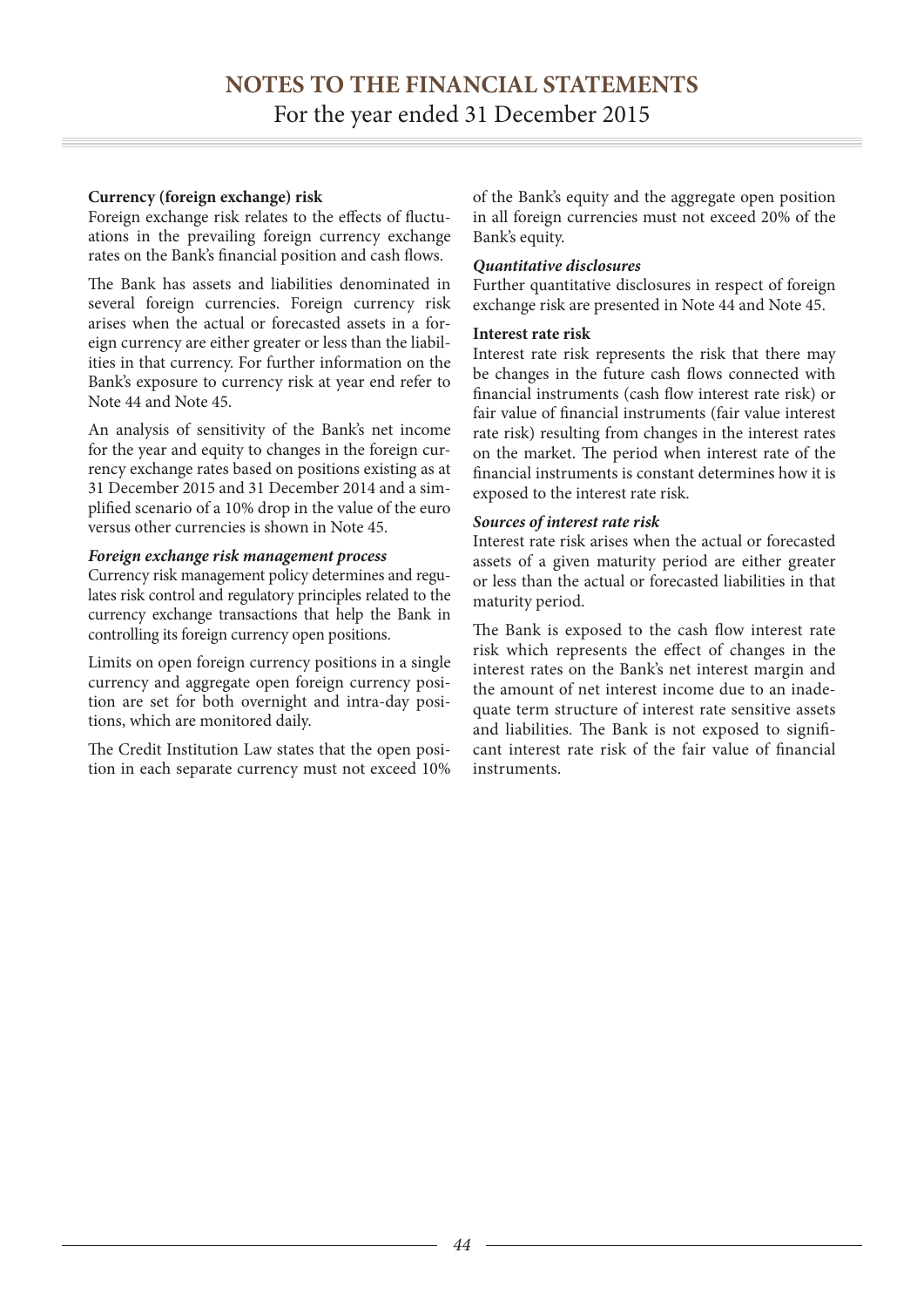**Currency (foreign exchange) risk**

Foreign exchange risk relates to the effects of fluctuations in the prevailing foreign currency exchange rates on the Bank's financial position and cash flows.

The Bank has assets and liabilities denominated in several foreign currencies. Foreign currency risk arises when the actual or forecasted assets in a foreign currency are either greater or less than the liabilities in that currency. For further information on the Bank's exposure to currency risk at year end refer to Note 44 and Note 45.

An analysis of sensitivity of the Bank's net income for the year and equity to changes in the foreign currency exchange rates based on positions existing as at 31 December 2015 and 31 December 2014 and a simplified scenario of a 10% drop in the value of the euro versus other currencies is shown in Note 45.

***Foreign exchange risk management process***

Currency risk management policy determines and regulates risk control and regulatory principles related to the currency exchange transactions that help the Bank in controlling its foreign currency open positions.

Limits on open foreign currency positions in a single currency and aggregate open foreign currency position are set for both overnight and intra-day positions, which are monitored daily.

The Credit Institution Law states that the open position in each separate currency must not exceed 10% of the Bank's equity and the aggregate open position in all foreign currencies must not exceed 20% of the Bank's equity.

***Quantitative disclosures***

Further quantitative disclosures in respect of foreign exchange risk are presented in Note 44 and Note 45.

**Interest rate risk**

Interest rate risk represents the risk that there may be changes in the future cash flows connected with financial instruments (cash flow interest rate risk) or fair value of financial instruments (fair value interest rate risk) resulting from changes in the interest rates on the market. The period when interest rate of the financial instruments is constant determines how it is exposed to the interest rate risk.

***Sources of interest rate risk***

Interest rate risk arises when the actual or forecasted assets of a given maturity period are either greater or less than the actual or forecasted liabilities in that maturity period.

The Bank is exposed to the cash flow interest rate risk which represents the effect of changes in the interest rates on the Bank's net interest margin and the amount of net interest income due to an inadequate term structure of interest rate sensitive assets and liabilities. The Bank is not exposed to significant interest rate risk of the fair value of financial instruments.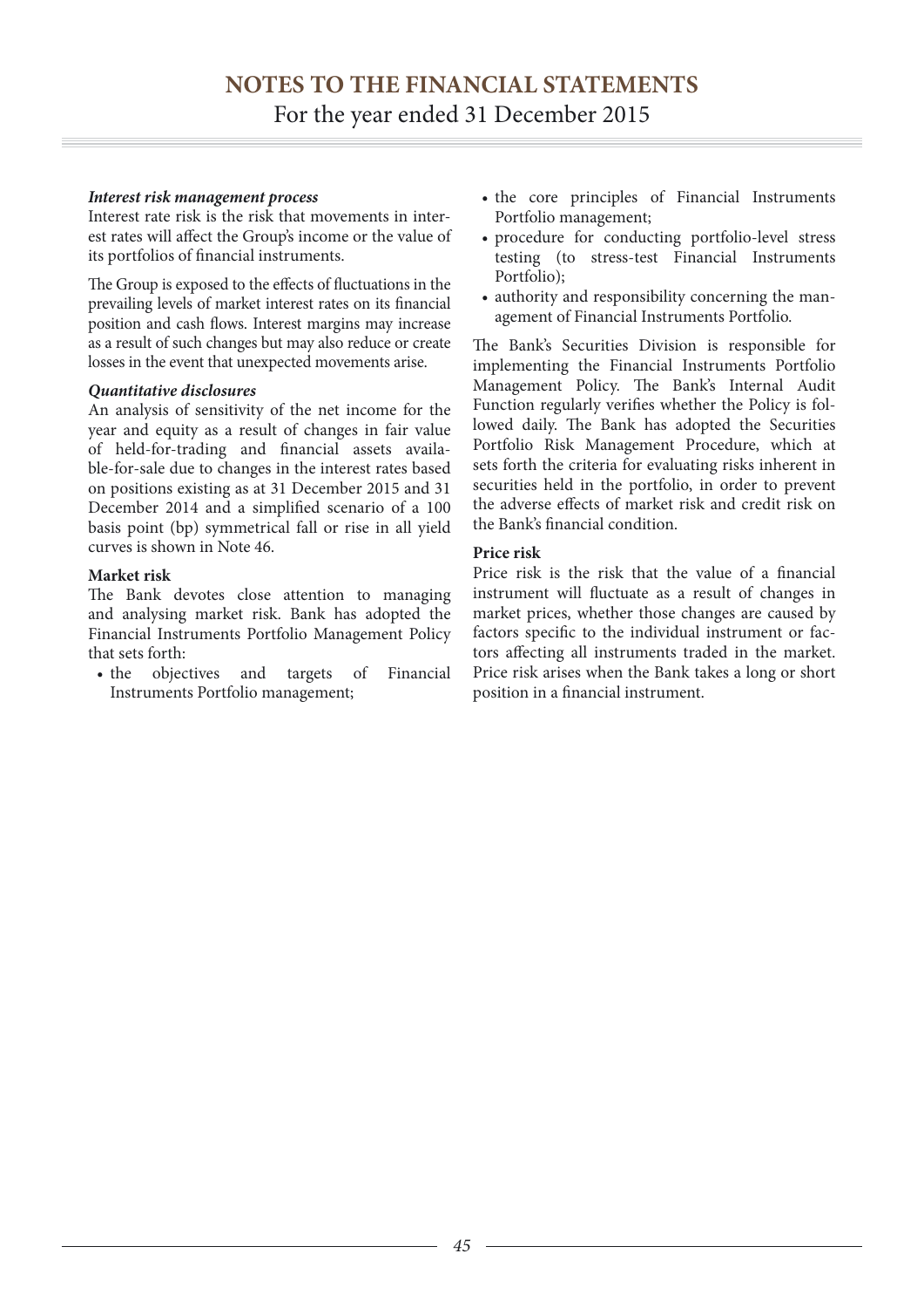***Interest risk management process***

Interest rate risk is the risk that movements in interest rates will affect the Group's income or the value of its portfolios of financial instruments.

The Group is exposed to the effects of fluctuations in the prevailing levels of market interest rates on its financial position and cash flows. Interest margins may increase as a result of such changes but may also reduce or create losses in the event that unexpected movements arise.

***Quantitative disclosures***

An analysis of sensitivity of the net income for the year and equity as a result of changes in fair value of held-for-trading and financial assets available-for-sale due to changes in the interest rates based on positions existing as at 31 December 2015 and 31 December 2014 and a simplified scenario of a 100 basis point (bp) symmetrical fall or rise in all yield curves is shown in Note 46.

**Market risk**

The Bank devotes close attention to managing and analysing market risk. Bank has adopted the Financial Instruments Portfolio Management Policy that sets forth:

- the objectives and targets of Financial Instruments Portfolio management;
- the core principles of Financial Instruments Portfolio management;
- procedure for conducting portfolio-level stress testing (to stress-test Financial Instruments Portfolio);
- authority and responsibility concerning the management of Financial Instruments Portfolio.

The Bank's Securities Division is responsible for implementing the Financial Instruments Portfolio Management Policy. The Bank's Internal Audit Function regularly verifies whether the Policy is followed daily. The Bank has adopted the Securities Portfolio Risk Management Procedure, which at sets forth the criteria for evaluating risks inherent in securities held in the portfolio, in order to prevent the adverse effects of market risk and credit risk on the Bank's financial condition.

**Price risk**

Price risk is the risk that the value of a financial instrument will fluctuate as a result of changes in market prices, whether those changes are caused by factors specific to the individual instrument or factors affecting all instruments traded in the market. Price risk arises when the Bank takes a long or short position in a financial instrument.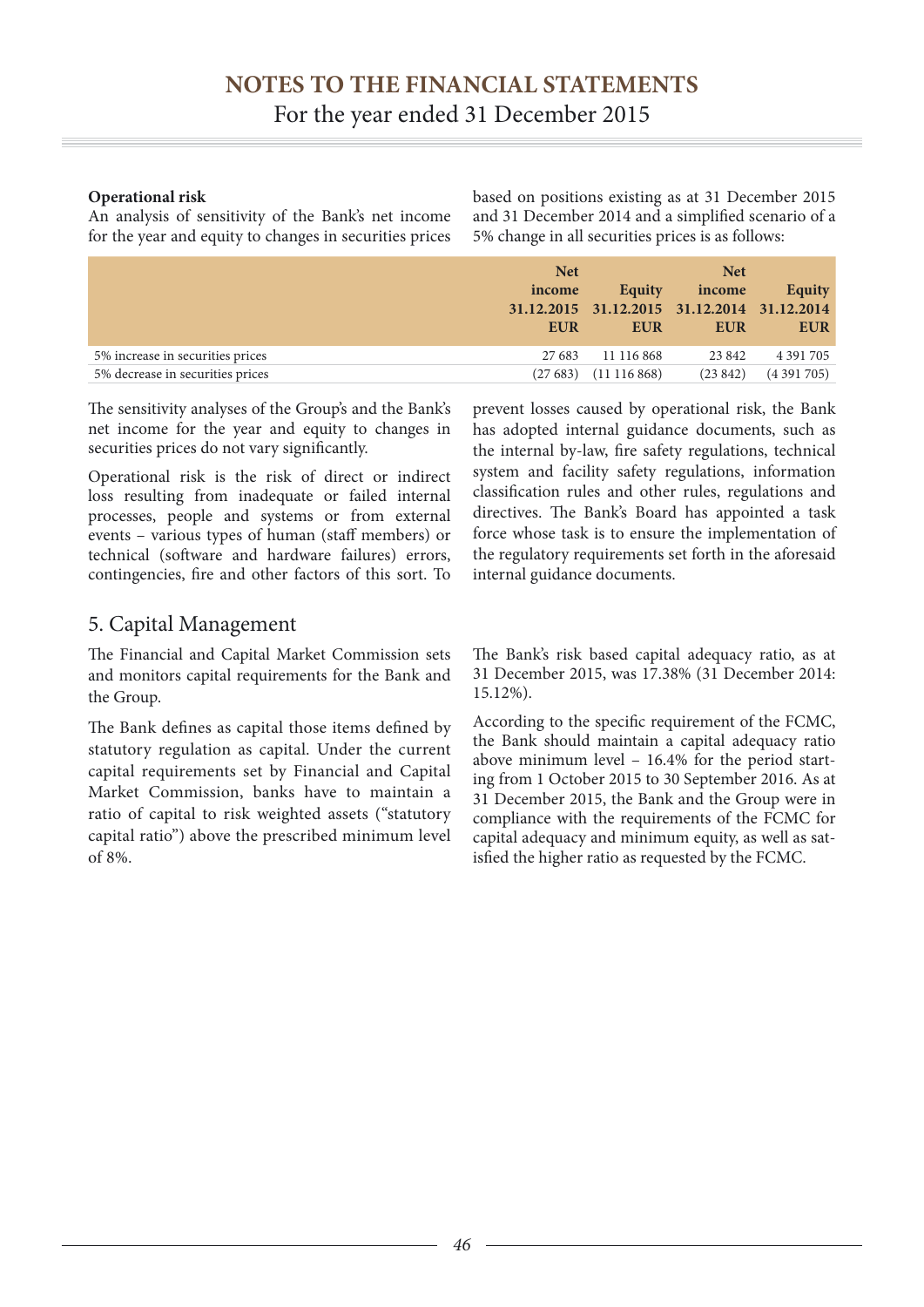**Operational risk**

An analysis of sensitivity of the Bank's net income for the year and equity to changes in securities prices based on positions existing as at 31 December 2015 and 31 December 2014 and a simplified scenario of a 5% change in all securities prices is as follows:

| | Net income 31.12.2015 EUR | Equity 31.12.2015 EUR | Net income 31.12.2014 EUR | Equity 31.12.2014 EUR |
|---|---|---|---|---|
| 5% increase in securities prices | 27 683 | 11 116 868 | 23 842 | 4 391 705 |
| 5% decrease in securities prices | (27 683) | (11 116 868) | (23 842) | (4 391 705) |

The sensitivity analyses of the Group's and the Bank's net income for the year and equity to changes in securities prices do not vary significantly.

Operational risk is the risk of direct or indirect loss resulting from inadequate or failed internal processes, people and systems or from external events – various types of human (staff members) or technical (software and hardware failures) errors, contingencies, fire and other factors of this sort. To prevent losses caused by operational risk, the Bank has adopted internal guidance documents, such as the internal by-law, fire safety regulations, technical system and facility safety regulations, information classification rules and other rules, regulations and directives. The Bank's Board has appointed a task force whose task is to ensure the implementation of the regulatory requirements set forth in the aforesaid internal guidance documents.

## 5. Capital Management

The Financial and Capital Market Commission sets and monitors capital requirements for the Bank and the Group.

The Bank defines as capital those items defined by statutory regulation as capital. Under the current capital requirements set by Financial and Capital Market Commission, banks have to maintain a ratio of capital to risk weighted assets ("statutory capital ratio") above the prescribed minimum level of 8%.

The Bank's risk based capital adequacy ratio, as at 31 December 2015, was 17.38% (31 December 2014: 15.12%).

According to the specific requirement of the FCMC, the Bank should maintain a capital adequacy ratio above minimum level – 16.4% for the period starting from 1 October 2015 to 30 September 2016. As at 31 December 2015, the Bank and the Group were in compliance with the requirements of the FCMC for capital adequacy and minimum equity, as well as satisfied the higher ratio as requested by the FCMC.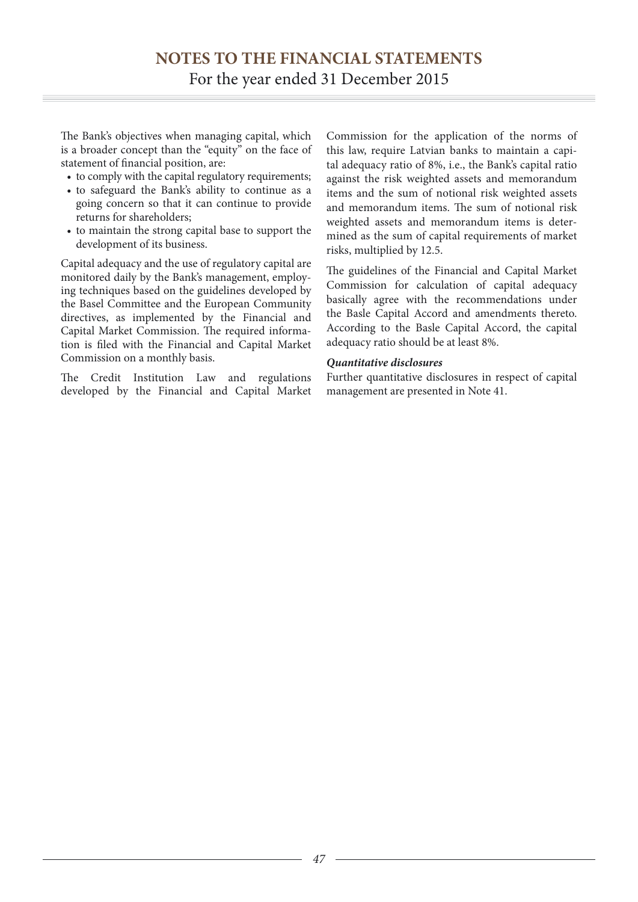The Bank's objectives when managing capital, which is a broader concept than the "equity" on the face of statement of financial position, are:

- to comply with the capital regulatory requirements;
- to safeguard the Bank's ability to continue as a going concern so that it can continue to provide returns for shareholders;
- to maintain the strong capital base to support the development of its business.

Capital adequacy and the use of regulatory capital are monitored daily by the Bank's management, employing techniques based on the guidelines developed by the Basel Committee and the European Community directives, as implemented by the Financial and Capital Market Commission. The required information is filed with the Financial and Capital Market Commission on a monthly basis.

The Credit Institution Law and regulations developed by the Financial and Capital Market Commission for the application of the norms of this law, require Latvian banks to maintain a capital adequacy ratio of 8%, i.e., the Bank's capital ratio against the risk weighted assets and memorandum items and the sum of notional risk weighted assets and memorandum items. The sum of notional risk weighted assets and memorandum items is determined as the sum of capital requirements of market risks, multiplied by 12.5.

The guidelines of the Financial and Capital Market Commission for calculation of capital adequacy basically agree with the recommendations under the Basle Capital Accord and amendments thereto. According to the Basle Capital Accord, the capital adequacy ratio should be at least 8%.

***Quantitative disclosures***

Further quantitative disclosures in respect of capital management are presented in Note 41.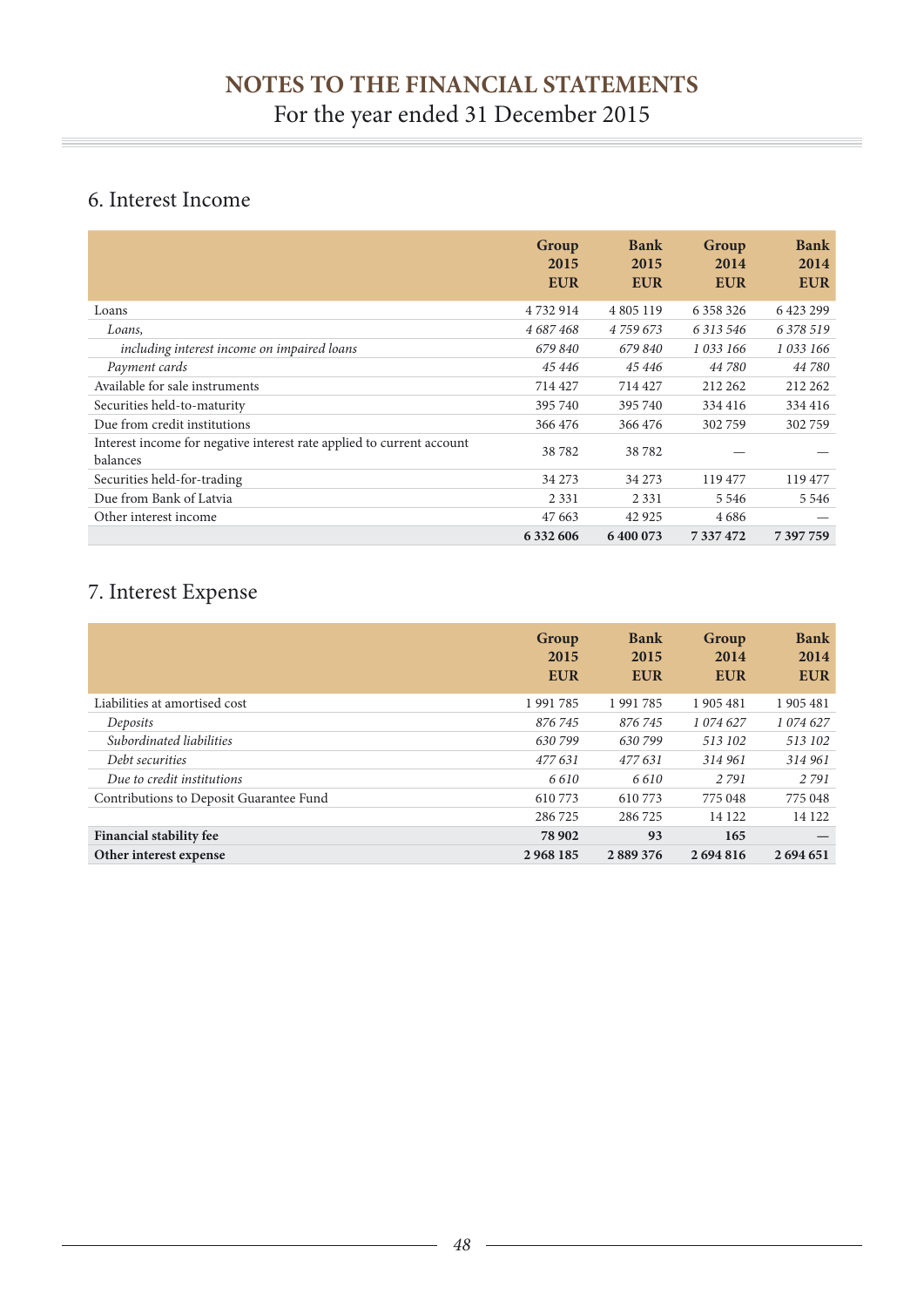# NOTES TO THE FINANCIAL STATEMENTS

For the year ended 31 December 2015

## 6. Interest Income

| | Group 2015 EUR | Bank 2015 EUR | Group 2014 EUR | Bank 2014 EUR |
|---|---|---|---|---|
| Loans | 4 732 914 | 4 805 119 | 6 358 326 | 6 423 299 |
| *Loans,* | *4 687 468* | *4 759 673* | *6 313 546* | *6 378 519* |
| *including interest income on impaired loans* | *679 840* | *679 840* | *1 033 166* | *1 033 166* |
| *Payment cards* | *45 446* | *45 446* | *44 780* | *44 780* |
| Available for sale instruments | 714 427 | 714 427 | 212 262 | 212 262 |
| Securities held-to-maturity | 395 740 | 395 740 | 334 416 | 334 416 |
| Due from credit institutions | 366 476 | 366 476 | 302 759 | 302 759 |
| Interest income for negative interest rate applied to current account balances | 38 782 | 38 782 | — | — |
| Securities held-for-trading | 34 273 | 34 273 | 119 477 | 119 477 |
| Due from Bank of Latvia | 2 331 | 2 331 | 5 546 | 5 546 |
| Other interest income | 47 663 | 42 925 | 4 686 | — |
| | **6 332 606** | **6 400 073** | **7 337 472** | **7 397 759** |

## 7. Interest Expense

| | Group 2015 EUR | Bank 2015 EUR | Group 2014 EUR | Bank 2014 EUR |
|---|---|---|---|---|
| Liabilities at amortised cost | 1 991 785 | 1 991 785 | 1 905 481 | 1 905 481 |
| *Deposits* | *876 745* | *876 745* | *1 074 627* | *1 074 627* |
| *Subordinated liabilities* | *630 799* | *630 799* | *513 102* | *513 102* |
| *Debt securities* | *477 631* | *477 631* | *314 961* | *314 961* |
| *Due to credit institutions* | *6 610* | *6 610* | *2 791* | *2 791* |
| Contributions to Deposit Guarantee Fund | 610 773 | 610 773 | 775 048 | 775 048 |
| | 286 725 | 286 725 | 14 122 | 14 122 |
| **Financial stability fee** | **78 902** | **93** | **165** | **—** |
| **Other interest expense** | **2 968 185** | **2 889 376** | **2 694 816** | **2 694 651** |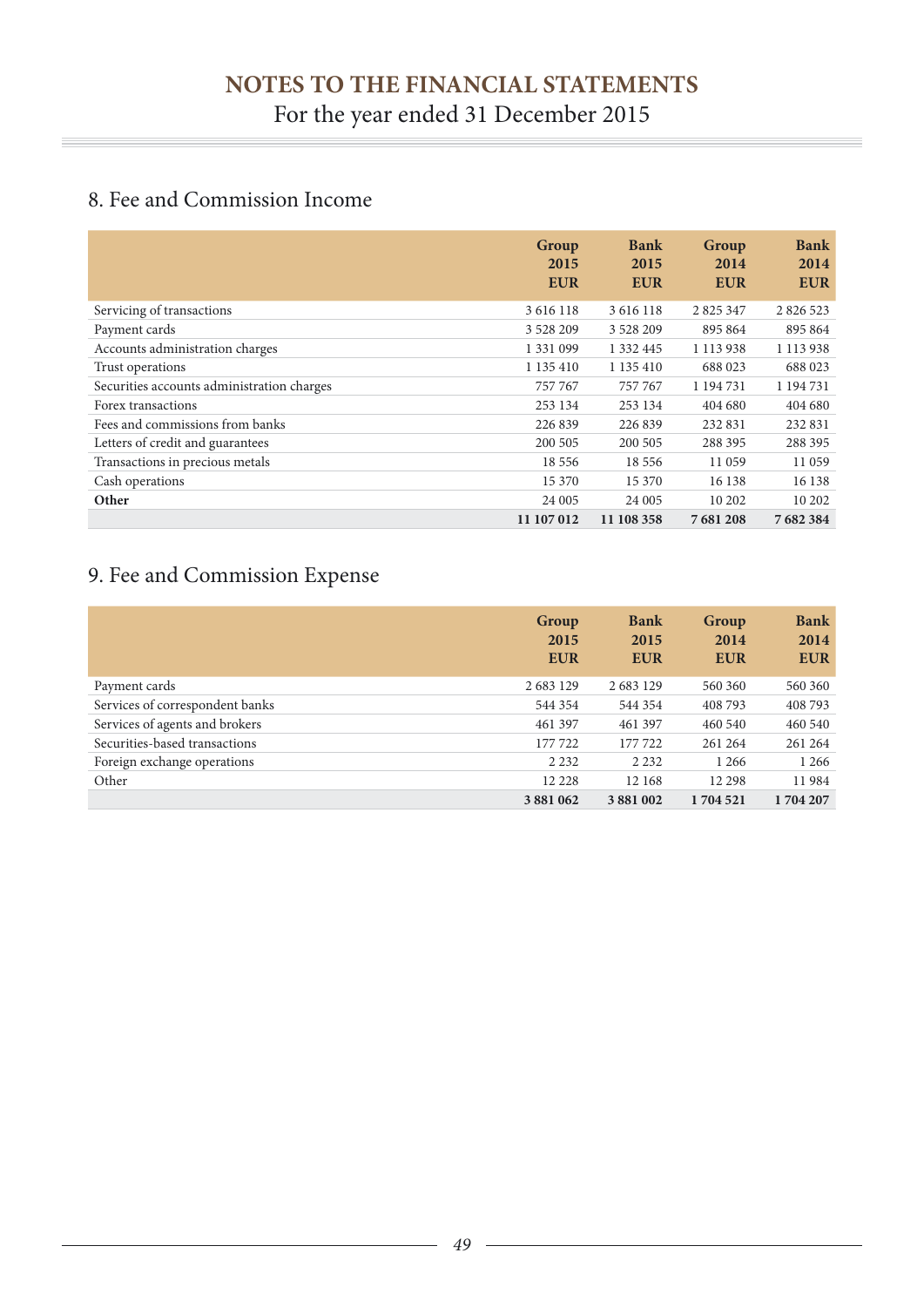# NOTES TO THE FINANCIAL STATEMENTS

For the year ended 31 December 2015

## 8. Fee and Commission Income

| | Group 2015 EUR | Bank 2015 EUR | Group 2014 EUR | Bank 2014 EUR |
|---|---|---|---|---|
| Servicing of transactions | 3 616 118 | 3 616 118 | 2 825 347 | 2 826 523 |
| Payment cards | 3 528 209 | 3 528 209 | 895 864 | 895 864 |
| Accounts administration charges | 1 331 099 | 1 332 445 | 1 113 938 | 1 113 938 |
| Trust operations | 1 135 410 | 1 135 410 | 688 023 | 688 023 |
| Securities accounts administration charges | 757 767 | 757 767 | 1 194 731 | 1 194 731 |
| Forex transactions | 253 134 | 253 134 | 404 680 | 404 680 |
| Fees and commissions from banks | 226 839 | 226 839 | 232 831 | 232 831 |
| Letters of credit and guarantees | 200 505 | 200 505 | 288 395 | 288 395 |
| Transactions in precious metals | 18 556 | 18 556 | 11 059 | 11 059 |
| Cash operations | 15 370 | 15 370 | 16 138 | 16 138 |
| **Other** | 24 005 | 24 005 | 10 202 | 10 202 |
| | **11 107 012** | **11 108 358** | **7 681 208** | **7 682 384** |

## 9. Fee and Commission Expense

| | Group 2015 EUR | Bank 2015 EUR | Group 2014 EUR | Bank 2014 EUR |
|---|---|---|---|---|
| Payment cards | 2 683 129 | 2 683 129 | 560 360 | 560 360 |
| Services of correspondent banks | 544 354 | 544 354 | 408 793 | 408 793 |
| Services of agents and brokers | 461 397 | 461 397 | 460 540 | 460 540 |
| Securities-based transactions | 177 722 | 177 722 | 261 264 | 261 264 |
| Foreign exchange operations | 2 232 | 2 232 | 1 266 | 1 266 |
| Other | 12 228 | 12 168 | 12 298 | 11 984 |
| | **3 881 062** | **3 881 002** | **1 704 521** | **1 704 207** |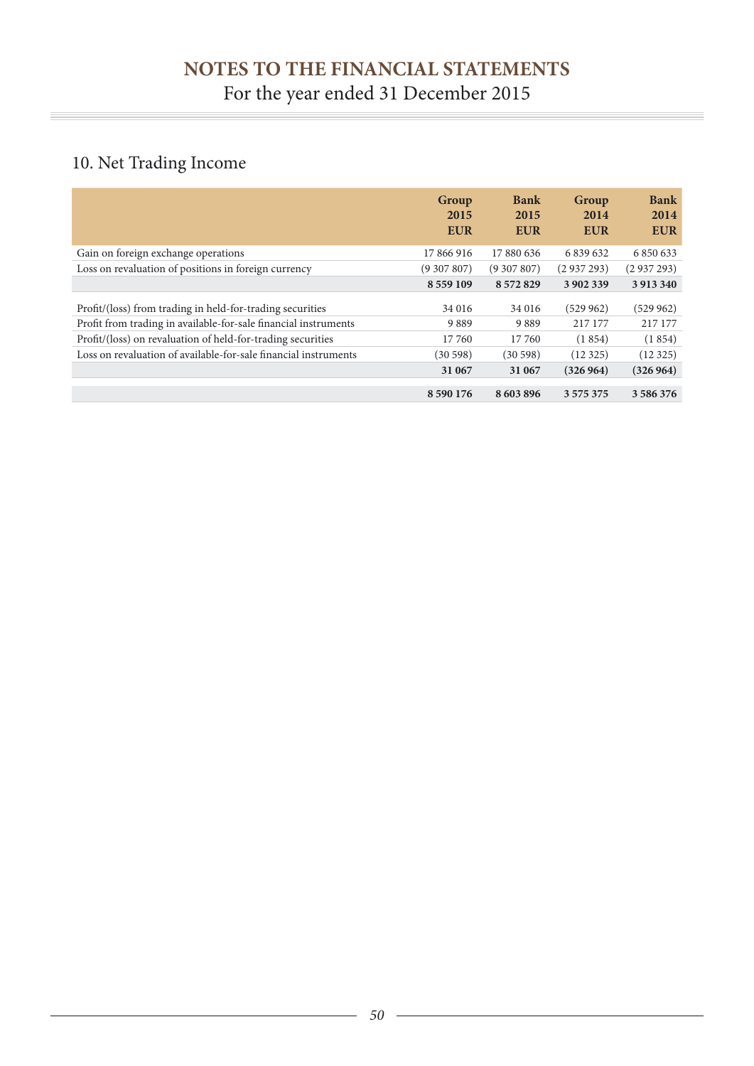# NOTES TO THE FINANCIAL STATEMENTS

For the year ended 31 December 2015

## 10. Net Trading Income

| | Group 2015 EUR | Bank 2015 EUR | Group 2014 EUR | Bank 2014 EUR |
|---|---|---|---|---|
| Gain on foreign exchange operations | 17 866 916 | 17 880 636 | 6 839 632 | 6 850 633 |
| Loss on revaluation of positions in foreign currency | (9 307 807) | (9 307 807) | (2 937 293) | (2 937 293) |
| | **8 559 109** | **8 572 829** | **3 902 339** | **3 913 340** |
| Profit/(loss) from trading in held-for-trading securities | 34 016 | 34 016 | (529 962) | (529 962) |
| Profit from trading in available-for-sale financial instruments | 9 889 | 9 889 | 217 177 | 217 177 |
| Profit/(loss) on revaluation of held-for-trading securities | 17 760 | 17 760 | (1 854) | (1 854) |
| Loss on revaluation of available-for-sale financial instruments | (30 598) | (30 598) | (12 325) | (12 325) |
| | **31 067** | **31 067** | **(326 964)** | **(326 964)** |
| | **8 590 176** | **8 603 896** | **3 575 375** | **3 586 376** |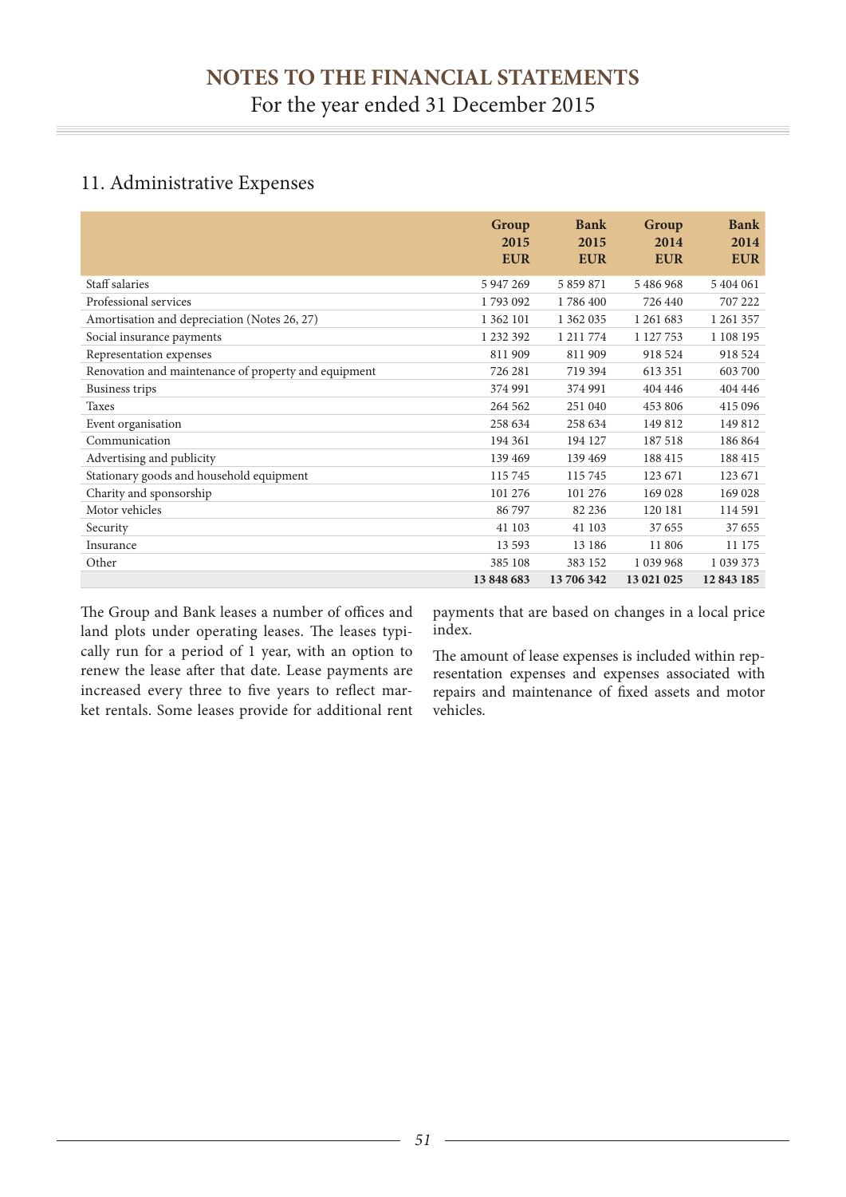# NOTES TO THE FINANCIAL STATEMENTS
For the year ended 31 December 2015

## 11. Administrative Expenses

| | Group 2015 EUR | Bank 2015 EUR | Group 2014 EUR | Bank 2014 EUR |
|---|---|---|---|---|
| Staff salaries | 5 947 269 | 5 859 871 | 5 486 968 | 5 404 061 |
| Professional services | 1 793 092 | 1 786 400 | 726 440 | 707 222 |
| Amortisation and depreciation (Notes 26, 27) | 1 362 101 | 1 362 035 | 1 261 683 | 1 261 357 |
| Social insurance payments | 1 232 392 | 1 211 774 | 1 127 753 | 1 108 195 |
| Representation expenses | 811 909 | 811 909 | 918 524 | 918 524 |
| Renovation and maintenance of property and equipment | 726 281 | 719 394 | 613 351 | 603 700 |
| Business trips | 374 991 | 374 991 | 404 446 | 404 446 |
| Taxes | 264 562 | 251 040 | 453 806 | 415 096 |
| Event organisation | 258 634 | 258 634 | 149 812 | 149 812 |
| Communication | 194 361 | 194 127 | 187 518 | 186 864 |
| Advertising and publicity | 139 469 | 139 469 | 188 415 | 188 415 |
| Stationary goods and household equipment | 115 745 | 115 745 | 123 671 | 123 671 |
| Charity and sponsorship | 101 276 | 101 276 | 169 028 | 169 028 |
| Motor vehicles | 86 797 | 82 236 | 120 181 | 114 591 |
| Security | 41 103 | 41 103 | 37 655 | 37 655 |
| Insurance | 13 593 | 13 186 | 11 806 | 11 175 |
| Other | 385 108 | 383 152 | 1 039 968 | 1 039 373 |
| | **13 848 683** | **13 706 342** | **13 021 025** | **12 843 185** |

The Group and Bank leases a number of offices and land plots under operating leases. The leases typically run for a period of 1 year, with an option to renew the lease after that date. Lease payments are increased every three to five years to reflect market rentals. Some leases provide for additional rent payments that are based on changes in a local price index.

The amount of lease expenses is included within representation expenses and expenses associated with repairs and maintenance of fixed assets and motor vehicles.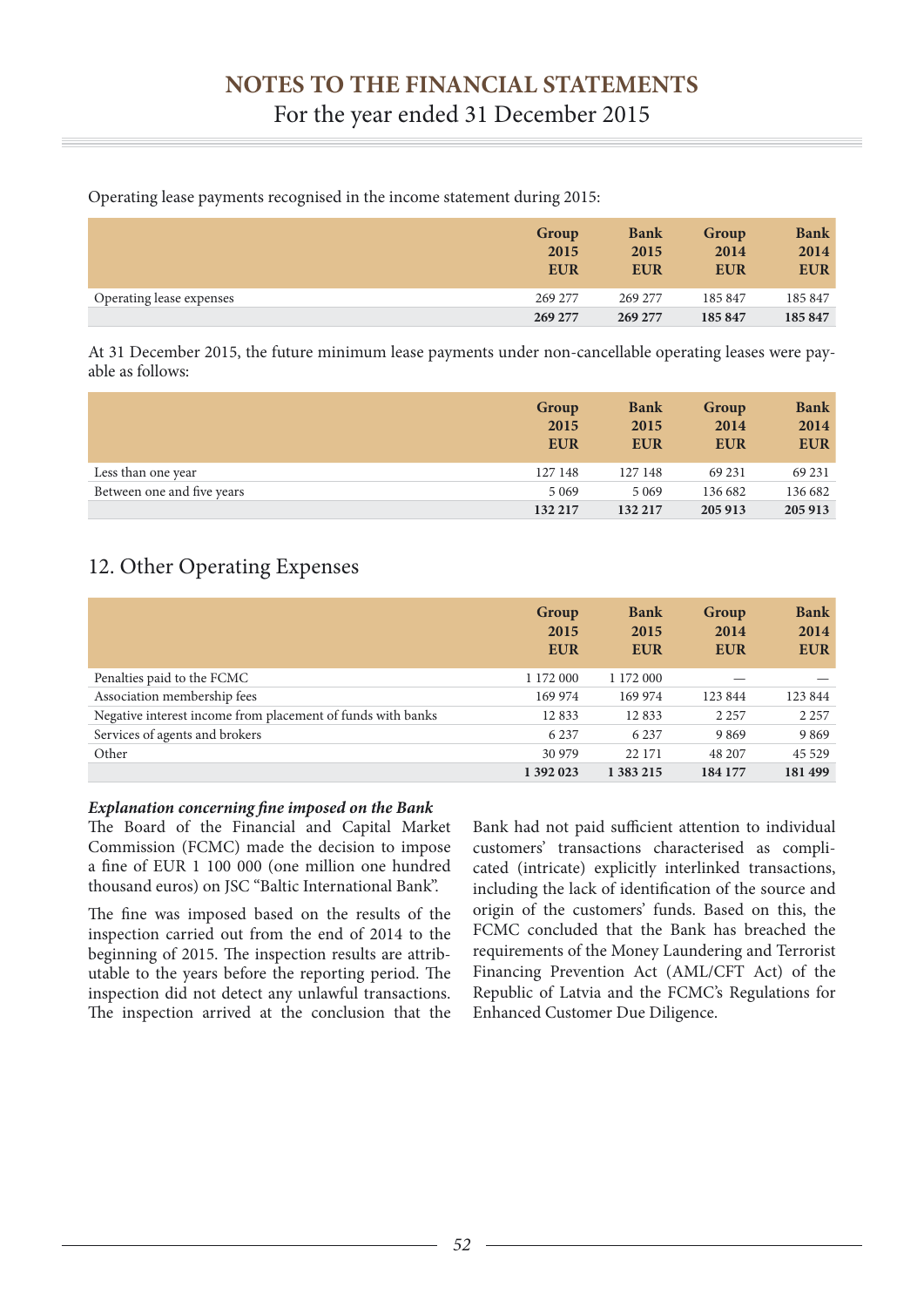Operating lease payments recognised in the income statement during 2015:

| | Group 2015 EUR | Bank 2015 EUR | Group 2014 EUR | Bank 2014 EUR |
|---|---|---|---|---|
| Operating lease expenses | 269 277 | 269 277 | 185 847 | 185 847 |
| | **269 277** | **269 277** | **185 847** | **185 847** |

At 31 December 2015, the future minimum lease payments under non-cancellable operating leases were payable as follows:

| | Group 2015 EUR | Bank 2015 EUR | Group 2014 EUR | Bank 2014 EUR |
|---|---|---|---|---|
| Less than one year | 127 148 | 127 148 | 69 231 | 69 231 |
| Between one and five years | 5 069 | 5 069 | 136 682 | 136 682 |
| | **132 217** | **132 217** | **205 913** | **205 913** |

## 12. Other Operating Expenses

| | Group 2015 EUR | Bank 2015 EUR | Group 2014 EUR | Bank 2014 EUR |
|---|---|---|---|---|
| Penalties paid to the FCMC | 1 172 000 | 1 172 000 | — | — |
| Association membership fees | 169 974 | 169 974 | 123 844 | 123 844 |
| Negative interest income from placement of funds with banks | 12 833 | 12 833 | 2 257 | 2 257 |
| Services of agents and brokers | 6 237 | 6 237 | 9 869 | 9 869 |
| Other | 30 979 | 22 171 | 48 207 | 45 529 |
| | **1 392 023** | **1 383 215** | **184 177** | **181 499** |

***Explanation concerning fine imposed on the Bank***

The Board of the Financial and Capital Market Commission (FCMC) made the decision to impose a fine of EUR 1 100 000 (one million one hundred thousand euros) on JSC "Baltic International Bank".

The fine was imposed based on the results of the inspection carried out from the end of 2014 to the beginning of 2015. The inspection results are attributable to the years before the reporting period. The inspection did not detect any unlawful transactions. The inspection arrived at the conclusion that the Bank had not paid sufficient attention to individual customers' transactions characterised as complicated (intricate) explicitly interlinked transactions, including the lack of identification of the source and origin of the customers' funds. Based on this, the FCMC concluded that the Bank has breached the requirements of the Money Laundering and Terrorist Financing Prevention Act (AML/CFT Act) of the Republic of Latvia and the FCMC's Regulations for Enhanced Customer Due Diligence.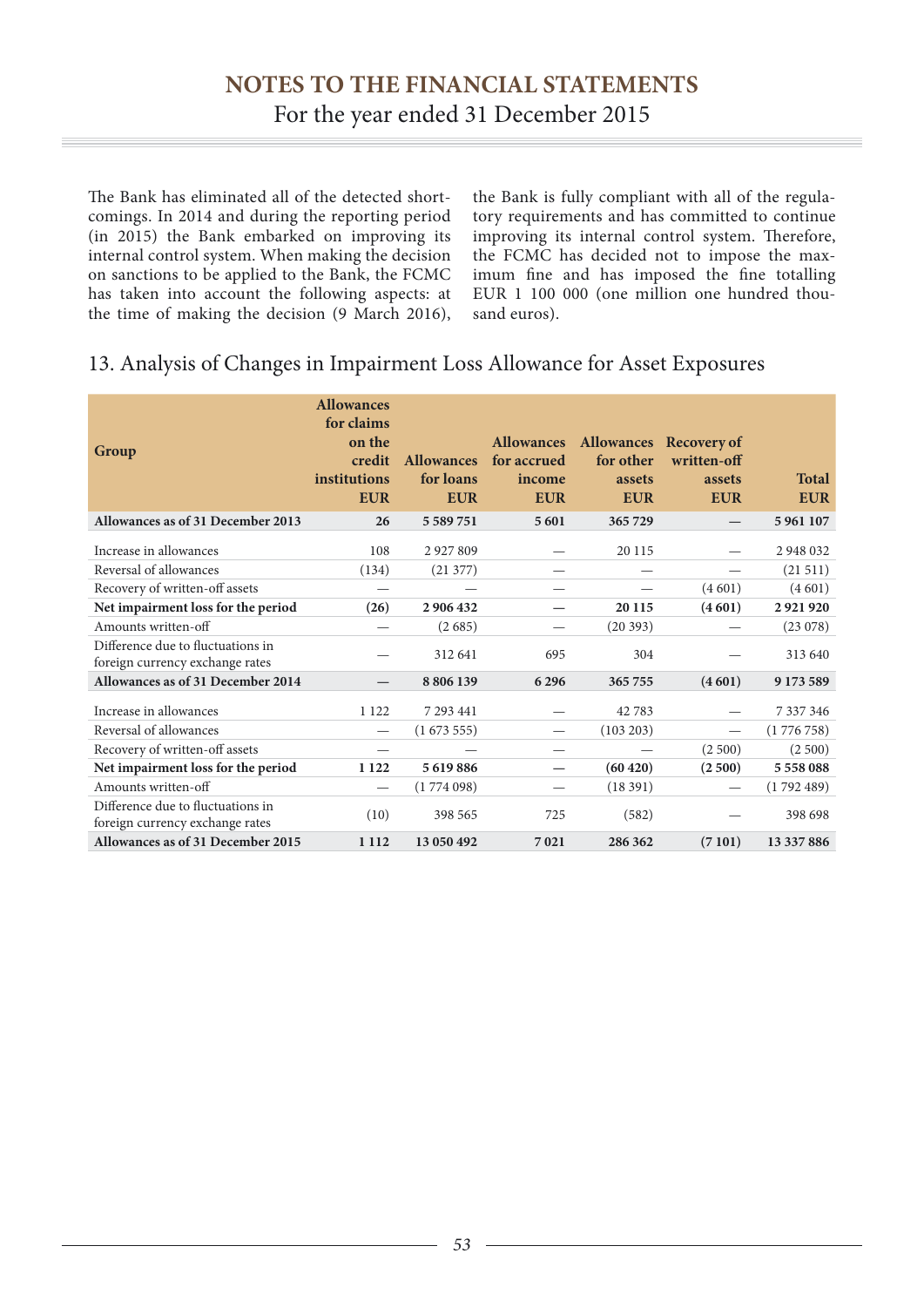The Bank has eliminated all of the detected shortcomings. In 2014 and during the reporting period (in 2015) the Bank embarked on improving its internal control system. When making the decision on sanctions to be applied to the Bank, the FCMC has taken into account the following aspects: at the time of making the decision (9 March 2016), the Bank is fully compliant with all of the regulatory requirements and has committed to continue improving its internal control system. Therefore, the FCMC has decided not to impose the maximum fine and has imposed the fine totalling EUR 1 100 000 (one million one hundred thousand euros).

## 13. Analysis of Changes in Impairment Loss Allowance for Asset Exposures

| Group | Allowances for claims on the credit institutions EUR | Allowances for loans EUR | Allowances for accrued income EUR | Allowances for other assets EUR | Recovery of written-off assets EUR | Total EUR |
|---|---|---|---|---|---|---|
| **Allowances as of 31 December 2013** | **26** | **5 589 751** | **5 601** | **365 729** | **—** | **5 961 107** |
| Increase in allowances | 108 | 2 927 809 | — | 20 115 | — | 2 948 032 |
| Reversal of allowances | (134) | (21 377) | — | — | — | (21 511) |
| Recovery of written-off assets | — | — | — | — | (4 601) | (4 601) |
| **Net impairment loss for the period** | **(26)** | **2 906 432** | **—** | **20 115** | **(4 601)** | **2 921 920** |
| Amounts written-off | — | (2 685) | — | (20 393) | — | (23 078) |
| Difference due to fluctuations in foreign currency exchange rates | — | 312 641 | 695 | 304 | — | 313 640 |
| **Allowances as of 31 December 2014** | **—** | **8 806 139** | **6 296** | **365 755** | **(4 601)** | **9 173 589** |
| Increase in allowances | 1 122 | 7 293 441 | — | 42 783 | — | 7 337 346 |
| Reversal of allowances | — | (1 673 555) | — | (103 203) | — | (1 776 758) |
| Recovery of written-off assets | — | — | — | — | (2 500) | (2 500) |
| **Net impairment loss for the period** | **1 122** | **5 619 886** | **—** | **(60 420)** | **(2 500)** | **5 558 088** |
| Amounts written-off | — | (1 774 098) | — | (18 391) | — | (1 792 489) |
| Difference due to fluctuations in foreign currency exchange rates | (10) | 398 565 | 725 | (582) | — | 398 698 |
| **Allowances as of 31 December 2015** | **1 112** | **13 050 492** | **7 021** | **286 362** | **(7 101)** | **13 337 886** |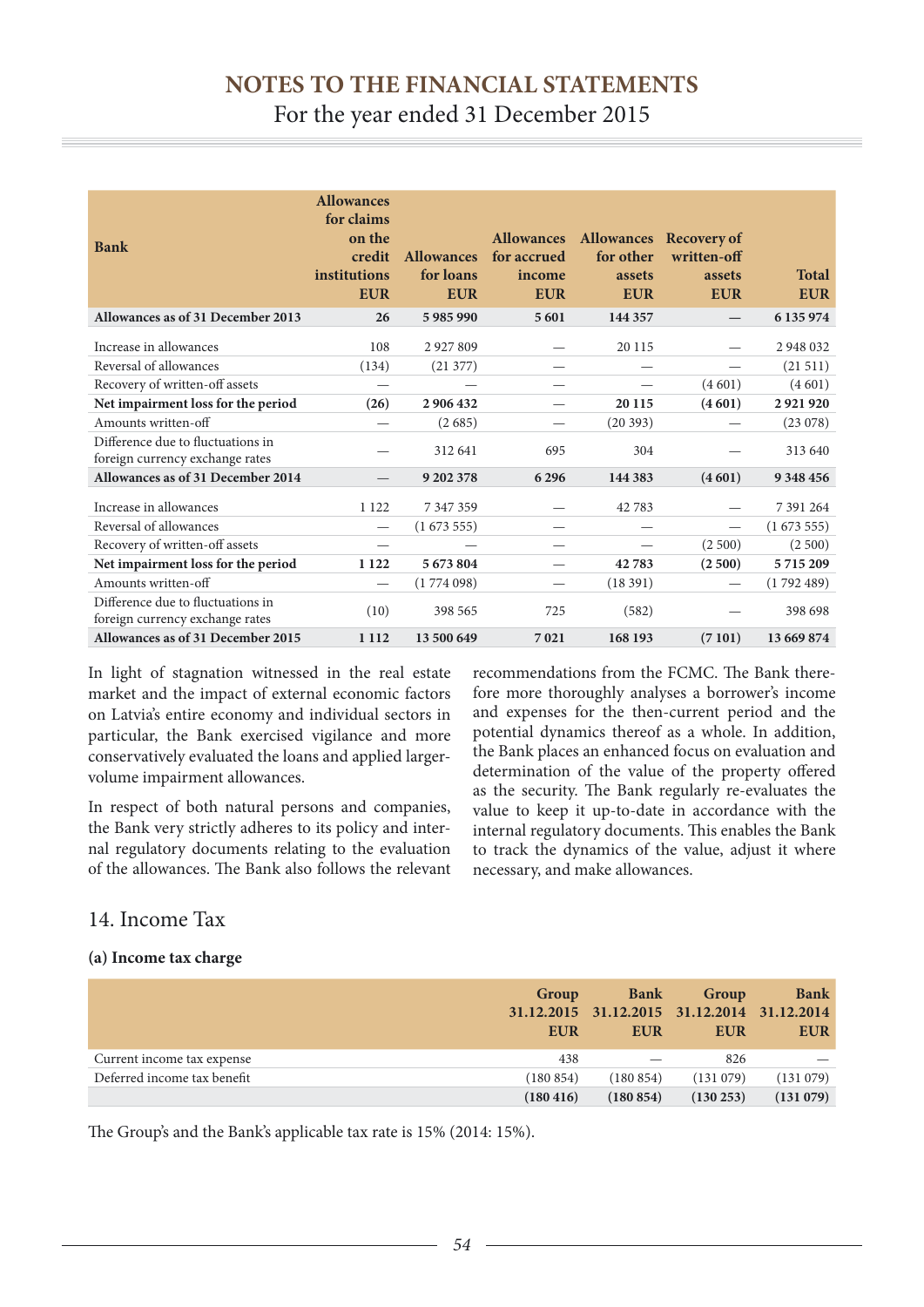# NOTES TO THE FINANCIAL STATEMENTS

For the year ended 31 December 2015

| Bank | Allowances for claims on the credit institutions EUR | Allowances for loans EUR | Allowances for accrued income EUR | Allowances for other assets EUR | Recovery of written-off assets EUR | Total EUR |
|---|---|---|---|---|---|---|
| **Allowances as of 31 December 2013** | **26** | **5 985 990** | **5 601** | **144 357** | **—** | **6 135 974** |
| Increase in allowances | 108 | 2 927 809 | — | 20 115 | — | 2 948 032 |
| Reversal of allowances | (134) | (21 377) | — | — | — | (21 511) |
| Recovery of written-off assets | — | — | — | — | (4 601) | (4 601) |
| **Net impairment loss for the period** | **(26)** | **2 906 432** | — | **20 115** | **(4 601)** | **2 921 920** |
| Amounts written-off | — | (2 685) | — | (20 393) | — | (23 078) |
| Difference due to fluctuations in foreign currency exchange rates | — | 312 641 | 695 | 304 | — | 313 640 |
| **Allowances as of 31 December 2014** | **—** | **9 202 378** | **6 296** | **144 383** | **(4 601)** | **9 348 456** |
| Increase in allowances | 1 122 | 7 347 359 | — | 42 783 | — | 7 391 264 |
| Reversal of allowances | — | (1 673 555) | — | — | — | (1 673 555) |
| Recovery of written-off assets | — | — | — | — | (2 500) | (2 500) |
| **Net impairment loss for the period** | **1 122** | **5 673 804** | — | **42 783** | **(2 500)** | **5 715 209** |
| Amounts written-off | — | (1 774 098) | — | (18 391) | — | (1 792 489) |
| Difference due to fluctuations in foreign currency exchange rates | (10) | 398 565 | 725 | (582) | — | 398 698 |
| **Allowances as of 31 December 2015** | **1 112** | **13 500 649** | **7 021** | **168 193** | **(7 101)** | **13 669 874** |

In light of stagnation witnessed in the real estate market and the impact of external economic factors on Latvia's entire economy and individual sectors in particular, the Bank exercised vigilance and more conservatively evaluated the loans and applied larger-volume impairment allowances.

In respect of both natural persons and companies, the Bank very strictly adheres to its policy and internal regulatory documents relating to the evaluation of the allowances. The Bank also follows the relevant recommendations from the FCMC. The Bank therefore more thoroughly analyses a borrower's income and expenses for the then-current period and the potential dynamics thereof as a whole. In addition, the Bank places an enhanced focus on evaluation and determination of the value of the property offered as the security. The Bank regularly re-evaluates the value to keep it up-to-date in accordance with the internal regulatory documents. This enables the Bank to track the dynamics of the value, adjust it where necessary, and make allowances.

## 14. Income Tax

**(a) Income tax charge**

| | Group 31.12.2015 EUR | Bank 31.12.2015 EUR | Group 31.12.2014 EUR | Bank 31.12.2014 EUR |
|---|---|---|---|---|
| Current income tax expense | 438 | — | 826 | — |
| Deferred income tax benefit | (180 854) | (180 854) | (131 079) | (131 079) |
| | **(180 416)** | **(180 854)** | **(130 253)** | **(131 079)** |

The Group's and the Bank's applicable tax rate is 15% (2014: 15%).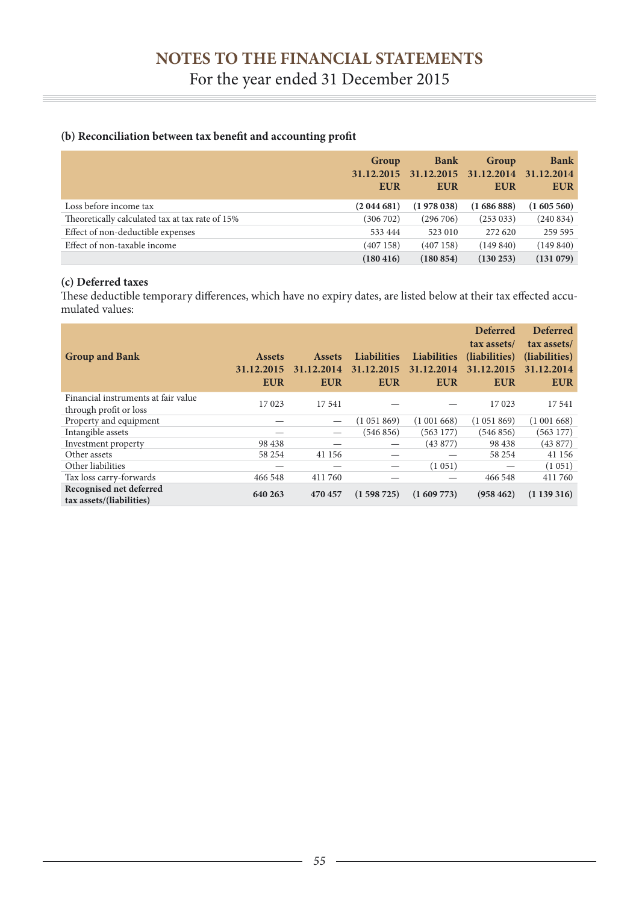# NOTES TO THE FINANCIAL STATEMENTS

For the year ended 31 December 2015

### (b) Reconciliation between tax benefit and accounting profit

| | Group 31.12.2015 EUR | Bank 31.12.2015 EUR | Group 31.12.2014 EUR | Bank 31.12.2014 EUR |
|---|---|---|---|---|
| Loss before income tax | **(2 044 681)** | **(1 978 038)** | **(1 686 888)** | **(1 605 560)** |
| Theoretically calculated tax at tax rate of 15% | (306 702) | (296 706) | (253 033) | (240 834) |
| Effect of non-deductible expenses | 533 444 | 523 010 | 272 620 | 259 595 |
| Effect of non-taxable income | (407 158) | (407 158) | (149 840) | (149 840) |
| | **(180 416)** | **(180 854)** | **(130 253)** | **(131 079)** |

### (c) Deferred taxes

These deductible temporary differences, which have no expiry dates, are listed below at their tax effected accumulated values:

| Group and Bank | Assets 31.12.2015 EUR | Assets 31.12.2014 EUR | Liabilities 31.12.2015 EUR | Liabilities 31.12.2014 EUR | Deferred tax assets/ (liabilities) 31.12.2015 EUR | Deferred tax assets/ (liabilities) 31.12.2014 EUR |
|---|---|---|---|---|---|---|
| Financial instruments at fair value through profit or loss | 17 023 | 17 541 | — | — | 17 023 | 17 541 |
| Property and equipment | — | — | (1 051 869) | (1 001 668) | (1 051 869) | (1 001 668) |
| Intangible assets | — | — | (546 856) | (563 177) | (546 856) | (563 177) |
| Investment property | 98 438 | — | — | (43 877) | 98 438 | (43 877) |
| Other assets | 58 254 | 41 156 | — | — | 58 254 | 41 156 |
| Other liabilities | — | — | — | (1 051) | — | (1 051) |
| Tax loss carry-forwards | 466 548 | 411 760 | — | — | 466 548 | 411 760 |
| **Recognised net deferred tax assets/(liabilities)** | **640 263** | **470 457** | **(1 598 725)** | **(1 609 773)** | **(958 462)** | **(1 139 316)** |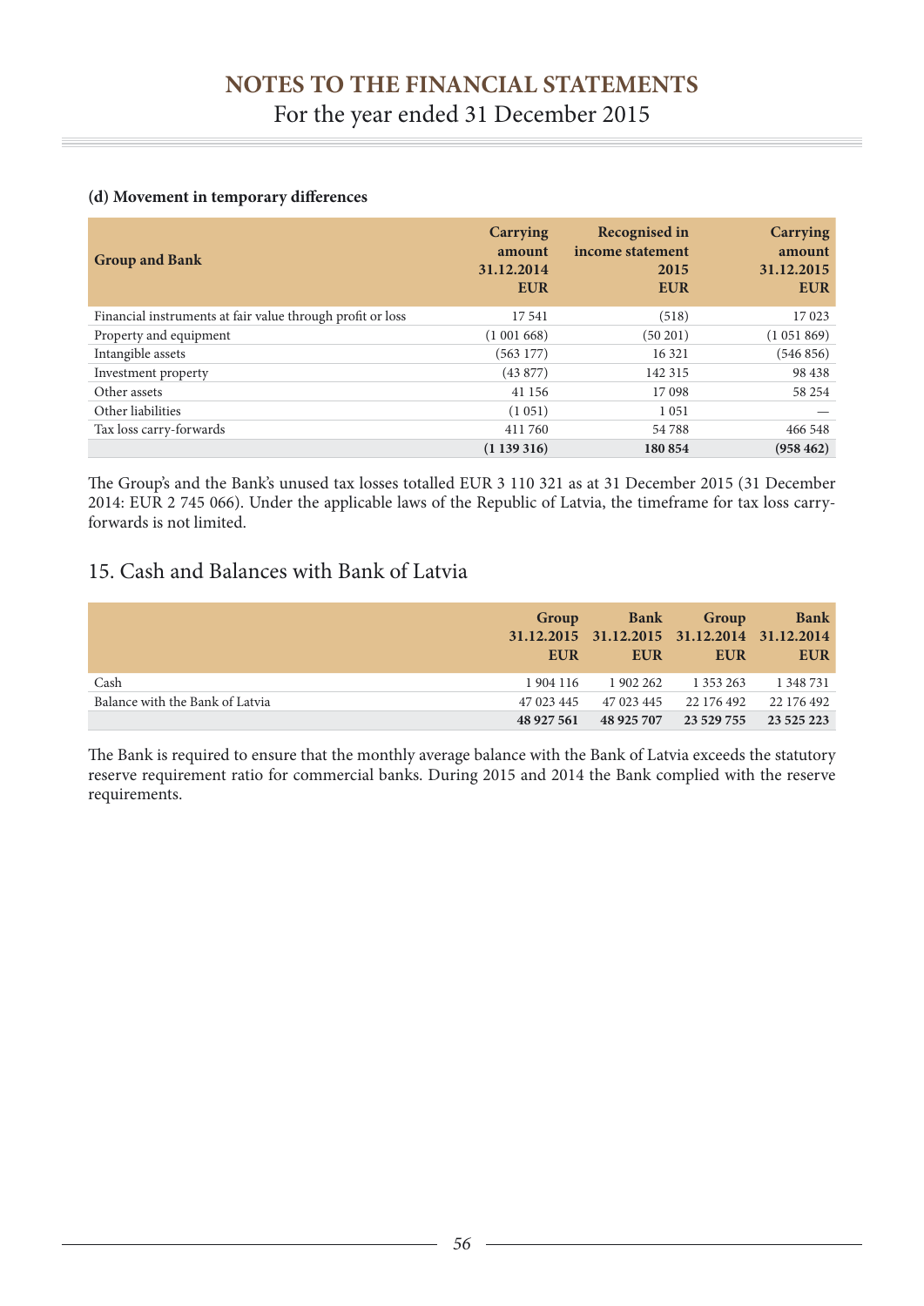#### (d) Movement in temporary differences

| Group and Bank | Carrying amount 31.12.2014 EUR | Recognised in income statement 2015 EUR | Carrying amount 31.12.2015 EUR |
|---|---|---|---|
| Financial instruments at fair value through profit or loss | 17 541 | (518) | 17 023 |
| Property and equipment | (1 001 668) | (50 201) | (1 051 869) |
| Intangible assets | (563 177) | 16 321 | (546 856) |
| Investment property | (43 877) | 142 315 | 98 438 |
| Other assets | 41 156 | 17 098 | 58 254 |
| Other liabilities | (1 051) | 1 051 | — |
| Tax loss carry-forwards | 411 760 | 54 788 | 466 548 |
| | **(1 139 316)** | **180 854** | **(958 462)** |

The Group's and the Bank's unused tax losses totalled EUR 3 110 321 as at 31 December 2015 (31 December 2014: EUR 2 745 066). Under the applicable laws of the Republic of Latvia, the timeframe for tax loss carry-forwards is not limited.

## 15. Cash and Balances with Bank of Latvia

| | Group 31.12.2015 EUR | Bank 31.12.2015 EUR | Group 31.12.2014 EUR | Bank 31.12.2014 EUR |
|---|---|---|---|---|
| Cash | 1 904 116 | 1 902 262 | 1 353 263 | 1 348 731 |
| Balance with the Bank of Latvia | 47 023 445 | 47 023 445 | 22 176 492 | 22 176 492 |
| | **48 927 561** | **48 925 707** | **23 529 755** | **23 525 223** |

The Bank is required to ensure that the monthly average balance with the Bank of Latvia exceeds the statutory reserve requirement ratio for commercial banks. During 2015 and 2014 the Bank complied with the reserve requirements.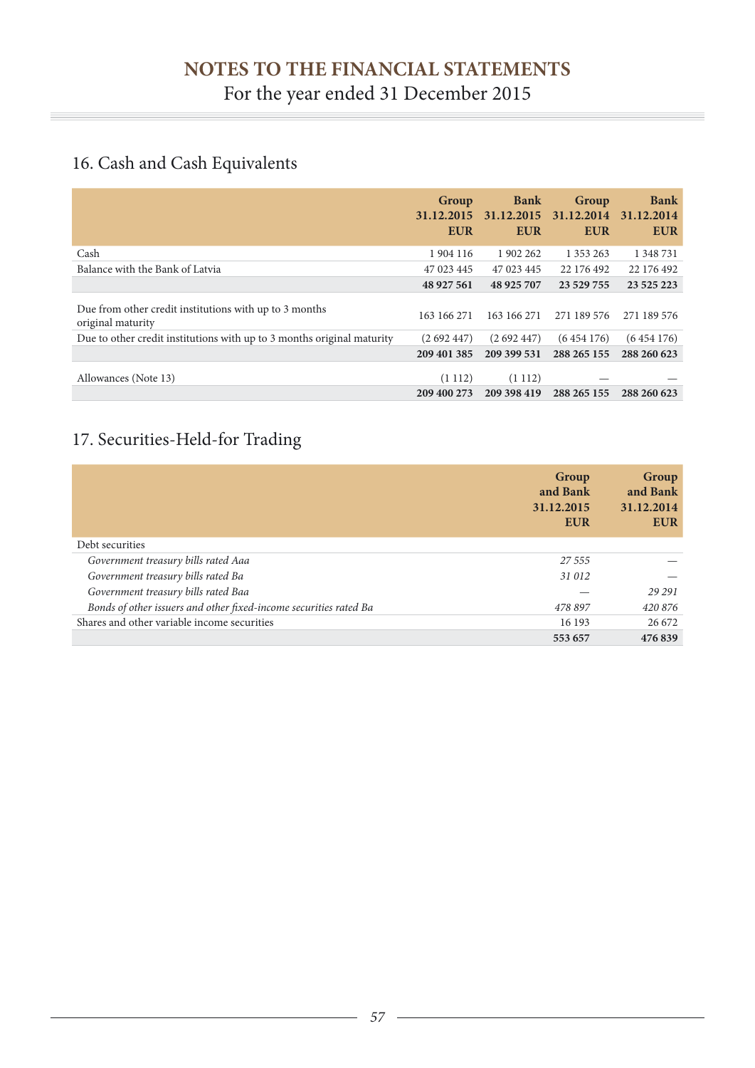## 16. Cash and Cash Equivalents

| | Group 31.12.2015 EUR | Bank 31.12.2015 EUR | Group 31.12.2014 EUR | Bank 31.12.2014 EUR |
|---|---|---|---|---|
| Cash | 1 904 116 | 1 902 262 | 1 353 263 | 1 348 731 |
| Balance with the Bank of Latvia | 47 023 445 | 47 023 445 | 22 176 492 | 22 176 492 |
| | **48 927 561** | **48 925 707** | **23 529 755** | **23 525 223** |
| Due from other credit institutions with up to 3 months original maturity | 163 166 271 | 163 166 271 | 271 189 576 | 271 189 576 |
| Due to other credit institutions with up to 3 months original maturity | (2 692 447) | (2 692 447) | (6 454 176) | (6 454 176) |
| | **209 401 385** | **209 399 531** | **288 265 155** | **288 260 623** |
| Allowances (Note 13) | (1 112) | (1 112) | — | — |
| | **209 400 273** | **209 398 419** | **288 265 155** | **288 260 623** |

## 17. Securities-Held-for Trading

| | Group and Bank 31.12.2015 EUR | Group and Bank 31.12.2014 EUR |
|---|---|---|
| Debt securities | | |
| *Government treasury bills rated Aaa* | *27 555* | — |
| *Government treasury bills rated Ba* | *31 012* | — |
| *Government treasury bills rated Baa* | — | *29 291* |
| *Bonds of other issuers and other fixed-income securities rated Ba* | *478 897* | *420 876* |
| Shares and other variable income securities | 16 193 | 26 672 |
| | **553 657** | **476 839** |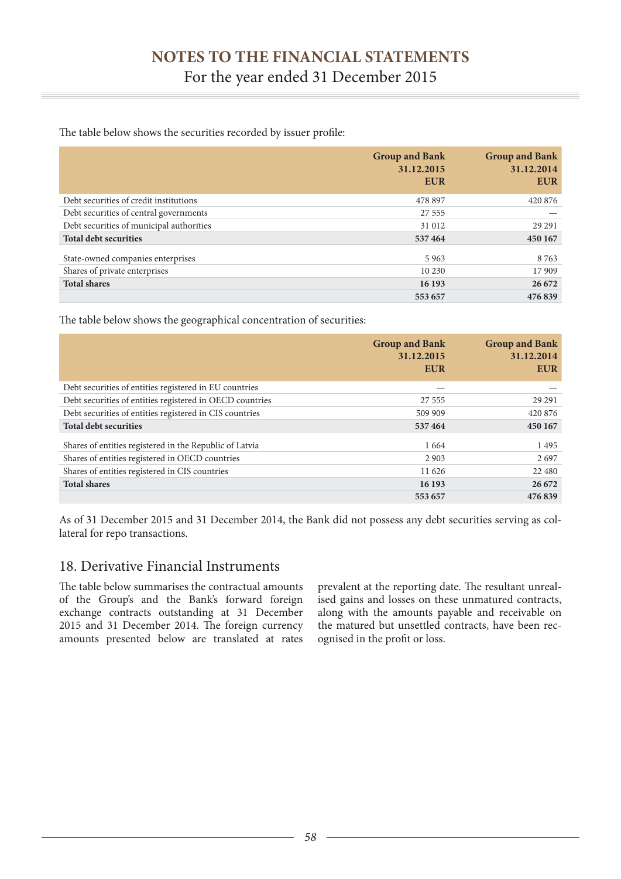The table below shows the securities recorded by issuer profile:

| | Group and Bank 31.12.2015 EUR | Group and Bank 31.12.2014 EUR |
|---|---|---|
| Debt securities of credit institutions | 478 897 | 420 876 |
| Debt securities of central governments | 27 555 | — |
| Debt securities of municipal authorities | 31 012 | 29 291 |
| **Total debt securities** | **537 464** | **450 167** |
| State-owned companies enterprises | 5 963 | 8 763 |
| Shares of private enterprises | 10 230 | 17 909 |
| **Total shares** | **16 193** | **26 672** |
| | **553 657** | **476 839** |

The table below shows the geographical concentration of securities:

| | Group and Bank 31.12.2015 EUR | Group and Bank 31.12.2014 EUR |
|---|---|---|
| Debt securities of entities registered in EU countries | — | — |
| Debt securities of entities registered in OECD countries | 27 555 | 29 291 |
| Debt securities of entities registered in CIS countries | 509 909 | 420 876 |
| **Total debt securities** | **537 464** | **450 167** |
| Shares of entities registered in the Republic of Latvia | 1 664 | 1 495 |
| Shares of entities registered in OECD countries | 2 903 | 2 697 |
| Shares of entities registered in CIS countries | 11 626 | 22 480 |
| **Total shares** | **16 193** | **26 672** |
| | **553 657** | **476 839** |

As of 31 December 2015 and 31 December 2014, the Bank did not possess any debt securities serving as collateral for repo transactions.

## 18. Derivative Financial Instruments

The table below summarises the contractual amounts of the Group's and the Bank's forward foreign exchange contracts outstanding at 31 December 2015 and 31 December 2014. The foreign currency amounts presented below are translated at rates prevalent at the reporting date. The resultant unrealised gains and losses on these unmatured contracts, along with the amounts payable and receivable on the matured but unsettled contracts, have been recognised in the profit or loss.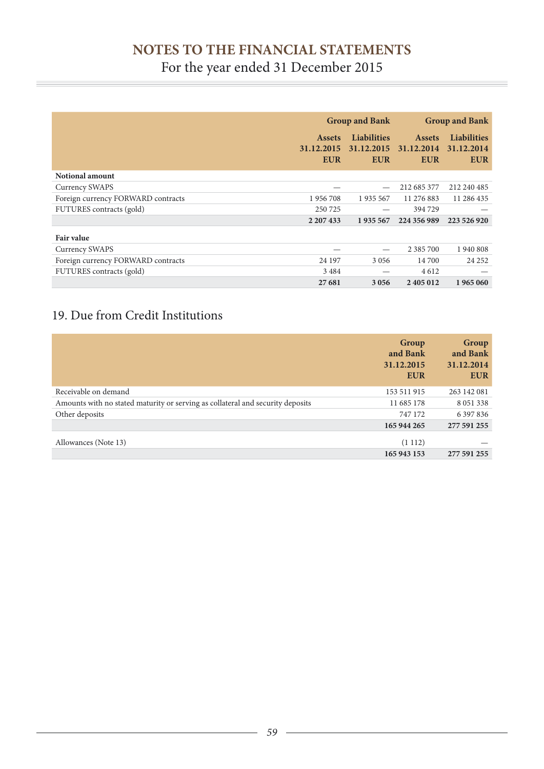|  | Group and Bank |  | Group and Bank |  |
|---|---|---|---|---|
|  | Assets 31.12.2015 EUR | Liabilities 31.12.2015 EUR | Assets 31.12.2014 EUR | Liabilities 31.12.2014 EUR |
| **Notional amount** |  |  |  |  |
| Currency SWAPS | — | — | 212 685 377 | 212 240 485 |
| Foreign currency FORWARD contracts | 1 956 708 | 1 935 567 | 11 276 883 | 11 286 435 |
| FUTURES contracts (gold) | 250 725 | — | 394 729 | — |
|  | **2 207 433** | **1 935 567** | **224 356 989** | **223 526 920** |
| **Fair value** |  |  |  |  |
| Currency SWAPS | — | — | 2 385 700 | 1 940 808 |
| Foreign currency FORWARD contracts | 24 197 | 3 056 | 14 700 | 24 252 |
| FUTURES contracts (gold) | 3 484 | — | 4 612 | — |
|  | **27 681** | **3 056** | **2 405 012** | **1 965 060** |

## 19. Due from Credit Institutions

|  | Group and Bank 31.12.2015 EUR | Group and Bank 31.12.2014 EUR |
|---|---|---|
| Receivable on demand | 153 511 915 | 263 142 081 |
| Amounts with no stated maturity or serving as collateral and security deposits | 11 685 178 | 8 051 338 |
| Other deposits | 747 172 | 6 397 836 |
|  | **165 944 265** | **277 591 255** |
| Allowances (Note 13) | (1 112) | — |
|  | **165 943 153** | **277 591 255** |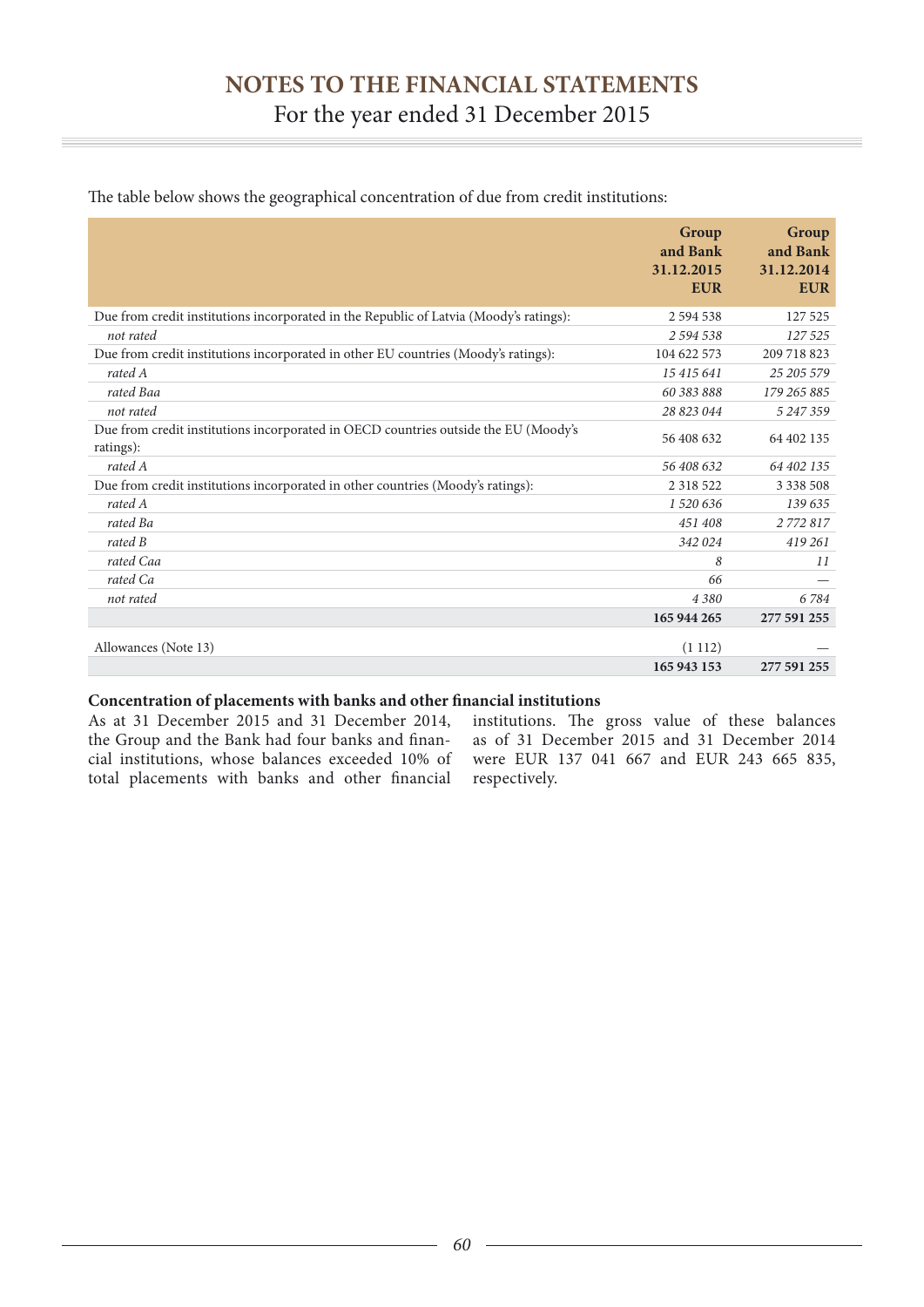The table below shows the geographical concentration of due from credit institutions:

| | Group and Bank 31.12.2015 EUR | Group and Bank 31.12.2014 EUR |
|---|---|---|
| Due from credit institutions incorporated in the Republic of Latvia (Moody's ratings): | 2 594 538 | 127 525 |
| *not rated* | *2 594 538* | *127 525* |
| Due from credit institutions incorporated in other EU countries (Moody's ratings): | 104 622 573 | 209 718 823 |
| *rated A* | *15 415 641* | *25 205 579* |
| *rated Baa* | *60 383 888* | *179 265 885* |
| *not rated* | *28 823 044* | *5 247 359* |
| Due from credit institutions incorporated in OECD countries outside the EU (Moody's ratings): | 56 408 632 | 64 402 135 |
| *rated A* | *56 408 632* | *64 402 135* |
| Due from credit institutions incorporated in other countries (Moody's ratings): | 2 318 522 | 3 338 508 |
| *rated A* | *1 520 636* | *139 635* |
| *rated Ba* | *451 408* | *2 772 817* |
| *rated B* | *342 024* | *419 261* |
| *rated Caa* | *8* | *11* |
| *rated Ca* | *66* | — |
| *not rated* | *4 380* | *6 784* |
| | **165 944 265** | **277 591 255** |
| Allowances (Note 13) | (1 112) | — |
| | **165 943 153** | **277 591 255** |

**Concentration of placements with banks and other financial institutions**

As at 31 December 2015 and 31 December 2014, the Group and the Bank had four banks and financial institutions, whose balances exceeded 10% of total placements with banks and other financial institutions. The gross value of these balances as of 31 December 2015 and 31 December 2014 were EUR 137 041 667 and EUR 243 665 835, respectively.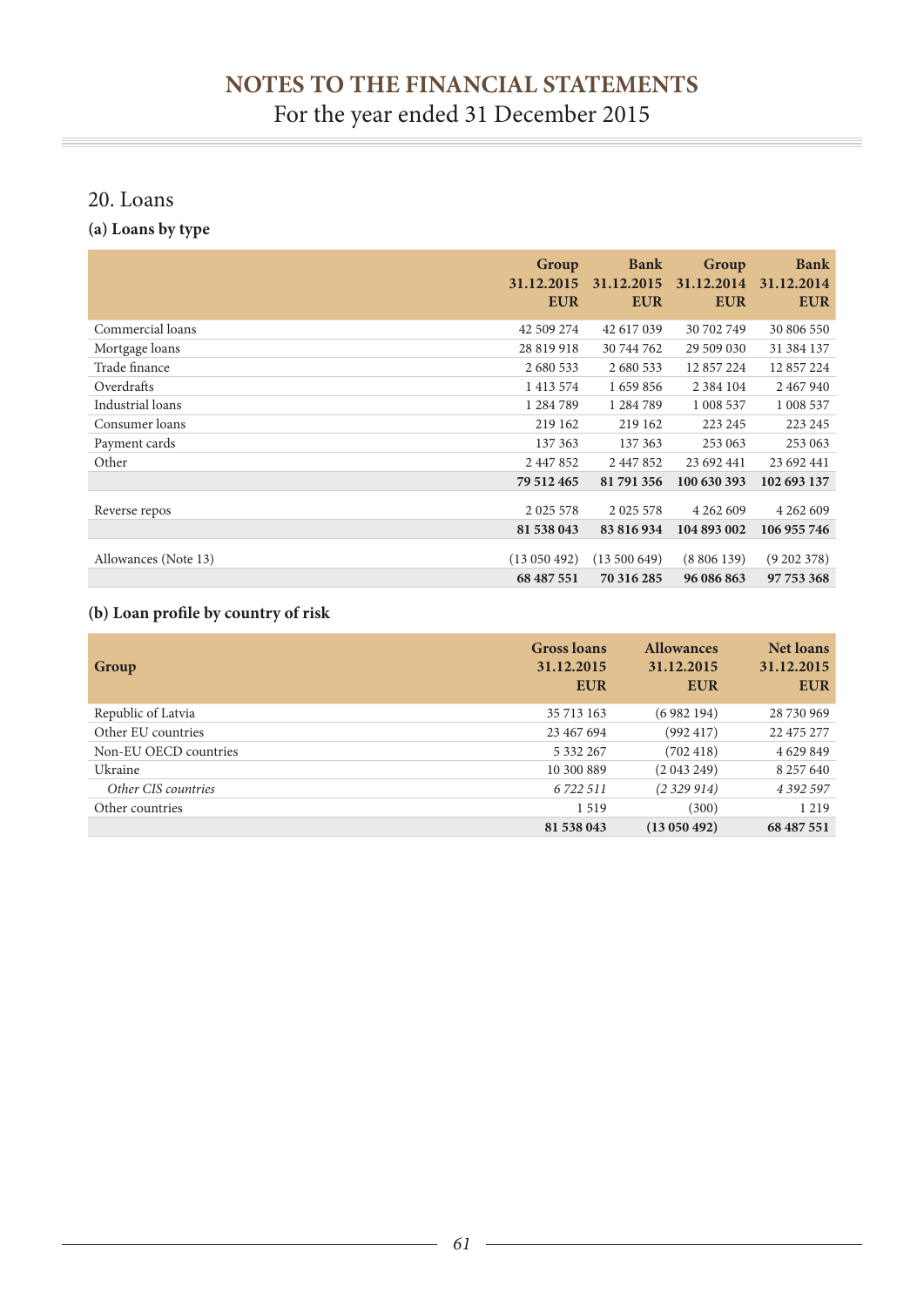# NOTES TO THE FINANCIAL STATEMENTS

For the year ended 31 December 2015

## 20. Loans

### (a) Loans by type

| | Group 31.12.2015 EUR | Bank 31.12.2015 EUR | Group 31.12.2014 EUR | Bank 31.12.2014 EUR |
|---|---|---|---|---|
| Commercial loans | 42 509 274 | 42 617 039 | 30 702 749 | 30 806 550 |
| Mortgage loans | 28 819 918 | 30 744 762 | 29 509 030 | 31 384 137 |
| Trade finance | 2 680 533 | 2 680 533 | 12 857 224 | 12 857 224 |
| Overdrafts | 1 413 574 | 1 659 856 | 2 384 104 | 2 467 940 |
| Industrial loans | 1 284 789 | 1 284 789 | 1 008 537 | 1 008 537 |
| Consumer loans | 219 162 | 219 162 | 223 245 | 223 245 |
| Payment cards | 137 363 | 137 363 | 253 063 | 253 063 |
| Other | 2 447 852 | 2 447 852 | 23 692 441 | 23 692 441 |
| | **79 512 465** | **81 791 356** | **100 630 393** | **102 693 137** |
| Reverse repos | 2 025 578 | 2 025 578 | 4 262 609 | 4 262 609 |
| | **81 538 043** | **83 816 934** | **104 893 002** | **106 955 746** |
| Allowances (Note 13) | (13 050 492) | (13 500 649) | (8 806 139) | (9 202 378) |
| | **68 487 551** | **70 316 285** | **96 086 863** | **97 753 368** |

### (b) Loan profile by country of risk

| Group | Gross loans 31.12.2015 EUR | Allowances 31.12.2015 EUR | Net loans 31.12.2015 EUR |
|---|---|---|---|
| Republic of Latvia | 35 713 163 | (6 982 194) | 28 730 969 |
| Other EU countries | 23 467 694 | (992 417) | 22 475 277 |
| Non-EU OECD countries | 5 332 267 | (702 418) | 4 629 849 |
| Ukraine | 10 300 889 | (2 043 249) | 8 257 640 |
| *Other CIS countries* | *6 722 511* | *(2 329 914)* | *4 392 597* |
| Other countries | 1 519 | (300) | 1 219 |
| | **81 538 043** | **(13 050 492)** | **68 487 551** |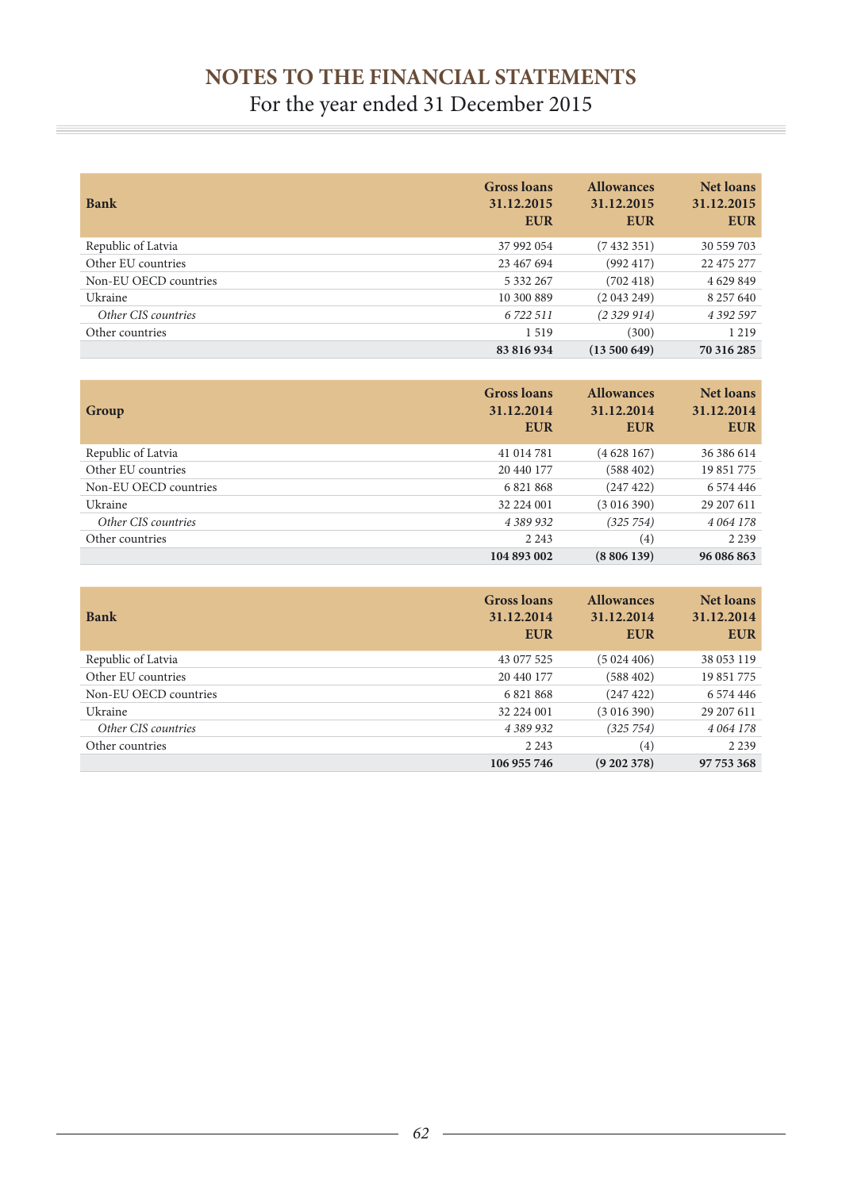# NOTES TO THE FINANCIAL STATEMENTS

For the year ended 31 December 2015

| Bank | Gross loans 31.12.2015 EUR | Allowances 31.12.2015 EUR | Net loans 31.12.2015 EUR |
|---|---|---|---|
| Republic of Latvia | 37 992 054 | (7 432 351) | 30 559 703 |
| Other EU countries | 23 467 694 | (992 417) | 22 475 277 |
| Non-EU OECD countries | 5 332 267 | (702 418) | 4 629 849 |
| Ukraine | 10 300 889 | (2 043 249) | 8 257 640 |
| *Other CIS countries* | *6 722 511* | *(2 329 914)* | *4 392 597* |
| Other countries | 1 519 | (300) | 1 219 |
| | **83 816 934** | **(13 500 649)** | **70 316 285** |

| Group | Gross loans 31.12.2014 EUR | Allowances 31.12.2014 EUR | Net loans 31.12.2014 EUR |
|---|---|---|---|
| Republic of Latvia | 41 014 781 | (4 628 167) | 36 386 614 |
| Other EU countries | 20 440 177 | (588 402) | 19 851 775 |
| Non-EU OECD countries | 6 821 868 | (247 422) | 6 574 446 |
| Ukraine | 32 224 001 | (3 016 390) | 29 207 611 |
| *Other CIS countries* | *4 389 932* | *(325 754)* | *4 064 178* |
| Other countries | 2 243 | (4) | 2 239 |
| | **104 893 002** | **(8 806 139)** | **96 086 863** |

| Bank | Gross loans 31.12.2014 EUR | Allowances 31.12.2014 EUR | Net loans 31.12.2014 EUR |
|---|---|---|---|
| Republic of Latvia | 43 077 525 | (5 024 406) | 38 053 119 |
| Other EU countries | 20 440 177 | (588 402) | 19 851 775 |
| Non-EU OECD countries | 6 821 868 | (247 422) | 6 574 446 |
| Ukraine | 32 224 001 | (3 016 390) | 29 207 611 |
| *Other CIS countries* | *4 389 932* | *(325 754)* | *4 064 178* |
| Other countries | 2 243 | (4) | 2 239 |
| | **106 955 746** | **(9 202 378)** | **97 753 368** |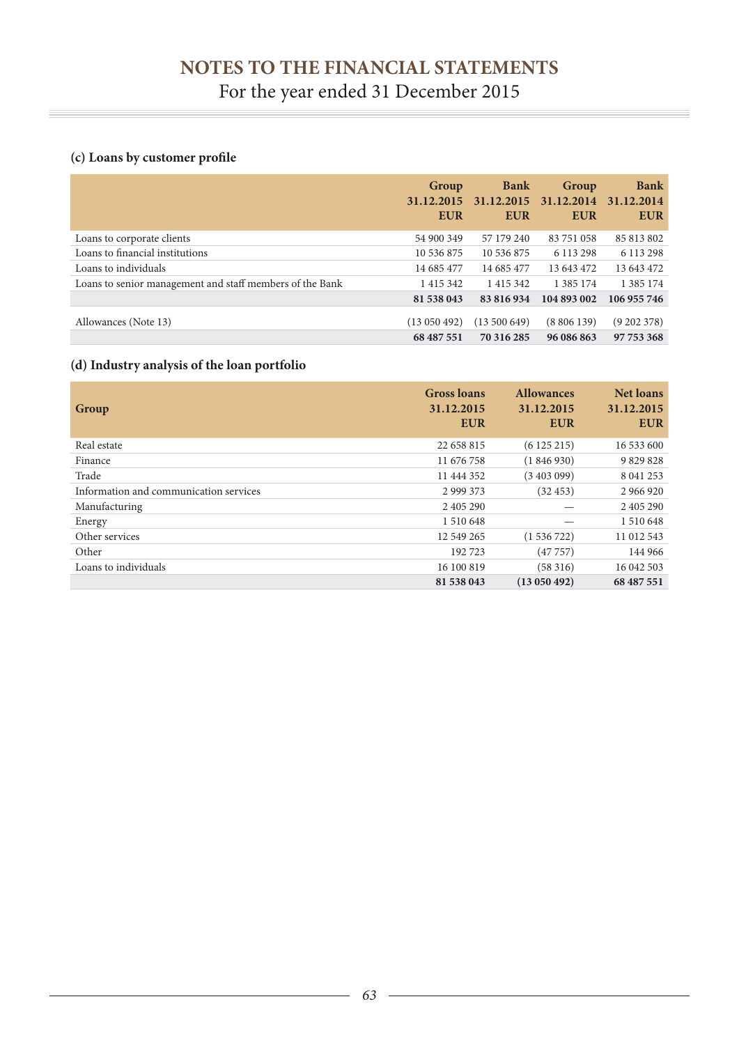# NOTES TO THE FINANCIAL STATEMENTS

For the year ended 31 December 2015

### (c) Loans by customer profile

| | Group 31.12.2015 EUR | Bank 31.12.2015 EUR | Group 31.12.2014 EUR | Bank 31.12.2014 EUR |
|---|---|---|---|---|
| Loans to corporate clients | 54 900 349 | 57 179 240 | 83 751 058 | 85 813 802 |
| Loans to financial institutions | 10 536 875 | 10 536 875 | 6 113 298 | 6 113 298 |
| Loans to individuals | 14 685 477 | 14 685 477 | 13 643 472 | 13 643 472 |
| Loans to senior management and staff members of the Bank | 1 415 342 | 1 415 342 | 1 385 174 | 1 385 174 |
| | **81 538 043** | **83 816 934** | **104 893 002** | **106 955 746** |
| Allowances (Note 13) | (13 050 492) | (13 500 649) | (8 806 139) | (9 202 378) |
| | **68 487 551** | **70 316 285** | **96 086 863** | **97 753 368** |

### (d) Industry analysis of the loan portfolio

| Group | Gross loans 31.12.2015 EUR | Allowances 31.12.2015 EUR | Net loans 31.12.2015 EUR |
|---|---|---|---|
| Real estate | 22 658 815 | (6 125 215) | 16 533 600 |
| Finance | 11 676 758 | (1 846 930) | 9 829 828 |
| Trade | 11 444 352 | (3 403 099) | 8 041 253 |
| Information and communication services | 2 999 373 | (32 453) | 2 966 920 |
| Manufacturing | 2 405 290 | — | 2 405 290 |
| Energy | 1 510 648 | — | 1 510 648 |
| Other services | 12 549 265 | (1 536 722) | 11 012 543 |
| Other | 192 723 | (47 757) | 144 966 |
| Loans to individuals | 16 100 819 | (58 316) | 16 042 503 |
| | **81 538 043** | **(13 050 492)** | **68 487 551** |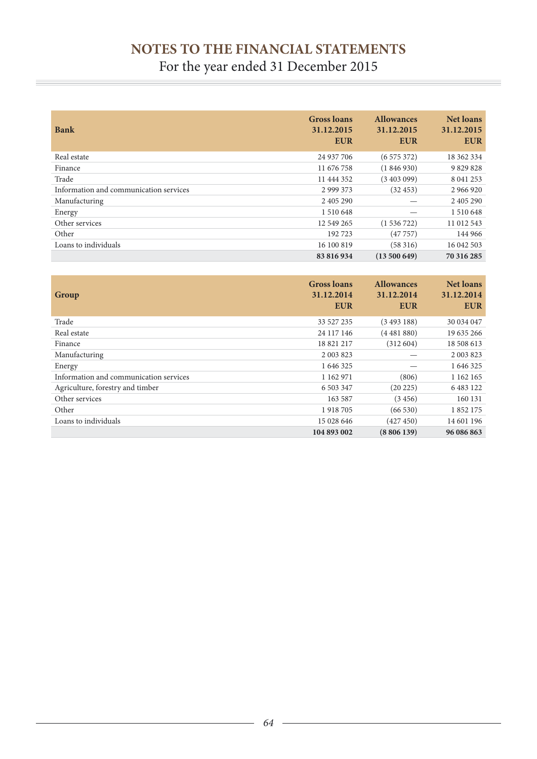# NOTES TO THE FINANCIAL STATEMENTS

For the year ended 31 December 2015

| Bank | Gross loans 31.12.2015 EUR | Allowances 31.12.2015 EUR | Net loans 31.12.2015 EUR |
|---|---|---|---|
| Real estate | 24 937 706 | (6 575 372) | 18 362 334 |
| Finance | 11 676 758 | (1 846 930) | 9 829 828 |
| Trade | 11 444 352 | (3 403 099) | 8 041 253 |
| Information and communication services | 2 999 373 | (32 453) | 2 966 920 |
| Manufacturing | 2 405 290 | — | 2 405 290 |
| Energy | 1 510 648 | — | 1 510 648 |
| Other services | 12 549 265 | (1 536 722) | 11 012 543 |
| Other | 192 723 | (47 757) | 144 966 |
| Loans to individuals | 16 100 819 | (58 316) | 16 042 503 |
| | **83 816 934** | **(13 500 649)** | **70 316 285** |

| Group | Gross loans 31.12.2014 EUR | Allowances 31.12.2014 EUR | Net loans 31.12.2014 EUR |
|---|---|---|---|
| Trade | 33 527 235 | (3 493 188) | 30 034 047 |
| Real estate | 24 117 146 | (4 481 880) | 19 635 266 |
| Finance | 18 821 217 | (312 604) | 18 508 613 |
| Manufacturing | 2 003 823 | — | 2 003 823 |
| Energy | 1 646 325 | — | 1 646 325 |
| Information and communication services | 1 162 971 | (806) | 1 162 165 |
| Agriculture, forestry and timber | 6 503 347 | (20 225) | 6 483 122 |
| Other services | 163 587 | (3 456) | 160 131 |
| Other | 1 918 705 | (66 530) | 1 852 175 |
| Loans to individuals | 15 028 646 | (427 450) | 14 601 196 |
| | **104 893 002** | **(8 806 139)** | **96 086 863** |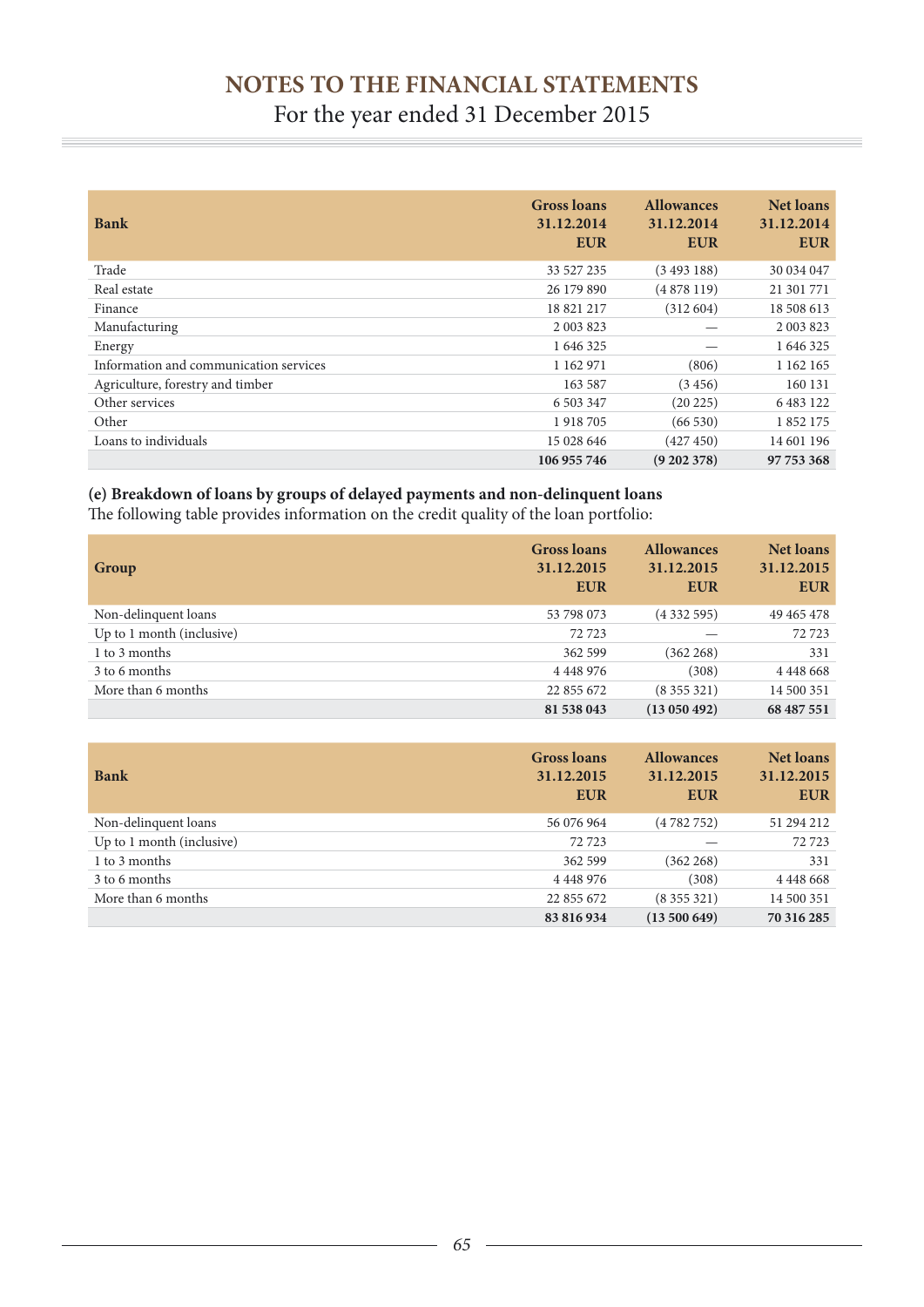# NOTES TO THE FINANCIAL STATEMENTS

For the year ended 31 December 2015

| Bank | Gross loans 31.12.2014 EUR | Allowances 31.12.2014 EUR | Net loans 31.12.2014 EUR |
|---|---|---|---|
| Trade | 33 527 235 | (3 493 188) | 30 034 047 |
| Real estate | 26 179 890 | (4 878 119) | 21 301 771 |
| Finance | 18 821 217 | (312 604) | 18 508 613 |
| Manufacturing | 2 003 823 | — | 2 003 823 |
| Energy | 1 646 325 | — | 1 646 325 |
| Information and communication services | 1 162 971 | (806) | 1 162 165 |
| Agriculture, forestry and timber | 163 587 | (3 456) | 160 131 |
| Other services | 6 503 347 | (20 225) | 6 483 122 |
| Other | 1 918 705 | (66 530) | 1 852 175 |
| Loans to individuals | 15 028 646 | (427 450) | 14 601 196 |
| | **106 955 746** | **(9 202 378)** | **97 753 368** |

**(e) Breakdown of loans by groups of delayed payments and non-delinquent loans**

The following table provides information on the credit quality of the loan portfolio:

| Group | Gross loans 31.12.2015 EUR | Allowances 31.12.2015 EUR | Net loans 31.12.2015 EUR |
|---|---|---|---|
| Non-delinquent loans | 53 798 073 | (4 332 595) | 49 465 478 |
| Up to 1 month (inclusive) | 72 723 | — | 72 723 |
| 1 to 3 months | 362 599 | (362 268) | 331 |
| 3 to 6 months | 4 448 976 | (308) | 4 448 668 |
| More than 6 months | 22 855 672 | (8 355 321) | 14 500 351 |
| | **81 538 043** | **(13 050 492)** | **68 487 551** |

| Bank | Gross loans 31.12.2015 EUR | Allowances 31.12.2015 EUR | Net loans 31.12.2015 EUR |
|---|---|---|---|
| Non-delinquent loans | 56 076 964 | (4 782 752) | 51 294 212 |
| Up to 1 month (inclusive) | 72 723 | — | 72 723 |
| 1 to 3 months | 362 599 | (362 268) | 331 |
| 3 to 6 months | 4 448 976 | (308) | 4 448 668 |
| More than 6 months | 22 855 672 | (8 355 321) | 14 500 351 |
| | **83 816 934** | **(13 500 649)** | **70 316 285** |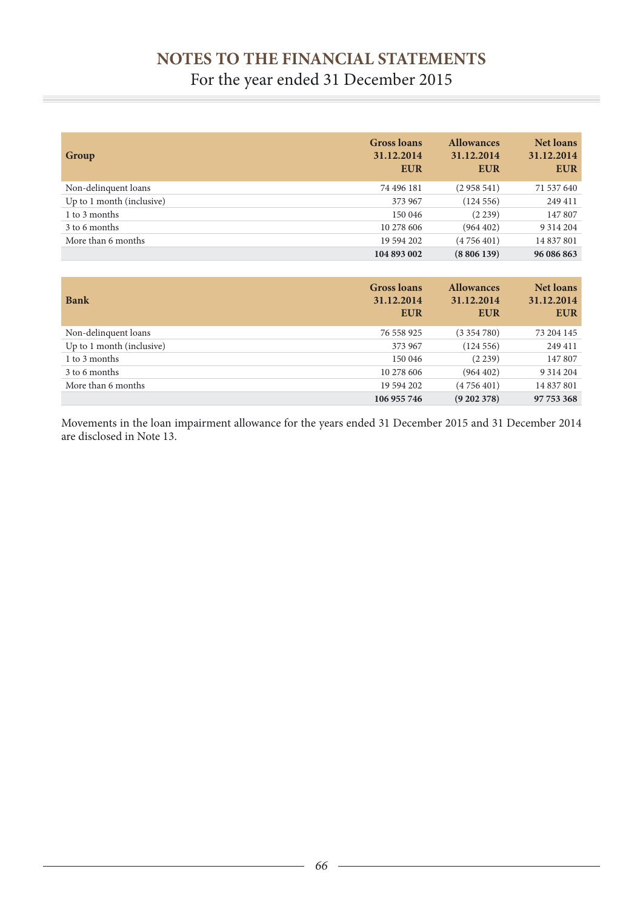| Group | Gross loans 31.12.2014 EUR | Allowances 31.12.2014 EUR | Net loans 31.12.2014 EUR |
|---|---|---|---|
| Non-delinquent loans | 74 496 181 | (2 958 541) | 71 537 640 |
| Up to 1 month (inclusive) | 373 967 | (124 556) | 249 411 |
| 1 to 3 months | 150 046 | (2 239) | 147 807 |
| 3 to 6 months | 10 278 606 | (964 402) | 9 314 204 |
| More than 6 months | 19 594 202 | (4 756 401) | 14 837 801 |
| | **104 893 002** | **(8 806 139)** | **96 086 863** |

| Bank | Gross loans 31.12.2014 EUR | Allowances 31.12.2014 EUR | Net loans 31.12.2014 EUR |
|---|---|---|---|
| Non-delinquent loans | 76 558 925 | (3 354 780) | 73 204 145 |
| Up to 1 month (inclusive) | 373 967 | (124 556) | 249 411 |
| 1 to 3 months | 150 046 | (2 239) | 147 807 |
| 3 to 6 months | 10 278 606 | (964 402) | 9 314 204 |
| More than 6 months | 19 594 202 | (4 756 401) | 14 837 801 |
| | **106 955 746** | **(9 202 378)** | **97 753 368** |

Movements in the loan impairment allowance for the years ended 31 December 2015 and 31 December 2014 are disclosed in Note 13.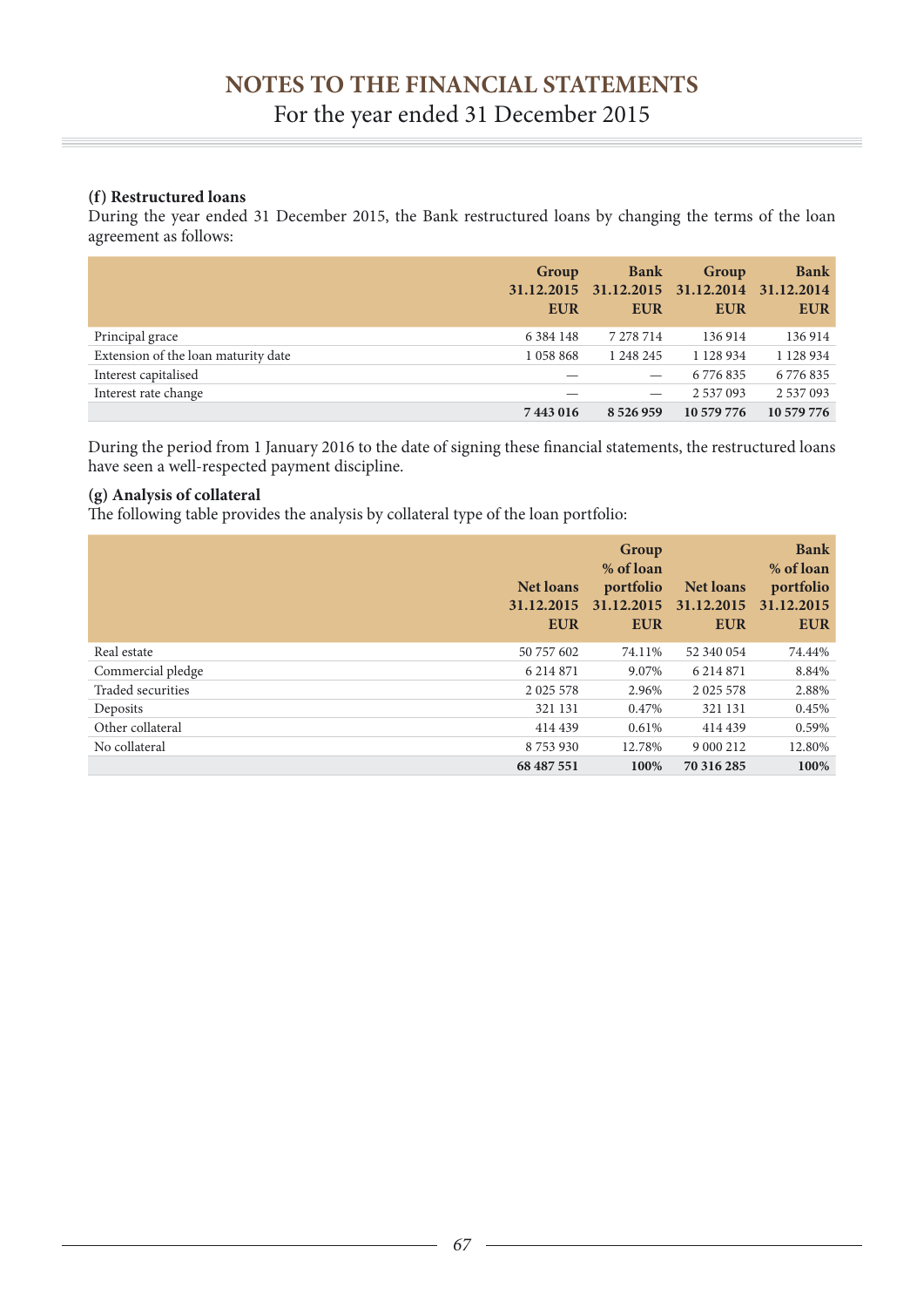**(f) Restructured loans**

During the year ended 31 December 2015, the Bank restructured loans by changing the terms of the loan agreement as follows:

| | Group 31.12.2015 EUR | Bank 31.12.2015 EUR | Group 31.12.2014 EUR | Bank 31.12.2014 EUR |
|---|---|---|---|---|
| Principal grace | 6 384 148 | 7 278 714 | 136 914 | 136 914 |
| Extension of the loan maturity date | 1 058 868 | 1 248 245 | 1 128 934 | 1 128 934 |
| Interest capitalised | — | — | 6 776 835 | 6 776 835 |
| Interest rate change | — | — | 2 537 093 | 2 537 093 |
| | **7 443 016** | **8 526 959** | **10 579 776** | **10 579 776** |

During the period from 1 January 2016 to the date of signing these financial statements, the restructured loans have seen a well-respected payment discipline.

**(g) Analysis of collateral**

The following table provides the analysis by collateral type of the loan portfolio:

| | Net loans 31.12.2015 EUR | Group % of loan portfolio 31.12.2015 EUR | Net loans 31.12.2015 EUR | Bank % of loan portfolio 31.12.2015 EUR |
|---|---|---|---|---|
| Real estate | 50 757 602 | 74.11% | 52 340 054 | 74.44% |
| Commercial pledge | 6 214 871 | 9.07% | 6 214 871 | 8.84% |
| Traded securities | 2 025 578 | 2.96% | 2 025 578 | 2.88% |
| Deposits | 321 131 | 0.47% | 321 131 | 0.45% |
| Other collateral | 414 439 | 0.61% | 414 439 | 0.59% |
| No collateral | 8 753 930 | 12.78% | 9 000 212 | 12.80% |
| | **68 487 551** | **100%** | **70 316 285** | **100%** |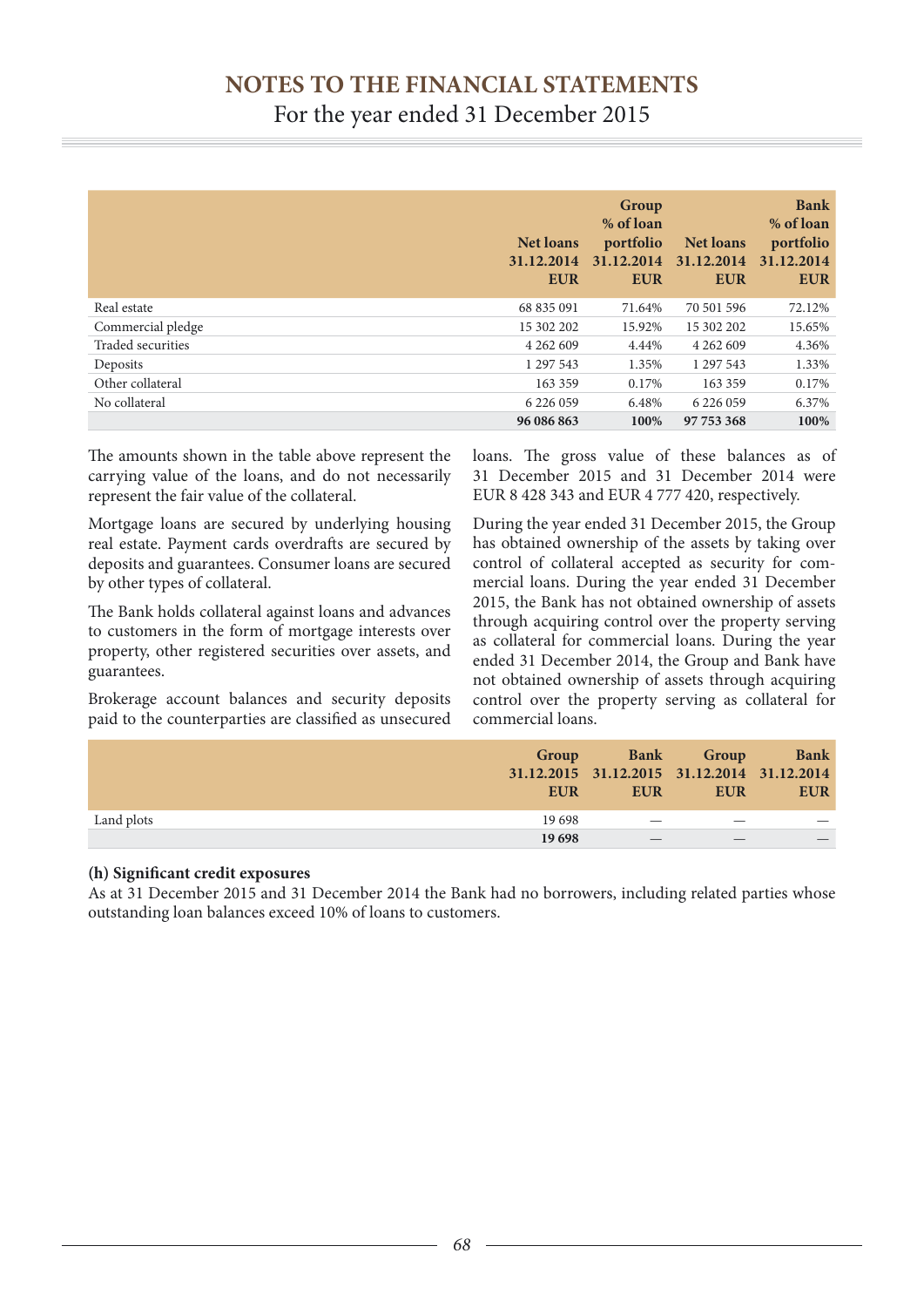|  | Net loans 31.12.2014 EUR | Group % of loan portfolio 31.12.2014 EUR | Net loans 31.12.2014 EUR | Bank % of loan portfolio 31.12.2014 EUR |
|---|---|---|---|---|
| Real estate | 68 835 091 | 71.64% | 70 501 596 | 72.12% |
| Commercial pledge | 15 302 202 | 15.92% | 15 302 202 | 15.65% |
| Traded securities | 4 262 609 | 4.44% | 4 262 609 | 4.36% |
| Deposits | 1 297 543 | 1.35% | 1 297 543 | 1.33% |
| Other collateral | 163 359 | 0.17% | 163 359 | 0.17% |
| No collateral | 6 226 059 | 6.48% | 6 226 059 | 6.37% |
|  | **96 086 863** | **100%** | **97 753 368** | **100%** |

The amounts shown in the table above represent the carrying value of the loans, and do not necessarily represent the fair value of the collateral.

Mortgage loans are secured by underlying housing real estate. Payment cards overdrafts are secured by deposits and guarantees. Consumer loans are secured by other types of collateral.

The Bank holds collateral against loans and advances to customers in the form of mortgage interests over property, other registered securities over assets, and guarantees.

Brokerage account balances and security deposits paid to the counterparties are classified as unsecured loans. The gross value of these balances as of 31 December 2015 and 31 December 2014 were EUR 8 428 343 and EUR 4 777 420, respectively.

During the year ended 31 December 2015, the Group has obtained ownership of the assets by taking over control of collateral accepted as security for commercial loans. During the year ended 31 December 2015, the Bank has not obtained ownership of assets through acquiring control over the property serving as collateral for commercial loans. During the year ended 31 December 2014, the Group and Bank have not obtained ownership of assets through acquiring control over the property serving as collateral for commercial loans.

|  | Group 31.12.2015 EUR | Bank 31.12.2015 EUR | Group 31.12.2014 EUR | Bank 31.12.2014 EUR |
|---|---|---|---|---|
| Land plots | 19 698 | — | — | — |
|  | **19 698** | — | — | — |

**(h) Significant credit exposures**

As at 31 December 2015 and 31 December 2014 the Bank had no borrowers, including related parties whose outstanding loan balances exceed 10% of loans to customers.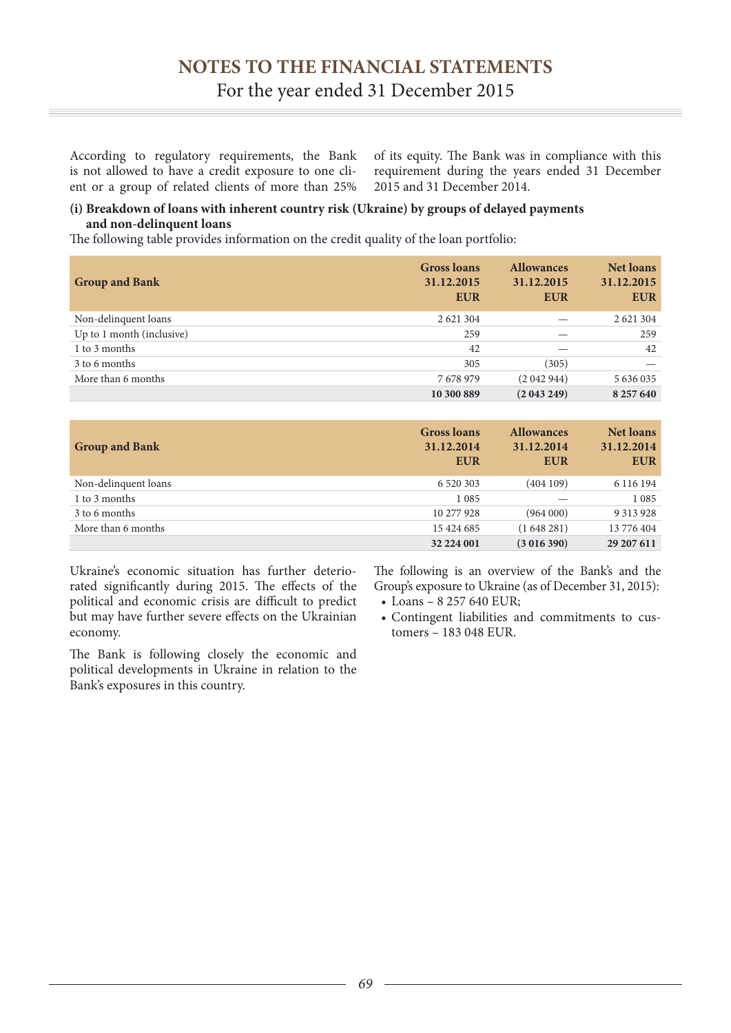According to regulatory requirements, the Bank is not allowed to have a credit exposure to one client or a group of related clients of more than 25% of its equity. The Bank was in compliance with this requirement during the years ended 31 December 2015 and 31 December 2014.

**(i) Breakdown of loans with inherent country risk (Ukraine) by groups of delayed payments and non-delinquent loans**

The following table provides information on the credit quality of the loan portfolio:

| Group and Bank | Gross loans 31.12.2015 EUR | Allowances 31.12.2015 EUR | Net loans 31.12.2015 EUR |
|---|---|---|---|
| Non-delinquent loans | 2 621 304 | — | 2 621 304 |
| Up to 1 month (inclusive) | 259 | — | 259 |
| 1 to 3 months | 42 | — | 42 |
| 3 to 6 months | 305 | (305) | — |
| More than 6 months | 7 678 979 | (2 042 944) | 5 636 035 |
| | **10 300 889** | **(2 043 249)** | **8 257 640** |

| Group and Bank | Gross loans 31.12.2014 EUR | Allowances 31.12.2014 EUR | Net loans 31.12.2014 EUR |
|---|---|---|---|
| Non-delinquent loans | 6 520 303 | (404 109) | 6 116 194 |
| 1 to 3 months | 1 085 | — | 1 085 |
| 3 to 6 months | 10 277 928 | (964 000) | 9 313 928 |
| More than 6 months | 15 424 685 | (1 648 281) | 13 776 404 |
| | **32 224 001** | **(3 016 390)** | **29 207 611** |

Ukraine's economic situation has further deteriorated significantly during 2015. The effects of the political and economic crisis are difficult to predict but may have further severe effects on the Ukrainian economy.

The Bank is following closely the economic and political developments in Ukraine in relation to the Bank's exposures in this country.

The following is an overview of the Bank's and the Group's exposure to Ukraine (as of December 31, 2015):

- Loans – 8 257 640 EUR;
- Contingent liabilities and commitments to customers – 183 048 EUR.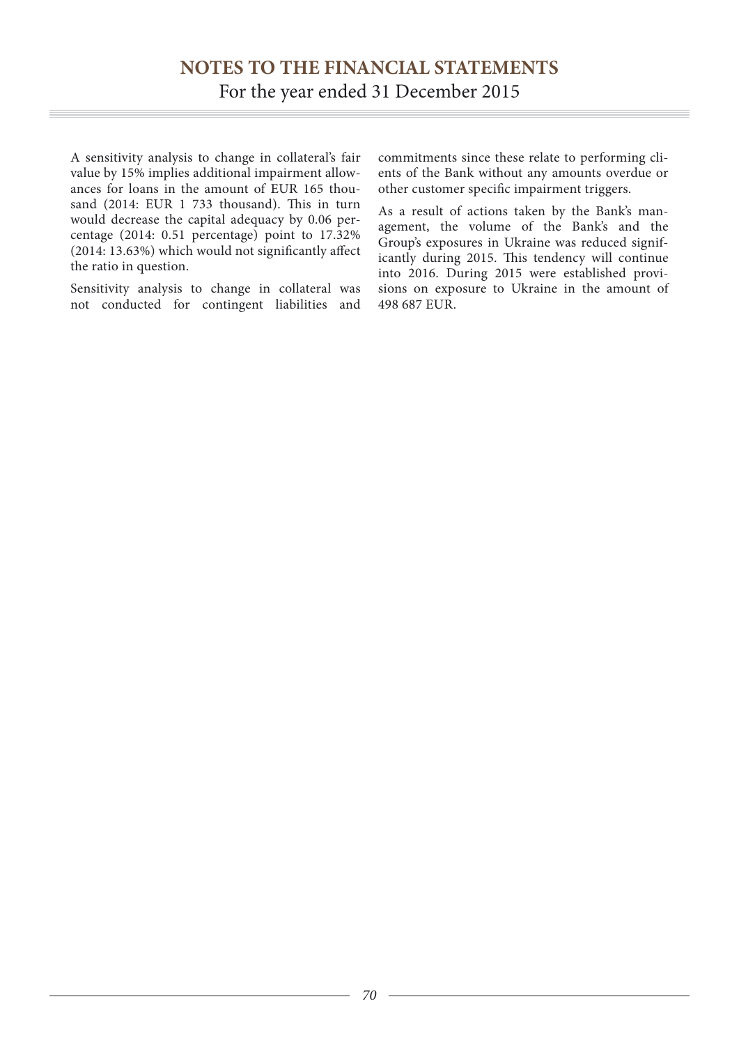A sensitivity analysis to change in collateral's fair value by 15% implies additional impairment allowances for loans in the amount of EUR 165 thousand (2014: EUR 1 733 thousand). This in turn would decrease the capital adequacy by 0.06 percentage (2014: 0.51 percentage) point to 17.32% (2014: 13.63%) which would not significantly affect the ratio in question.

Sensitivity analysis to change in collateral was not conducted for contingent liabilities and commitments since these relate to performing clients of the Bank without any amounts overdue or other customer specific impairment triggers.

As a result of actions taken by the Bank's management, the volume of the Bank's and the Group's exposures in Ukraine was reduced significantly during 2015. This tendency will continue into 2016. During 2015 were established provisions on exposure to Ukraine in the amount of 498 687 EUR.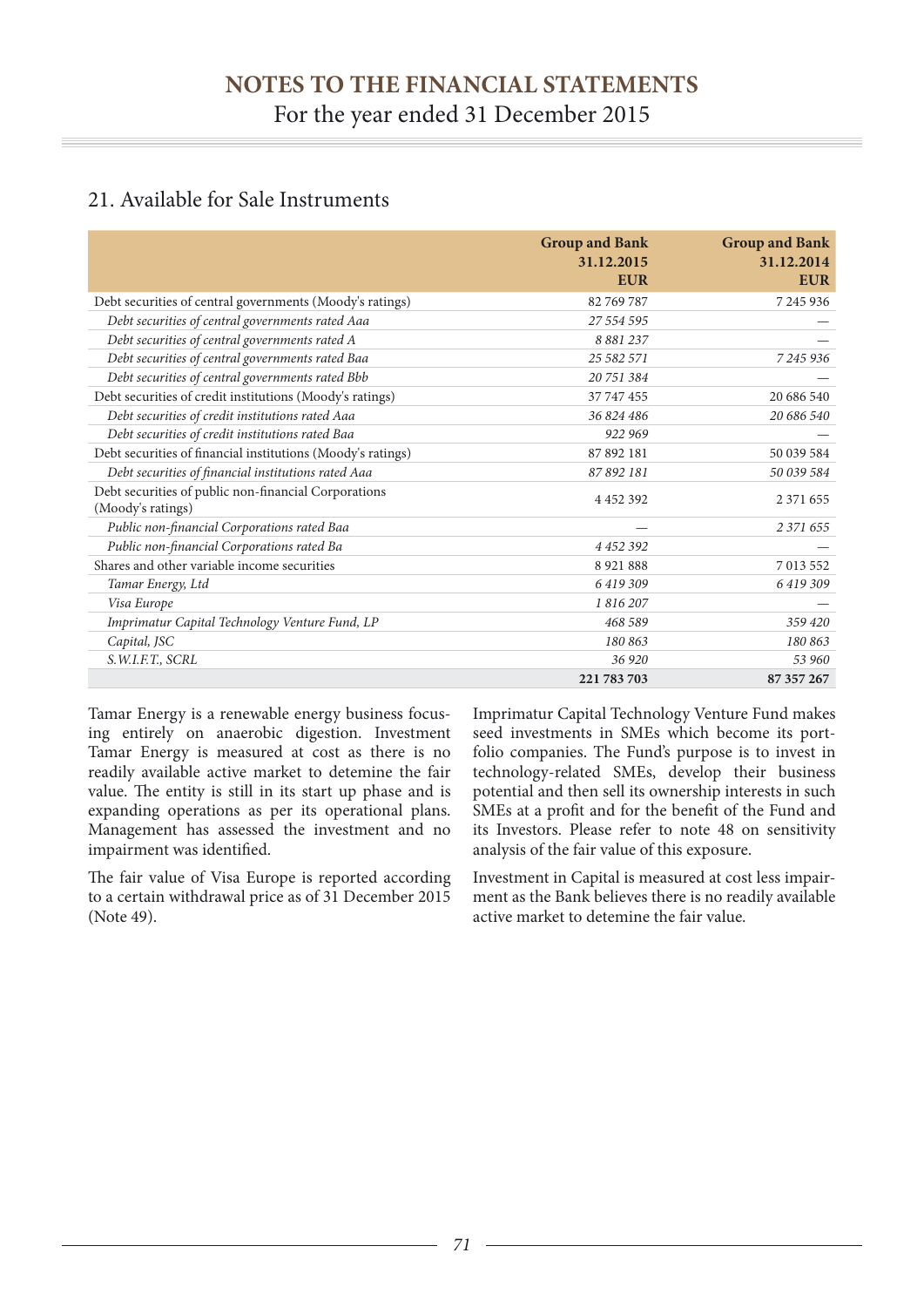# NOTES TO THE FINANCIAL STATEMENTS

For the year ended 31 December 2015

## 21. Available for Sale Instruments

| | Group and Bank 31.12.2015 EUR | Group and Bank 31.12.2014 EUR |
|---|---|---|
| Debt securities of central governments (Moody's ratings) | 82 769 787 | 7 245 936 |
| *Debt securities of central governments rated Aaa* | *27 554 595* | — |
| *Debt securities of central governments rated A* | *8 881 237* | — |
| *Debt securities of central governments rated Baa* | *25 582 571* | *7 245 936* |
| *Debt securities of central governments rated Bbb* | *20 751 384* | — |
| Debt securities of credit institutions (Moody's ratings) | 37 747 455 | 20 686 540 |
| *Debt securities of credit institutions rated Aaa* | *36 824 486* | *20 686 540* |
| *Debt securities of credit institutions rated Baa* | *922 969* | — |
| Debt securities of financial institutions (Moody's ratings) | 87 892 181 | 50 039 584 |
| *Debt securities of financial institutions rated Aaa* | *87 892 181* | *50 039 584* |
| Debt securities of public non-financial Corporations (Moody's ratings) | 4 452 392 | 2 371 655 |
| *Public non-financial Corporations rated Baa* | — | *2 371 655* |
| *Public non-financial Corporations rated Ba* | *4 452 392* | — |
| Shares and other variable income securities | 8 921 888 | 7 013 552 |
| *Tamar Energy, Ltd* | *6 419 309* | *6 419 309* |
| *Visa Europe* | *1 816 207* | — |
| *Imprimatur Capital Technology Venture Fund, LP* | *468 589* | *359 420* |
| *Capital, JSC* | *180 863* | *180 863* |
| *S.W.I.F.T., SCRL* | *36 920* | *53 960* |
| | **221 783 703** | **87 357 267** |

Tamar Energy is a renewable energy business focusing entirely on anaerobic digestion. Investment Tamar Energy is measured at cost as there is no readily available active market to detemine the fair value. The entity is still in its start up phase and is expanding operations as per its operational plans. Management has assessed the investment and no impairment was identified.

The fair value of Visa Europe is reported according to a certain withdrawal price as of 31 December 2015 (Note 49).

Imprimatur Capital Technology Venture Fund makes seed investments in SMEs which become its portfolio companies. The Fund's purpose is to invest in technology-related SMEs, develop their business potential and then sell its ownership interests in such SMEs at a profit and for the benefit of the Fund and its Investors. Please refer to note 48 on sensitivity analysis of the fair value of this exposure.

Investment in Capital is measured at cost less impairment as the Bank believes there is no readily available active market to detemine the fair value.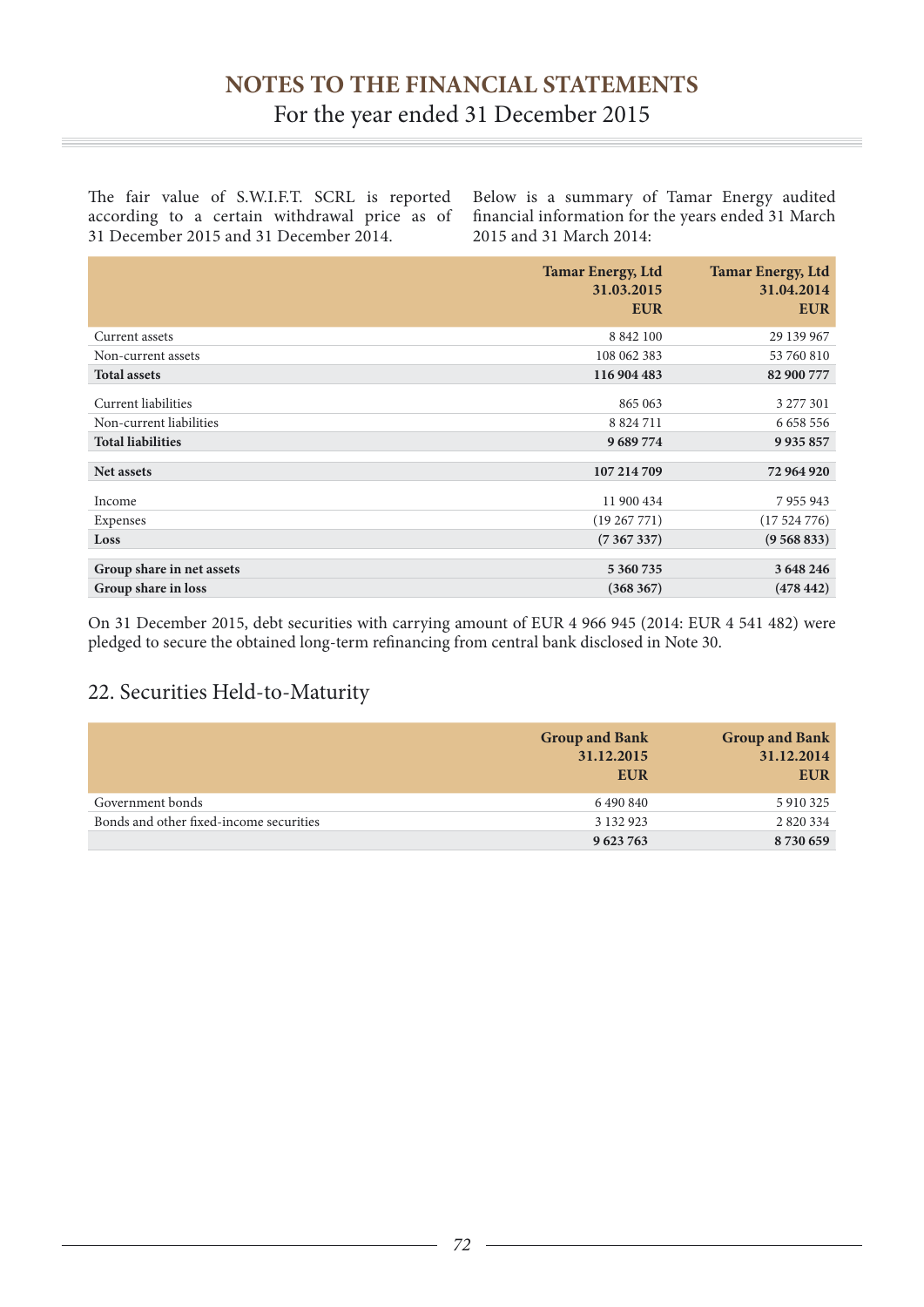The fair value of S.W.I.F.T. SCRL is reported according to a certain withdrawal price as of 31 December 2015 and 31 December 2014.

Below is a summary of Tamar Energy audited financial information for the years ended 31 March 2015 and 31 March 2014:

| | Tamar Energy, Ltd 31.03.2015 EUR | Tamar Energy, Ltd 31.04.2014 EUR |
|---|---|---|
| Current assets | 8 842 100 | 29 139 967 |
| Non-current assets | 108 062 383 | 53 760 810 |
| **Total assets** | **116 904 483** | **82 900 777** |
| Current liabilities | 865 063 | 3 277 301 |
| Non-current liabilities | 8 824 711 | 6 658 556 |
| **Total liabilities** | **9 689 774** | **9 935 857** |
| **Net assets** | **107 214 709** | **72 964 920** |
| Income | 11 900 434 | 7 955 943 |
| Expenses | (19 267 771) | (17 524 776) |
| **Loss** | **(7 367 337)** | **(9 568 833)** |
| **Group share in net assets** | **5 360 735** | **3 648 246** |
| **Group share in loss** | **(368 367)** | **(478 442)** |

On 31 December 2015, debt securities with carrying amount of EUR 4 966 945 (2014: EUR 4 541 482) were pledged to secure the obtained long-term refinancing from central bank disclosed in Note 30.

## 22. Securities Held-to-Maturity

| | Group and Bank 31.12.2015 EUR | Group and Bank 31.12.2014 EUR |
|---|---|---|
| Government bonds | 6 490 840 | 5 910 325 |
| Bonds and other fixed-income securities | 3 132 923 | 2 820 334 |
| | **9 623 763** | **8 730 659** |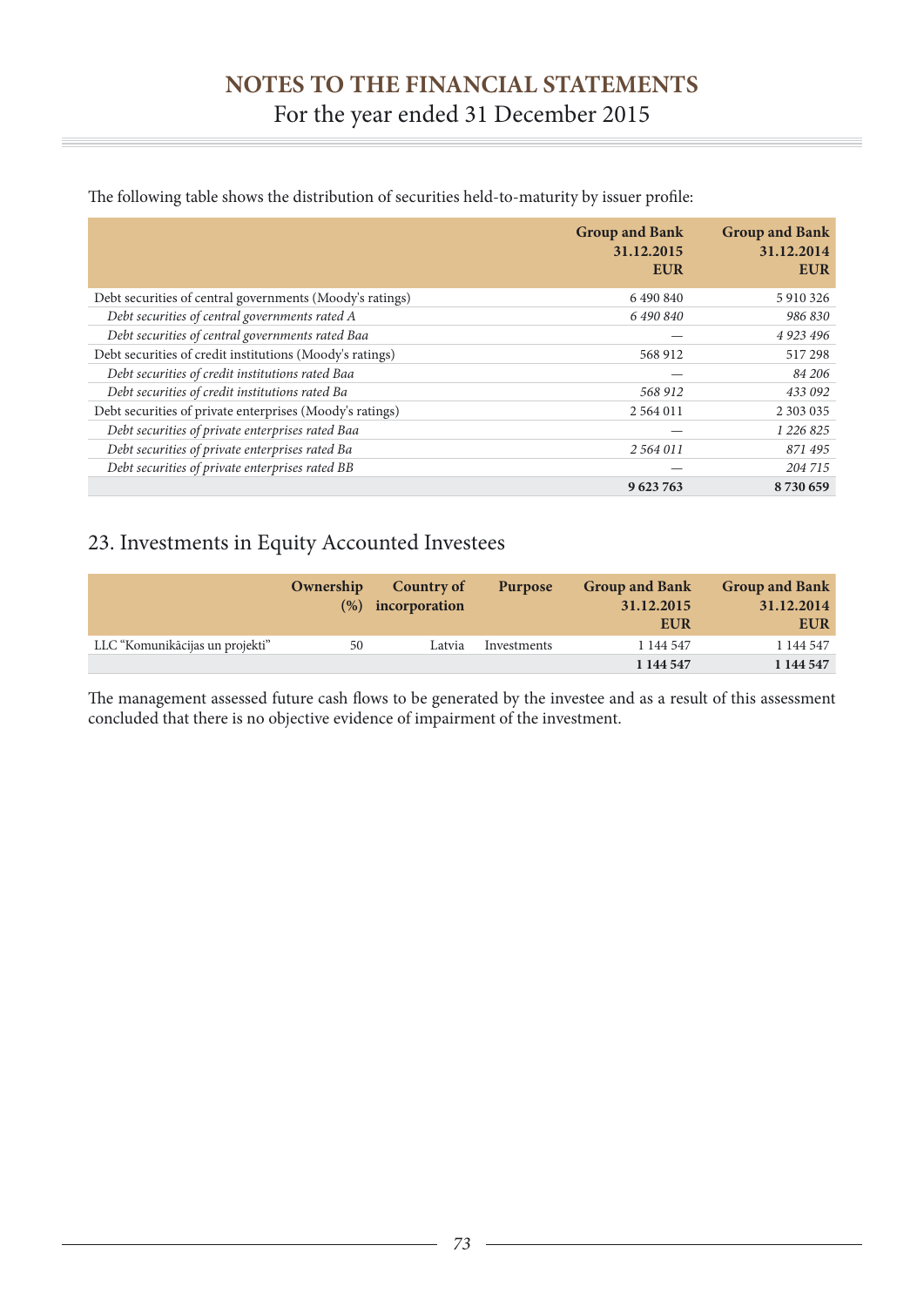The following table shows the distribution of securities held-to-maturity by issuer profile:

| | Group and Bank 31.12.2015 EUR | Group and Bank 31.12.2014 EUR |
|---|---|---|
| Debt securities of central governments (Moody's ratings) | 6 490 840 | 5 910 326 |
| *Debt securities of central governments rated A* | *6 490 840* | *986 830* |
| *Debt securities of central governments rated Baa* | — | *4 923 496* |
| Debt securities of credit institutions (Moody's ratings) | 568 912 | 517 298 |
| *Debt securities of credit institutions rated Baa* | — | *84 206* |
| *Debt securities of credit institutions rated Ba* | *568 912* | *433 092* |
| Debt securities of private enterprises (Moody's ratings) | 2 564 011 | 2 303 035 |
| *Debt securities of private enterprises rated Baa* | — | *1 226 825* |
| *Debt securities of private enterprises rated Ba* | *2 564 011* | *871 495* |
| *Debt securities of private enterprises rated BB* | — | *204 715* |
| | **9 623 763** | **8 730 659** |

## 23. Investments in Equity Accounted Investees

| | Ownership (%) | Country of incorporation | Purpose | Group and Bank 31.12.2015 EUR | Group and Bank 31.12.2014 EUR |
|---|---|---|---|---|---|
| LLC "Komunikācijas un projekti" | 50 | Latvia | Investments | 1 144 547 | 1 144 547 |
| | | | | **1 144 547** | **1 144 547** |

The management assessed future cash flows to be generated by the investee and as a result of this assessment concluded that there is no objective evidence of impairment of the investment.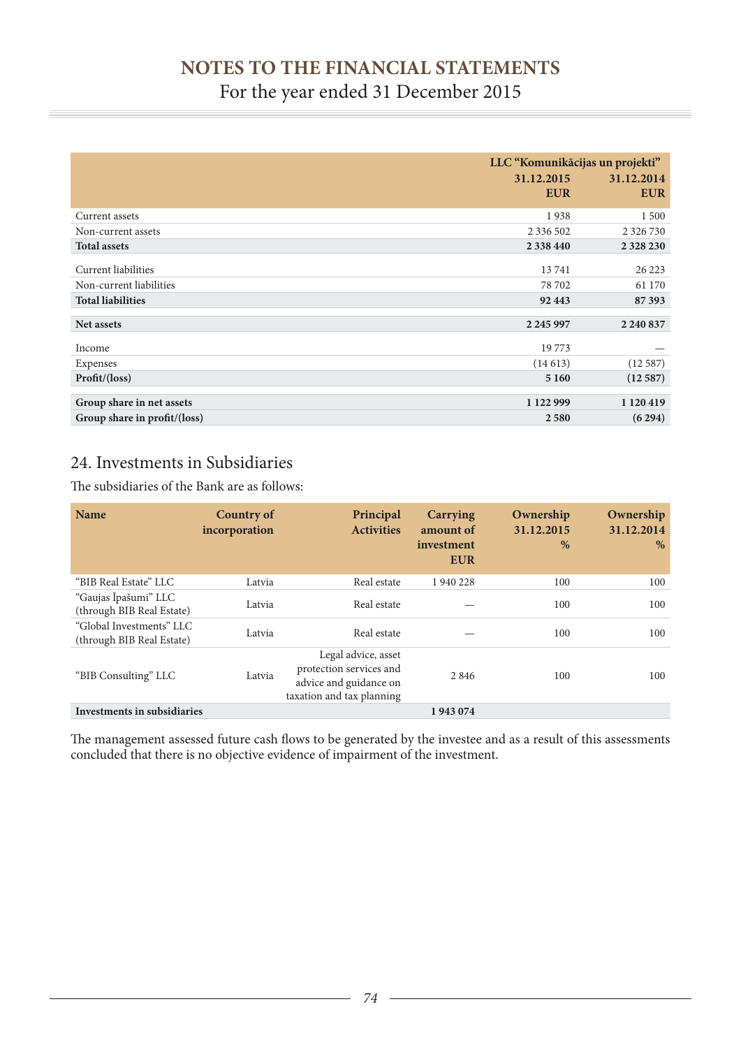|  | LLC "Komunikācijas un projekti" |  |
|---|---|---|
|  | 31.12.2015 EUR | 31.12.2014 EUR |
| Current assets | 1 938 | 1 500 |
| Non-current assets | 2 336 502 | 2 326 730 |
| **Total assets** | **2 338 440** | **2 328 230** |
| Current liabilities | 13 741 | 26 223 |
| Non-current liabilities | 78 702 | 61 170 |
| **Total liabilities** | **92 443** | **87 393** |
| **Net assets** | **2 245 997** | **2 240 837** |
| Income | 19 773 | — |
| Expenses | (14 613) | (12 587) |
| **Profit/(loss)** | **5 160** | **(12 587)** |
| **Group share in net assets** | **1 122 999** | **1 120 419** |
| **Group share in profit/(loss)** | **2 580** | **(6 294)** |

## 24. Investments in Subsidiaries

The subsidiaries of the Bank are as follows:

| Name | Country of incorporation | Principal Activities | Carrying amount of investment EUR | Ownership 31.12.2015 % | Ownership 31.12.2014 % |
|---|---|---|---|---|---|
| "BIB Real Estate" LLC | Latvia | Real estate | 1 940 228 | 100 | 100 |
| "Gaujas Īpašumi" LLC (through BIB Real Estate) | Latvia | Real estate | — | 100 | 100 |
| "Global Investments" LLC (through BIB Real Estate) | Latvia | Real estate | — | 100 | 100 |
| "BIB Consulting" LLC | Latvia | Legal advice, asset protection services and advice and guidance on taxation and tax planning | 2 846 | 100 | 100 |
| **Investments in subsidiaries** |  |  | **1 943 074** |  |  |

The management assessed future cash flows to be generated by the investee and as a result of this assessments concluded that there is no objective evidence of impairment of the investment.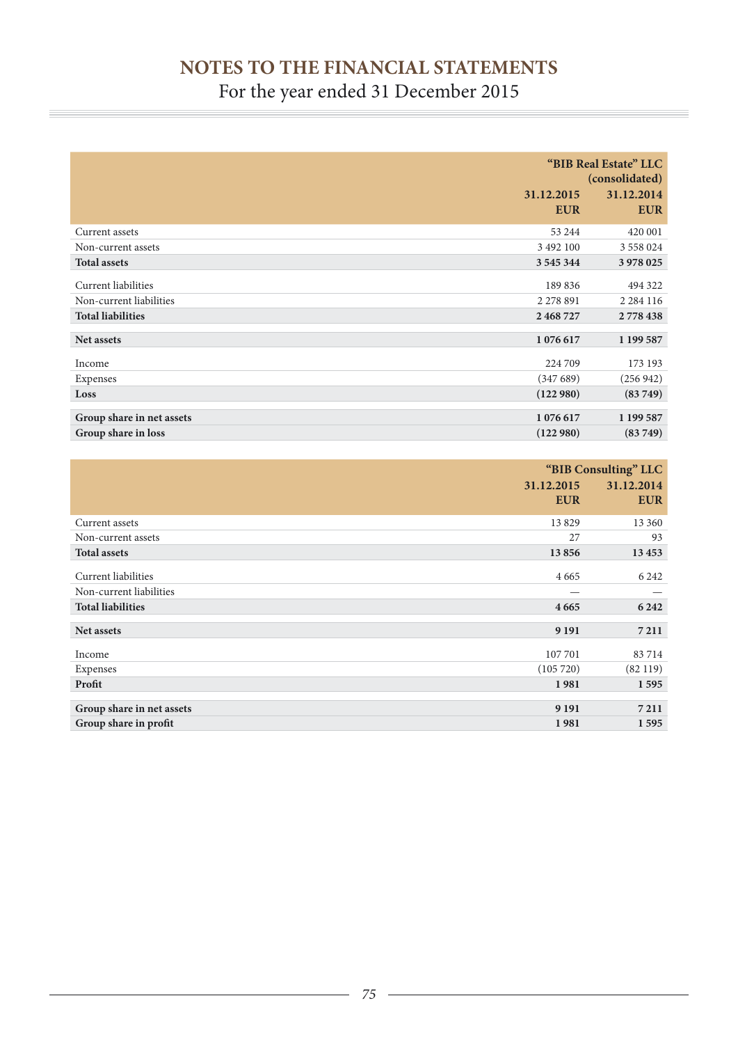# NOTES TO THE FINANCIAL STATEMENTS

For the year ended 31 December 2015

| | "BIB Real Estate" LLC (consolidated) | |
|---|---|---|
| | **31.12.2015 EUR** | **31.12.2014 EUR** |
| Current assets | 53 244 | 420 001 |
| Non-current assets | 3 492 100 | 3 558 024 |
| **Total assets** | **3 545 344** | **3 978 025** |
| Current liabilities | 189 836 | 494 322 |
| Non-current liabilities | 2 278 891 | 2 284 116 |
| **Total liabilities** | **2 468 727** | **2 778 438** |
| **Net assets** | **1 076 617** | **1 199 587** |
| Income | 224 709 | 173 193 |
| Expenses | (347 689) | (256 942) |
| **Loss** | **(122 980)** | **(83 749)** |
| **Group share in net assets** | **1 076 617** | **1 199 587** |
| **Group share in loss** | **(122 980)** | **(83 749)** |

| | "BIB Consulting" LLC | |
|---|---|---|
| | **31.12.2015 EUR** | **31.12.2014 EUR** |
| Current assets | 13 829 | 13 360 |
| Non-current assets | 27 | 93 |
| **Total assets** | **13 856** | **13 453** |
| Current liabilities | 4 665 | 6 242 |
| Non-current liabilities | — | — |
| **Total liabilities** | **4 665** | **6 242** |
| **Net assets** | **9 191** | **7 211** |
| Income | 107 701 | 83 714 |
| Expenses | (105 720) | (82 119) |
| **Profit** | **1 981** | **1 595** |
| **Group share in net assets** | **9 191** | **7 211** |
| **Group share in profit** | **1 981** | **1 595** |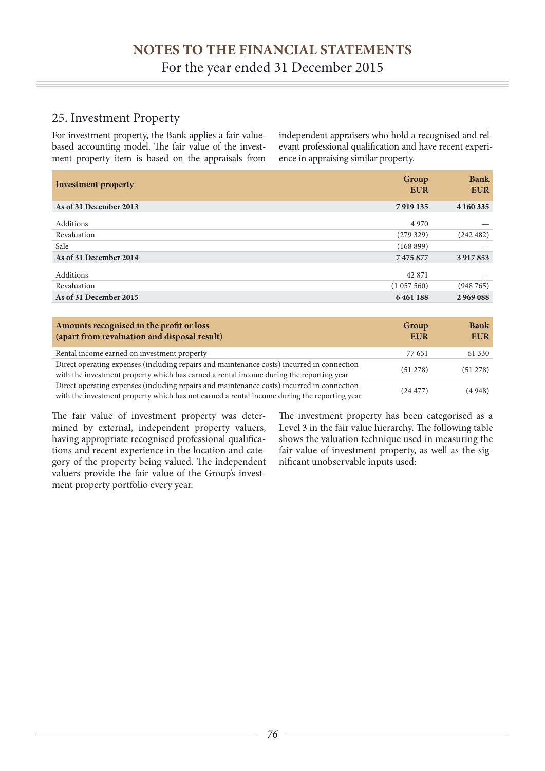## 25. Investment Property

For investment property, the Bank applies a fair-value-based accounting model. The fair value of the investment property item is based on the appraisals from independent appraisers who hold a recognised and relevant professional qualification and have recent experience in appraising similar property.

| Investment property | Group EUR | Bank EUR |
|---|---|---|
| **As of 31 December 2013** | **7 919 135** | **4 160 335** |
| Additions | 4 970 | — |
| Revaluation | (279 329) | (242 482) |
| Sale | (168 899) | — |
| **As of 31 December 2014** | **7 475 877** | **3 917 853** |
| Additions | 42 871 | — |
| Revaluation | (1 057 560) | (948 765) |
| **As of 31 December 2015** | **6 461 188** | **2 969 088** |

| Amounts recognised in the profit or loss (apart from revaluation and disposal result) | Group EUR | Bank EUR |
|---|---|---|
| Rental income earned on investment property | 77 651 | 61 330 |
| Direct operating expenses (including repairs and maintenance costs) incurred in connection with the investment property which has earned a rental income during the reporting year | (51 278) | (51 278) |
| Direct operating expenses (including repairs and maintenance costs) incurred in connection with the investment property which has not earned a rental income during the reporting year | (24 477) | (4 948) |

The fair value of investment property was determined by external, independent property valuers, having appropriate recognised professional qualifications and recent experience in the location and category of the property being valued. The independent valuers provide the fair value of the Group's investment property portfolio every year.

The investment property has been categorised as a Level 3 in the fair value hierarchy. The following table shows the valuation technique used in measuring the fair value of investment property, as well as the significant unobservable inputs used: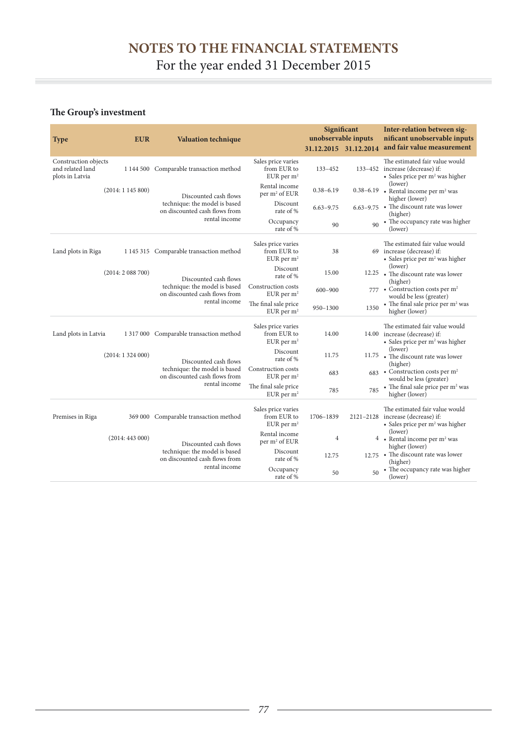# NOTES TO THE FINANCIAL STATEMENTS
For the year ended 31 December 2015

### The Group's investment

| Type | EUR | Valuation technique | | Significant unobservable inputs 31.12.2015 | 31.12.2014 | Inter-relation between significant unobservable inputs and fair value measurement |
|---|---|---|---|---|---|---|
| Construction objects and related land plots in Latvia | 1 144 500 | Comparable transaction method | Sales price varies from EUR to EUR per m² | 133–452 | 133–452 | The estimated fair value would increase (decrease) if: • Sales price per m² was higher (lower) |
| | (2014: 1 145 800) | Discounted cash flows technique: the model is based on discounted cash flows from rental income | Rental income per m² of EUR | 0.38–6.19 | 0.38–6.19 | • Rental income per m² was higher (lower) |
| | | | Discount rate of % | 6.63–9.75 | 6.63–9.75 | • The discount rate was lower (higher) |
| | | | Occupancy rate of % | 90 | 90 | • The occupancy rate was higher (lower) |
| Land plots in Riga | 1 145 315 | Comparable transaction method | Sales price varies from EUR to EUR per m² | 38 | 69 | The estimated fair value would increase (decrease) if: • Sales price per m² was higher (lower) |
| | (2014: 2 088 700) | Discounted cash flows technique: the model is based on discounted cash flows from rental income | Discount rate of % | 15.00 | 12.25 | • The discount rate was lower (higher) |
| | | | Construction costs EUR per m² | 600–900 | 777 | • Construction costs per m² would be less (greater) |
| | | | The final sale price EUR per m² | 950–1300 | 1350 | • The final sale price per m² was higher (lower) |
| Land plots in Latvia | 1 317 000 | Comparable transaction method | Sales price varies from EUR to EUR per m² | 14.00 | 14.00 | The estimated fair value would increase (decrease) if: • Sales price per m² was higher (lower) |
| | (2014: 1 324 000) | Discounted cash flows technique: the model is based on discounted cash flows from rental income | Discount rate of % | 11.75 | 11.75 | • The discount rate was lower (higher) |
| | | | Construction costs EUR per m² | 683 | 683 | • Construction costs per m² would be less (greater) |
| | | | The final sale price EUR per m² | 785 | 785 | • The final sale price per m² was higher (lower) |
| Premises in Riga | 369 000 | Comparable transaction method | Sales price varies from EUR to EUR per m² | 1706–1839 | 2121–2128 | The estimated fair value would increase (decrease) if: • Sales price per m² was higher (lower) |
| | (2014: 443 000) | Discounted cash flows technique: the model is based on discounted cash flows from rental income | Rental income per m² of EUR | 4 | 4 | • Rental income per m² was higher (lower) |
| | | | Discount rate of % | 12.75 | 12.75 | • The discount rate was lower (higher) |
| | | | Occupancy rate of % | 50 | 50 | • The occupancy rate was higher (lower) |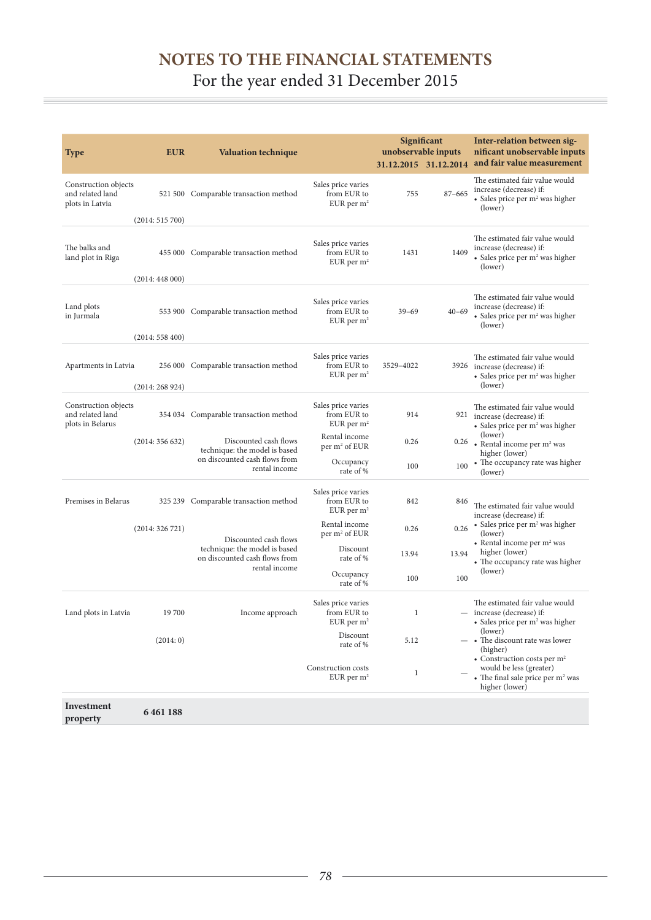# NOTES TO THE FINANCIAL STATEMENTS

For the year ended 31 December 2015

| Type | EUR | Valuation technique | | Significant unobservable inputs 31.12.2015 | 31.12.2014 | Inter-relation between significant unobservable inputs and fair value measurement |
|---|---|---|---|---|---|---|
| Construction objects and related land plots in Latvia | 521 500 (2014: 515 700) | Comparable transaction method | Sales price varies from EUR to EUR per m² | 755 | 87–665 | The estimated fair value would increase (decrease) if: • Sales price per m² was higher (lower) |
| The balks and land plot in Riga | 455 000 (2014: 448 000) | Comparable transaction method | Sales price varies from EUR to EUR per m² | 1431 | 1409 | The estimated fair value would increase (decrease) if: • Sales price per m² was higher (lower) |
| Land plots in Jurmala | 553 900 (2014: 558 400) | Comparable transaction method | Sales price varies from EUR to EUR per m² | 39–69 | 40–69 | The estimated fair value would increase (decrease) if: • Sales price per m² was higher (lower) |
| Apartments in Latvia | 256 000 (2014: 268 924) | Comparable transaction method | Sales price varies from EUR to EUR per m² | 3529–4022 | 3926 | The estimated fair value would increase (decrease) if: • Sales price per m² was higher (lower) |
| Construction objects and related land plots in Belarus | 354 034 (2014: 356 632) | Comparable transaction method | Sales price varies from EUR to EUR per m² | 914 | 921 | The estimated fair value would increase (decrease) if: • Sales price per m² was higher (lower) • Rental income per m² was higher (lower) • The occupancy rate was higher (lower) |
| | | Discounted cash flows technique: the model is based on discounted cash flows from rental income | Rental income per m² of EUR | 0.26 | 0.26 | |
| | | | Occupancy rate of % | 100 | 100 | |
| Premises in Belarus | 325 239 (2014: 326 721) | Comparable transaction method | Sales price varies from EUR to EUR per m² | 842 | 846 | The estimated fair value would increase (decrease) if: • Sales price per m² was higher (lower) • Rental income per m² was higher (lower) • The occupancy rate was higher (lower) |
| | | Discounted cash flows technique: the model is based on discounted cash flows from rental income | Rental income per m² of EUR | 0.26 | 0.26 | |
| | | | Discount rate of % | 13.94 | 13.94 | |
| | | | Occupancy rate of % | 100 | 100 | |
| Land plots in Latvia | 19 700 (2014: 0) | Income approach | Sales price varies from EUR to EUR per m² | 1 | — | The estimated fair value would increase (decrease) if: • Sales price per m² was higher (lower) • The discount rate was lower (higher) • Construction costs per m² would be less (greater) • The final sale price per m² was higher (lower) |
| | | | Discount rate of % | 5.12 | — | |
| | | | Construction costs EUR per m² | 1 | — | |
| **Investment property** | **6 461 188** | | | | | |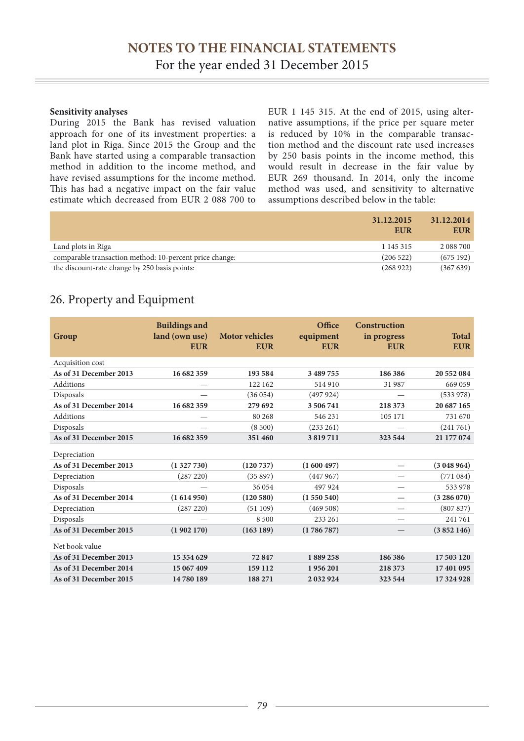**Sensitivity analyses**

During 2015 the Bank has revised valuation approach for one of its investment properties: a land plot in Riga. Since 2015 the Group and the Bank have started using a comparable transaction method in addition to the income method, and have revised assumptions for the income method. This has had a negative impact on the fair value estimate which decreased from EUR 2 088 700 to EUR 1 145 315. At the end of 2015, using alternative assumptions, if the price per square meter is reduced by 10% in the comparable transaction method and the discount rate used increases by 250 basis points in the income method, this would result in decrease in the fair value by EUR 269 thousand. In 2014, only the income method was used, and sensitivity to alternative assumptions described below in the table:

| | 31.12.2015 EUR | 31.12.2014 EUR |
|---|---|---|
| Land plots in Riga | 1 145 315 | 2 088 700 |
| comparable transaction method: 10-percent price change: | (206 522) | (675 192) |
| the discount-rate change by 250 basis points: | (268 922) | (367 639) |

## 26. Property and Equipment

| Group | Buildings and land (own use) EUR | Motor vehicles EUR | Office equipment EUR | Construction in progress EUR | Total EUR |
|---|---|---|---|---|---|
| Acquisition cost | | | | | |
| **As of 31 December 2013** | **16 682 359** | **193 584** | **3 489 755** | **186 386** | **20 552 084** |
| Additions | — | 122 162 | 514 910 | 31 987 | 669 059 |
| Disposals | — | (36 054) | (497 924) | — | (533 978) |
| **As of 31 December 2014** | **16 682 359** | **279 692** | **3 506 741** | **218 373** | **20 687 165** |
| Additions | — | 80 268 | 546 231 | 105 171 | 731 670 |
| Disposals | — | (8 500) | (233 261) | — | (241 761) |
| **As of 31 December 2015** | **16 682 359** | **351 460** | **3 819 711** | **323 544** | **21 177 074** |
| Depreciation | | | | | |
| **As of 31 December 2013** | **(1 327 730)** | **(120 737)** | **(1 600 497)** | **—** | **(3 048 964)** |
| Depreciation | (287 220) | (35 897) | (447 967) | — | (771 084) |
| Disposals | — | 36 054 | 497 924 | — | 533 978 |
| **As of 31 December 2014** | **(1 614 950)** | **(120 580)** | **(1 550 540)** | **—** | **(3 286 070)** |
| Depreciation | (287 220) | (51 109) | (469 508) | — | (807 837) |
| Disposals | — | 8 500 | 233 261 | — | 241 761 |
| **As of 31 December 2015** | **(1 902 170)** | **(163 189)** | **(1 786 787)** | **—** | **(3 852 146)** |
| Net book value | | | | | |
| **As of 31 December 2013** | **15 354 629** | **72 847** | **1 889 258** | **186 386** | **17 503 120** |
| **As of 31 December 2014** | **15 067 409** | **159 112** | **1 956 201** | **218 373** | **17 401 095** |
| **As of 31 December 2015** | **14 780 189** | **188 271** | **2 032 924** | **323 544** | **17 324 928** |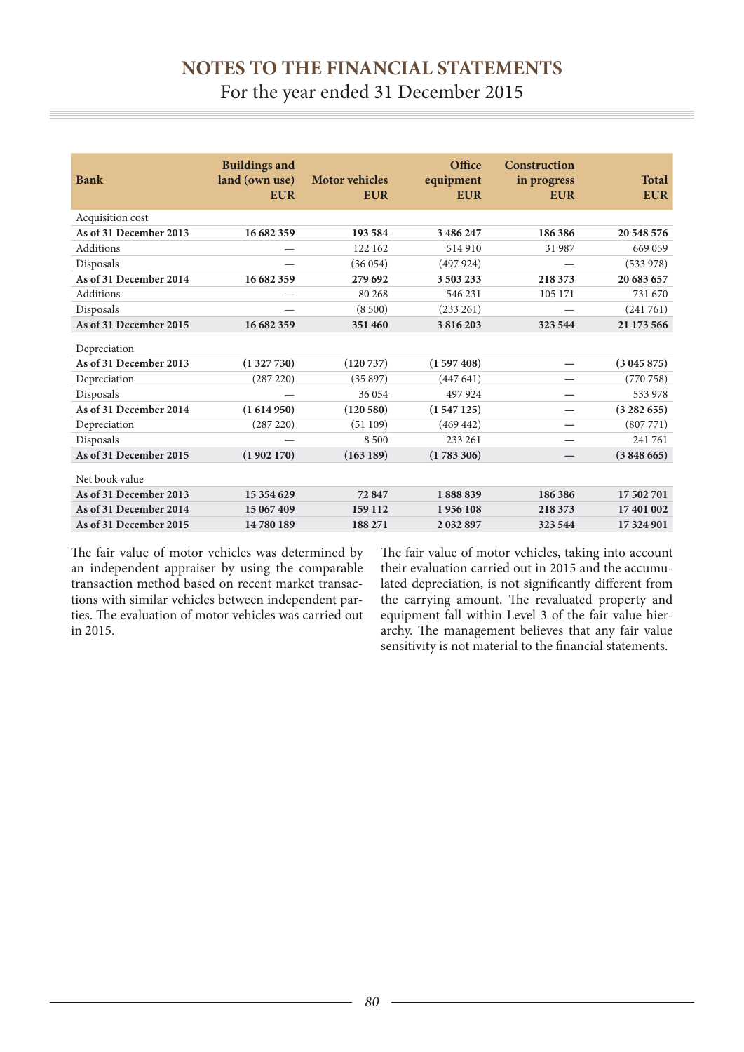| Bank | Buildings and land (own use) EUR | Motor vehicles EUR | Office equipment EUR | Construction in progress EUR | Total EUR |
|---|---|---|---|---|---|
| Acquisition cost | | | | | |
| **As of 31 December 2013** | **16 682 359** | **193 584** | **3 486 247** | **186 386** | **20 548 576** |
| Additions | — | 122 162 | 514 910 | 31 987 | 669 059 |
| Disposals | — | (36 054) | (497 924) | — | (533 978) |
| **As of 31 December 2014** | **16 682 359** | **279 692** | **3 503 233** | **218 373** | **20 683 657** |
| Additions | — | 80 268 | 546 231 | 105 171 | 731 670 |
| Disposals | — | (8 500) | (233 261) | — | (241 761) |
| **As of 31 December 2015** | **16 682 359** | **351 460** | **3 816 203** | **323 544** | **21 173 566** |
| Depreciation | | | | | |
| **As of 31 December 2013** | **(1 327 730)** | **(120 737)** | **(1 597 408)** | **—** | **(3 045 875)** |
| Depreciation | (287 220) | (35 897) | (447 641) | — | (770 758) |
| Disposals | — | 36 054 | 497 924 | — | 533 978 |
| **As of 31 December 2014** | **(1 614 950)** | **(120 580)** | **(1 547 125)** | **—** | **(3 282 655)** |
| Depreciation | (287 220) | (51 109) | (469 442) | — | (807 771) |
| Disposals | — | 8 500 | 233 261 | — | 241 761 |
| **As of 31 December 2015** | **(1 902 170)** | **(163 189)** | **(1 783 306)** | **—** | **(3 848 665)** |
| Net book value | | | | | |
| **As of 31 December 2013** | **15 354 629** | **72 847** | **1 888 839** | **186 386** | **17 502 701** |
| **As of 31 December 2014** | **15 067 409** | **159 112** | **1 956 108** | **218 373** | **17 401 002** |
| **As of 31 December 2015** | **14 780 189** | **188 271** | **2 032 897** | **323 544** | **17 324 901** |

The fair value of motor vehicles was determined by an independent appraiser by using the comparable transaction method based on recent market transactions with similar vehicles between independent parties. The evaluation of motor vehicles was carried out in 2015.

The fair value of motor vehicles, taking into account their evaluation carried out in 2015 and the accumulated depreciation, is not significantly different from the carrying amount. The revaluated property and equipment fall within Level 3 of the fair value hierarchy. The management believes that any fair value sensitivity is not material to the financial statements.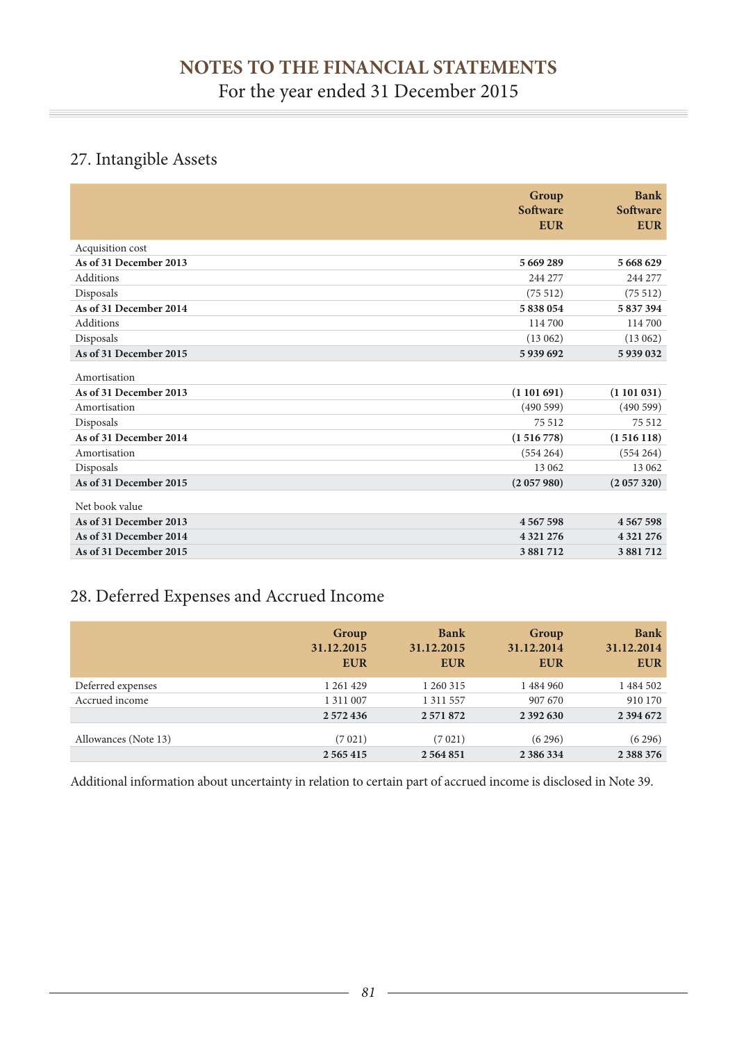## 27. Intangible Assets

| | Group Software EUR | Bank Software EUR |
|---|---|---|
| Acquisition cost | | |
| **As of 31 December 2013** | **5 669 289** | **5 668 629** |
| Additions | 244 277 | 244 277 |
| Disposals | (75 512) | (75 512) |
| **As of 31 December 2014** | **5 838 054** | **5 837 394** |
| Additions | 114 700 | 114 700 |
| Disposals | (13 062) | (13 062) |
| **As of 31 December 2015** | **5 939 692** | **5 939 032** |
| Amortisation | | |
| **As of 31 December 2013** | **(1 101 691)** | **(1 101 031)** |
| Amortisation | (490 599) | (490 599) |
| Disposals | 75 512 | 75 512 |
| **As of 31 December 2014** | **(1 516 778)** | **(1 516 118)** |
| Amortisation | (554 264) | (554 264) |
| Disposals | 13 062 | 13 062 |
| **As of 31 December 2015** | **(2 057 980)** | **(2 057 320)** |
| Net book value | | |
| **As of 31 December 2013** | **4 567 598** | **4 567 598** |
| **As of 31 December 2014** | **4 321 276** | **4 321 276** |
| **As of 31 December 2015** | **3 881 712** | **3 881 712** |

## 28. Deferred Expenses and Accrued Income

| | Group 31.12.2015 EUR | Bank 31.12.2015 EUR | Group 31.12.2014 EUR | Bank 31.12.2014 EUR |
|---|---|---|---|---|
| Deferred expenses | 1 261 429 | 1 260 315 | 1 484 960 | 1 484 502 |
| Accrued income | 1 311 007 | 1 311 557 | 907 670 | 910 170 |
| | **2 572 436** | **2 571 872** | **2 392 630** | **2 394 672** |
| Allowances (Note 13) | (7 021) | (7 021) | (6 296) | (6 296) |
| | **2 565 415** | **2 564 851** | **2 386 334** | **2 388 376** |

Additional information about uncertainty in relation to certain part of accrued income is disclosed in Note 39.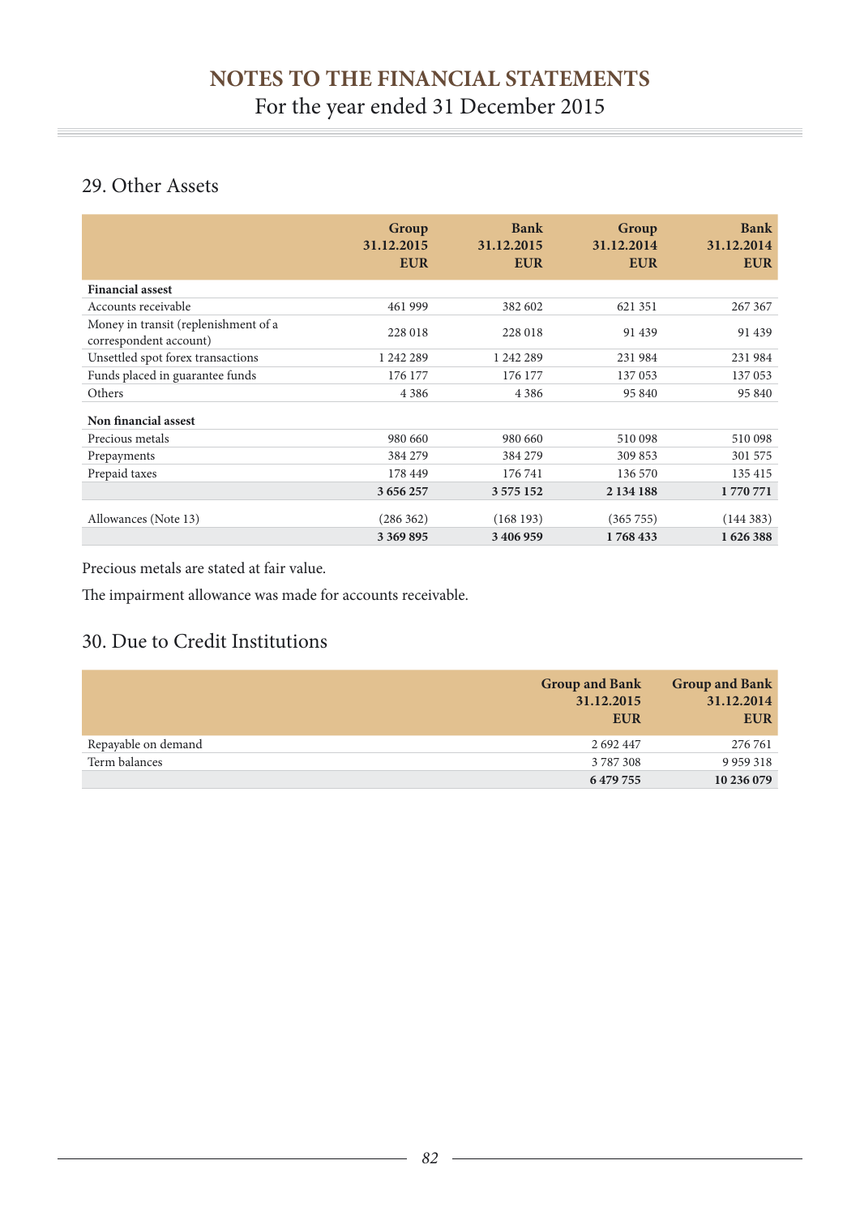## 29. Other Assets

| | Group 31.12.2015 EUR | Bank 31.12.2015 EUR | Group 31.12.2014 EUR | Bank 31.12.2014 EUR |
|---|---|---|---|---|
| **Financial assest** | | | | |
| Accounts receivable | 461 999 | 382 602 | 621 351 | 267 367 |
| Money in transit (replenishment of a correspondent account) | 228 018 | 228 018 | 91 439 | 91 439 |
| Unsettled spot forex transactions | 1 242 289 | 1 242 289 | 231 984 | 231 984 |
| Funds placed in guarantee funds | 176 177 | 176 177 | 137 053 | 137 053 |
| Others | 4 386 | 4 386 | 95 840 | 95 840 |
| **Non financial assest** | | | | |
| Precious metals | 980 660 | 980 660 | 510 098 | 510 098 |
| Prepayments | 384 279 | 384 279 | 309 853 | 301 575 |
| Prepaid taxes | 178 449 | 176 741 | 136 570 | 135 415 |
| | **3 656 257** | **3 575 152** | **2 134 188** | **1 770 771** |
| Allowances (Note 13) | (286 362) | (168 193) | (365 755) | (144 383) |
| | **3 369 895** | **3 406 959** | **1 768 433** | **1 626 388** |

Precious metals are stated at fair value.

The impairment allowance was made for accounts receivable.

## 30. Due to Credit Institutions

| | Group and Bank 31.12.2015 EUR | Group and Bank 31.12.2014 EUR |
|---|---|---|
| Repayable on demand | 2 692 447 | 276 761 |
| Term balances | 3 787 308 | 9 959 318 |
| | **6 479 755** | **10 236 079** |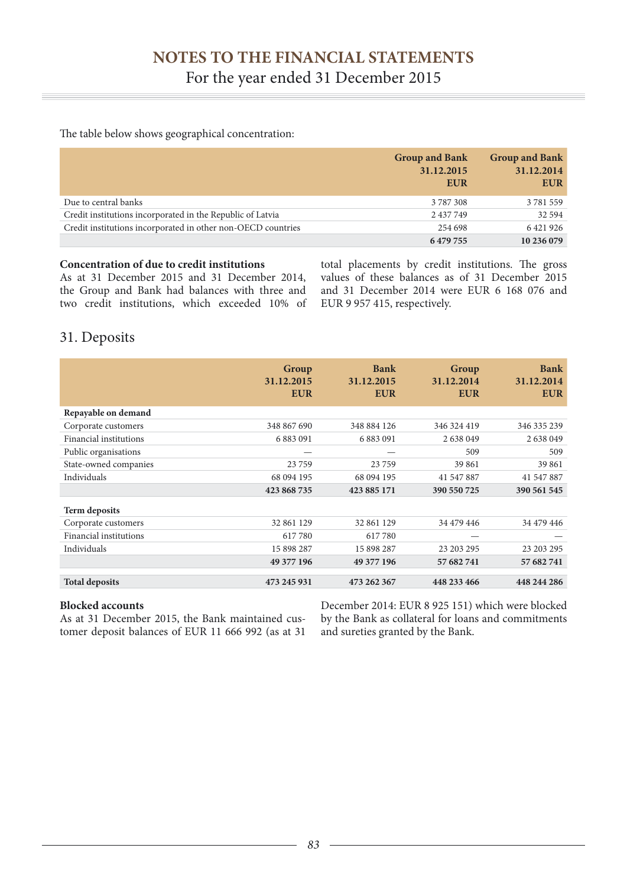The table below shows geographical concentration:

| | Group and Bank 31.12.2015 EUR | Group and Bank 31.12.2014 EUR |
|---|---|---|
| Due to central banks | 3 787 308 | 3 781 559 |
| Credit institutions incorporated in the Republic of Latvia | 2 437 749 | 32 594 |
| Credit institutions incorporated in other non-OECD countries | 254 698 | 6 421 926 |
| | **6 479 755** | **10 236 079** |

**Concentration of due to credit institutions**

As at 31 December 2015 and 31 December 2014, the Group and Bank had balances with three and two credit institutions, which exceeded 10% of total placements by credit institutions. The gross values of these balances as of 31 December 2015 and 31 December 2014 were EUR 6 168 076 and EUR 9 957 415, respectively.

## 31. Deposits

| | Group 31.12.2015 EUR | Bank 31.12.2015 EUR | Group 31.12.2014 EUR | Bank 31.12.2014 EUR |
|---|---|---|---|---|
| **Repayable on demand** | | | | |
| Corporate customers | 348 867 690 | 348 884 126 | 346 324 419 | 346 335 239 |
| Financial institutions | 6 883 091 | 6 883 091 | 2 638 049 | 2 638 049 |
| Public organisations | — | — | 509 | 509 |
| State-owned companies | 23 759 | 23 759 | 39 861 | 39 861 |
| Individuals | 68 094 195 | 68 094 195 | 41 547 887 | 41 547 887 |
| | **423 868 735** | **423 885 171** | **390 550 725** | **390 561 545** |
| **Term deposits** | | | | |
| Corporate customers | 32 861 129 | 32 861 129 | 34 479 446 | 34 479 446 |
| Financial institutions | 617 780 | 617 780 | — | — |
| Individuals | 15 898 287 | 15 898 287 | 23 203 295 | 23 203 295 |
| | **49 377 196** | **49 377 196** | **57 682 741** | **57 682 741** |
| **Total deposits** | **473 245 931** | **473 262 367** | **448 233 466** | **448 244 286** |

**Blocked accounts**

As at 31 December 2015, the Bank maintained customer deposit balances of EUR 11 666 992 (as at 31 December 2014: EUR 8 925 151) which were blocked by the Bank as collateral for loans and commitments and sureties granted by the Bank.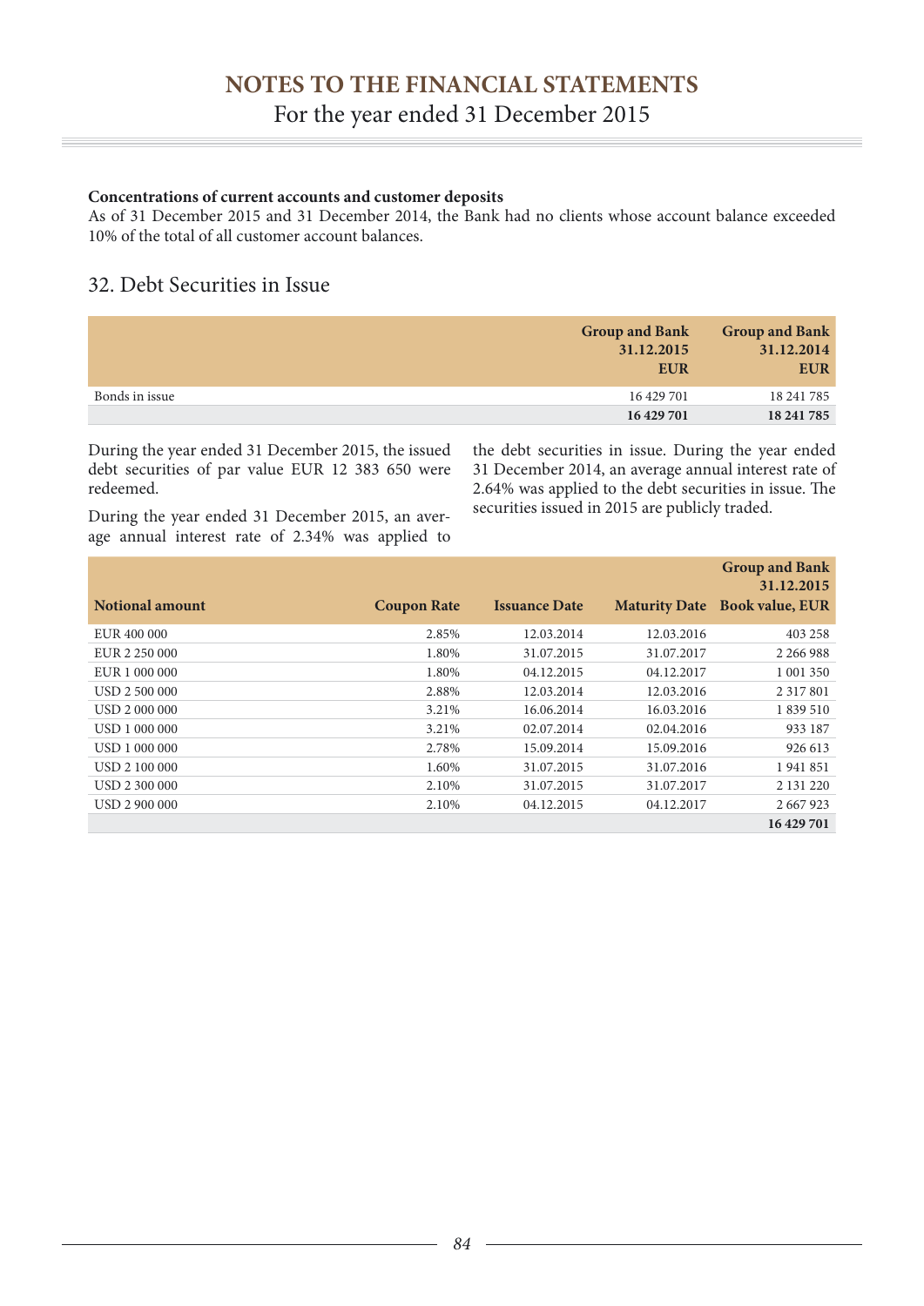**Concentrations of current accounts and customer deposits**

As of 31 December 2015 and 31 December 2014, the Bank had no clients whose account balance exceeded 10% of the total of all customer account balances.

## 32. Debt Securities in Issue

| | Group and Bank 31.12.2015 EUR | Group and Bank 31.12.2014 EUR |
|---|---|---|
| Bonds in issue | 16 429 701 | 18 241 785 |
| | **16 429 701** | **18 241 785** |

During the year ended 31 December 2015, the issued debt securities of par value EUR 12 383 650 were redeemed.

During the year ended 31 December 2015, an average annual interest rate of 2.34% was applied to the debt securities in issue. During the year ended 31 December 2014, an average annual interest rate of 2.64% was applied to the debt securities in issue. The securities issued in 2015 are publicly traded.

| Notional amount | Coupon Rate | Issuance Date | Maturity Date | Group and Bank 31.12.2015 Book value, EUR |
|---|---|---|---|---|
| EUR 400 000 | 2.85% | 12.03.2014 | 12.03.2016 | 403 258 |
| EUR 2 250 000 | 1.80% | 31.07.2015 | 31.07.2017 | 2 266 988 |
| EUR 1 000 000 | 1.80% | 04.12.2015 | 04.12.2017 | 1 001 350 |
| USD 2 500 000 | 2.88% | 12.03.2014 | 12.03.2016 | 2 317 801 |
| USD 2 000 000 | 3.21% | 16.06.2014 | 16.03.2016 | 1 839 510 |
| USD 1 000 000 | 3.21% | 02.07.2014 | 02.04.2016 | 933 187 |
| USD 1 000 000 | 2.78% | 15.09.2014 | 15.09.2016 | 926 613 |
| USD 2 100 000 | 1.60% | 31.07.2015 | 31.07.2016 | 1 941 851 |
| USD 2 300 000 | 2.10% | 31.07.2015 | 31.07.2017 | 2 131 220 |
| USD 2 900 000 | 2.10% | 04.12.2015 | 04.12.2017 | 2 667 923 |
| | | | | **16 429 701** |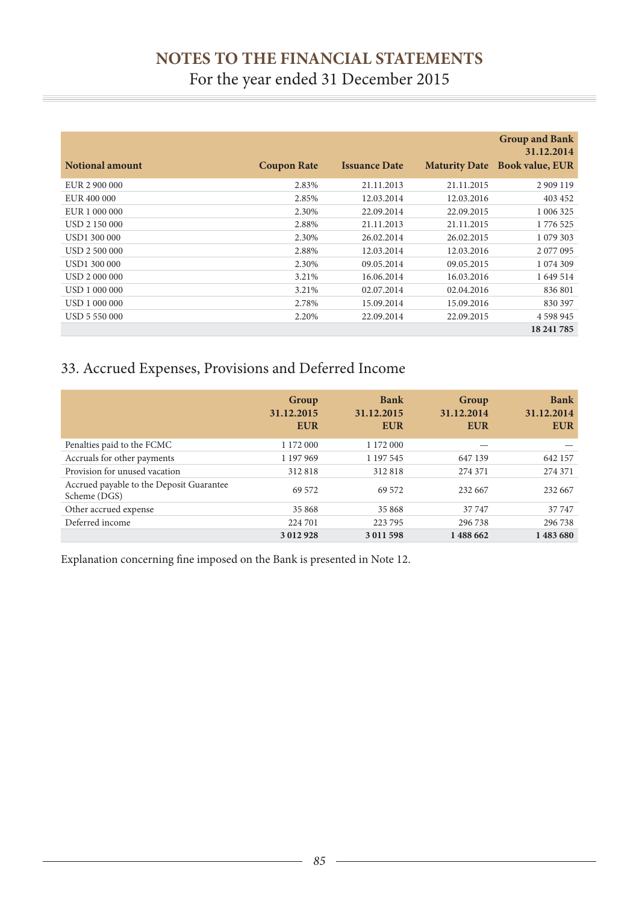| Notional amount | Coupon Rate | Issuance Date | Maturity Date | Group and Bank 31.12.2014 Book value, EUR |
|---|---|---|---|---|
| EUR 2 900 000 | 2.83% | 21.11.2013 | 21.11.2015 | 2 909 119 |
| EUR 400 000 | 2.85% | 12.03.2014 | 12.03.2016 | 403 452 |
| EUR 1 000 000 | 2.30% | 22.09.2014 | 22.09.2015 | 1 006 325 |
| USD 2 150 000 | 2.88% | 21.11.2013 | 21.11.2015 | 1 776 525 |
| USD1 300 000 | 2.30% | 26.02.2014 | 26.02.2015 | 1 079 303 |
| USD 2 500 000 | 2.88% | 12.03.2014 | 12.03.2016 | 2 077 095 |
| USD1 300 000 | 2.30% | 09.05.2014 | 09.05.2015 | 1 074 309 |
| USD 2 000 000 | 3.21% | 16.06.2014 | 16.03.2016 | 1 649 514 |
| USD 1 000 000 | 3.21% | 02.07.2014 | 02.04.2016 | 836 801 |
| USD 1 000 000 | 2.78% | 15.09.2014 | 15.09.2016 | 830 397 |
| USD 5 550 000 | 2.20% | 22.09.2014 | 22.09.2015 | 4 598 945 |
| | | | | **18 241 785** |

## 33. Accrued Expenses, Provisions and Deferred Income

| | Group 31.12.2015 EUR | Bank 31.12.2015 EUR | Group 31.12.2014 EUR | Bank 31.12.2014 EUR |
|---|---|---|---|---|
| Penalties paid to the FCMC | 1 172 000 | 1 172 000 | — | — |
| Accruals for other payments | 1 197 969 | 1 197 545 | 647 139 | 642 157 |
| Provision for unused vacation | 312 818 | 312 818 | 274 371 | 274 371 |
| Accrued payable to the Deposit Guarantee Scheme (DGS) | 69 572 | 69 572 | 232 667 | 232 667 |
| Other accrued expense | 35 868 | 35 868 | 37 747 | 37 747 |
| Deferred income | 224 701 | 223 795 | 296 738 | 296 738 |
| | **3 012 928** | **3 011 598** | **1 488 662** | **1 483 680** |

Explanation concerning fine imposed on the Bank is presented in Note 12.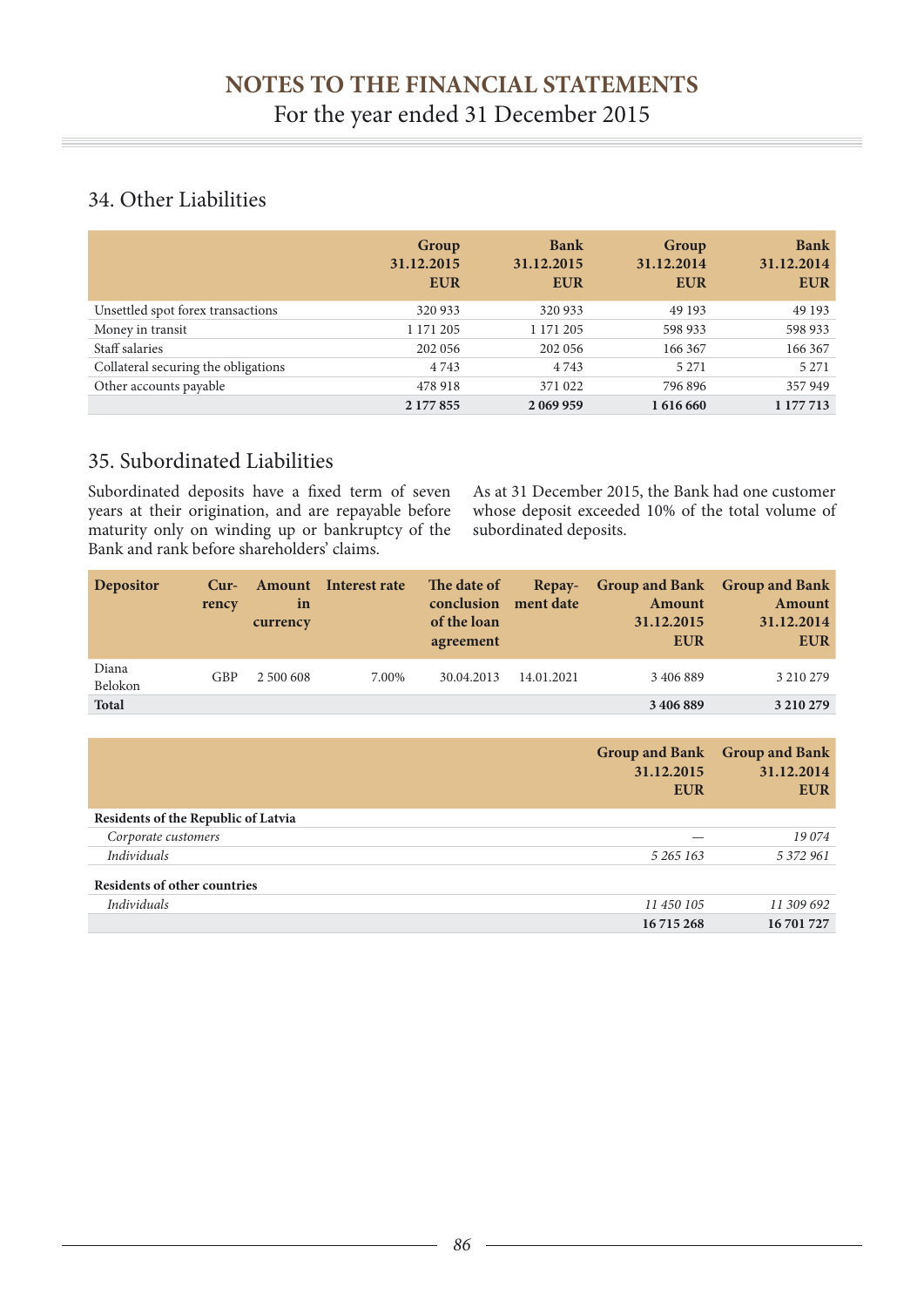# NOTES TO THE FINANCIAL STATEMENTS

For the year ended 31 December 2015

## 34. Other Liabilities

| | Group 31.12.2015 EUR | Bank 31.12.2015 EUR | Group 31.12.2014 EUR | Bank 31.12.2014 EUR |
|---|---|---|---|---|
| Unsettled spot forex transactions | 320 933 | 320 933 | 49 193 | 49 193 |
| Money in transit | 1 171 205 | 1 171 205 | 598 933 | 598 933 |
| Staff salaries | 202 056 | 202 056 | 166 367 | 166 367 |
| Collateral securing the obligations | 4 743 | 4 743 | 5 271 | 5 271 |
| Other accounts payable | 478 918 | 371 022 | 796 896 | 357 949 |
| | **2 177 855** | **2 069 959** | **1 616 660** | **1 177 713** |

## 35. Subordinated Liabilities

Subordinated deposits have a fixed term of seven years at their origination, and are repayable before maturity only on winding up or bankruptcy of the Bank and rank before shareholders' claims.

As at 31 December 2015, the Bank had one customer whose deposit exceeded 10% of the total volume of subordinated deposits.

| Depositor | Currency | Amount in currency | Interest rate | The date of conclusion of the loan agreement | Repayment date | Group and Bank Amount 31.12.2015 EUR | Group and Bank Amount 31.12.2014 EUR |
|---|---|---|---|---|---|---|---|
| Diana Belokon | GBP | 2 500 608 | 7.00% | 30.04.2013 | 14.01.2021 | 3 406 889 | 3 210 279 |
| **Total** | | | | | | **3 406 889** | **3 210 279** |

| | Group and Bank 31.12.2015 EUR | Group and Bank 31.12.2014 EUR |
|---|---|---|
| **Residents of the Republic of Latvia** | | |
| *Corporate customers* | — | *19 074* |
| *Individuals* | *5 265 163* | *5 372 961* |
| **Residents of other countries** | | |
| *Individuals* | *11 450 105* | *11 309 692* |
| | **16 715 268** | **16 701 727** |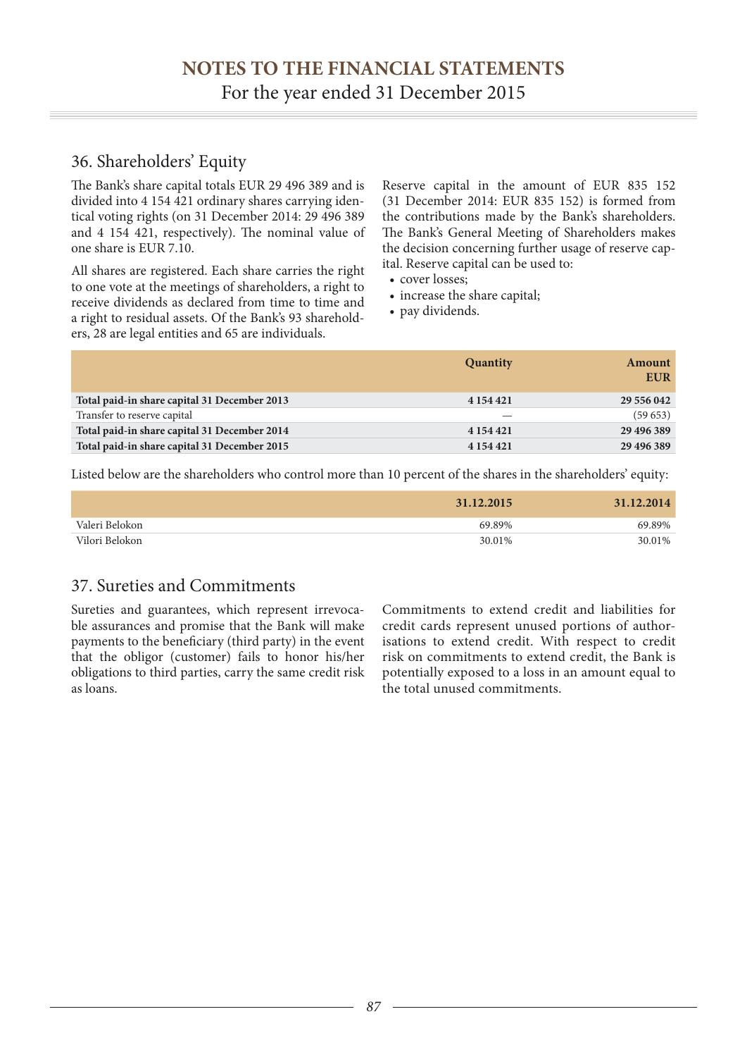## 36. Shareholders' Equity

The Bank's share capital totals EUR 29 496 389 and is divided into 4 154 421 ordinary shares carrying identical voting rights (on 31 December 2014: 29 496 389 and 4 154 421, respectively). The nominal value of one share is EUR 7.10.

All shares are registered. Each share carries the right to one vote at the meetings of shareholders, a right to receive dividends as declared from time to time and a right to residual assets. Of the Bank's 93 shareholders, 28 are legal entities and 65 are individuals.

Reserve capital in the amount of EUR 835 152 (31 December 2014: EUR 835 152) is formed from the contributions made by the Bank's shareholders. The Bank's General Meeting of Shareholders makes the decision concerning further usage of reserve capital. Reserve capital can be used to:

- cover losses;
- increase the share capital;
- pay dividends.

| | Quantity | Amount EUR |
|---|---|---|
| **Total paid-in share capital 31 December 2013** | **4 154 421** | **29 556 042** |
| Transfer to reserve capital | — | (59 653) |
| **Total paid-in share capital 31 December 2014** | **4 154 421** | **29 496 389** |
| **Total paid-in share capital 31 December 2015** | **4 154 421** | **29 496 389** |

Listed below are the shareholders who control more than 10 percent of the shares in the shareholders' equity:

| | 31.12.2015 | 31.12.2014 |
|---|---|---|
| Valeri Belokon | 69.89% | 69.89% |
| Vilori Belokon | 30.01% | 30.01% |

## 37. Sureties and Commitments

Sureties and guarantees, which represent irrevocable assurances and promise that the Bank will make payments to the beneficiary (third party) in the event that the obligor (customer) fails to honor his/her obligations to third parties, carry the same credit risk as loans.

Commitments to extend credit and liabilities for credit cards represent unused portions of authorisations to extend credit. With respect to credit risk on commitments to extend credit, the Bank is potentially exposed to a loss in an amount equal to the total unused commitments.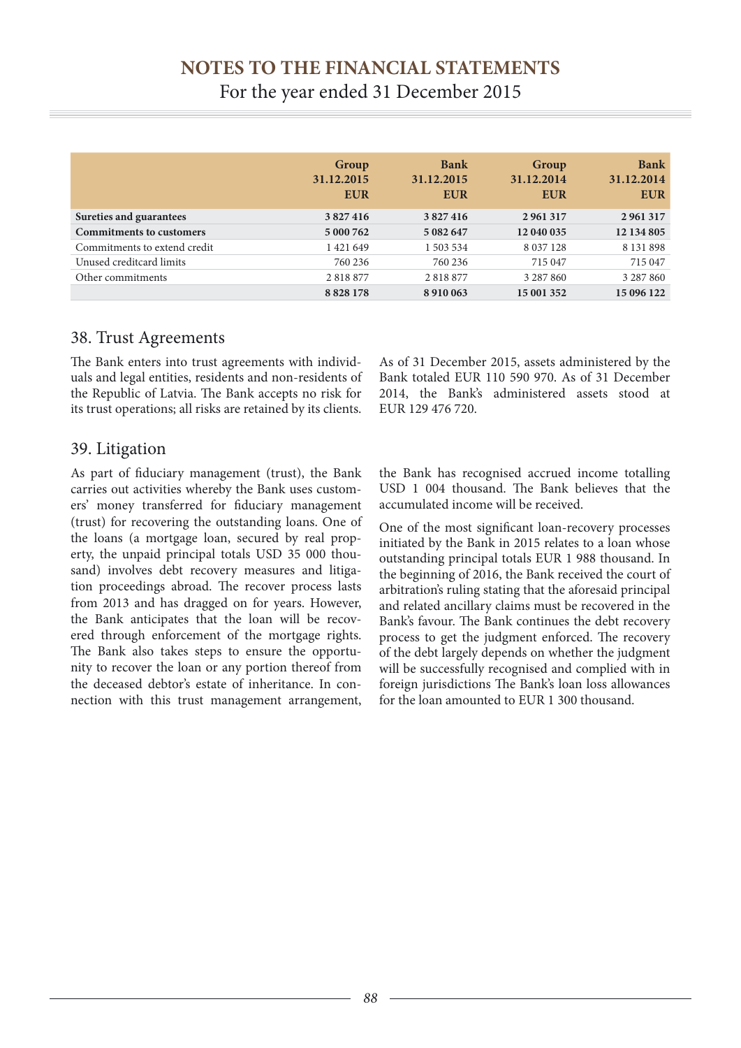|  | Group 31.12.2015 EUR | Bank 31.12.2015 EUR | Group 31.12.2014 EUR | Bank 31.12.2014 EUR |
|---|---|---|---|---|
| **Sureties and guarantees** | **3 827 416** | **3 827 416** | **2 961 317** | **2 961 317** |
| **Commitments to customers** | **5 000 762** | **5 082 647** | **12 040 035** | **12 134 805** |
| Commitments to extend credit | 1 421 649 | 1 503 534 | 8 037 128 | 8 131 898 |
| Unused creditcard limits | 760 236 | 760 236 | 715 047 | 715 047 |
| Other commitments | 2 818 877 | 2 818 877 | 3 287 860 | 3 287 860 |
|  | **8 828 178** | **8 910 063** | **15 001 352** | **15 096 122** |

## 38. Trust Agreements

The Bank enters into trust agreements with individuals and legal entities, residents and non-residents of the Republic of Latvia. The Bank accepts no risk for its trust operations; all risks are retained by its clients.

As of 31 December 2015, assets administered by the Bank totaled EUR 110 590 970. As of 31 December 2014, the Bank's administered assets stood at EUR 129 476 720.

## 39. Litigation

As part of fiduciary management (trust), the Bank carries out activities whereby the Bank uses customers' money transferred for fiduciary management (trust) for recovering the outstanding loans. One of the loans (a mortgage loan, secured by real property, the unpaid principal totals USD 35 000 thousand) involves debt recovery measures and litigation proceedings abroad. The recover process lasts from 2013 and has dragged on for years. However, the Bank anticipates that the loan will be recovered through enforcement of the mortgage rights. The Bank also takes steps to ensure the opportunity to recover the loan or any portion thereof from the deceased debtor's estate of inheritance. In connection with this trust management arrangement, the Bank has recognised accrued income totalling USD 1 004 thousand. The Bank believes that the accumulated income will be received.

One of the most significant loan-recovery processes initiated by the Bank in 2015 relates to a loan whose outstanding principal totals EUR 1 988 thousand. In the beginning of 2016, the Bank received the court of arbitration's ruling stating that the aforesaid principal and related ancillary claims must be recovered in the Bank's favour. The Bank continues the debt recovery process to get the judgment enforced. The recovery of the debt largely depends on whether the judgment will be successfully recognised and complied with in foreign jurisdictions The Bank's loan loss allowances for the loan amounted to EUR 1 300 thousand.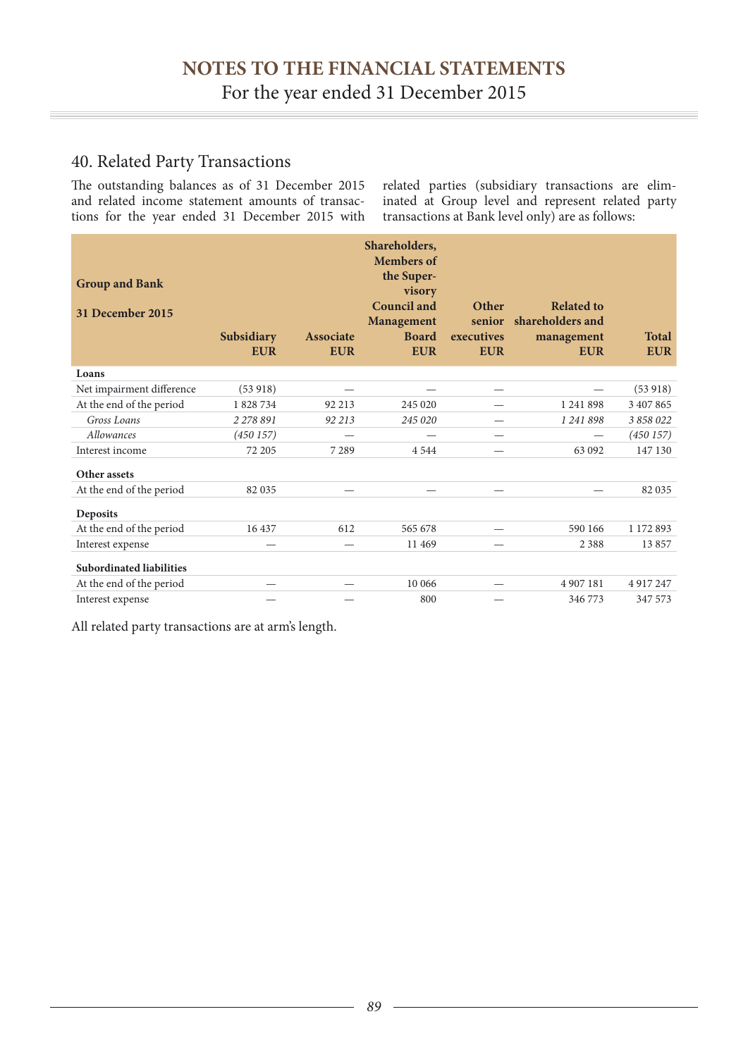## 40. Related Party Transactions

The outstanding balances as of 31 December 2015 and related income statement amounts of transactions for the year ended 31 December 2015 with related parties (subsidiary transactions are eliminated at Group level and represent related party transactions at Bank level only) are as follows:

| Group and Bank<br>31 December 2015 | Subsidiary EUR | Associate EUR | Shareholders, Members of the Supervisory Council and Management Board EUR | Other senior executives EUR | Related to shareholders and management EUR | Total EUR |
|---|---|---|---|---|---|---|
| **Loans** | | | | | | |
| Net impairment difference | (53 918) | — | — | — | — | (53 918) |
| At the end of the period | 1 828 734 | 92 213 | 245 020 | — | 1 241 898 | 3 407 865 |
| *Gross Loans* | *2 278 891* | *92 213* | *245 020* | — | *1 241 898* | *3 858 022* |
| *Allowances* | *(450 157)* | — | — | — | — | *(450 157)* |
| Interest income | 72 205 | 7 289 | 4 544 | — | 63 092 | 147 130 |
| **Other assets** | | | | | | |
| At the end of the period | 82 035 | — | — | — | — | 82 035 |
| **Deposits** | | | | | | |
| At the end of the period | 16 437 | 612 | 565 678 | — | 590 166 | 1 172 893 |
| Interest expense | — | — | 11 469 | — | 2 388 | 13 857 |
| **Subordinated liabilities** | | | | | | |
| At the end of the period | — | — | 10 066 | — | 4 907 181 | 4 917 247 |
| Interest expense | — | — | 800 | — | 346 773 | 347 573 |

All related party transactions are at arm's length.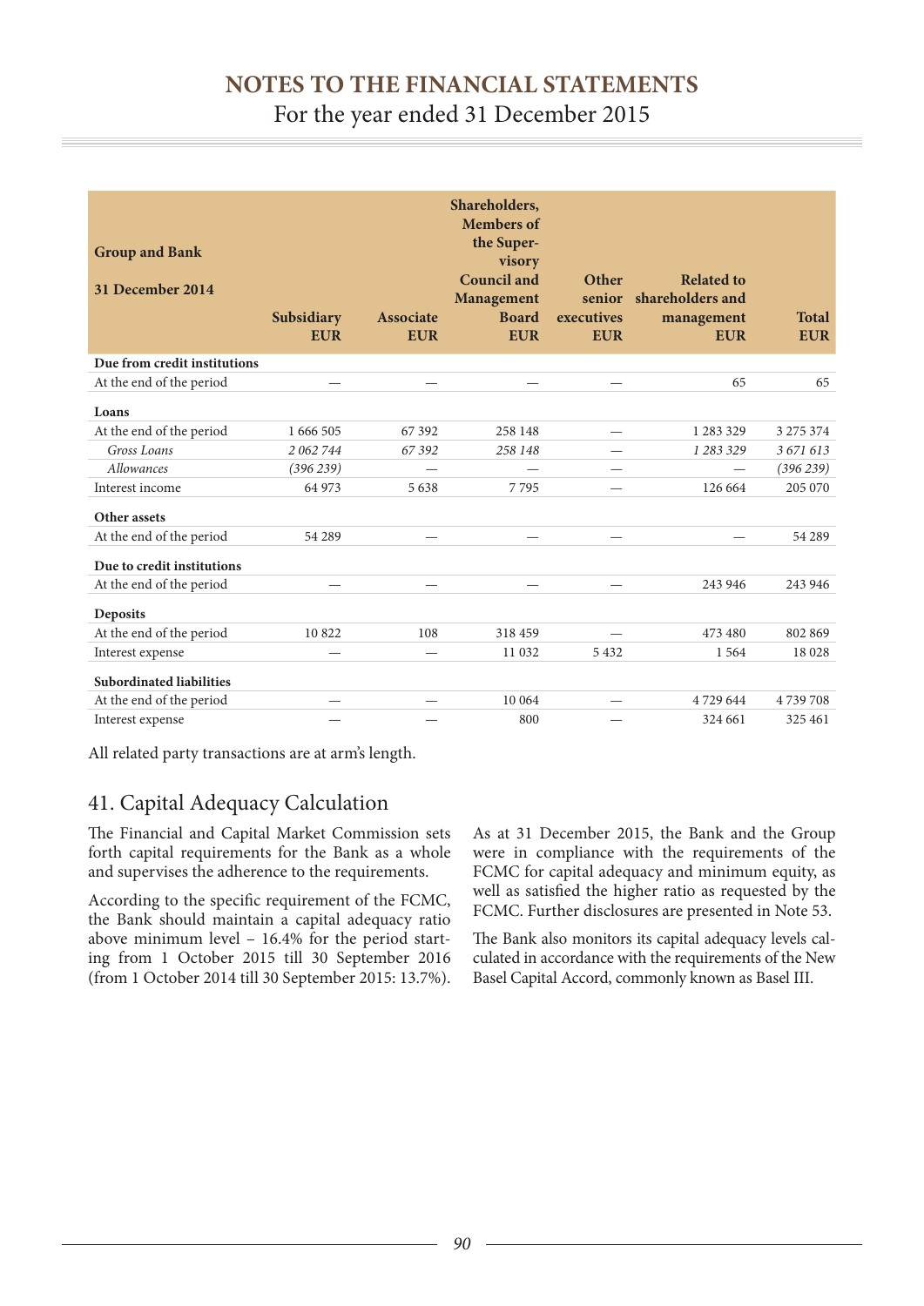# NOTES TO THE FINANCIAL STATEMENTS

For the year ended 31 December 2015

| Group and Bank<br><br>31 December 2014 | Subsidiary EUR | Associate EUR | Shareholders, Members of the Supervisory Council and Management Board EUR | Other senior executives EUR | Related to shareholders and management EUR | Total EUR |
|---|---|---|---|---|---|---|
| **Due from credit institutions** | | | | | | |
| At the end of the period | — | — | — | — | 65 | 65 |
| **Loans** | | | | | | |
| At the end of the period | 1 666 505 | 67 392 | 258 148 | — | 1 283 329 | 3 275 374 |
| *Gross Loans* | *2 062 744* | *67 392* | *258 148* | — | *1 283 329* | *3 671 613* |
| *Allowances* | *(396 239)* | — | — | — | — | *(396 239)* |
| Interest income | 64 973 | 5 638 | 7 795 | — | 126 664 | 205 070 |
| **Other assets** | | | | | | |
| At the end of the period | 54 289 | — | — | — | — | 54 289 |
| **Due to credit institutions** | | | | | | |
| At the end of the period | — | — | — | — | 243 946 | 243 946 |
| **Deposits** | | | | | | |
| At the end of the period | 10 822 | 108 | 318 459 | — | 473 480 | 802 869 |
| Interest expense | — | — | 11 032 | 5 432 | 1 564 | 18 028 |
| **Subordinated liabilities** | | | | | | |
| At the end of the period | — | — | 10 064 | — | 4 729 644 | 4 739 708 |
| Interest expense | — | — | 800 | — | 324 661 | 325 461 |

All related party transactions are at arm's length.

## 41. Capital Adequacy Calculation

The Financial and Capital Market Commission sets forth capital requirements for the Bank as a whole and supervises the adherence to the requirements.

According to the specific requirement of the FCMC, the Bank should maintain a capital adequacy ratio above minimum level – 16.4% for the period starting from 1 October 2015 till 30 September 2016 (from 1 October 2014 till 30 September 2015: 13.7%).

As at 31 December 2015, the Bank and the Group were in compliance with the requirements of the FCMC for capital adequacy and minimum equity, as well as satisfied the higher ratio as requested by the FCMC. Further disclosures are presented in Note 53.

The Bank also monitors its capital adequacy levels calculated in accordance with the requirements of the New Basel Capital Accord, commonly known as Basel III.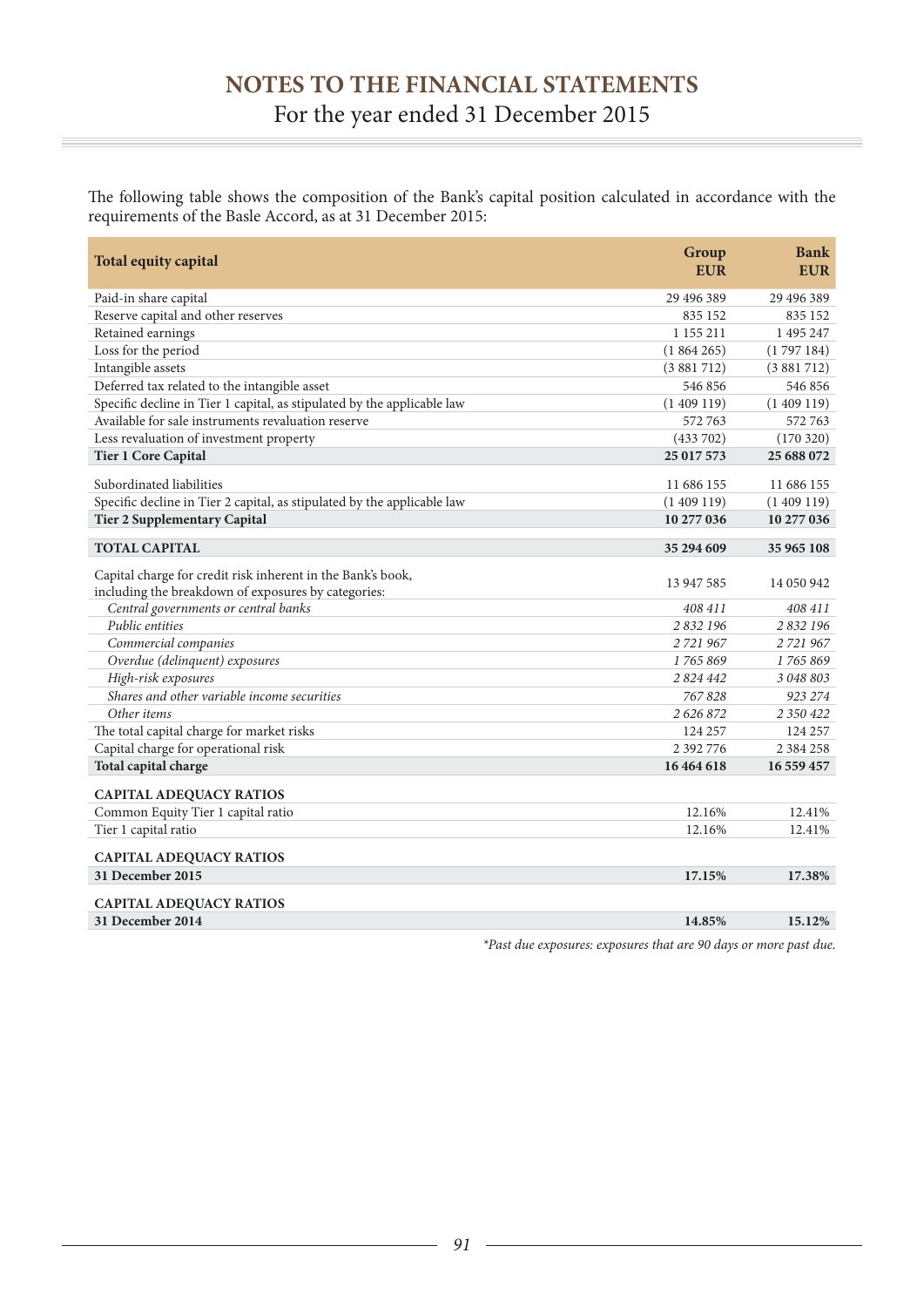# NOTES TO THE FINANCIAL STATEMENTS
For the year ended 31 December 2015

The following table shows the composition of the Bank's capital position calculated in accordance with the requirements of the Basle Accord, as at 31 December 2015:

| Total equity capital | Group EUR | Bank EUR |
|---|---|---|
| Paid-in share capital | 29 496 389 | 29 496 389 |
| Reserve capital and other reserves | 835 152 | 835 152 |
| Retained earnings | 1 155 211 | 1 495 247 |
| Loss for the period | (1 864 265) | (1 797 184) |
| Intangible assets | (3 881 712) | (3 881 712) |
| Deferred tax related to the intangible asset | 546 856 | 546 856 |
| Specific decline in Tier 1 capital, as stipulated by the applicable law | (1 409 119) | (1 409 119) |
| Available for sale instruments revaluation reserve | 572 763 | 572 763 |
| Less revaluation of investment property | (433 702) | (170 320) |
| **Tier 1 Core Capital** | **25 017 573** | **25 688 072** |
| Subordinated liabilities | 11 686 155 | 11 686 155 |
| Specific decline in Tier 2 capital, as stipulated by the applicable law | (1 409 119) | (1 409 119) |
| **Tier 2 Supplementary Capital** | **10 277 036** | **10 277 036** |
| **TOTAL CAPITAL** | **35 294 609** | **35 965 108** |
| Capital charge for credit risk inherent in the Bank's book, including the breakdown of exposures by categories: | 13 947 585 | 14 050 942 |
| *Central governments or central banks* | *408 411* | *408 411* |
| *Public entities* | *2 832 196* | *2 832 196* |
| *Commercial companies* | *2 721 967* | *2 721 967* |
| *Overdue (delinquent) exposures* | *1 765 869* | *1 765 869* |
| *High-risk exposures* | *2 824 442* | *3 048 803* |
| *Shares and other variable income securities* | *767 828* | *923 274* |
| *Other items* | *2 626 872* | *2 350 422* |
| The total capital charge for market risks | 124 257 | 124 257 |
| Capital charge for operational risk | 2 392 776 | 2 384 258 |
| **Total capital charge** | **16 464 618** | **16 559 457** |
| **CAPITAL ADEQUACY RATIOS** | | |
| Common Equity Tier 1 capital ratio | 12.16% | 12.41% |
| Tier 1 capital ratio | 12.16% | 12.41% |
| **CAPITAL ADEQUACY RATIOS** | | |
| **31 December 2015** | **17.15%** | **17.38%** |
| **CAPITAL ADEQUACY RATIOS** | | |
| **31 December 2014** | **14.85%** | **15.12%** |

*\*Past due exposures: exposures that are 90 days or more past due.*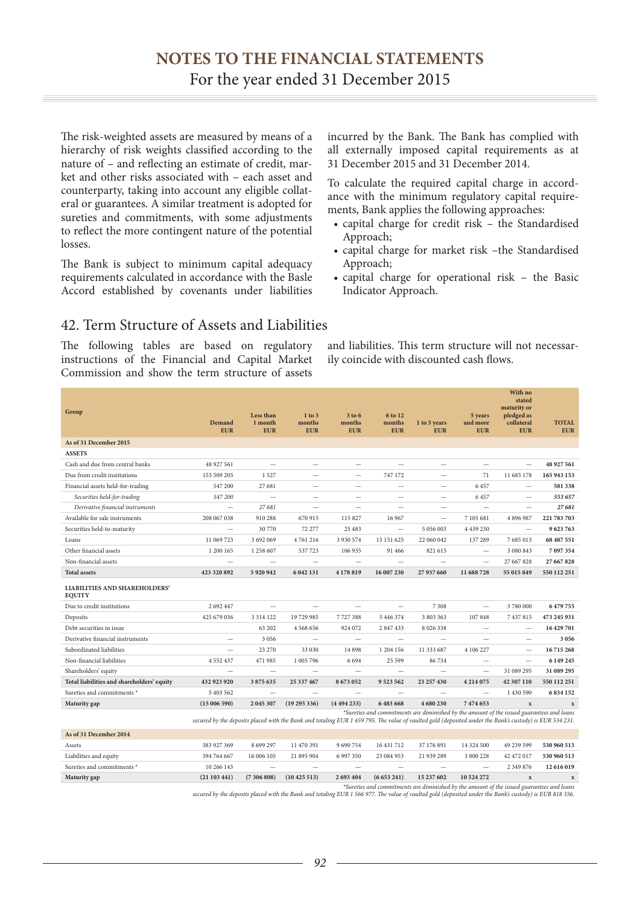# NOTES TO THE FINANCIAL STATEMENTS

For the year ended 31 December 2015

The risk-weighted assets are measured by means of a hierarchy of risk weights classified according to the nature of – and reflecting an estimate of credit, market and other risks associated with – each asset and counterparty, taking into account any eligible collateral or guarantees. A similar treatment is adopted for sureties and commitments, with some adjustments to reflect the more contingent nature of the potential losses.

The Bank is subject to minimum capital adequacy requirements calculated in accordance with the Basle Accord established by covenants under liabilities incurred by the Bank. The Bank has complied with all externally imposed capital requirements as at 31 December 2015 and 31 December 2014.

To calculate the required capital charge in accordance with the minimum regulatory capital requirements, Bank applies the following approaches:

- capital charge for credit risk – the Standardised Approach;
- capital charge for market risk –the Standardised Approach;
- capital charge for operational risk – the Basic Indicator Approach.

## 42. Term Structure of Assets and Liabilities

The following tables are based on regulatory instructions of the Financial and Capital Market Commission and show the term structure of assets and liabilities. This term structure will not necessarily coincide with discounted cash flows.

| Group | Demand EUR | Less than 1 month EUR | 1 to 3 months EUR | 3 to 6 months EUR | 6 to 12 months EUR | 1 to 5 years EUR | 5 years and more EUR | With no stated maturity or pledged as collateral EUR | TOTAL EUR |
|---|---|---|---|---|---|---|---|---|---|
| **As of 31 December 2015** | | | | | | | | | |
| **ASSETS** | | | | | | | | | |
| Cash and due from central banks | 48 927 561 | – | – | – | – | – | – | – | **48 927 561** |
| Due from credit institutions | 153 509 205 | 1 527 | – | – | 747 172 | – | 71 | 11 685 178 | **165 943 153** |
| Financial assets held-for-trading | 547 200 | 27 681 | – | – | – | – | 6 457 | – | **581 338** |
| *Securities held-for-trading* | *547 200* | – | – | – | – | – | *6 457* | – | ***553 657*** |
| *Derivative financial instruments* | – | *27 681* | – | – | – | – | – | – | ***27 681*** |
| Available for sale instruments | 208 067 038 | 910 288 | 670 915 | 115 827 | 16 967 | – | 7 105 681 | 4 896 987 | **221 783 703** |
| Securities held-to-maturity | – | 30 770 | 72 277 | 25 483 | – | 5 056 003 | 4 439 230 | – | **9 623 763** |
| Loans | 11 069 723 | 3 692 069 | 4 761 216 | 3 930 574 | 15 151 625 | 22 060 042 | 137 289 | 7 685 013 | **68 487 551** |
| Other financial assets | 1 200 165 | 1 258 607 | 537 723 | 106 935 | 91 466 | 821 615 | – | 3 080 843 | **7 097 354** |
| Non-financial assets | – | – | – | – | – | – | – | 27 667 828 | **27 667 828** |
| **Total assets** | **423 320 892** | **5 920 942** | **6 042 131** | **4 178 819** | **16 007 230** | **27 937 660** | **11 688 728** | **55 015 849** | **550 112 251** |
| **LIABILITIES AND SHAREHOLDERS' EQUITY** | | | | | | | | | |
| Due to credit institutions | 2 692 447 | – | – | – | – | 7 308 | – | 3 780 000 | **6 479 755** |
| Deposits | 425 679 036 | 3 314 122 | 19 729 985 | 7 727 388 | 5 446 374 | 3 803 363 | 107 848 | 7 437 815 | **473 245 931** |
| Debt securities in issue | | 63 202 | 4 568 656 | 924 072 | 2 847 433 | 8 026 338 | – | – | **16 429 701** |
| Derivative financial instruments | – | 3 056 | – | – | – | – | – | – | **3 056** |
| Subordinated liabilities | – | 23 270 | 33 030 | 14 898 | 1 204 156 | 11 333 687 | 4 106 227 | – | **16 715 268** |
| Non-financial liabilities | 4 552 437 | 471 985 | 1 005 796 | 6 694 | 25 599 | 86 734 | – | – | **6 149 245** |
| Shareholders' equity | – | – | – | – | – | – | – | 31 089 295 | **31 089 295** |
| **Total liabilities and shareholders' equity** | **432 923 920** | **3 875 635** | **25 337 467** | **8 673 052** | **9 523 562** | **23 257 430** | **4 214 075** | **42 307 110** | **550 112 251** |
| Sureties and commitments * | 5 403 562 | – | – | – | – | – | – | 1 430 590 | **6 834 152** |
| **Maturity gap** | **(15 006 590)** | **2 045 307** | **(19 295 336)** | **(4 494 233)** | **6 483 668** | **4 680 230** | **7 474 653** | **x** | **x** |

*\*Sureties and commitments are diminished by the amount of the issued guarantees and loans secured by the deposits placed with the Bank and totaling EUR 1 459 795. The value of vaulted gold (deposited under the Bank's custody) is EUR 534 231.*

| Group | Demand EUR | Less than 1 month EUR | 1 to 3 months EUR | 3 to 6 months EUR | 6 to 12 months EUR | 1 to 5 years EUR | 5 years and more EUR | With no stated maturity or pledged as collateral EUR | TOTAL EUR |
|---|---|---|---|---|---|---|---|---|---|
| **As of 31 December 2014** | | | | | | | | | |
| Assets | 383 927 369 | 8 699 297 | 11 470 391 | 9 690 754 | 16 431 712 | 37 176 891 | 14 324 500 | 49 239 599 | **530 960 513** |
| Liabilities and equity | 394 764 667 | 16 006 105 | 21 895 904 | 6 997 350 | 23 084 953 | 21 939 289 | 3 800 228 | 42 472 017 | **530 960 513** |
| Sureties and commitments * | 10 266 143 | – | – | – | – | – | – | 2 349 876 | **12 616 019** |
| **Maturity gap** | **(21 103 441)** | **(7 306 808)** | **(10 425 513)** | **2 693 404** | **(6 653 241)** | **15 237 602** | **10 524 272** | **x** | **x** |

*\*Sureties and commitments are diminished by the amount of the issued guarantees and loans secured by the deposits placed with the Bank and totaling EUR 1 566 977. The value of vaulted gold (deposited under the Bank's custody) is EUR 818 356.*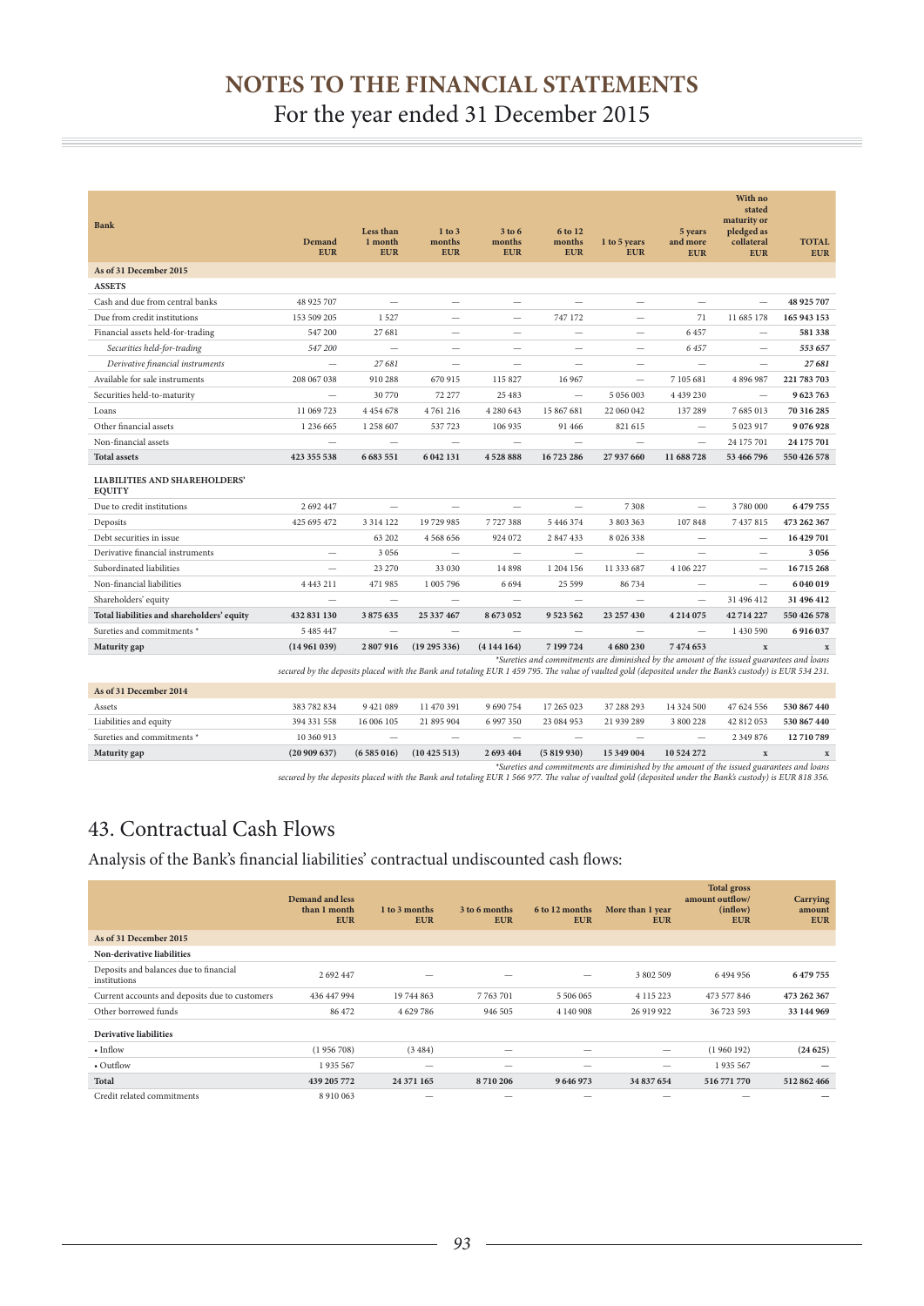# NOTES TO THE FINANCIAL STATEMENTS

For the year ended 31 December 2015

| Bank | Demand EUR | Less than 1 month EUR | 1 to 3 months EUR | 3 to 6 months EUR | 6 to 12 months EUR | 1 to 5 years EUR | 5 years and more EUR | With no stated maturity or pledged as collateral EUR | TOTAL EUR |
|---|---|---|---|---|---|---|---|---|---|
| **As of 31 December 2015** | | | | | | | | | |
| **ASSETS** | | | | | | | | | |
| Cash and due from central banks | 48 925 707 | — | — | — | — | — | — | — | **48 925 707** |
| Due from credit institutions | 153 509 205 | 1 527 | — | — | 747 172 | — | 71 | 11 685 178 | **165 943 153** |
| Financial assets held-for-trading | 547 200 | 27 681 | — | — | — | — | 6 457 | — | **581 338** |
| *Securities held-for-trading* | *547 200* | — | — | — | — | — | *6 457* | — | ***553 657*** |
| *Derivative financial instruments* | — | *27 681* | — | — | — | — | — | — | ***27 681*** |
| Available for sale instruments | 208 067 038 | 910 288 | 670 915 | 115 827 | 16 967 | — | 7 105 681 | 4 896 987 | **221 783 703** |
| Securities held-to-maturity | — | 30 770 | 72 277 | 25 483 | — | 5 056 003 | 4 439 230 | — | **9 623 763** |
| Loans | 11 069 723 | 4 454 678 | 4 761 216 | 4 280 643 | 15 867 681 | 22 060 042 | 137 289 | 7 685 013 | **70 316 285** |
| Other financial assets | 1 236 665 | 1 258 607 | 537 723 | 106 935 | 91 466 | 821 615 | — | 5 023 917 | **9 076 928** |
| Non-financial assets | — | — | — | — | — | — | — | 24 175 701 | **24 175 701** |
| **Total assets** | **423 355 538** | **6 683 551** | **6 042 131** | **4 528 888** | **16 723 286** | **27 937 660** | **11 688 728** | **53 466 796** | **550 426 578** |
| **LIABILITIES AND SHAREHOLDERS' EQUITY** | | | | | | | | | |
| Due to credit institutions | 2 692 447 | — | — | — | — | 7 308 | — | 3 780 000 | **6 479 755** |
| Deposits | 425 695 472 | 3 314 122 | 19 729 985 | 7 727 388 | 5 446 374 | 3 803 363 | 107 848 | 7 437 815 | **473 262 367** |
| Debt securities in issue | | 63 202 | 4 568 656 | 924 072 | 2 847 433 | 8 026 338 | — | — | **16 429 701** |
| Derivative financial instruments | — | 3 056 | — | — | — | — | — | — | **3 056** |
| Subordinated liabilities | — | 23 270 | 33 030 | 14 898 | 1 204 156 | 11 333 687 | 4 106 227 | — | **16 715 268** |
| Non-financial liabilities | 4 443 211 | 471 985 | 1 005 796 | 6 694 | 25 599 | 86 734 | — | — | **6 040 019** |
| Shareholders' equity | — | — | — | — | — | — | — | 31 496 412 | **31 496 412** |
| **Total liabilities and shareholders' equity** | **432 831 130** | **3 875 635** | **25 337 467** | **8 673 052** | **9 523 562** | **23 257 430** | **4 214 075** | **42 714 227** | **550 426 578** |
| Sureties and commitments * | 5 485 447 | — | — | — | — | — | — | 1 430 590 | **6 916 037** |
| **Maturity gap** | **(14 961 039)** | **2 807 916** | **(19 295 336)** | **(4 144 164)** | **7 199 724** | **4 680 230** | **7 474 653** | **x** | **x** |

*\*Sureties and commitments are diminished by the amount of the issued guarantees and loans secured by the deposits placed with the Bank and totaling EUR 1 459 795. The value of vaulted gold (deposited under the Bank's custody) is EUR 534 231.*

| | Demand EUR | Less than 1 month EUR | 1 to 3 months EUR | 3 to 6 months EUR | 6 to 12 months EUR | 1 to 5 years EUR | 5 years and more EUR | With no stated maturity or pledged as collateral EUR | TOTAL EUR |
|---|---|---|---|---|---|---|---|---|---|
| **As of 31 December 2014** | | | | | | | | | |
| Assets | 383 782 834 | 9 421 089 | 11 470 391 | 9 690 754 | 17 265 023 | 37 288 293 | 14 324 500 | 47 624 556 | **530 867 440** |
| Liabilities and equity | 394 331 558 | 16 006 105 | 21 895 904 | 6 997 350 | 23 084 953 | 21 939 289 | 3 800 228 | 42 812 053 | **530 867 440** |
| Sureties and commitments * | 10 360 913 | — | — | — | — | — | — | 2 349 876 | **12 710 789** |
| **Maturity gap** | **(20 909 637)** | **(6 585 016)** | **(10 425 513)** | **2 693 404** | **(5 819 930)** | **15 349 004** | **10 524 272** | **x** | **x** |

*\*Sureties and commitments are diminished by the amount of the issued guarantees and loans secured by the deposits placed with the Bank and totaling EUR 1 566 977. The value of vaulted gold (deposited under the Bank's custody) is EUR 818 356.*

## 43. Contractual Cash Flows

Analysis of the Bank's financial liabilities' contractual undiscounted cash flows:

| | Demand and less than 1 month EUR | 1 to 3 months EUR | 3 to 6 months EUR | 6 to 12 months EUR | More than 1 year EUR | Total gross amount outflow/(inflow) EUR | Carrying amount EUR |
|---|---|---|---|---|---|---|---|
| **As of 31 December 2015** | | | | | | | |
| **Non-derivative liabilities** | | | | | | | |
| Deposits and balances due to financial institutions | 2 692 447 | — | — | — | 3 802 509 | 6 494 956 | **6 479 755** |
| Current accounts and deposits due to customers | 436 447 994 | 19 744 863 | 7 763 701 | 5 506 065 | 4 115 223 | 473 577 846 | **473 262 367** |
| Other borrowed funds | 86 472 | 4 629 786 | 946 505 | 4 140 908 | 26 919 922 | 36 723 593 | **33 144 969** |
| **Derivative liabilities** | | | | | | | |
| • Inflow | (1 956 708) | (3 484) | — | — | — | (1 960 192) | **(24 625)** |
| • Outflow | 1 935 567 | — | — | — | — | 1 935 567 | **—** |
| **Total** | **439 205 772** | **24 371 165** | **8 710 206** | **9 646 973** | **34 837 654** | **516 771 770** | **512 862 466** |
| Credit related commitments | 8 910 063 | — | — | — | — | — | — |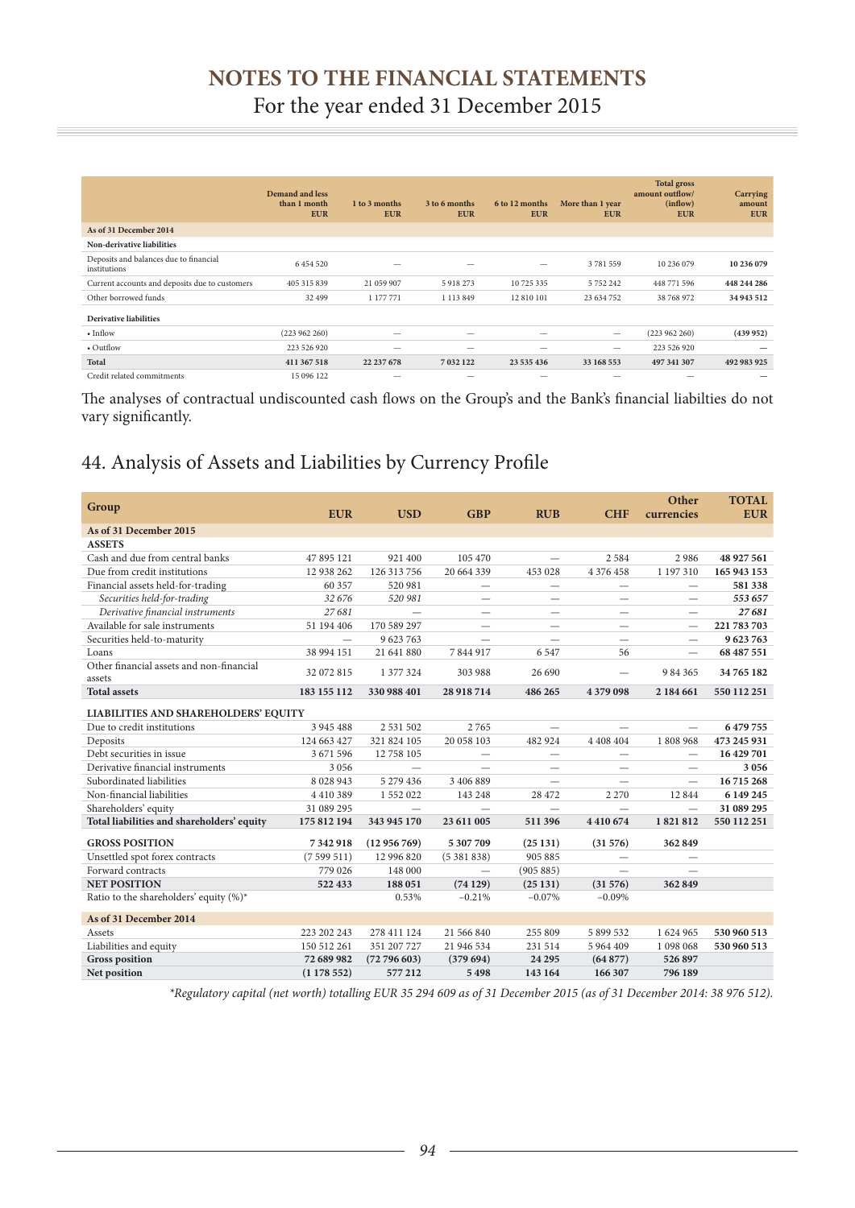|  | Demand and less than 1 month EUR | 1 to 3 months EUR | 3 to 6 months EUR | 6 to 12 months EUR | More than 1 year EUR | Total gross amount outflow/ (inflow) EUR | Carrying amount EUR |
|---|---|---|---|---|---|---|---|
| **As of 31 December 2014** |  |  |  |  |  |  |  |
| **Non-derivative liabilities** |  |  |  |  |  |  |  |
| Deposits and balances due to financial institutions | 6 454 520 | — | — | — | 3 781 559 | 10 236 079 | **10 236 079** |
| Current accounts and deposits due to customers | 405 315 839 | 21 059 907 | 5 918 273 | 10 725 335 | 5 752 242 | 448 771 596 | **448 244 286** |
| Other borrowed funds | 32 499 | 1 177 771 | 1 113 849 | 12 810 101 | 23 634 752 | 38 768 972 | **34 943 512** |
| **Derivative liabilities** |  |  |  |  |  |  |  |
| • Inflow | (223 962 260) | — | — | — | — | (223 962 260) | **(439 952)** |
| • Outflow | 223 526 920 | — | — | — | — | 223 526 920 | — |
| **Total** | **411 367 518** | **22 237 678** | **7 032 122** | **23 535 436** | **33 168 553** | **497 341 307** | **492 983 925** |
| Credit related commitments | 15 096 122 | — | — | — | — | — | — |

The analyses of contractual undiscounted cash flows on the Group's and the Bank's financial liabilties do not vary significantly.

## 44. Analysis of Assets and Liabilities by Currency Profile

| Group | EUR | USD | GBP | RUB | CHF | Other currencies | TOTAL EUR |
|---|---|---|---|---|---|---|---|
| **As of 31 December 2015** |  |  |  |  |  |  |  |
| **ASSETS** |  |  |  |  |  |  |  |
| Cash and due from central banks | 47 895 121 | 921 400 | 105 470 | — | 2 584 | 2 986 | **48 927 561** |
| Due from credit institutions | 12 938 262 | 126 313 756 | 20 664 339 | 453 028 | 4 376 458 | 1 197 310 | **165 943 153** |
| Financial assets held-for-trading | 60 357 | 520 981 | — | — | — | — | **581 338** |
| *Securities held-for-trading* | *32 676* | *520 981* | — | — | — | — | ***553 657*** |
| *Derivative financial instruments* | *27 681* | — | — | — | — | — | ***27 681*** |
| Available for sale instruments | 51 194 406 | 170 589 297 | — | — | — | — | **221 783 703** |
| Securities held-to-maturity | — | 9 623 763 | — | — | — | — | **9 623 763** |
| Loans | 38 994 151 | 21 641 880 | 7 844 917 | 6 547 | 56 | — | **68 487 551** |
| Other financial assets and non-financial assets | 32 072 815 | 1 377 324 | 303 988 | 26 690 | — | 984 365 | **34 765 182** |
| **Total assets** | **183 155 112** | **330 988 401** | **28 918 714** | **486 265** | **4 379 098** | **2 184 661** | **550 112 251** |
| **LIABILITIES AND SHAREHOLDERS' EQUITY** |  |  |  |  |  |  |  |
| Due to credit institutions | 3 945 488 | 2 531 502 | 2 765 | — | — | — | **6 479 755** |
| Deposits | 124 663 427 | 321 824 105 | 20 058 103 | 482 924 | 4 408 404 | 1 808 968 | **473 245 931** |
| Debt securities in issue | 3 671 596 | 12 758 105 | — | — | — | — | **16 429 701** |
| Derivative financial instruments | 3 056 | — | — | — | — | — | **3 056** |
| Subordinated liabilities | 8 028 943 | 5 279 436 | 3 406 889 | — | — | — | **16 715 268** |
| Non-financial liabilities | 4 410 389 | 1 552 022 | 143 248 | 28 472 | 2 270 | 12 844 | **6 149 245** |
| Shareholders' equity | 31 089 295 | — | — | — | — | — | **31 089 295** |
| **Total liabilities and shareholders' equity** | **175 812 194** | **343 945 170** | **23 611 005** | **511 396** | **4 410 674** | **1 821 812** | **550 112 251** |
| **GROSS POSITION** | **7 342 918** | **(12 956 769)** | **5 307 709** | **(25 131)** | **(31 576)** | **362 849** |  |
| Unsettled spot forex contracts | (7 599 511) | 12 996 820 | (5 381 838) | 905 885 | — | — |  |
| Forward contracts | 779 026 | 148 000 | — | (905 885) | — | — |  |
| **NET POSITION** | **522 433** | **188 051** | **(74 129)** | **(25 131)** | **(31 576)** | **362 849** |  |
| Ratio to the shareholders' equity (%)* |  | 0.53% | −0.21% | −0.07% | −0.09% |  |  |
| **As of 31 December 2014** |  |  |  |  |  |  |  |
| Assets | 223 202 243 | 278 411 124 | 21 566 840 | 255 809 | 5 899 532 | 1 624 965 | **530 960 513** |
| Liabilities and equity | 150 512 261 | 351 207 727 | 21 946 534 | 231 514 | 5 964 409 | 1 098 068 | **530 960 513** |
| **Gross position** | **72 689 982** | **(72 796 603)** | **(379 694)** | **24 295** | **(64 877)** | **526 897** |  |
| **Net position** | **(1 178 552)** | **577 212** | **5 498** | **143 164** | **166 307** | **796 189** |  |

*\*Regulatory capital (net worth) totalling EUR 35 294 609 as of 31 December 2015 (as of 31 December 2014: 38 976 512).*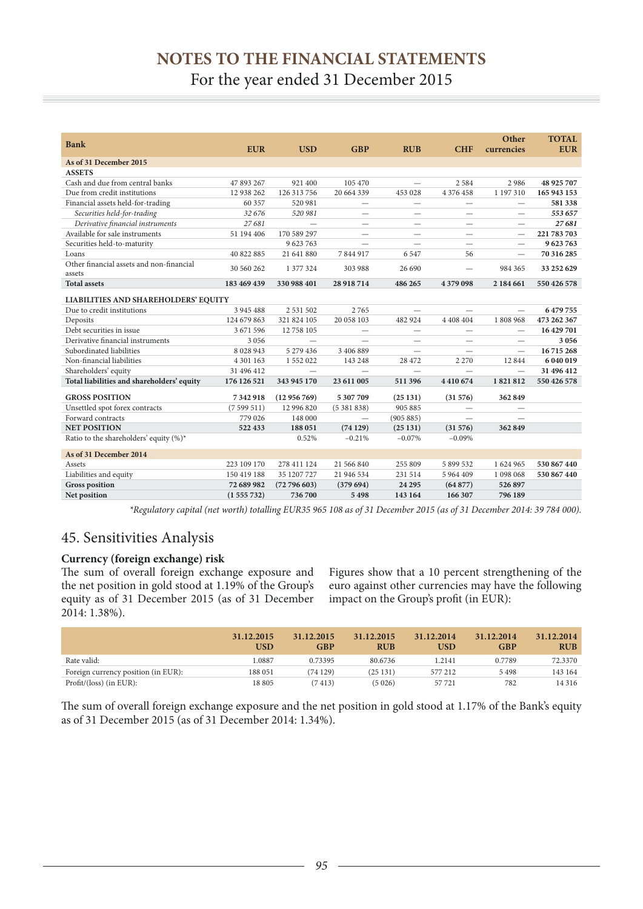# NOTES TO THE FINANCIAL STATEMENTS

For the year ended 31 December 2015

| Bank | EUR | USD | GBP | RUB | CHF | Other currencies | TOTAL EUR |
|---|---|---|---|---|---|---|---|
| **As of 31 December 2015** | | | | | | | |
| **ASSETS** | | | | | | | |
| Cash and due from central banks | 47 893 267 | 921 400 | 105 470 | — | 2 584 | 2 986 | **48 925 707** |
| Due from credit institutions | 12 938 262 | 126 313 756 | 20 664 339 | 453 028 | 4 376 458 | 1 197 310 | **165 943 153** |
| Financial assets held-for-trading | 60 357 | 520 981 | — | — | — | — | **581 338** |
| *Securities held-for-trading* | *32 676* | *520 981* | — | — | — | — | ***553 657*** |
| *Derivative financial instruments* | *27 681* | — | — | — | — | — | ***27 681*** |
| Available for sale instruments | 51 194 406 | 170 589 297 | — | — | — | — | **221 783 703** |
| Securities held-to-maturity | | 9 623 763 | — | — | — | — | **9 623 763** |
| Loans | 40 822 885 | 21 641 880 | 7 844 917 | 6 547 | 56 | — | **70 316 285** |
| Other financial assets and non-financial assets | 30 560 262 | 1 377 324 | 303 988 | 26 690 | — | 984 365 | **33 252 629** |
| **Total assets** | **183 469 439** | **330 988 401** | **28 918 714** | **486 265** | **4 379 098** | **2 184 661** | **550 426 578** |
| **LIABILITIES AND SHAREHOLDERS' EQUITY** | | | | | | | |
| Due to credit institutions | 3 945 488 | 2 531 502 | 2 765 | — | — | — | **6 479 755** |
| Deposits | 124 679 863 | 321 824 105 | 20 058 103 | 482 924 | 4 408 404 | 1 808 968 | **473 262 367** |
| Debt securities in issue | 3 671 596 | 12 758 105 | — | — | — | — | **16 429 701** |
| Derivative financial instruments | 3 056 | — | — | — | — | — | **3 056** |
| Subordinated liabilities | 8 028 943 | 5 279 436 | 3 406 889 | — | — | — | **16 715 268** |
| Non-financial liabilities | 4 301 163 | 1 552 022 | 143 248 | 28 472 | 2 270 | 12 844 | **6 040 019** |
| Shareholders' equity | 31 496 412 | — | — | — | — | — | **31 496 412** |
| **Total liabilities and shareholders' equity** | **176 126 521** | **343 945 170** | **23 611 005** | **511 396** | **4 410 674** | **1 821 812** | **550 426 578** |
| **GROSS POSITION** | **7 342 918** | **(12 956 769)** | **5 307 709** | **(25 131)** | **(31 576)** | **362 849** | |
| Unsettled spot forex contracts | (7 599 511) | 12 996 820 | (5 381 838) | 905 885 | — | — | |
| Forward contracts | 779 026 | 148 000 | — | (905 885) | — | — | |
| **NET POSITION** | **522 433** | **188 051** | **(74 129)** | **(25 131)** | **(31 576)** | **362 849** | |
| Ratio to the shareholders' equity (%)* | | 0.52% | −0.21% | −0.07% | −0.09% | | |
| **As of 31 December 2014** | | | | | | | |
| Assets | 223 109 170 | 278 411 124 | 21 566 840 | 255 809 | 5 899 532 | 1 624 965 | **530 867 440** |
| Liabilities and equity | 150 419 188 | 35 1207 727 | 21 946 534 | 231 514 | 5 964 409 | 1 098 068 | **530 867 440** |
| **Gross position** | **72 689 982** | **(72 796 603)** | **(379 694)** | **24 295** | **(64 877)** | **526 897** | |
| **Net position** | **(1 555 732)** | **736 700** | **5 498** | **143 164** | **166 307** | **796 189** | |

*\*Regulatory capital (net worth) totalling EUR35 965 108 as of 31 December 2015 (as of 31 December 2014: 39 784 000).*

## 45. Sensitivities Analysis

### Currency (foreign exchange) risk

The sum of overall foreign exchange exposure and the net position in gold stood at 1.19% of the Group's equity as of 31 December 2015 (as of 31 December 2014: 1.38%).

Figures show that a 10 percent strengthening of the euro against other currencies may have the following impact on the Group's profit (in EUR):

| | 31.12.2015 USD | 31.12.2015 GBP | 31.12.2015 RUB | 31.12.2014 USD | 31.12.2014 GBP | 31.12.2014 RUB |
|---|---|---|---|---|---|---|
| Rate valid: | 1.0887 | 0.73395 | 80.6736 | 1.2141 | 0.7789 | 72.3370 |
| Foreign currency position (in EUR): | 188 051 | (74 129) | (25 131) | 577 212 | 5 498 | 143 164 |
| Profit/(loss) (in EUR): | 18 805 | (7 413) | (5 026) | 57 721 | 782 | 14 316 |

The sum of overall foreign exchange exposure and the net position in gold stood at 1.17% of the Bank's equity as of 31 December 2015 (as of 31 December 2014: 1.34%).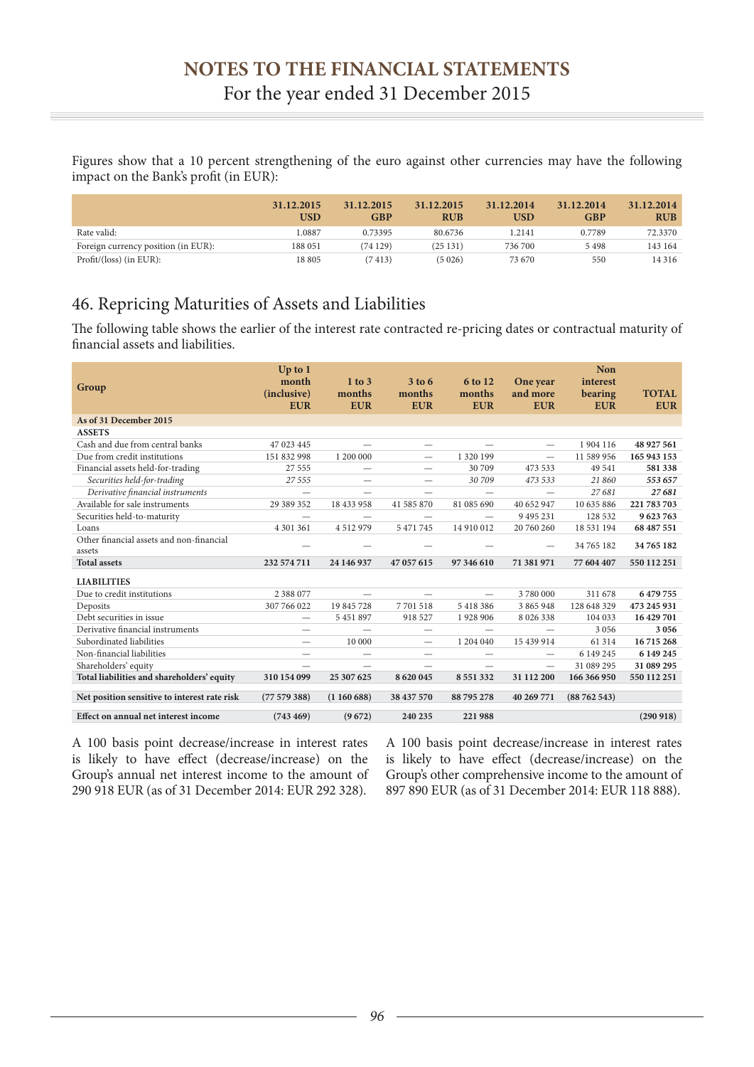Figures show that a 10 percent strengthening of the euro against other currencies may have the following impact on the Bank's profit (in EUR):

| | 31.12.2015 USD | 31.12.2015 GBP | 31.12.2015 RUB | 31.12.2014 USD | 31.12.2014 GBP | 31.12.2014 RUB |
|---|---|---|---|---|---|---|
| Rate valid: | 1.0887 | 0.73395 | 80.6736 | 1.2141 | 0.7789 | 72.3370 |
| Foreign currency position (in EUR): | 188 051 | (74 129) | (25 131) | 736 700 | 5 498 | 143 164 |
| Profit/(loss) (in EUR): | 18 805 | (7 413) | (5 026) | 73 670 | 550 | 14 316 |

## 46. Repricing Maturities of Assets and Liabilities

The following table shows the earlier of the interest rate contracted re-pricing dates or contractual maturity of financial assets and liabilities.

| Group | Up to 1 month (inclusive) EUR | 1 to 3 months EUR | 3 to 6 months EUR | 6 to 12 months EUR | One year and more EUR | Non interest bearing EUR | TOTAL EUR |
|---|---|---|---|---|---|---|---|
| **As of 31 December 2015** | | | | | | | |
| **ASSETS** | | | | | | | |
| Cash and due from central banks | 47 023 445 | — | — | — | — | 1 904 116 | **48 927 561** |
| Due from credit institutions | 151 832 998 | 1 200 000 | — | 1 320 199 | — | 11 589 956 | **165 943 153** |
| Financial assets held-for-trading | 27 555 | — | — | 30 709 | 473 533 | 49 541 | **581 338** |
| *Securities held-for-trading* | *27 555* | — | — | *30 709* | *473 533* | *21 860* | ***553 657*** |
| *Derivative financial instruments* | — | — | — | — | — | *27 681* | ***27 681*** |
| Available for sale instruments | 29 389 352 | 18 433 958 | 41 585 870 | 81 085 690 | 40 652 947 | 10 635 886 | **221 783 703** |
| Securities held-to-maturity | — | — | — | — | 9 495 231 | 128 532 | **9 623 763** |
| Loans | 4 301 361 | 4 512 979 | 5 471 745 | 14 910 012 | 20 760 260 | 18 531 194 | **68 487 551** |
| Other financial assets and non-financial assets | — | — | — | — | — | 34 765 182 | **34 765 182** |
| **Total assets** | **232 574 711** | **24 146 937** | **47 057 615** | **97 346 610** | **71 381 971** | **77 604 407** | **550 112 251** |
| **LIABILITIES** | | | | | | | |
| Due to credit institutions | 2 388 077 | — | — | — | 3 780 000 | 311 678 | **6 479 755** |
| Deposits | 307 766 022 | 19 845 728 | 7 701 518 | 5 418 386 | 3 865 948 | 128 648 329 | **473 245 931** |
| Debt securities in issue | — | 5 451 897 | 918 527 | 1 928 906 | 8 026 338 | 104 033 | **16 429 701** |
| Derivative financial instruments | — | — | — | — | — | 3 056 | **3 056** |
| Subordinated liabilities | — | 10 000 | — | 1 204 040 | 15 439 914 | 61 314 | **16 715 268** |
| Non-financial liabilities | — | — | — | — | — | 6 149 245 | **6 149 245** |
| Shareholders' equity | — | — | — | — | — | 31 089 295 | **31 089 295** |
| **Total liabilities and shareholders' equity** | **310 154 099** | **25 307 625** | **8 620 045** | **8 551 332** | **31 112 200** | **166 366 950** | **550 112 251** |
| **Net position sensitive to interest rate risk** | **(77 579 388)** | **(1 160 688)** | **38 437 570** | **88 795 278** | **40 269 771** | **(88 762 543)** | |
| **Effect on annual net interest income** | **(743 469)** | **(9 672)** | **240 235** | **221 988** | | | **(290 918)** |

A 100 basis point decrease/increase in interest rates is likely to have effect (decrease/increase) on the Group's annual net interest income to the amount of 290 918 EUR (as of 31 December 2014: EUR 292 328).

A 100 basis point decrease/increase in interest rates is likely to have effect (decrease/increase) on the Group's other comprehensive income to the amount of 897 890 EUR (as of 31 December 2014: EUR 118 888).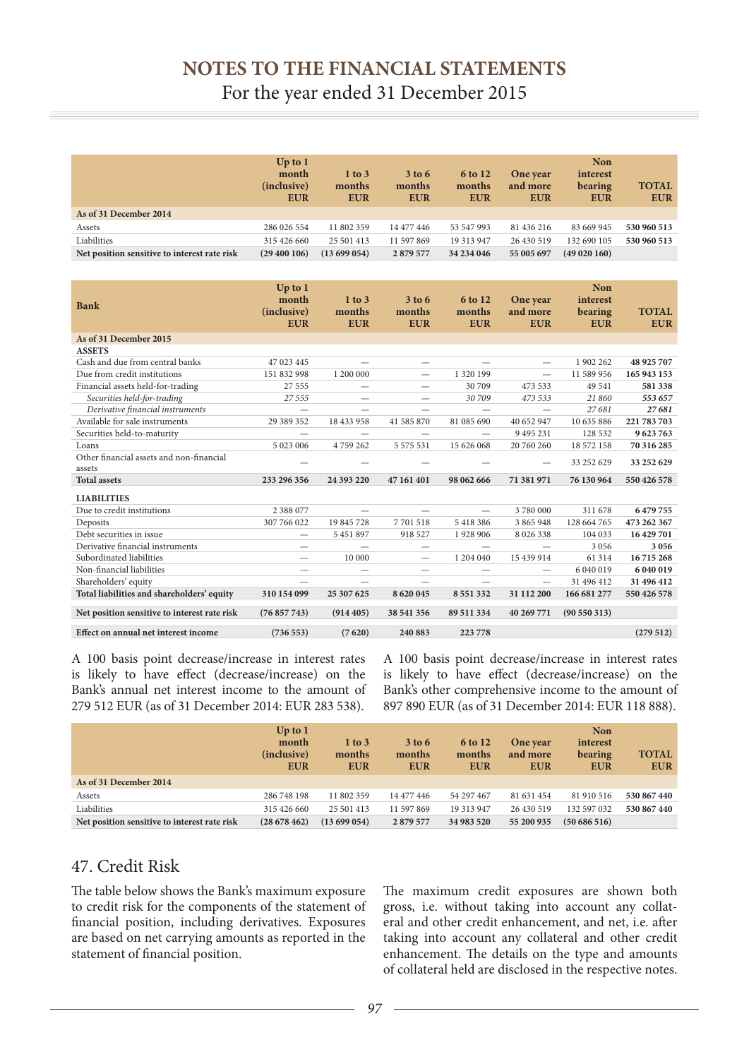# NOTES TO THE FINANCIAL STATEMENTS
For the year ended 31 December 2015

| | Up to 1 month (inclusive) EUR | 1 to 3 months EUR | 3 to 6 months EUR | 6 to 12 months EUR | One year and more EUR | Non interest bearing EUR | TOTAL EUR |
|---|---|---|---|---|---|---|---|
| **As of 31 December 2014** | | | | | | | |
| Assets | 286 026 554 | 11 802 359 | 14 477 446 | 53 547 993 | 81 436 216 | 83 669 945 | **530 960 513** |
| Liabilities | 315 426 660 | 25 501 413 | 11 597 869 | 19 313 947 | 26 430 519 | 132 690 105 | **530 960 513** |
| **Net position sensitive to interest rate risk** | **(29 400 106)** | **(13 699 054)** | **2 879 577** | **34 234 046** | **55 005 697** | **(49 020 160)** | |

| **Bank** | Up to 1 month (inclusive) EUR | 1 to 3 months EUR | 3 to 6 months EUR | 6 to 12 months EUR | One year and more EUR | Non interest bearing EUR | TOTAL EUR |
|---|---|---|---|---|---|---|---|
| **As of 31 December 2015** | | | | | | | |
| **ASSETS** | | | | | | | |
| Cash and due from central banks | 47 023 445 | — | — | — | — | 1 902 262 | **48 925 707** |
| Due from credit institutions | 151 832 998 | 1 200 000 | — | 1 320 199 | — | 11 589 956 | **165 943 153** |
| Financial assets held-for-trading | 27 555 | — | — | 30 709 | 473 533 | 49 541 | **581 338** |
| *Securities held-for-trading* | *27 555* | — | — | *30 709* | *473 533* | *21 860* | ***553 657*** |
| *Derivative financial instruments* | — | — | — | — | — | *27 681* | ***27 681*** |
| Available for sale instruments | 29 389 352 | 18 433 958 | 41 585 870 | 81 085 690 | 40 652 947 | 10 635 886 | **221 783 703** |
| Securities held-to-maturity | — | — | — | — | 9 495 231 | 128 532 | **9 623 763** |
| Loans | 5 023 006 | 4 759 262 | 5 575 531 | 15 626 068 | 20 760 260 | 18 572 158 | **70 316 285** |
| Other financial assets and non-financial assets | — | — | — | — | — | 33 252 629 | **33 252 629** |
| **Total assets** | **233 296 356** | **24 393 220** | **47 161 401** | **98 062 666** | **71 381 971** | **76 130 964** | **550 426 578** |
| **LIABILITIES** | | | | | | | |
| Due to credit institutions | 2 388 077 | — | — | — | 3 780 000 | 311 678 | **6 479 755** |
| Deposits | 307 766 022 | 19 845 728 | 7 701 518 | 5 418 386 | 3 865 948 | 128 664 765 | **473 262 367** |
| Debt securities in issue | — | 5 451 897 | 918 527 | 1 928 906 | 8 026 338 | 104 033 | **16 429 701** |
| Derivative financial instruments | — | — | — | — | — | 3 056 | **3 056** |
| Subordinated liabilities | — | 10 000 | — | 1 204 040 | 15 439 914 | 61 314 | **16 715 268** |
| Non-financial liabilities | — | — | — | — | — | 6 040 019 | **6 040 019** |
| Shareholders' equity | — | — | — | — | — | 31 496 412 | **31 496 412** |
| **Total liabilities and shareholders' equity** | **310 154 099** | **25 307 625** | **8 620 045** | **8 551 332** | **31 112 200** | **166 681 277** | **550 426 578** |
| **Net position sensitive to interest rate risk** | **(76 857 743)** | **(914 405)** | **38 541 356** | **89 511 334** | **40 269 771** | **(90 550 313)** | |
| **Effect on annual net interest income** | **(736 553)** | **(7 620)** | **240 883** | **223 778** | | | **(279 512)** |

A 100 basis point decrease/increase in interest rates is likely to have effect (decrease/increase) on the Bank's annual net interest income to the amount of 279 512 EUR (as of 31 December 2014: EUR 283 538).

A 100 basis point decrease/increase in interest rates is likely to have effect (decrease/increase) on the Bank's other comprehensive income to the amount of 897 890 EUR (as of 31 December 2014: EUR 118 888).

| | Up to 1 month (inclusive) EUR | 1 to 3 months EUR | 3 to 6 months EUR | 6 to 12 months EUR | One year and more EUR | Non interest bearing EUR | TOTAL EUR |
|---|---|---|---|---|---|---|---|
| **As of 31 December 2014** | | | | | | | |
| Assets | 286 748 198 | 11 802 359 | 14 477 446 | 54 297 467 | 81 631 454 | 81 910 516 | **530 867 440** |
| Liabilities | 315 426 660 | 25 501 413 | 11 597 869 | 19 313 947 | 26 430 519 | 132 597 032 | **530 867 440** |
| **Net position sensitive to interest rate risk** | **(28 678 462)** | **(13 699 054)** | **2 879 577** | **34 983 520** | **55 200 935** | **(50 686 516)** | |

## 47. Credit Risk

The table below shows the Bank's maximum exposure to credit risk for the components of the statement of financial position, including derivatives. Exposures are based on net carrying amounts as reported in the statement of financial position.

The maximum credit exposures are shown both gross, i.e. without taking into account any collateral and other credit enhancement, and net, i.e. after taking into account any collateral and other credit enhancement. The details on the type and amounts of collateral held are disclosed in the respective notes.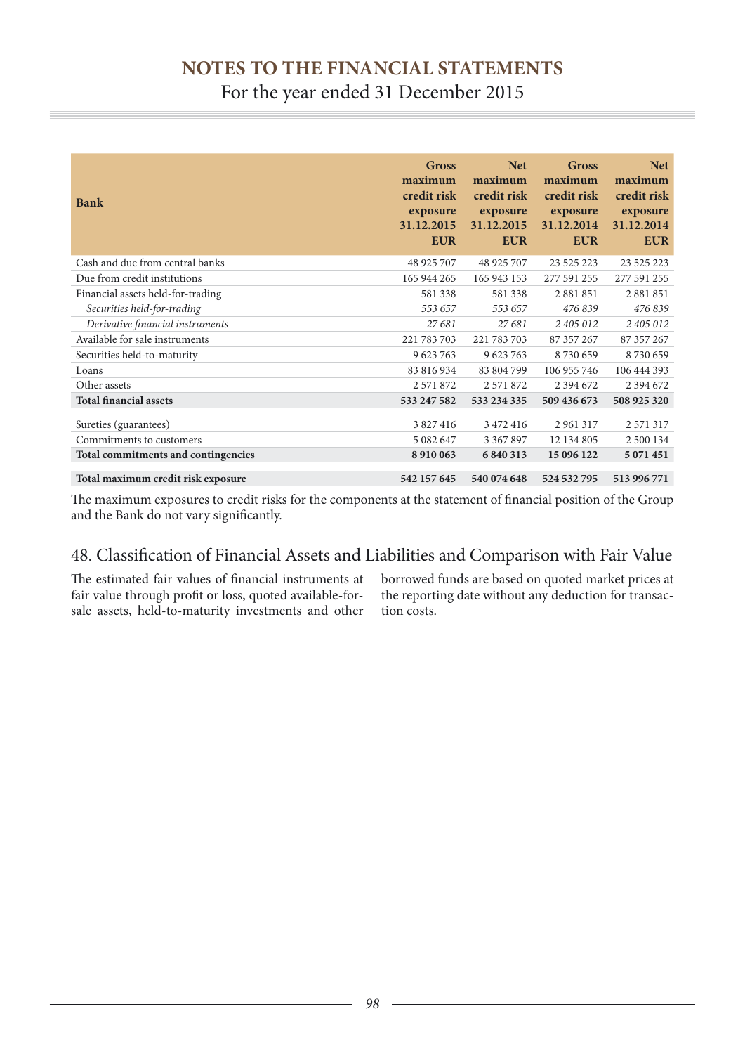| Bank | Gross maximum credit risk exposure 31.12.2015 EUR | Net maximum credit risk exposure 31.12.2015 EUR | Gross maximum credit risk exposure 31.12.2014 EUR | Net maximum credit risk exposure 31.12.2014 EUR |
|---|---|---|---|---|
| Cash and due from central banks | 48 925 707 | 48 925 707 | 23 525 223 | 23 525 223 |
| Due from credit institutions | 165 944 265 | 165 943 153 | 277 591 255 | 277 591 255 |
| Financial assets held-for-trading | 581 338 | 581 338 | 2 881 851 | 2 881 851 |
| *Securities held-for-trading* | *553 657* | *553 657* | *476 839* | *476 839* |
| *Derivative financial instruments* | *27 681* | *27 681* | *2 405 012* | *2 405 012* |
| Available for sale instruments | 221 783 703 | 221 783 703 | 87 357 267 | 87 357 267 |
| Securities held-to-maturity | 9 623 763 | 9 623 763 | 8 730 659 | 8 730 659 |
| Loans | 83 816 934 | 83 804 799 | 106 955 746 | 106 444 393 |
| Other assets | 2 571 872 | 2 571 872 | 2 394 672 | 2 394 672 |
| **Total financial assets** | **533 247 582** | **533 234 335** | **509 436 673** | **508 925 320** |
| Sureties (guarantees) | 3 827 416 | 3 472 416 | 2 961 317 | 2 571 317 |
| Commitments to customers | 5 082 647 | 3 367 897 | 12 134 805 | 2 500 134 |
| **Total commitments and contingencies** | **8 910 063** | **6 840 313** | **15 096 122** | **5 071 451** |
| **Total maximum credit risk exposure** | **542 157 645** | **540 074 648** | **524 532 795** | **513 996 771** |

The maximum exposures to credit risks for the components at the statement of financial position of the Group and the Bank do not vary significantly.

## 48. Classification of Financial Assets and Liabilities and Comparison with Fair Value

The estimated fair values of financial instruments at fair value through profit or loss, quoted available-for-sale assets, held-to-maturity investments and other borrowed funds are based on quoted market prices at the reporting date without any deduction for transaction costs.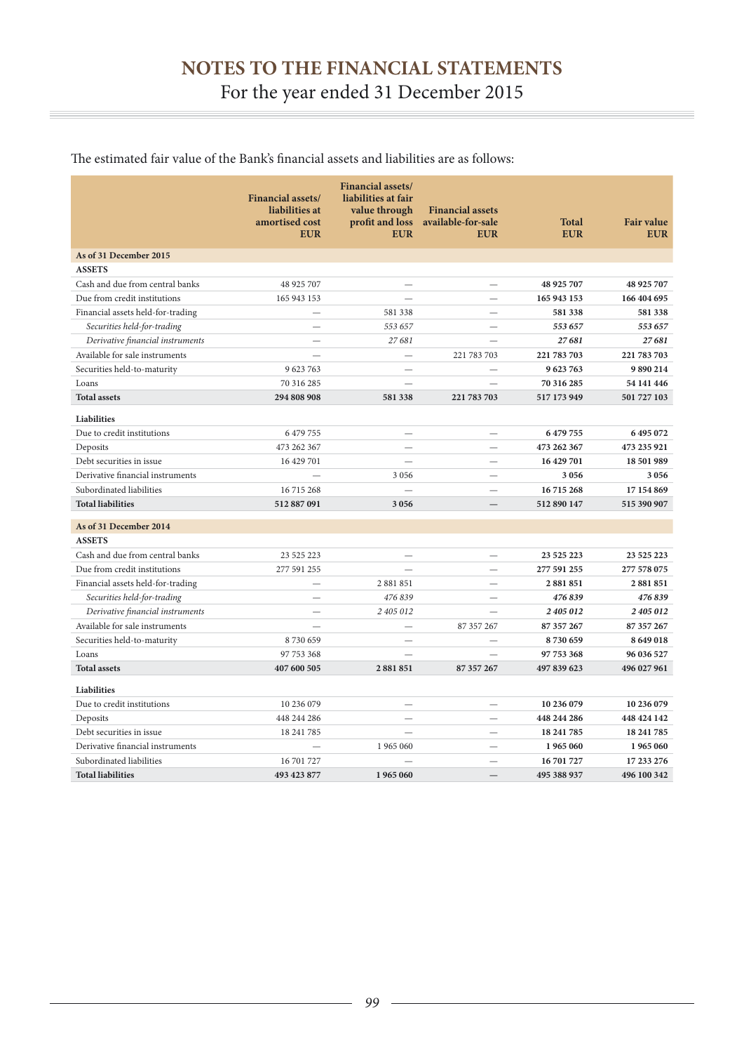# NOTES TO THE FINANCIAL STATEMENTS

For the year ended 31 December 2015

The estimated fair value of the Bank's financial assets and liabilities are as follows:

| | Financial assets/ liabilities at amortised cost EUR | Financial assets/ liabilities at fair value through profit and loss EUR | Financial assets available-for-sale EUR | Total EUR | Fair value EUR |
|---|---|---|---|---|---|
| **As of 31 December 2015** | | | | | |
| **ASSETS** | | | | | |
| Cash and due from central banks | 48 925 707 | — | — | **48 925 707** | **48 925 707** |
| Due from credit institutions | 165 943 153 | — | — | **165 943 153** | **166 404 695** |
| Financial assets held-for-trading | — | 581 338 | — | **581 338** | **581 338** |
| *Securities held-for-trading* | — | *553 657* | — | ***553 657*** | ***553 657*** |
| *Derivative financial instruments* | — | *27 681* | — | ***27 681*** | ***27 681*** |
| Available for sale instruments | — | — | 221 783 703 | **221 783 703** | **221 783 703** |
| Securities held-to-maturity | 9 623 763 | — | — | **9 623 763** | **9 890 214** |
| Loans | 70 316 285 | — | — | **70 316 285** | **54 141 446** |
| **Total assets** | **294 808 908** | **581 338** | **221 783 703** | **517 173 949** | **501 727 103** |
| **Liabilities** | | | | | |
| Due to credit institutions | 6 479 755 | — | — | **6 479 755** | **6 495 072** |
| Deposits | 473 262 367 | — | — | **473 262 367** | **473 235 921** |
| Debt securities in issue | 16 429 701 | — | — | **16 429 701** | **18 501 989** |
| Derivative financial instruments | — | 3 056 | — | **3 056** | **3 056** |
| Subordinated liabilities | 16 715 268 | — | — | **16 715 268** | **17 154 869** |
| **Total liabilities** | **512 887 091** | **3 056** | **—** | **512 890 147** | **515 390 907** |
| **As of 31 December 2014** | | | | | |
| **ASSETS** | | | | | |
| Cash and due from central banks | 23 525 223 | — | — | **23 525 223** | **23 525 223** |
| Due from credit institutions | 277 591 255 | — | — | **277 591 255** | **277 578 075** |
| Financial assets held-for-trading | — | 2 881 851 | — | **2 881 851** | **2 881 851** |
| *Securities held-for-trading* | — | *476 839* | — | ***476 839*** | ***476 839*** |
| *Derivative financial instruments* | — | *2 405 012* | — | ***2 405 012*** | ***2 405 012*** |
| Available for sale instruments | — | — | 87 357 267 | **87 357 267** | **87 357 267** |
| Securities held-to-maturity | 8 730 659 | — | — | **8 730 659** | **8 649 018** |
| Loans | 97 753 368 | — | — | **97 753 368** | **96 036 527** |
| **Total assets** | **407 600 505** | **2 881 851** | **87 357 267** | **497 839 623** | **496 027 961** |
| **Liabilities** | | | | | |
| Due to credit institutions | 10 236 079 | — | — | **10 236 079** | **10 236 079** |
| Deposits | 448 244 286 | — | — | **448 244 286** | **448 424 142** |
| Debt securities in issue | 18 241 785 | — | — | **18 241 785** | **18 241 785** |
| Derivative financial instruments | — | 1 965 060 | — | **1 965 060** | **1 965 060** |
| Subordinated liabilities | 16 701 727 | — | — | **16 701 727** | **17 233 276** |
| **Total liabilities** | **493 423 877** | **1 965 060** | **—** | **495 388 937** | **496 100 342** |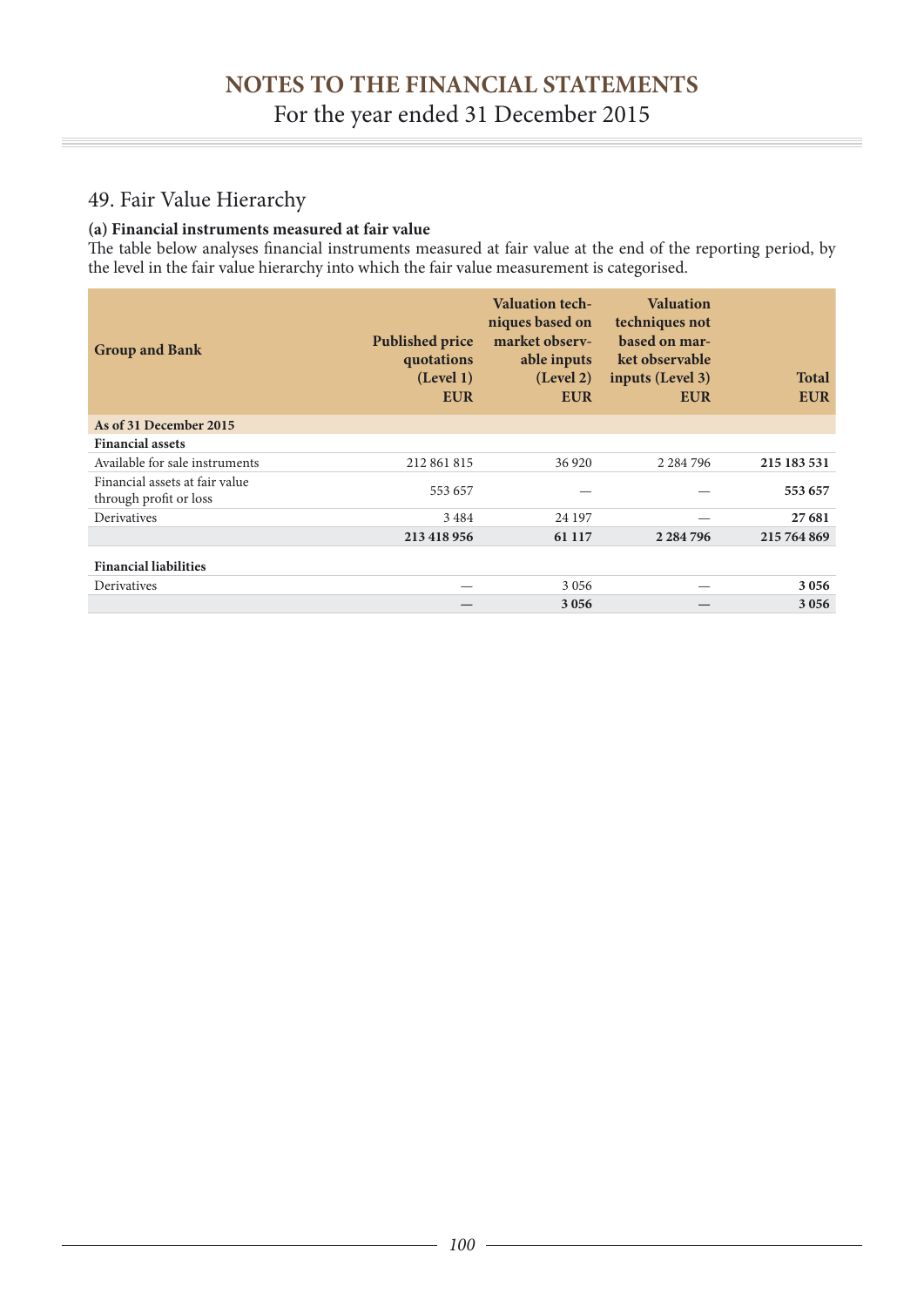# NOTES TO THE FINANCIAL STATEMENTS

For the year ended 31 December 2015

## 49. Fair Value Hierarchy

**(a) Financial instruments measured at fair value**

The table below analyses financial instruments measured at fair value at the end of the reporting period, by the level in the fair value hierarchy into which the fair value measurement is categorised.

| Group and Bank | Published price quotations (Level 1) EUR | Valuation techniques based on market observable inputs (Level 2) EUR | Valuation techniques not based on market observable inputs (Level 3) EUR | Total EUR |
|---|---|---|---|---|
| **As of 31 December 2015** | | | | |
| **Financial assets** | | | | |
| Available for sale instruments | 212 861 815 | 36 920 | 2 284 796 | **215 183 531** |
| Financial assets at fair value through profit or loss | 553 657 | — | — | **553 657** |
| Derivatives | 3 484 | 24 197 | — | **27 681** |
| | **213 418 956** | **61 117** | **2 284 796** | **215 764 869** |
| **Financial liabilities** | | | | |
| Derivatives | — | 3 056 | — | **3 056** |
| | **—** | **3 056** | **—** | **3 056** |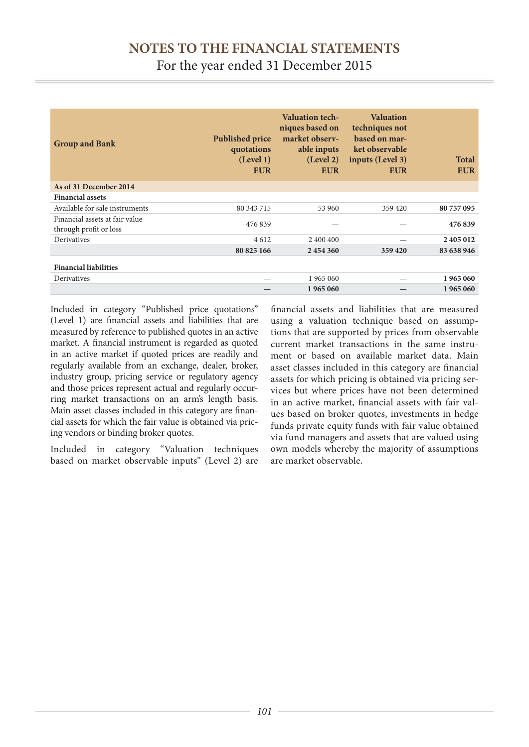# NOTES TO THE FINANCIAL STATEMENTS
For the year ended 31 December 2015

| Group and Bank | Published price quotations (Level 1) EUR | Valuation techniques based on market observable inputs (Level 2) EUR | Valuation techniques not based on market observable inputs (Level 3) EUR | Total EUR |
|---|---|---|---|---|
| **As of 31 December 2014** | | | | |
| **Financial assets** | | | | |
| Available for sale instruments | 80 343 715 | 53 960 | 359 420 | **80 757 095** |
| Financial assets at fair value through profit or loss | 476 839 | — | — | **476 839** |
| Derivatives | 4 612 | 2 400 400 | — | **2 405 012** |
| | **80 825 166** | **2 454 360** | **359 420** | **83 638 946** |
| **Financial liabilities** | | | | |
| Derivatives | — | 1 965 060 | — | **1 965 060** |
| | **—** | **1 965 060** | **—** | **1 965 060** |

Included in category "Published price quotations" (Level 1) are financial assets and liabilities that are measured by reference to published quotes in an active market. A financial instrument is regarded as quoted in an active market if quoted prices are readily and regularly available from an exchange, dealer, broker, industry group, pricing service or regulatory agency and those prices represent actual and regularly occurring market transactions on an arm's length basis. Main asset classes included in this category are financial assets for which the fair value is obtained via pricing vendors or binding broker quotes.

Included in category "Valuation techniques based on market observable inputs" (Level 2) are financial assets and liabilities that are measured using a valuation technique based on assumptions that are supported by prices from observable current market transactions in the same instrument or based on available market data. Main asset classes included in this category are financial assets for which pricing is obtained via pricing services but where prices have not been determined in an active market, financial assets with fair values based on broker quotes, investments in hedge funds private equity funds with fair value obtained via fund managers and assets that are valued using own models whereby the majority of assumptions are market observable.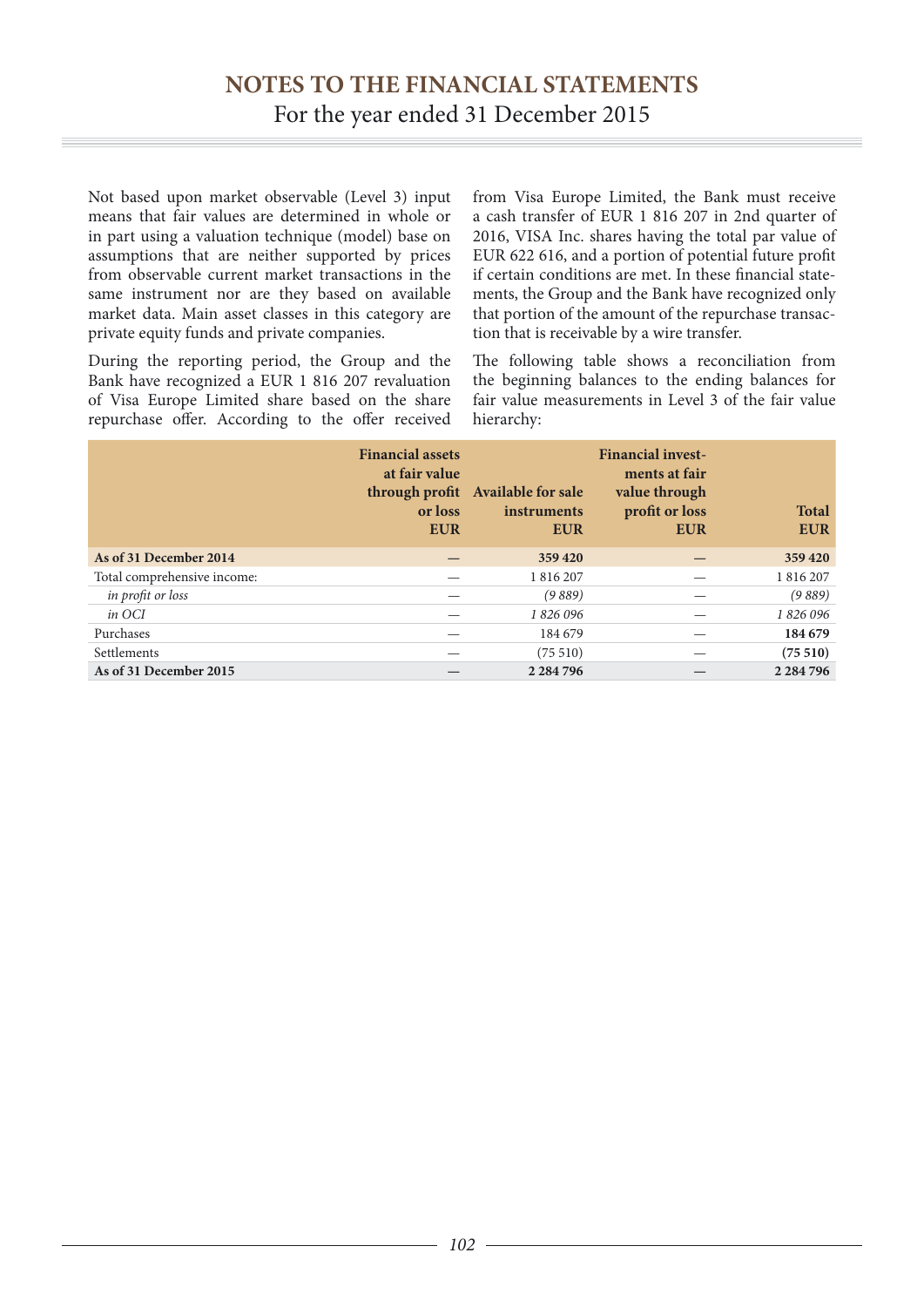Not based upon market observable (Level 3) input means that fair values are determined in whole or in part using a valuation technique (model) base on assumptions that are neither supported by prices from observable current market transactions in the same instrument nor are they based on available market data. Main asset classes in this category are private equity funds and private companies.

During the reporting period, the Group and the Bank have recognized a EUR 1 816 207 revaluation of Visa Europe Limited share based on the share repurchase offer. According to the offer received from Visa Europe Limited, the Bank must receive a cash transfer of EUR 1 816 207 in 2nd quarter of 2016, VISA Inc. shares having the total par value of EUR 622 616, and a portion of potential future profit if certain conditions are met. In these financial statements, the Group and the Bank have recognized only that portion of the amount of the repurchase transaction that is receivable by a wire transfer.

The following table shows a reconciliation from the beginning balances to the ending balances for fair value measurements in Level 3 of the fair value hierarchy:

| | Financial assets at fair value through profit or loss EUR | Available for sale instruments EUR | Financial investments at fair value through profit or loss EUR | Total EUR |
|---|---|---|---|---|
| **As of 31 December 2014** | **—** | **359 420** | **—** | **359 420** |
| Total comprehensive income: | — | 1 816 207 | — | 1 816 207 |
| *in profit or loss* | — | *(9 889)* | — | *(9 889)* |
| *in OCI* | — | *1 826 096* | — | *1 826 096* |
| Purchases | — | 184 679 | — | **184 679** |
| Settlements | — | (75 510) | — | **(75 510)** |
| **As of 31 December 2015** | **—** | **2 284 796** | **—** | **2 284 796** |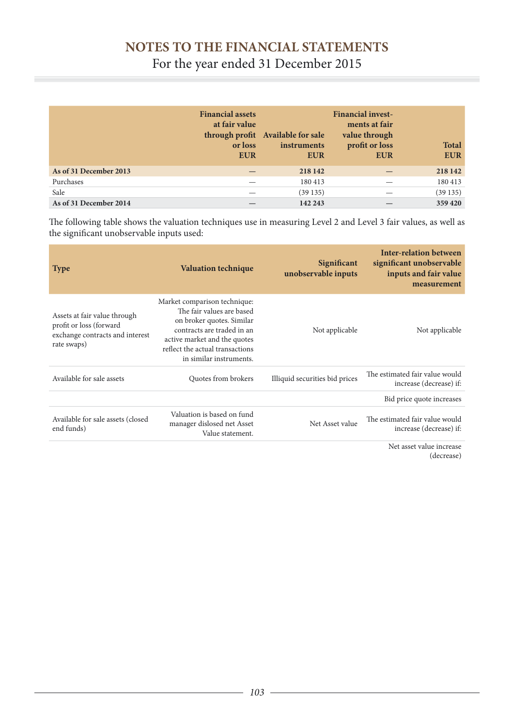# NOTES TO THE FINANCIAL STATEMENTS

For the year ended 31 December 2015

| | Financial assets at fair value through profit or loss EUR | Available for sale instruments EUR | Financial investments at fair value through profit or loss EUR | Total EUR |
|---|---|---|---|---|
| **As of 31 December 2013** | **—** | **218 142** | **—** | **218 142** |
| Purchases | — | 180 413 | — | 180 413 |
| Sale | — | (39 135) | — | (39 135) |
| **As of 31 December 2014** | **—** | **142 243** | **—** | **359 420** |

The following table shows the valuation techniques use in measuring Level 2 and Level 3 fair values, as well as the significant unobservable inputs used:

| Type | Valuation technique | Significant unobservable inputs | Inter-relation between significant unobservable inputs and fair value measurement |
|---|---|---|---|
| Assets at fair value through profit or loss (forward exchange contracts and interest rate swaps) | Market comparison technique: The fair values are based on broker quotes. Similar contracts are traded in an active market and the quotes reflect the actual transactions in similar instruments. | Not applicable | Not applicable |
| Available for sale assets | Quotes from brokers | Illiquid securities bid prices | The estimated fair value would increase (decrease) if: |
| | | | Bid price quote increases |
| Available for sale assets (closed end funds) | Valuation is based on fund manager dislosed net Asset Value statement. | Net Asset value | The estimated fair value would increase (decrease) if: |
| | | | Net asset value increase (decrease) |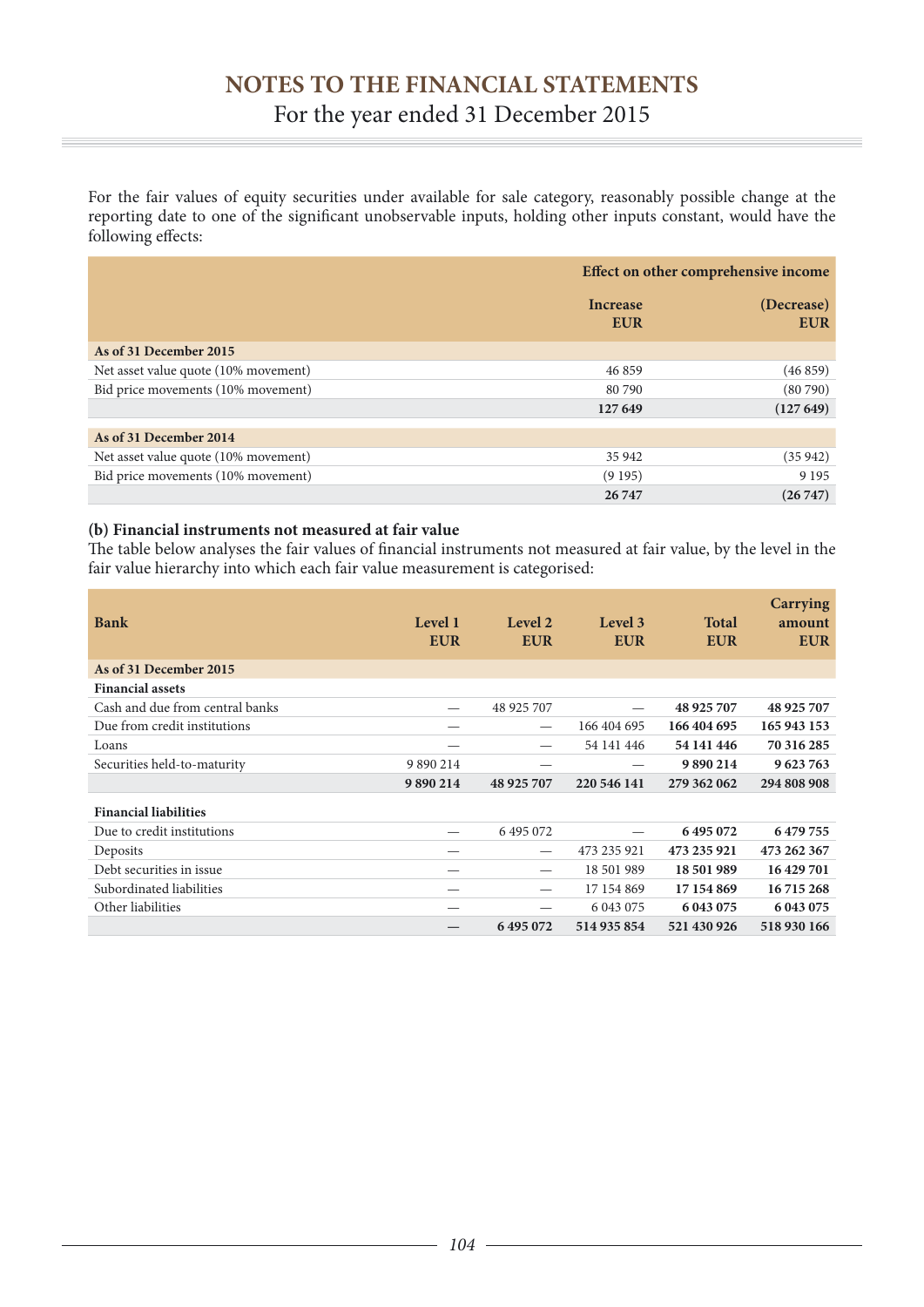# NOTES TO THE FINANCIAL STATEMENTS

For the year ended 31 December 2015

For the fair values of equity securities under available for sale category, reasonably possible change at the reporting date to one of the significant unobservable inputs, holding other inputs constant, would have the following effects:

| | Effect on other comprehensive income | |
|---|---|---|
| | **Increase EUR** | **(Decrease) EUR** |
| **As of 31 December 2015** | | |
| Net asset value quote (10% movement) | 46 859 | (46 859) |
| Bid price movements (10% movement) | 80 790 | (80 790) |
| | **127 649** | **(127 649)** |
| **As of 31 December 2014** | | |
| Net asset value quote (10% movement) | 35 942 | (35 942) |
| Bid price movements (10% movement) | (9 195) | 9 195 |
| | **26 747** | **(26 747)** |

**(b) Financial instruments not measured at fair value**

The table below analyses the fair values of financial instruments not measured at fair value, by the level in the fair value hierarchy into which each fair value measurement is categorised:

| Bank | Level 1 EUR | Level 2 EUR | Level 3 EUR | Total EUR | Carrying amount EUR |
|---|---|---|---|---|---|
| **As of 31 December 2015** | | | | | |
| **Financial assets** | | | | | |
| Cash and due from central banks | — | 48 925 707 | — | **48 925 707** | **48 925 707** |
| Due from credit institutions | — | — | 166 404 695 | **166 404 695** | **165 943 153** |
| Loans | — | — | 54 141 446 | **54 141 446** | **70 316 285** |
| Securities held-to-maturity | 9 890 214 | — | — | **9 890 214** | **9 623 763** |
| | **9 890 214** | **48 925 707** | **220 546 141** | **279 362 062** | **294 808 908** |
| **Financial liabilities** | | | | | |
| Due to credit institutions | — | 6 495 072 | — | **6 495 072** | **6 479 755** |
| Deposits | — | — | 473 235 921 | **473 235 921** | **473 262 367** |
| Debt securities in issue | — | — | 18 501 989 | **18 501 989** | **16 429 701** |
| Subordinated liabilities | — | — | 17 154 869 | **17 154 869** | **16 715 268** |
| Other liabilities | — | — | 6 043 075 | **6 043 075** | **6 043 075** |
| | **—** | **6 495 072** | **514 935 854** | **521 430 926** | **518 930 166** |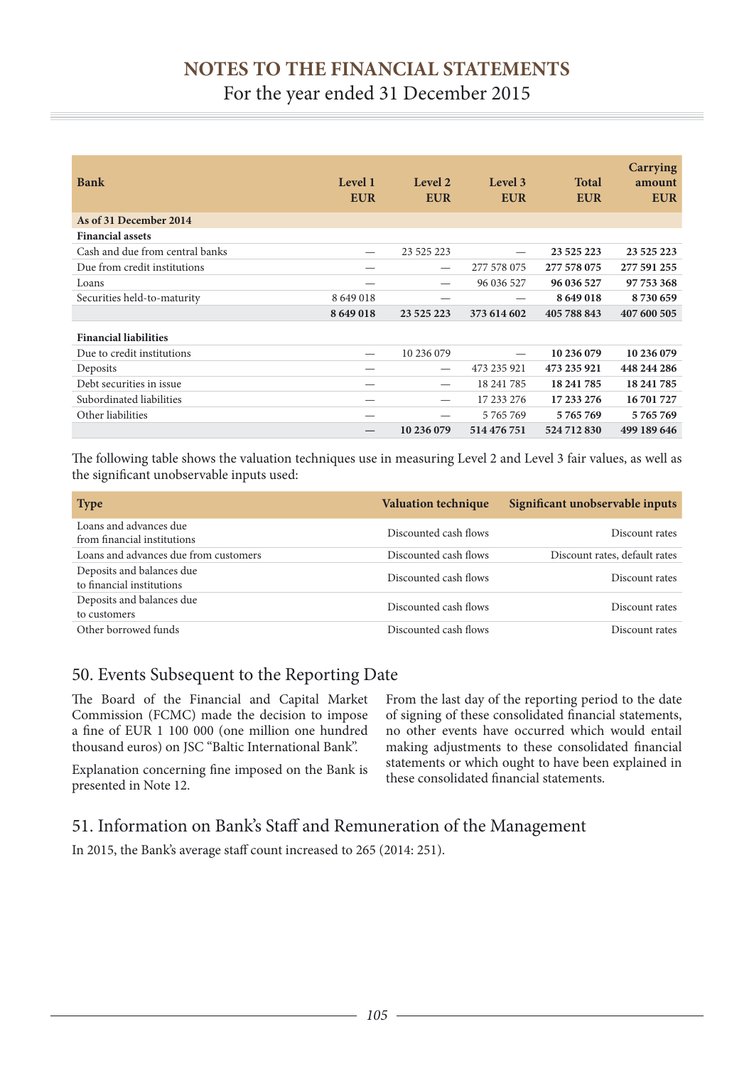| Bank | Level 1 EUR | Level 2 EUR | Level 3 EUR | Total EUR | Carrying amount EUR |
|---|---|---|---|---|---|
| **As of 31 December 2014** | | | | | |
| **Financial assets** | | | | | |
| Cash and due from central banks | — | 23 525 223 | — | **23 525 223** | **23 525 223** |
| Due from credit institutions | — | — | 277 578 075 | **277 578 075** | **277 591 255** |
| Loans | — | — | 96 036 527 | **96 036 527** | **97 753 368** |
| Securities held-to-maturity | 8 649 018 | — | — | **8 649 018** | **8 730 659** |
| | **8 649 018** | **23 525 223** | **373 614 602** | **405 788 843** | **407 600 505** |
| **Financial liabilities** | | | | | |
| Due to credit institutions | — | 10 236 079 | — | **10 236 079** | **10 236 079** |
| Deposits | — | — | 473 235 921 | **473 235 921** | **448 244 286** |
| Debt securities in issue | — | — | 18 241 785 | **18 241 785** | **18 241 785** |
| Subordinated liabilities | — | — | 17 233 276 | **17 233 276** | **16 701 727** |
| Other liabilities | — | — | 5 765 769 | **5 765 769** | **5 765 769** |
| | **—** | **10 236 079** | **514 476 751** | **524 712 830** | **499 189 646** |

The following table shows the valuation techniques use in measuring Level 2 and Level 3 fair values, as well as the significant unobservable inputs used:

| Type | Valuation technique | Significant unobservable inputs |
|---|---|---|
| Loans and advances due from financial institutions | Discounted cash flows | Discount rates |
| Loans and advances due from customers | Discounted cash flows | Discount rates, default rates |
| Deposits and balances due to financial institutions | Discounted cash flows | Discount rates |
| Deposits and balances due to customers | Discounted cash flows | Discount rates |
| Other borrowed funds | Discounted cash flows | Discount rates |

## 50. Events Subsequent to the Reporting Date

The Board of the Financial and Capital Market Commission (FCMC) made the decision to impose a fine of EUR 1 100 000 (one million one hundred thousand euros) on JSC "Baltic International Bank".

Explanation concerning fine imposed on the Bank is presented in Note 12.

From the last day of the reporting period to the date of signing of these consolidated financial statements, no other events have occurred which would entail making adjustments to these consolidated financial statements or which ought to have been explained in these consolidated financial statements.

## 51. Information on Bank's Staff and Remuneration of the Management

In 2015, the Bank's average staff count increased to 265 (2014: 251).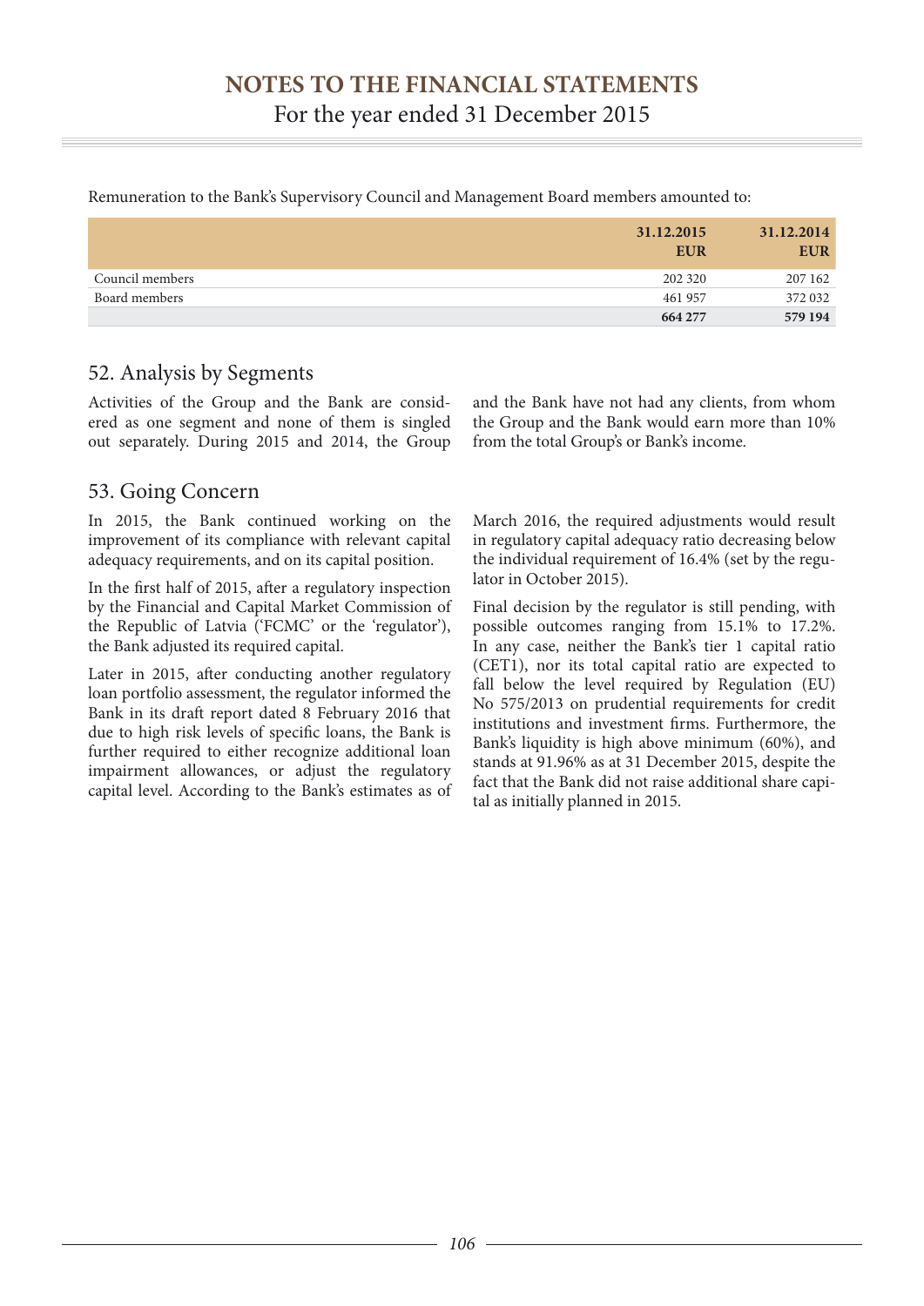Remuneration to the Bank's Supervisory Council and Management Board members amounted to:

| | 31.12.2015 EUR | 31.12.2014 EUR |
|---|---|---|
| Council members | 202 320 | 207 162 |
| Board members | 461 957 | 372 032 |
| | **664 277** | **579 194** |

## 52. Analysis by Segments

Activities of the Group and the Bank are considered as one segment and none of them is singled out separately. During 2015 and 2014, the Group and the Bank have not had any clients, from whom the Group and the Bank would earn more than 10% from the total Group's or Bank's income.

## 53. Going Concern

In 2015, the Bank continued working on the improvement of its compliance with relevant capital adequacy requirements, and on its capital position.

In the first half of 2015, after a regulatory inspection by the Financial and Capital Market Commission of the Republic of Latvia ('FCMC' or the 'regulator'), the Bank adjusted its required capital.

Later in 2015, after conducting another regulatory loan portfolio assessment, the regulator informed the Bank in its draft report dated 8 February 2016 that due to high risk levels of specific loans, the Bank is further required to either recognize additional loan impairment allowances, or adjust the regulatory capital level. According to the Bank's estimates as of March 2016, the required adjustments would result in regulatory capital adequacy ratio decreasing below the individual requirement of 16.4% (set by the regulator in October 2015).

Final decision by the regulator is still pending, with possible outcomes ranging from 15.1% to 17.2%. In any case, neither the Bank's tier 1 capital ratio (CET1), nor its total capital ratio are expected to fall below the level required by Regulation (EU) No 575/2013 on prudential requirements for credit institutions and investment firms. Furthermore, the Bank's liquidity is high above minimum (60%), and stands at 91.96% as at 31 December 2015, despite the fact that the Bank did not raise additional share capital as initially planned in 2015.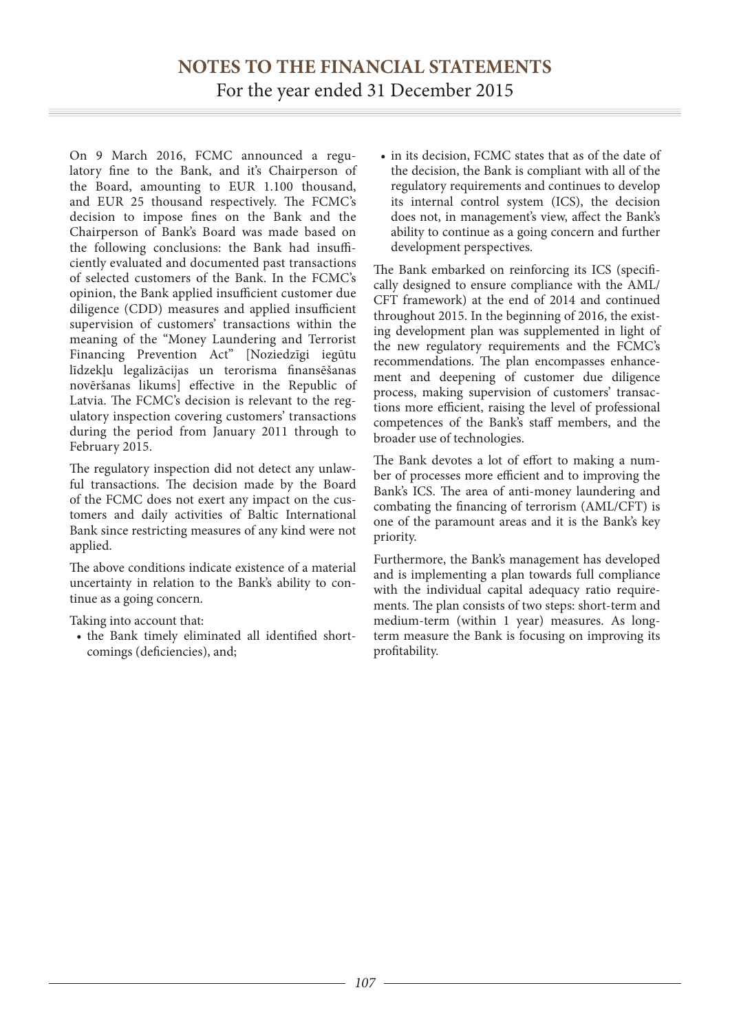On 9 March 2016, FCMC announced a regulatory fine to the Bank, and it's Chairperson of the Board, amounting to EUR 1.100 thousand, and EUR 25 thousand respectively. The FCMC's decision to impose fines on the Bank and the Chairperson of Bank's Board was made based on the following conclusions: the Bank had insufficiently evaluated and documented past transactions of selected customers of the Bank. In the FCMC's opinion, the Bank applied insufficient customer due diligence (CDD) measures and applied insufficient supervision of customers' transactions within the meaning of the "Money Laundering and Terrorist Financing Prevention Act" [Noziedzīgi iegūtu līdzekļu legalizācijas un terorisma finansēšanas novēršanas likums] effective in the Republic of Latvia. The FCMC's decision is relevant to the regulatory inspection covering customers' transactions during the period from January 2011 through to February 2015.

The regulatory inspection did not detect any unlawful transactions. The decision made by the Board of the FCMC does not exert any impact on the customers and daily activities of Baltic International Bank since restricting measures of any kind were not applied.

The above conditions indicate existence of a material uncertainty in relation to the Bank's ability to continue as a going concern.

Taking into account that:

- the Bank timely eliminated all identified shortcomings (deficiencies), and;
- in its decision, FCMC states that as of the date of the decision, the Bank is compliant with all of the regulatory requirements and continues to develop its internal control system (ICS), the decision does not, in management's view, affect the Bank's ability to continue as a going concern and further development perspectives.

The Bank embarked on reinforcing its ICS (specifically designed to ensure compliance with the AML/CFT framework) at the end of 2014 and continued throughout 2015. In the beginning of 2016, the existing development plan was supplemented in light of the new regulatory requirements and the FCMC's recommendations. The plan encompasses enhancement and deepening of customer due diligence process, making supervision of customers' transactions more efficient, raising the level of professional competences of the Bank's staff members, and the broader use of technologies.

The Bank devotes a lot of effort to making a number of processes more efficient and to improving the Bank's ICS. The area of anti-money laundering and combating the financing of terrorism (AML/CFT) is one of the paramount areas and it is the Bank's key priority.

Furthermore, the Bank's management has developed and is implementing a plan towards full compliance with the individual capital adequacy ratio requirements. The plan consists of two steps: short-term and medium-term (within 1 year) measures. As long-term measure the Bank is focusing on improving its profitability.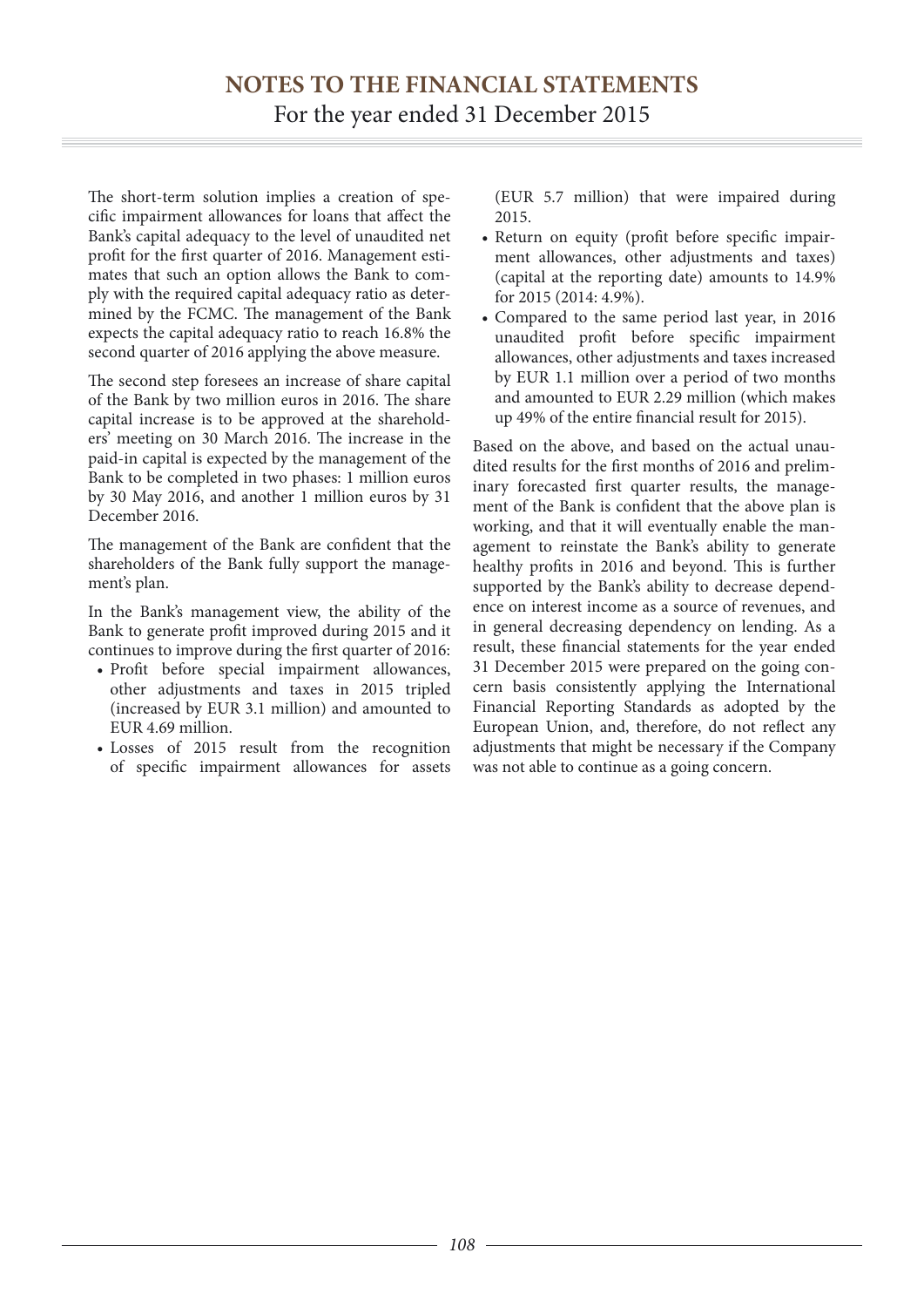The short-term solution implies a creation of specific impairment allowances for loans that affect the Bank's capital adequacy to the level of unaudited net profit for the first quarter of 2016. Management estimates that such an option allows the Bank to comply with the required capital adequacy ratio as determined by the FCMC. The management of the Bank expects the capital adequacy ratio to reach 16.8% the second quarter of 2016 applying the above measure.

The second step foresees an increase of share capital of the Bank by two million euros in 2016. The share capital increase is to be approved at the shareholders' meeting on 30 March 2016. The increase in the paid-in capital is expected by the management of the Bank to be completed in two phases: 1 million euros by 30 May 2016, and another 1 million euros by 31 December 2016.

The management of the Bank are confident that the shareholders of the Bank fully support the management's plan.

In the Bank's management view, the ability of the Bank to generate profit improved during 2015 and it continues to improve during the first quarter of 2016:

- Profit before special impairment allowances, other adjustments and taxes in 2015 tripled (increased by EUR 3.1 million) and amounted to EUR 4.69 million.
- Losses of 2015 result from the recognition of specific impairment allowances for assets (EUR 5.7 million) that were impaired during 2015.
- Return on equity (profit before specific impairment allowances, other adjustments and taxes) (capital at the reporting date) amounts to 14.9% for 2015 (2014: 4.9%).
- Compared to the same period last year, in 2016 unaudited profit before specific impairment allowances, other adjustments and taxes increased by EUR 1.1 million over a period of two months and amounted to EUR 2.29 million (which makes up 49% of the entire financial result for 2015).

Based on the above, and based on the actual unaudited results for the first months of 2016 and preliminary forecasted first quarter results, the management of the Bank is confident that the above plan is working, and that it will eventually enable the management to reinstate the Bank's ability to generate healthy profits in 2016 and beyond. This is further supported by the Bank's ability to decrease dependence on interest income as a source of revenues, and in general decreasing dependency on lending. As a result, these financial statements for the year ended 31 December 2015 were prepared on the going concern basis consistently applying the International Financial Reporting Standards as adopted by the European Union, and, therefore, do not reflect any adjustments that might be necessary if the Company was not able to continue as a going concern.